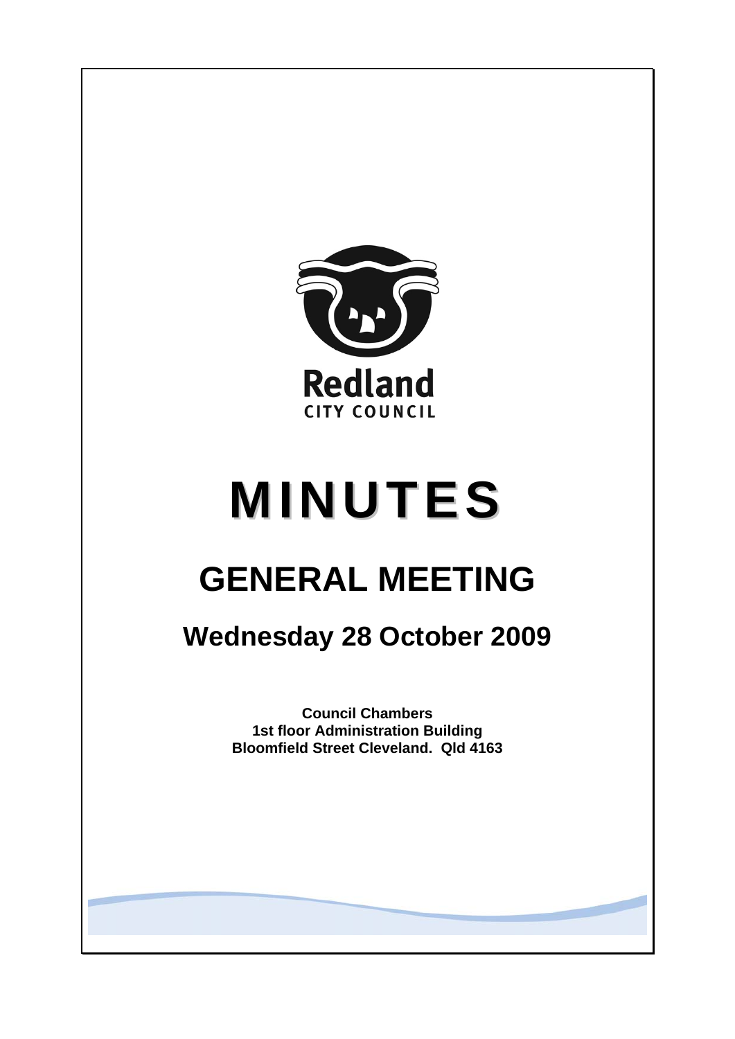Redland
CITY COUNCIL

# MINUTES

# GENERAL MEETING

## Wednesday 28 October 2009

**Council Chambers**
**1st floor Administration Building**
**Bloomfield Street Cleveland. Qld 4163**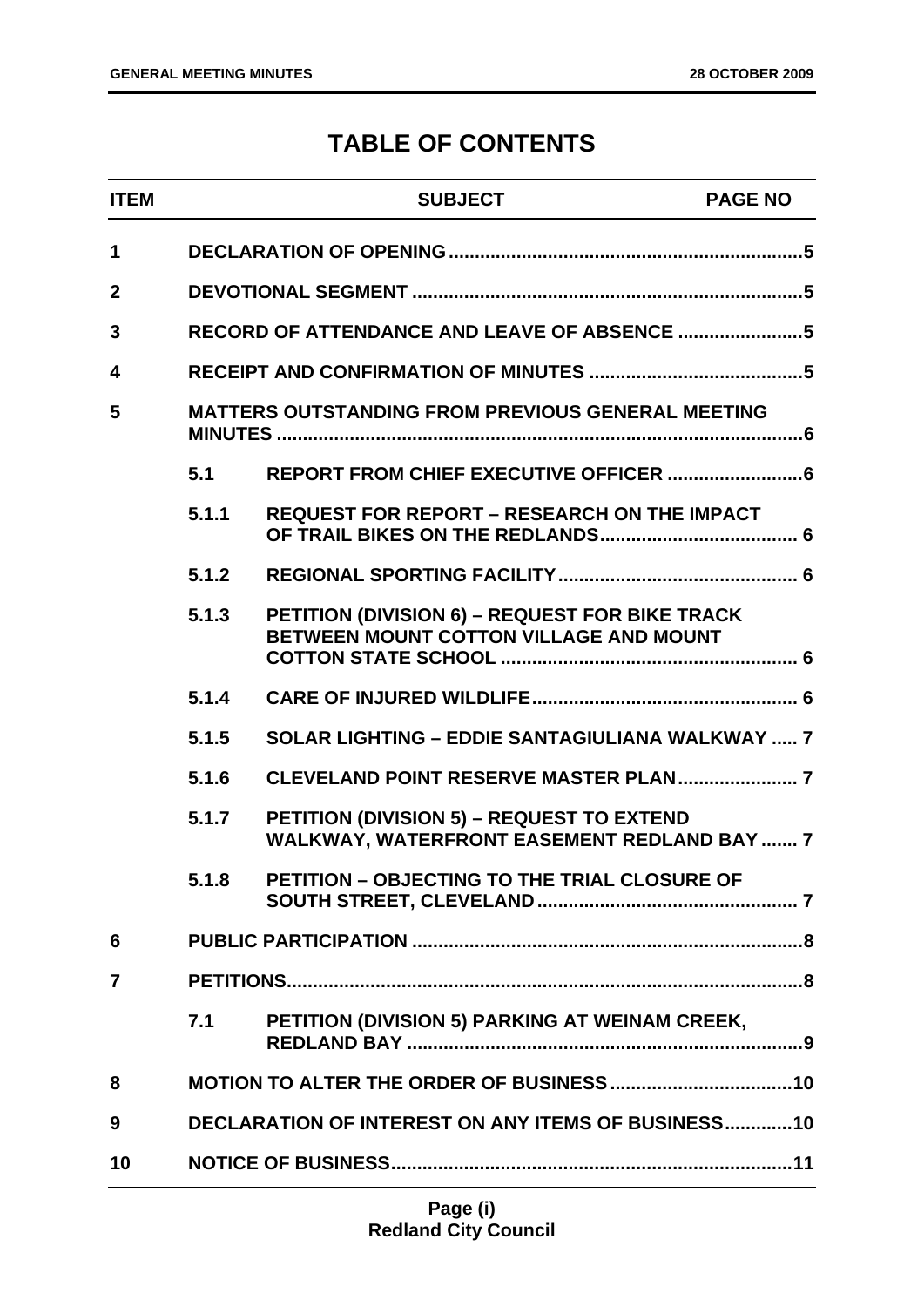# TABLE OF CONTENTS

| ITEM | | SUBJECT | PAGE NO |
|---|---|---|---|
| 1 | | DECLARATION OF OPENING | 5 |
| 2 | | DEVOTIONAL SEGMENT | 5 |
| 3 | | RECORD OF ATTENDANCE AND LEAVE OF ABSENCE | 5 |
| 4 | | RECEIPT AND CONFIRMATION OF MINUTES | 5 |
| 5 | | MATTERS OUTSTANDING FROM PREVIOUS GENERAL MEETING MINUTES | 6 |
| | 5.1 | REPORT FROM CHIEF EXECUTIVE OFFICER | 6 |
| | 5.1.1 | REQUEST FOR REPORT – RESEARCH ON THE IMPACT OF TRAIL BIKES ON THE REDLANDS | 6 |
| | 5.1.2 | REGIONAL SPORTING FACILITY | 6 |
| | 5.1.3 | PETITION (DIVISION 6) – REQUEST FOR BIKE TRACK BETWEEN MOUNT COTTON VILLAGE AND MOUNT COTTON STATE SCHOOL | 6 |
| | 5.1.4 | CARE OF INJURED WILDLIFE | 6 |
| | 5.1.5 | SOLAR LIGHTING – EDDIE SANTAGIULIANA WALKWAY | 7 |
| | 5.1.6 | CLEVELAND POINT RESERVE MASTER PLAN | 7 |
| | 5.1.7 | PETITION (DIVISION 5) – REQUEST TO EXTEND WALKWAY, WATERFRONT EASEMENT REDLAND BAY | 7 |
| | 5.1.8 | PETITION – OBJECTING TO THE TRIAL CLOSURE OF SOUTH STREET, CLEVELAND | 7 |
| 6 | | PUBLIC PARTICIPATION | 8 |
| 7 | | PETITIONS | 8 |
| | 7.1 | PETITION (DIVISION 5) PARKING AT WEINAM CREEK, REDLAND BAY | 9 |
| 8 | | MOTION TO ALTER THE ORDER OF BUSINESS | 10 |
| 9 | | DECLARATION OF INTEREST ON ANY ITEMS OF BUSINESS | 10 |
| 10 | | NOTICE OF BUSINESS | 11 |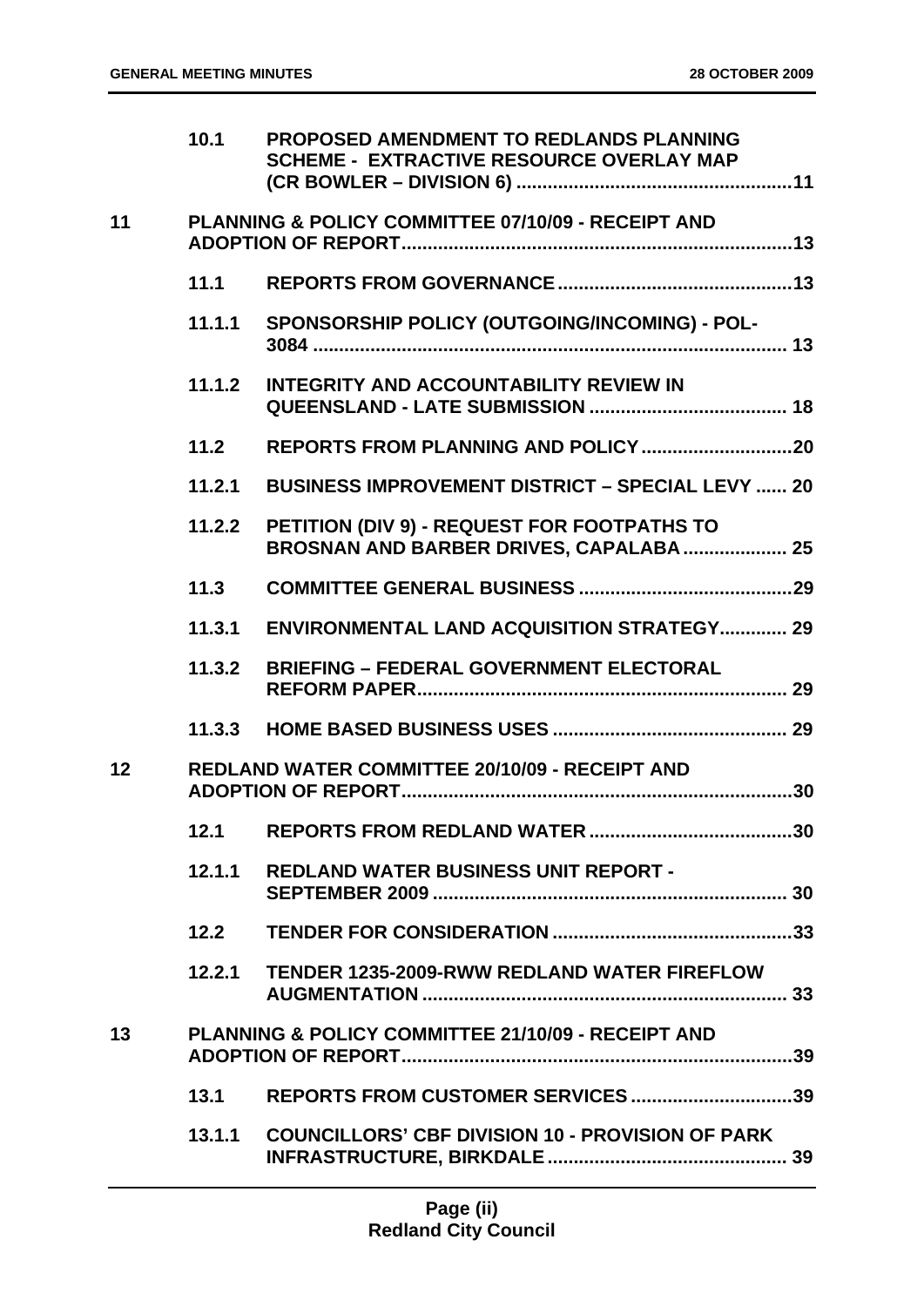| | | | |
|---|---|---|---|
| | **10.1** | **PROPOSED AMENDMENT TO REDLANDS PLANNING SCHEME - EXTRACTIVE RESOURCE OVERLAY MAP (CR BOWLER – DIVISION 6)** | **11** |
| **11** | | **PLANNING & POLICY COMMITTEE 07/10/09 - RECEIPT AND ADOPTION OF REPORT** | **13** |
| | **11.1** | **REPORTS FROM GOVERNANCE** | **13** |
| | **11.1.1** | **SPONSORSHIP POLICY (OUTGOING/INCOMING) - POL-3084** | **13** |
| | **11.1.2** | **INTEGRITY AND ACCOUNTABILITY REVIEW IN QUEENSLAND - LATE SUBMISSION** | **18** |
| | **11.2** | **REPORTS FROM PLANNING AND POLICY** | **20** |
| | **11.2.1** | **BUSINESS IMPROVEMENT DISTRICT – SPECIAL LEVY** | **20** |
| | **11.2.2** | **PETITION (DIV 9) - REQUEST FOR FOOTPATHS TO BROSNAN AND BARBER DRIVES, CAPALABA** | **25** |
| | **11.3** | **COMMITTEE GENERAL BUSINESS** | **29** |
| | **11.3.1** | **ENVIRONMENTAL LAND ACQUISITION STRATEGY** | **29** |
| | **11.3.2** | **BRIEFING – FEDERAL GOVERNMENT ELECTORAL REFORM PAPER** | **29** |
| | **11.3.3** | **HOME BASED BUSINESS USES** | **29** |
| **12** | | **REDLAND WATER COMMITTEE 20/10/09 - RECEIPT AND ADOPTION OF REPORT** | **30** |
| | **12.1** | **REPORTS FROM REDLAND WATER** | **30** |
| | **12.1.1** | **REDLAND WATER BUSINESS UNIT REPORT - SEPTEMBER 2009** | **30** |
| | **12.2** | **TENDER FOR CONSIDERATION** | **33** |
| | **12.2.1** | **TENDER 1235-2009-RWW REDLAND WATER FIREFLOW AUGMENTATION** | **33** |
| **13** | | **PLANNING & POLICY COMMITTEE 21/10/09 - RECEIPT AND ADOPTION OF REPORT** | **39** |
| | **13.1** | **REPORTS FROM CUSTOMER SERVICES** | **39** |
| | **13.1.1** | **COUNCILLORS' CBF DIVISION 10 - PROVISION OF PARK INFRASTRUCTURE, BIRKDALE** | **39** |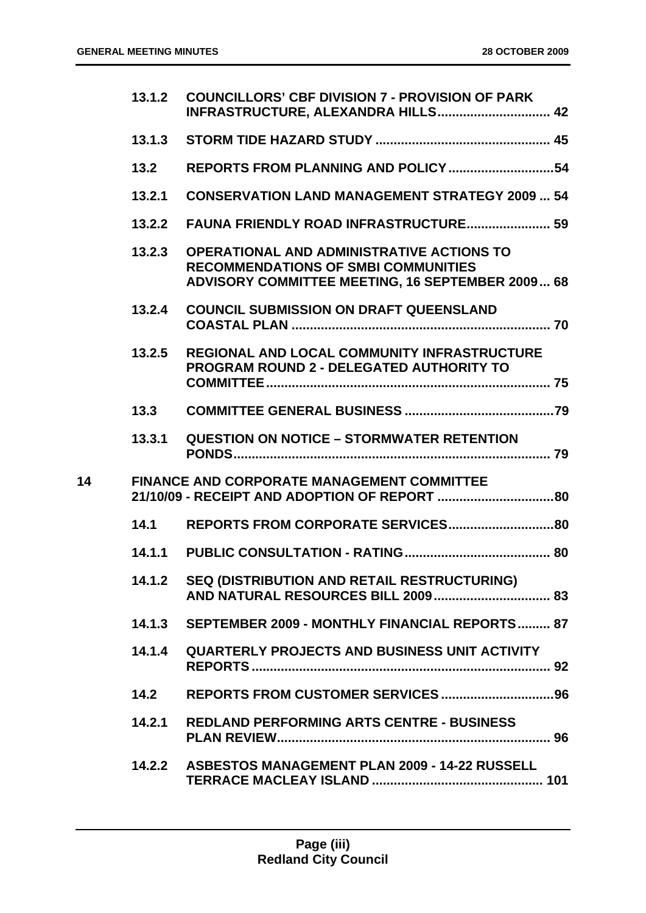| | | | |
|---|---|---|---|
| | **13.1.2** | **COUNCILLORS' CBF DIVISION 7 - PROVISION OF PARK INFRASTRUCTURE, ALEXANDRA HILLS** | **42** |
| | **13.1.3** | **STORM TIDE HAZARD STUDY** | **45** |
| | **13.2** | **REPORTS FROM PLANNING AND POLICY** | **54** |
| | **13.2.1** | **CONSERVATION LAND MANAGEMENT STRATEGY 2009** | **54** |
| | **13.2.2** | **FAUNA FRIENDLY ROAD INFRASTRUCTURE** | **59** |
| | **13.2.3** | **OPERATIONAL AND ADMINISTRATIVE ACTIONS TO RECOMMENDATIONS OF SMBI COMMUNITIES ADVISORY COMMITTEE MEETING, 16 SEPTEMBER 2009** | **68** |
| | **13.2.4** | **COUNCIL SUBMISSION ON DRAFT QUEENSLAND COASTAL PLAN** | **70** |
| | **13.2.5** | **REGIONAL AND LOCAL COMMUNITY INFRASTRUCTURE PROGRAM ROUND 2 - DELEGATED AUTHORITY TO COMMITTEE** | **75** |
| | **13.3** | **COMMITTEE GENERAL BUSINESS** | **79** |
| | **13.3.1** | **QUESTION ON NOTICE – STORMWATER RETENTION PONDS** | **79** |
| **14** | | **FINANCE AND CORPORATE MANAGEMENT COMMITTEE 21/10/09 - RECEIPT AND ADOPTION OF REPORT** | **80** |
| | **14.1** | **REPORTS FROM CORPORATE SERVICES** | **80** |
| | **14.1.1** | **PUBLIC CONSULTATION - RATING** | **80** |
| | **14.1.2** | **SEQ (DISTRIBUTION AND RETAIL RESTRUCTURING) AND NATURAL RESOURCES BILL 2009** | **83** |
| | **14.1.3** | **SEPTEMBER 2009 - MONTHLY FINANCIAL REPORTS** | **87** |
| | **14.1.4** | **QUARTERLY PROJECTS AND BUSINESS UNIT ACTIVITY REPORTS** | **92** |
| | **14.2** | **REPORTS FROM CUSTOMER SERVICES** | **96** |
| | **14.2.1** | **REDLAND PERFORMING ARTS CENTRE - BUSINESS PLAN REVIEW** | **96** |
| | **14.2.2** | **ASBESTOS MANAGEMENT PLAN 2009 - 14-22 RUSSELL TERRACE MACLEAY ISLAND** | **101** |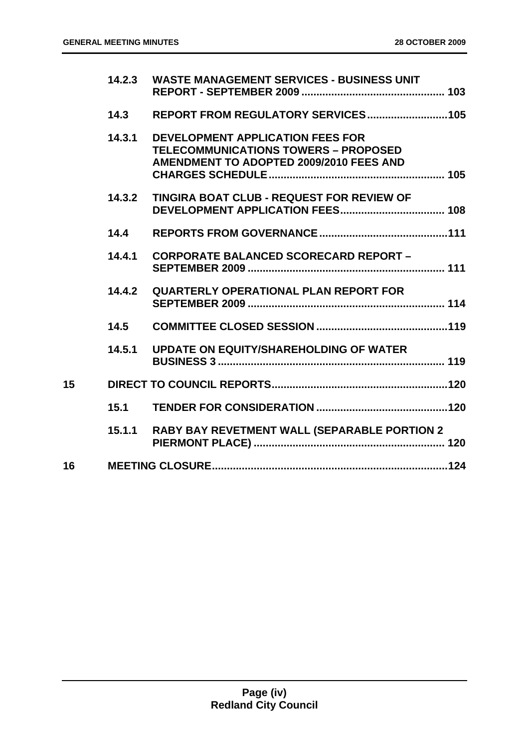| | | | |
|---|---|---|---|
| | 14.2.3 | WASTE MANAGEMENT SERVICES - BUSINESS UNIT REPORT - SEPTEMBER 2009 | 103 |
| | 14.3 | REPORT FROM REGULATORY SERVICES | 105 |
| | 14.3.1 | DEVELOPMENT APPLICATION FEES FOR TELECOMMUNICATIONS TOWERS – PROPOSED AMENDMENT TO ADOPTED 2009/2010 FEES AND CHARGES SCHEDULE | 105 |
| | 14.3.2 | TINGIRA BOAT CLUB - REQUEST FOR REVIEW OF DEVELOPMENT APPLICATION FEES | 108 |
| | 14.4 | REPORTS FROM GOVERNANCE | 111 |
| | 14.4.1 | CORPORATE BALANCED SCORECARD REPORT – SEPTEMBER 2009 | 111 |
| | 14.4.2 | QUARTERLY OPERATIONAL PLAN REPORT FOR SEPTEMBER 2009 | 114 |
| | 14.5 | COMMITTEE CLOSED SESSION | 119 |
| | 14.5.1 | UPDATE ON EQUITY/SHAREHOLDING OF WATER BUSINESS 3 | 119 |
| 15 | | DIRECT TO COUNCIL REPORTS | 120 |
| | 15.1 | TENDER FOR CONSIDERATION | 120 |
| | 15.1.1 | RABY BAY REVETMENT WALL (SEPARABLE PORTION 2 PIERMONT PLACE) | 120 |
| 16 | | MEETING CLOSURE | 124 |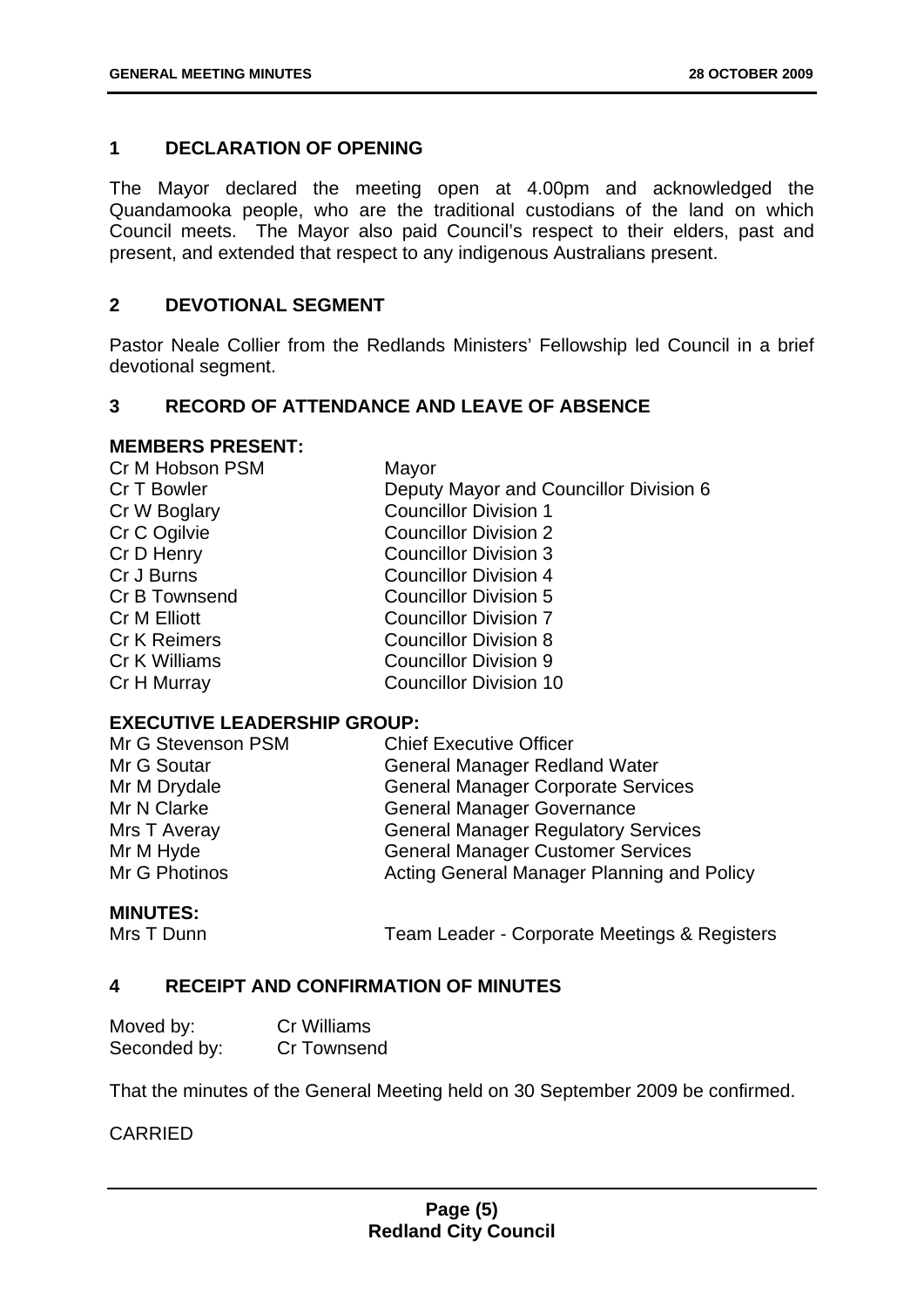## 1 DECLARATION OF OPENING

The Mayor declared the meeting open at 4.00pm and acknowledged the Quandamooka people, who are the traditional custodians of the land on which Council meets. The Mayor also paid Council's respect to their elders, past and present, and extended that respect to any indigenous Australians present.

## 2 DEVOTIONAL SEGMENT

Pastor Neale Collier from the Redlands Ministers' Fellowship led Council in a brief devotional segment.

## 3 RECORD OF ATTENDANCE AND LEAVE OF ABSENCE

### MEMBERS PRESENT:

| | |
|---|---|
| Cr M Hobson PSM | Mayor |
| Cr T Bowler | Deputy Mayor and Councillor Division 6 |
| Cr W Boglary | Councillor Division 1 |
| Cr C Ogilvie | Councillor Division 2 |
| Cr D Henry | Councillor Division 3 |
| Cr J Burns | Councillor Division 4 |
| Cr B Townsend | Councillor Division 5 |
| Cr M Elliott | Councillor Division 7 |
| Cr K Reimers | Councillor Division 8 |
| Cr K Williams | Councillor Division 9 |
| Cr H Murray | Councillor Division 10 |

### EXECUTIVE LEADERSHIP GROUP:

| | |
|---|---|
| Mr G Stevenson PSM | Chief Executive Officer |
| Mr G Soutar | General Manager Redland Water |
| Mr M Drydale | General Manager Corporate Services |
| Mr N Clarke | General Manager Governance |
| Mrs T Averay | General Manager Regulatory Services |
| Mr M Hyde | General Manager Customer Services |
| Mr G Photinos | Acting General Manager Planning and Policy |

### MINUTES:

| | |
|---|---|
| Mrs T Dunn | Team Leader - Corporate Meetings & Registers |

## 4 RECEIPT AND CONFIRMATION OF MINUTES

| | |
|---|---|
| Moved by: | Cr Williams |
| Seconded by: | Cr Townsend |

That the minutes of the General Meeting held on 30 September 2009 be confirmed.

CARRIED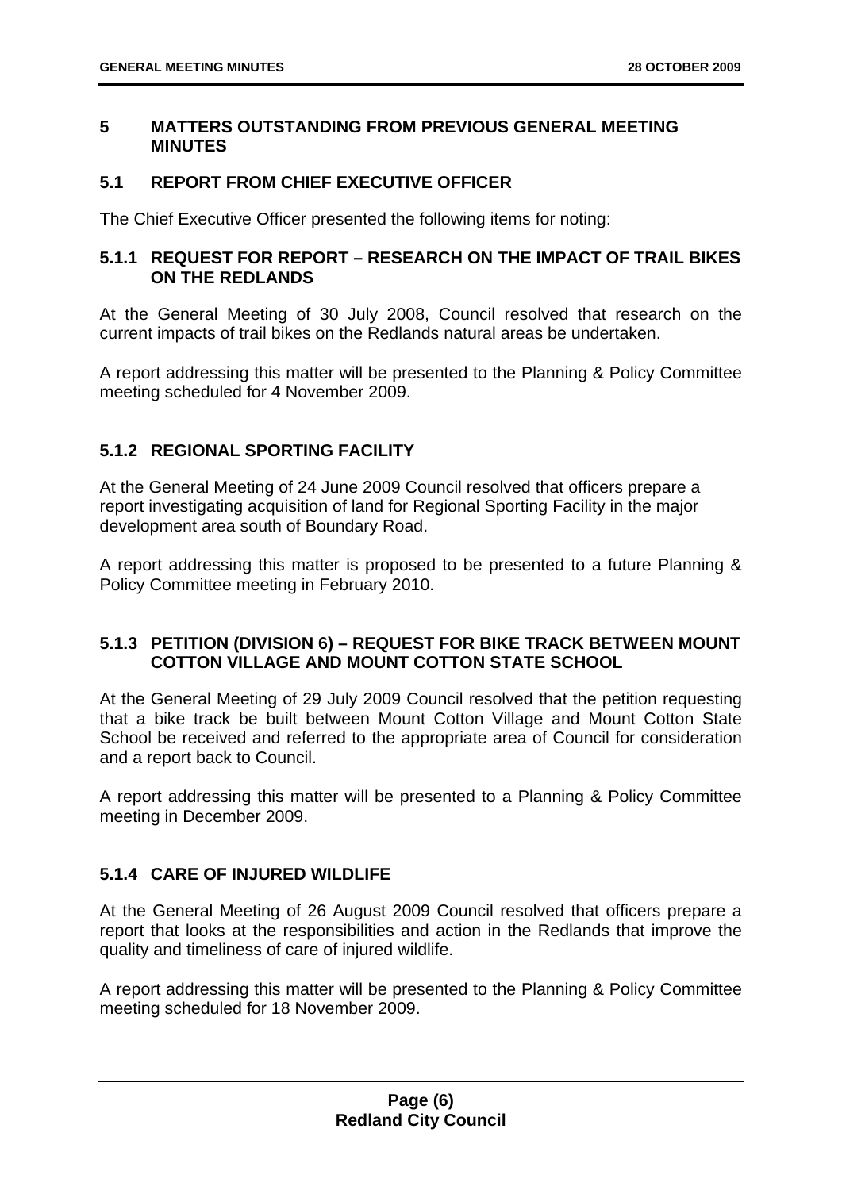## 5 MATTERS OUTSTANDING FROM PREVIOUS GENERAL MEETING MINUTES

### 5.1 REPORT FROM CHIEF EXECUTIVE OFFICER

The Chief Executive Officer presented the following items for noting:

#### 5.1.1 REQUEST FOR REPORT – RESEARCH ON THE IMPACT OF TRAIL BIKES ON THE REDLANDS

At the General Meeting of 30 July 2008, Council resolved that research on the current impacts of trail bikes on the Redlands natural areas be undertaken.

A report addressing this matter will be presented to the Planning & Policy Committee meeting scheduled for 4 November 2009.

#### 5.1.2 REGIONAL SPORTING FACILITY

At the General Meeting of 24 June 2009 Council resolved that officers prepare a report investigating acquisition of land for Regional Sporting Facility in the major development area south of Boundary Road.

A report addressing this matter is proposed to be presented to a future Planning & Policy Committee meeting in February 2010.

#### 5.1.3 PETITION (DIVISION 6) – REQUEST FOR BIKE TRACK BETWEEN MOUNT COTTON VILLAGE AND MOUNT COTTON STATE SCHOOL

At the General Meeting of 29 July 2009 Council resolved that the petition requesting that a bike track be built between Mount Cotton Village and Mount Cotton State School be received and referred to the appropriate area of Council for consideration and a report back to Council.

A report addressing this matter will be presented to a Planning & Policy Committee meeting in December 2009.

#### 5.1.4 CARE OF INJURED WILDLIFE

At the General Meeting of 26 August 2009 Council resolved that officers prepare a report that looks at the responsibilities and action in the Redlands that improve the quality and timeliness of care of injured wildlife.

A report addressing this matter will be presented to the Planning & Policy Committee meeting scheduled for 18 November 2009.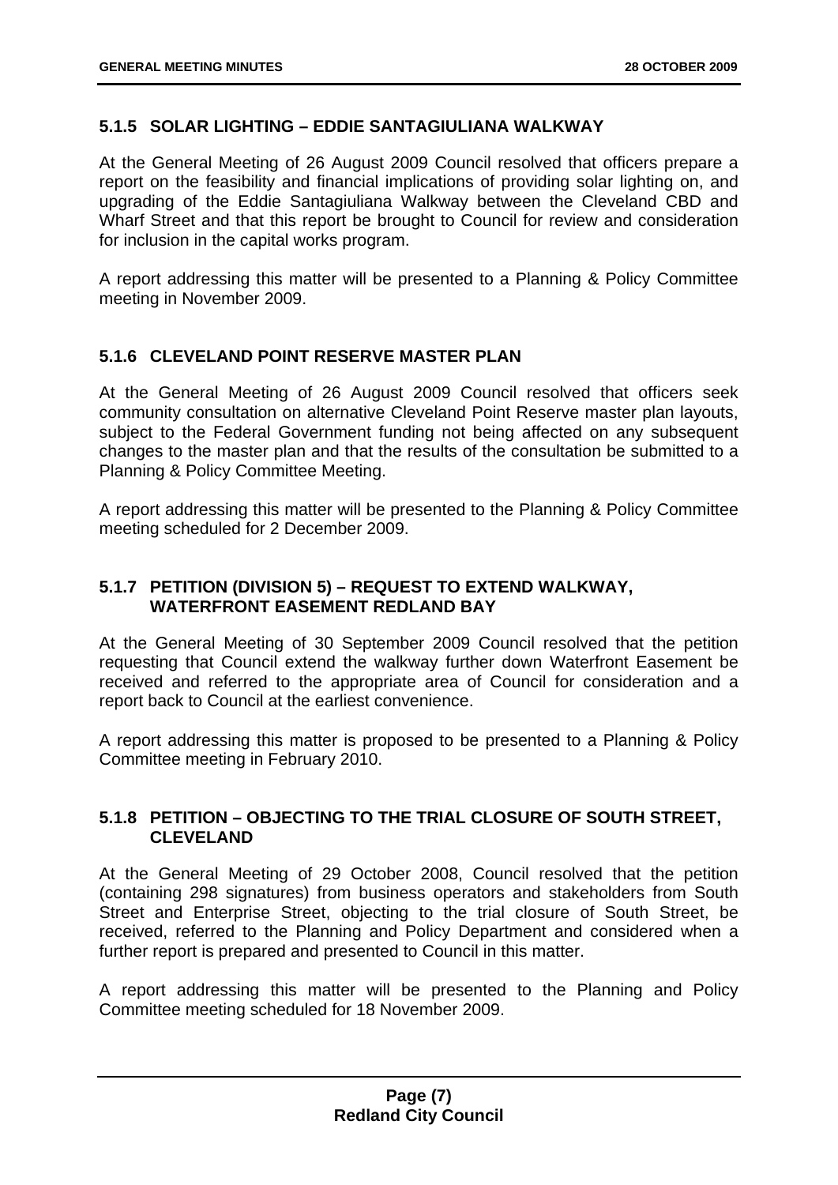### 5.1.5 SOLAR LIGHTING – EDDIE SANTAGIULIANA WALKWAY

At the General Meeting of 26 August 2009 Council resolved that officers prepare a report on the feasibility and financial implications of providing solar lighting on, and upgrading of the Eddie Santagiuliana Walkway between the Cleveland CBD and Wharf Street and that this report be brought to Council for review and consideration for inclusion in the capital works program.

A report addressing this matter will be presented to a Planning & Policy Committee meeting in November 2009.

### 5.1.6 CLEVELAND POINT RESERVE MASTER PLAN

At the General Meeting of 26 August 2009 Council resolved that officers seek community consultation on alternative Cleveland Point Reserve master plan layouts, subject to the Federal Government funding not being affected on any subsequent changes to the master plan and that the results of the consultation be submitted to a Planning & Policy Committee Meeting.

A report addressing this matter will be presented to the Planning & Policy Committee meeting scheduled for 2 December 2009.

### 5.1.7 PETITION (DIVISION 5) – REQUEST TO EXTEND WALKWAY, WATERFRONT EASEMENT REDLAND BAY

At the General Meeting of 30 September 2009 Council resolved that the petition requesting that Council extend the walkway further down Waterfront Easement be received and referred to the appropriate area of Council for consideration and a report back to Council at the earliest convenience.

A report addressing this matter is proposed to be presented to a Planning & Policy Committee meeting in February 2010.

### 5.1.8 PETITION – OBJECTING TO THE TRIAL CLOSURE OF SOUTH STREET, CLEVELAND

At the General Meeting of 29 October 2008, Council resolved that the petition (containing 298 signatures) from business operators and stakeholders from South Street and Enterprise Street, objecting to the trial closure of South Street, be received, referred to the Planning and Policy Department and considered when a further report is prepared and presented to Council in this matter.

A report addressing this matter will be presented to the Planning and Policy Committee meeting scheduled for 18 November 2009.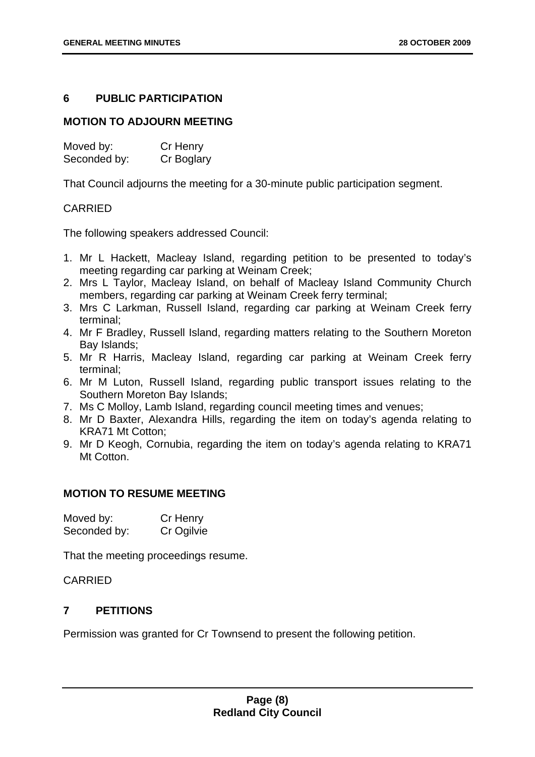## 6 PUBLIC PARTICIPATION

### MOTION TO ADJOURN MEETING

Moved by: Cr Henry
Seconded by: Cr Boglary

That Council adjourns the meeting for a 30-minute public participation segment.

CARRIED

The following speakers addressed Council:

1. Mr L Hackett, Macleay Island, regarding petition to be presented to today's meeting regarding car parking at Weinam Creek;
2. Mrs L Taylor, Macleay Island, on behalf of Macleay Island Community Church members, regarding car parking at Weinam Creek ferry terminal;
3. Mrs C Larkman, Russell Island, regarding car parking at Weinam Creek ferry terminal;
4. Mr F Bradley, Russell Island, regarding matters relating to the Southern Moreton Bay Islands;
5. Mr R Harris, Macleay Island, regarding car parking at Weinam Creek ferry terminal;
6. Mr M Luton, Russell Island, regarding public transport issues relating to the Southern Moreton Bay Islands;
7. Ms C Molloy, Lamb Island, regarding council meeting times and venues;
8. Mr D Baxter, Alexandra Hills, regarding the item on today's agenda relating to KRA71 Mt Cotton;
9. Mr D Keogh, Cornubia, regarding the item on today's agenda relating to KRA71 Mt Cotton.

### MOTION TO RESUME MEETING

Moved by: Cr Henry
Seconded by: Cr Ogilvie

That the meeting proceedings resume.

CARRIED

## 7 PETITIONS

Permission was granted for Cr Townsend to present the following petition.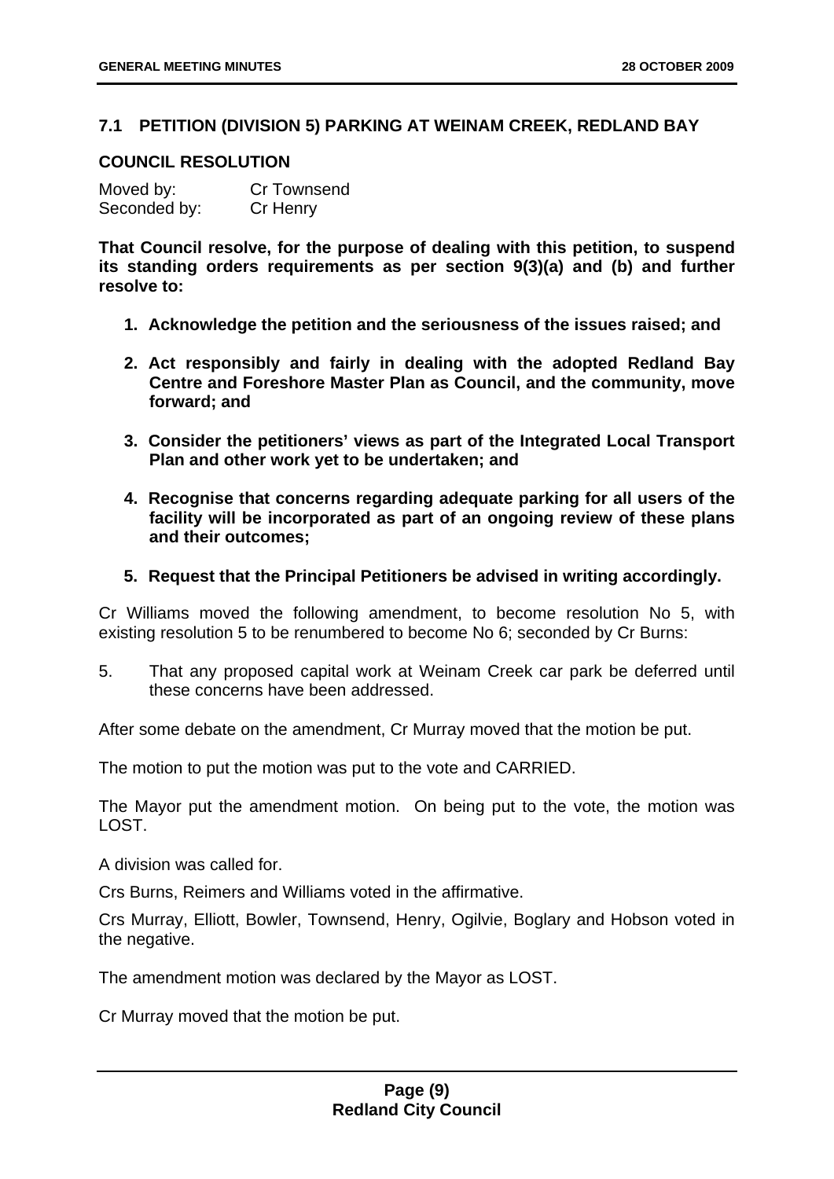## 7.1 PETITION (DIVISION 5) PARKING AT WEINAM CREEK, REDLAND BAY

### COUNCIL RESOLUTION

Moved by: Cr Townsend
Seconded by: Cr Henry

**That Council resolve, for the purpose of dealing with this petition, to suspend its standing orders requirements as per section 9(3)(a) and (b) and further resolve to:**

1. **Acknowledge the petition and the seriousness of the issues raised; and**
2. **Act responsibly and fairly in dealing with the adopted Redland Bay Centre and Foreshore Master Plan as Council, and the community, move forward; and**
3. **Consider the petitioners' views as part of the Integrated Local Transport Plan and other work yet to be undertaken; and**
4. **Recognise that concerns regarding adequate parking for all users of the facility will be incorporated as part of an ongoing review of these plans and their outcomes;**
5. **Request that the Principal Petitioners be advised in writing accordingly.**

Cr Williams moved the following amendment, to become resolution No 5, with existing resolution 5 to be renumbered to become No 6; seconded by Cr Burns:

5. That any proposed capital work at Weinam Creek car park be deferred until these concerns have been addressed.

After some debate on the amendment, Cr Murray moved that the motion be put.

The motion to put the motion was put to the vote and CARRIED.

The Mayor put the amendment motion. On being put to the vote, the motion was LOST.

A division was called for.

Crs Burns, Reimers and Williams voted in the affirmative.

Crs Murray, Elliott, Bowler, Townsend, Henry, Ogilvie, Boglary and Hobson voted in the negative.

The amendment motion was declared by the Mayor as LOST.

Cr Murray moved that the motion be put.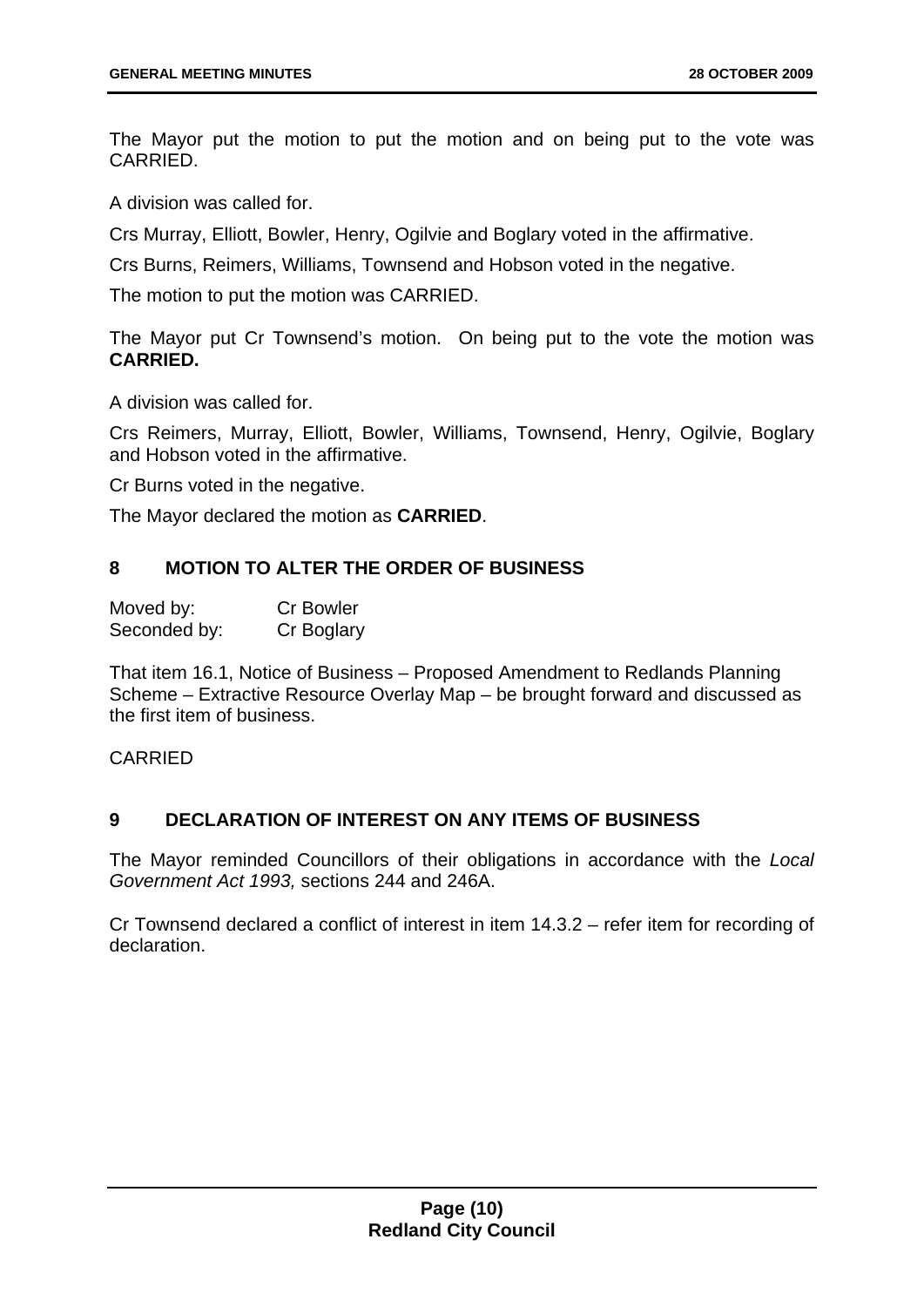The Mayor put the motion to put the motion and on being put to the vote was CARRIED.

A division was called for.

Crs Murray, Elliott, Bowler, Henry, Ogilvie and Boglary voted in the affirmative.

Crs Burns, Reimers, Williams, Townsend and Hobson voted in the negative.

The motion to put the motion was CARRIED.

The Mayor put Cr Townsend's motion. On being put to the vote the motion was **CARRIED.**

A division was called for.

Crs Reimers, Murray, Elliott, Bowler, Williams, Townsend, Henry, Ogilvie, Boglary and Hobson voted in the affirmative.

Cr Burns voted in the negative.

The Mayor declared the motion as **CARRIED**.

## 8 MOTION TO ALTER THE ORDER OF BUSINESS

Moved by: Cr Bowler
Seconded by: Cr Boglary

That item 16.1, Notice of Business – Proposed Amendment to Redlands Planning Scheme – Extractive Resource Overlay Map – be brought forward and discussed as the first item of business.

CARRIED

## 9 DECLARATION OF INTEREST ON ANY ITEMS OF BUSINESS

The Mayor reminded Councillors of their obligations in accordance with the *Local Government Act 1993,* sections 244 and 246A.

Cr Townsend declared a conflict of interest in item 14.3.2 – refer item for recording of declaration.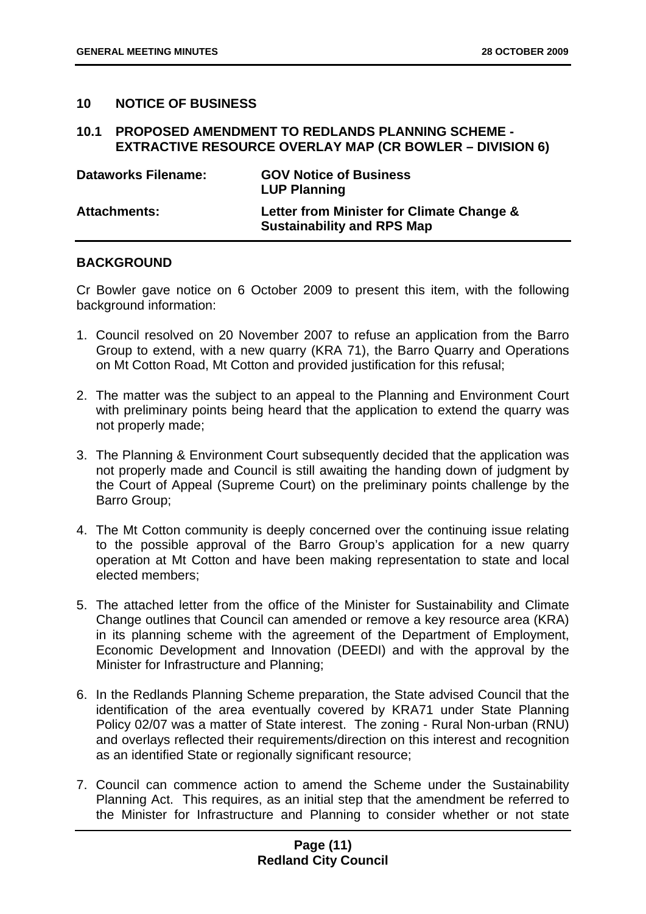## 10 NOTICE OF BUSINESS

### 10.1 PROPOSED AMENDMENT TO REDLANDS PLANNING SCHEME - EXTRACTIVE RESOURCE OVERLAY MAP (CR BOWLER – DIVISION 6)

| | |
|---|---|
| **Dataworks Filename:** | **GOV Notice of Business**<br>**LUP Planning** |
| **Attachments:** | **Letter from Minister for Climate Change & Sustainability and RPS Map** |

#### BACKGROUND

Cr Bowler gave notice on 6 October 2009 to present this item, with the following background information:

1. Council resolved on 20 November 2007 to refuse an application from the Barro Group to extend, with a new quarry (KRA 71), the Barro Quarry and Operations on Mt Cotton Road, Mt Cotton and provided justification for this refusal;
2. The matter was the subject to an appeal to the Planning and Environment Court with preliminary points being heard that the application to extend the quarry was not properly made;
3. The Planning & Environment Court subsequently decided that the application was not properly made and Council is still awaiting the handing down of judgment by the Court of Appeal (Supreme Court) on the preliminary points challenge by the Barro Group;
4. The Mt Cotton community is deeply concerned over the continuing issue relating to the possible approval of the Barro Group's application for a new quarry operation at Mt Cotton and have been making representation to state and local elected members;
5. The attached letter from the office of the Minister for Sustainability and Climate Change outlines that Council can amended or remove a key resource area (KRA) in its planning scheme with the agreement of the Department of Employment, Economic Development and Innovation (DEEDI) and with the approval by the Minister for Infrastructure and Planning;
6. In the Redlands Planning Scheme preparation, the State advised Council that the identification of the area eventually covered by KRA71 under State Planning Policy 02/07 was a matter of State interest. The zoning - Rural Non-urban (RNU) and overlays reflected their requirements/direction on this interest and recognition as an identified State or regionally significant resource;
7. Council can commence action to amend the Scheme under the Sustainability Planning Act. This requires, as an initial step that the amendment be referred to the Minister for Infrastructure and Planning to consider whether or not state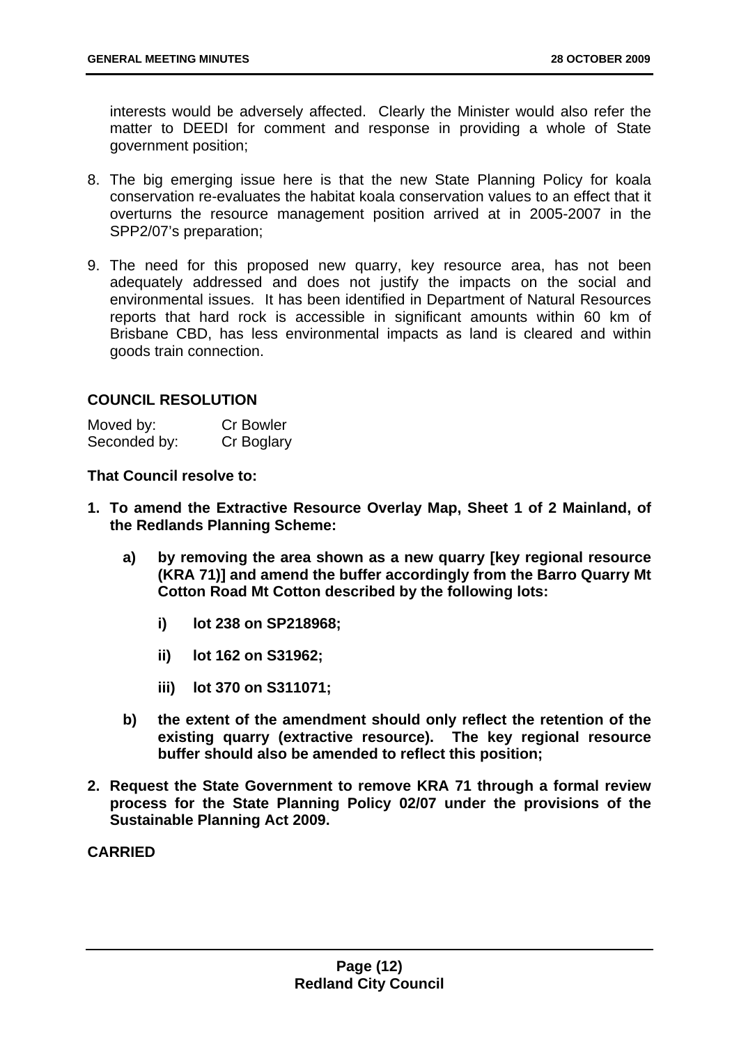interests would be adversely affected. Clearly the Minister would also refer the matter to DEEDI for comment and response in providing a whole of State government position;

8. The big emerging issue here is that the new State Planning Policy for koala conservation re-evaluates the habitat koala conservation values to an effect that it overturns the resource management position arrived at in 2005-2007 in the SPP2/07's preparation;

9. The need for this proposed new quarry, key resource area, has not been adequately addressed and does not justify the impacts on the social and environmental issues. It has been identified in Department of Natural Resources reports that hard rock is accessible in significant amounts within 60 km of Brisbane CBD, has less environmental impacts as land is cleared and within goods train connection.

## COUNCIL RESOLUTION

| | |
|---|---|
| Moved by: | Cr Bowler |
| Seconded by: | Cr Boglary |

**That Council resolve to:**

1. **To amend the Extractive Resource Overlay Map, Sheet 1 of 2 Mainland, of the Redlands Planning Scheme:**

   a) **by removing the area shown as a new quarry [key regional resource (KRA 71)] and amend the buffer accordingly from the Barro Quarry Mt Cotton Road Mt Cotton described by the following lots:**

      i) **lot 238 on SP218968;**

      ii) **lot 162 on S31962;**

      iii) **lot 370 on S311071;**

   b) **the extent of the amendment should only reflect the retention of the existing quarry (extractive resource). The key regional resource buffer should also be amended to reflect this position;**

2. **Request the State Government to remove KRA 71 through a formal review process for the State Planning Policy 02/07 under the provisions of the Sustainable Planning Act 2009.**

**CARRIED**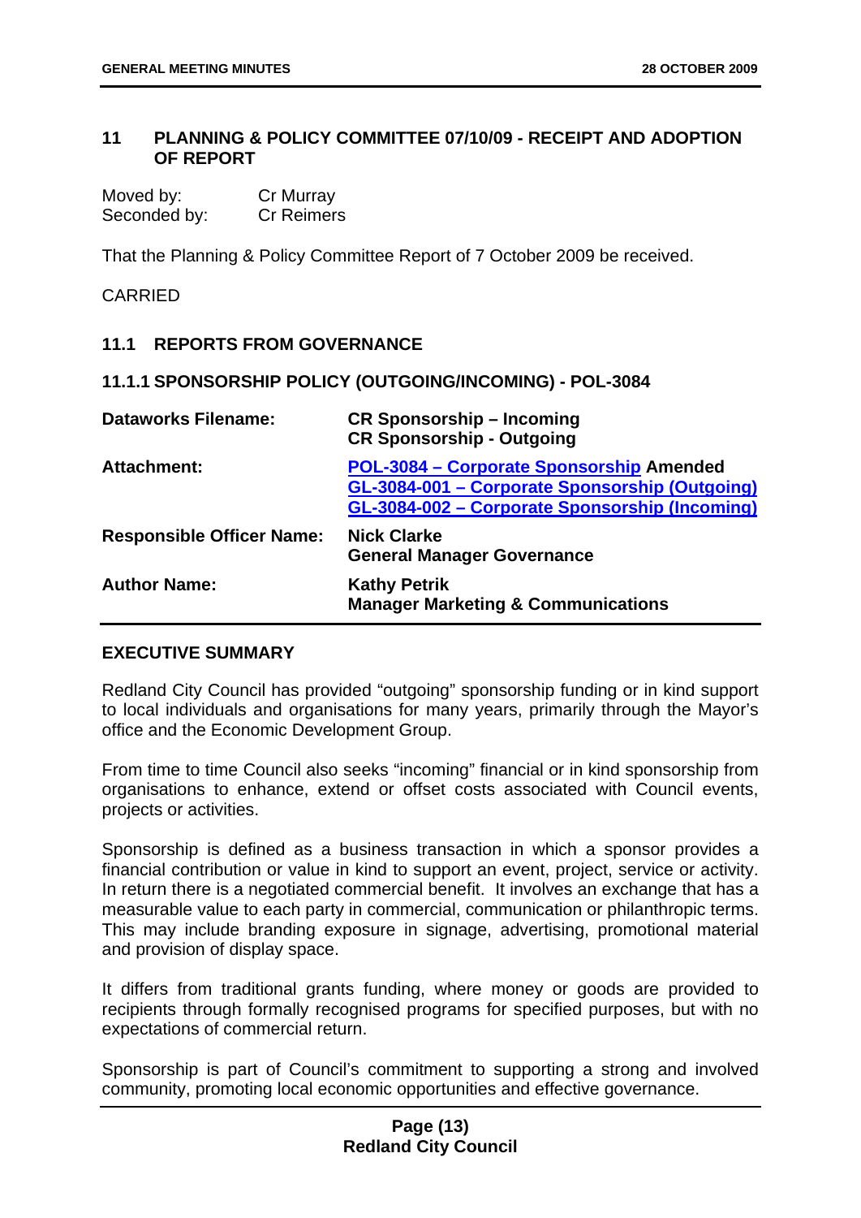## 11 PLANNING & POLICY COMMITTEE 07/10/09 - RECEIPT AND ADOPTION OF REPORT

| | |
|---|---|
| Moved by: | Cr Murray |
| Seconded by: | Cr Reimers |

That the Planning & Policy Committee Report of 7 October 2009 be received.

CARRIED

### 11.1 REPORTS FROM GOVERNANCE

#### 11.1.1 SPONSORSHIP POLICY (OUTGOING/INCOMING) - POL-3084

| | |
|---|---|
| **Dataworks Filename:** | **CR Sponsorship – Incoming**<br>**CR Sponsorship - Outgoing** |
| **Attachment:** | **POL-3084 – Corporate Sponsorship Amended**<br>**GL-3084-001 – Corporate Sponsorship (Outgoing)**<br>**GL-3084-002 – Corporate Sponsorship (Incoming)** |
| **Responsible Officer Name:** | **Nick Clarke**<br>**General Manager Governance** |
| **Author Name:** | **Kathy Petrik**<br>**Manager Marketing & Communications** |

**EXECUTIVE SUMMARY**

Redland City Council has provided "outgoing" sponsorship funding or in kind support to local individuals and organisations for many years, primarily through the Mayor's office and the Economic Development Group.

From time to time Council also seeks "incoming" financial or in kind sponsorship from organisations to enhance, extend or offset costs associated with Council events, projects or activities.

Sponsorship is defined as a business transaction in which a sponsor provides a financial contribution or value in kind to support an event, project, service or activity. In return there is a negotiated commercial benefit. It involves an exchange that has a measurable value to each party in commercial, communication or philanthropic terms. This may include branding exposure in signage, advertising, promotional material and provision of display space.

It differs from traditional grants funding, where money or goods are provided to recipients through formally recognised programs for specified purposes, but with no expectations of commercial return.

Sponsorship is part of Council's commitment to supporting a strong and involved community, promoting local economic opportunities and effective governance.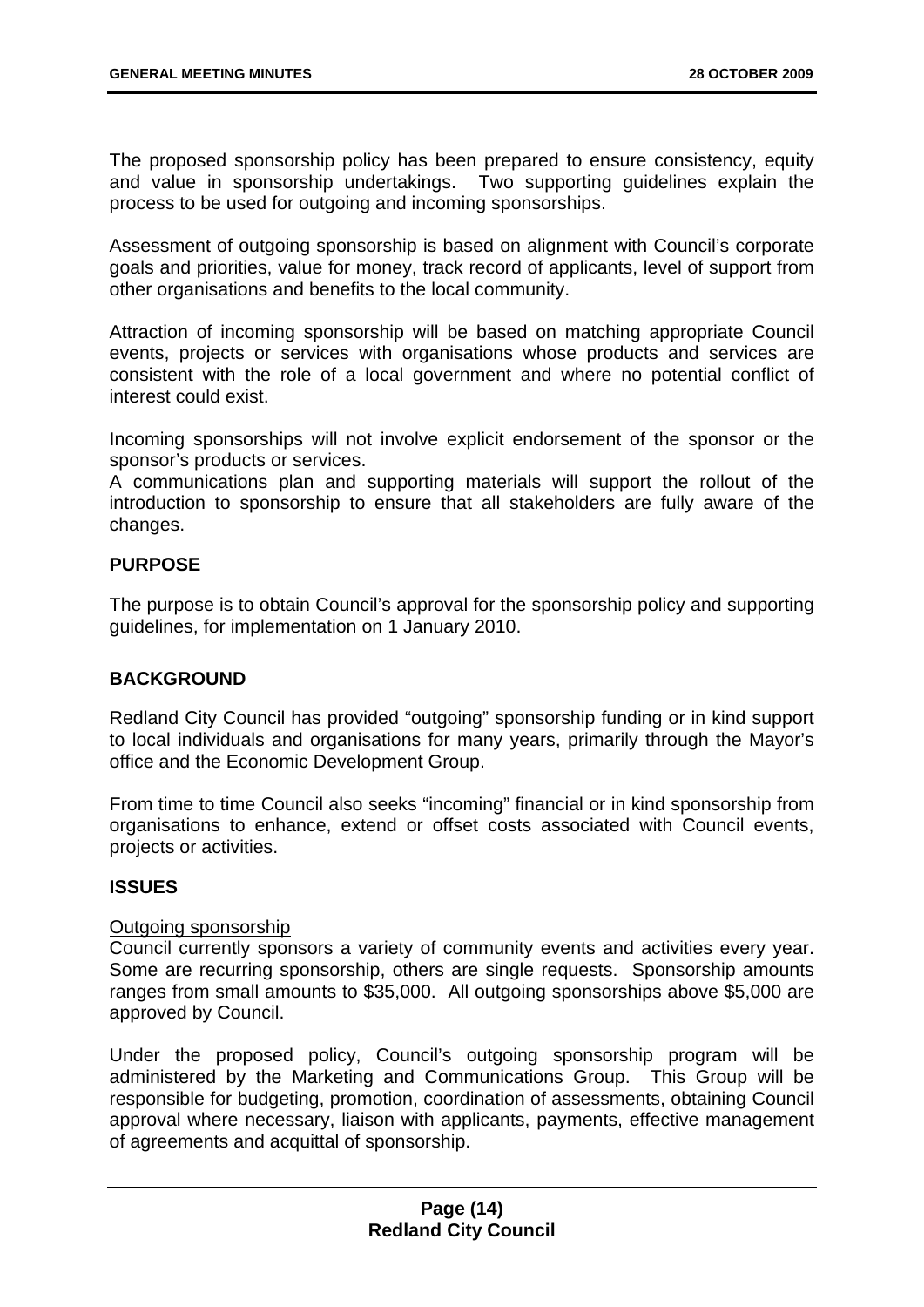The proposed sponsorship policy has been prepared to ensure consistency, equity and value in sponsorship undertakings. Two supporting guidelines explain the process to be used for outgoing and incoming sponsorships.

Assessment of outgoing sponsorship is based on alignment with Council's corporate goals and priorities, value for money, track record of applicants, level of support from other organisations and benefits to the local community.

Attraction of incoming sponsorship will be based on matching appropriate Council events, projects or services with organisations whose products and services are consistent with the role of a local government and where no potential conflict of interest could exist.

Incoming sponsorships will not involve explicit endorsement of the sponsor or the sponsor's products or services.
A communications plan and supporting materials will support the rollout of the introduction to sponsorship to ensure that all stakeholders are fully aware of the changes.

## PURPOSE

The purpose is to obtain Council's approval for the sponsorship policy and supporting guidelines, for implementation on 1 January 2010.

## BACKGROUND

Redland City Council has provided "outgoing" sponsorship funding or in kind support to local individuals and organisations for many years, primarily through the Mayor's office and the Economic Development Group.

From time to time Council also seeks "incoming" financial or in kind sponsorship from organisations to enhance, extend or offset costs associated with Council events, projects or activities.

## ISSUES

Outgoing sponsorship
Council currently sponsors a variety of community events and activities every year. Some are recurring sponsorship, others are single requests. Sponsorship amounts ranges from small amounts to $35,000. All outgoing sponsorships above $5,000 are approved by Council.

Under the proposed policy, Council's outgoing sponsorship program will be administered by the Marketing and Communications Group. This Group will be responsible for budgeting, promotion, coordination of assessments, obtaining Council approval where necessary, liaison with applicants, payments, effective management of agreements and acquittal of sponsorship.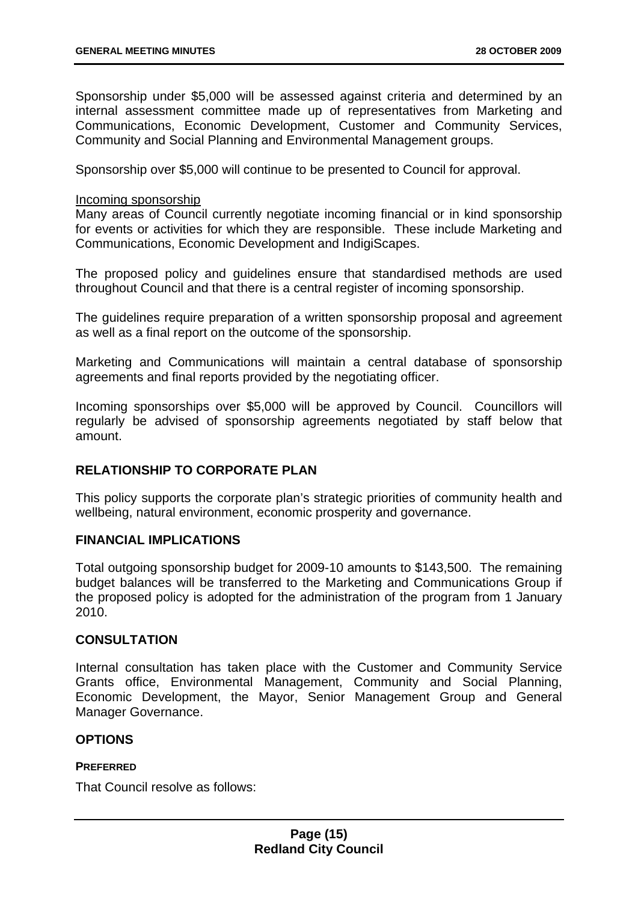Sponsorship under $5,000 will be assessed against criteria and determined by an internal assessment committee made up of representatives from Marketing and Communications, Economic Development, Customer and Community Services, Community and Social Planning and Environmental Management groups.

Sponsorship over $5,000 will continue to be presented to Council for approval.

<u>Incoming sponsorship</u>
Many areas of Council currently negotiate incoming financial or in kind sponsorship for events or activities for which they are responsible. These include Marketing and Communications, Economic Development and IndigiScapes.

The proposed policy and guidelines ensure that standardised methods are used throughout Council and that there is a central register of incoming sponsorship.

The guidelines require preparation of a written sponsorship proposal and agreement as well as a final report on the outcome of the sponsorship.

Marketing and Communications will maintain a central database of sponsorship agreements and final reports provided by the negotiating officer.

Incoming sponsorships over $5,000 will be approved by Council. Councillors will regularly be advised of sponsorship agreements negotiated by staff below that amount.

## RELATIONSHIP TO CORPORATE PLAN

This policy supports the corporate plan's strategic priorities of community health and wellbeing, natural environment, economic prosperity and governance.

## FINANCIAL IMPLICATIONS

Total outgoing sponsorship budget for 2009-10 amounts to $143,500. The remaining budget balances will be transferred to the Marketing and Communications Group if the proposed policy is adopted for the administration of the program from 1 January 2010.

## CONSULTATION

Internal consultation has taken place with the Customer and Community Service Grants office, Environmental Management, Community and Social Planning, Economic Development, the Mayor, Senior Management Group and General Manager Governance.

## OPTIONS

### PREFERRED

That Council resolve as follows: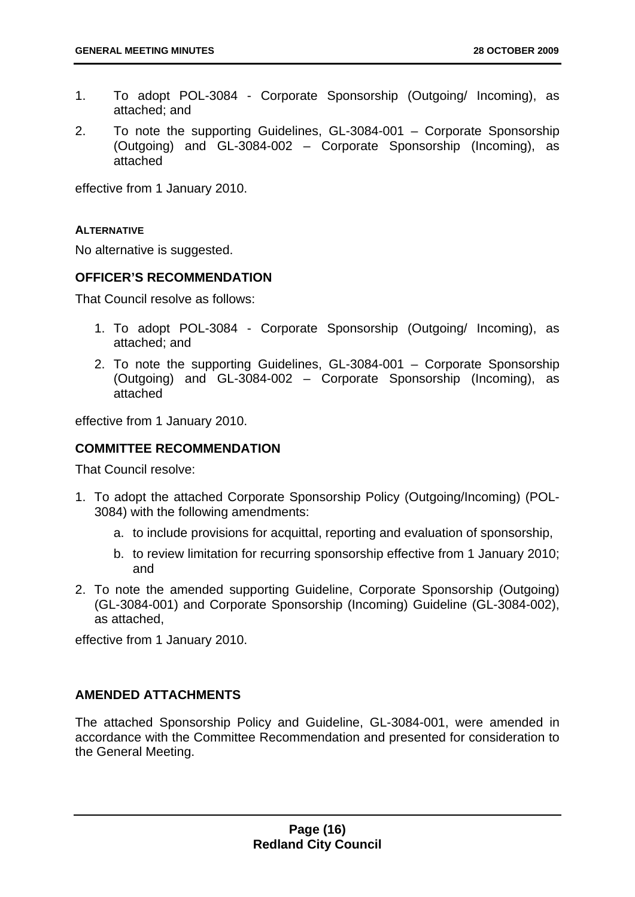1. To adopt POL-3084 - Corporate Sponsorship (Outgoing/ Incoming), as attached; and
2. To note the supporting Guidelines, GL-3084-001 – Corporate Sponsorship (Outgoing) and GL-3084-002 – Corporate Sponsorship (Incoming), as attached

effective from 1 January 2010.

#### ALTERNATIVE

No alternative is suggested.

### OFFICER'S RECOMMENDATION

That Council resolve as follows:

1. To adopt POL-3084 - Corporate Sponsorship (Outgoing/ Incoming), as attached; and
2. To note the supporting Guidelines, GL-3084-001 – Corporate Sponsorship (Outgoing) and GL-3084-002 – Corporate Sponsorship (Incoming), as attached

effective from 1 January 2010.

### COMMITTEE RECOMMENDATION

That Council resolve:

1. To adopt the attached Corporate Sponsorship Policy (Outgoing/Incoming) (POL-3084) with the following amendments:
   a. to include provisions for acquittal, reporting and evaluation of sponsorship,
   b. to review limitation for recurring sponsorship effective from 1 January 2010; and
2. To note the amended supporting Guideline, Corporate Sponsorship (Outgoing) (GL-3084-001) and Corporate Sponsorship (Incoming) Guideline (GL-3084-002), as attached,

effective from 1 January 2010.

### AMENDED ATTACHMENTS

The attached Sponsorship Policy and Guideline, GL-3084-001, were amended in accordance with the Committee Recommendation and presented for consideration to the General Meeting.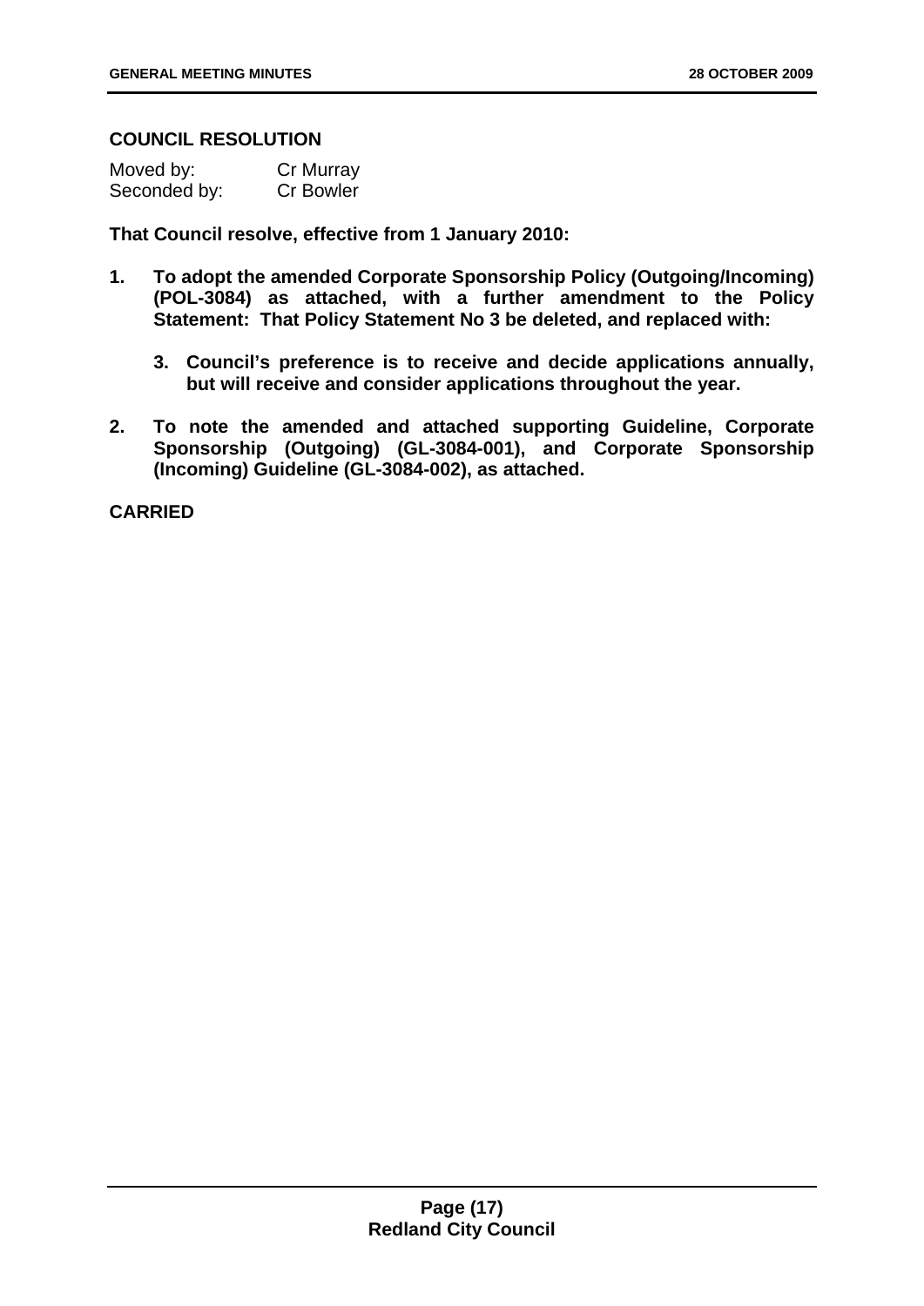**COUNCIL RESOLUTION**

Moved by: Cr Murray
Seconded by: Cr Bowler

**That Council resolve, effective from 1 January 2010:**

1. **To adopt the amended Corporate Sponsorship Policy (Outgoing/Incoming) (POL-3084) as attached, with a further amendment to the Policy Statement: That Policy Statement No 3 be deleted, and replaced with:**

    3. **Council's preference is to receive and decide applications annually, but will receive and consider applications throughout the year.**

2. **To note the amended and attached supporting Guideline, Corporate Sponsorship (Outgoing) (GL-3084-001), and Corporate Sponsorship (Incoming) Guideline (GL-3084-002), as attached.**

**CARRIED**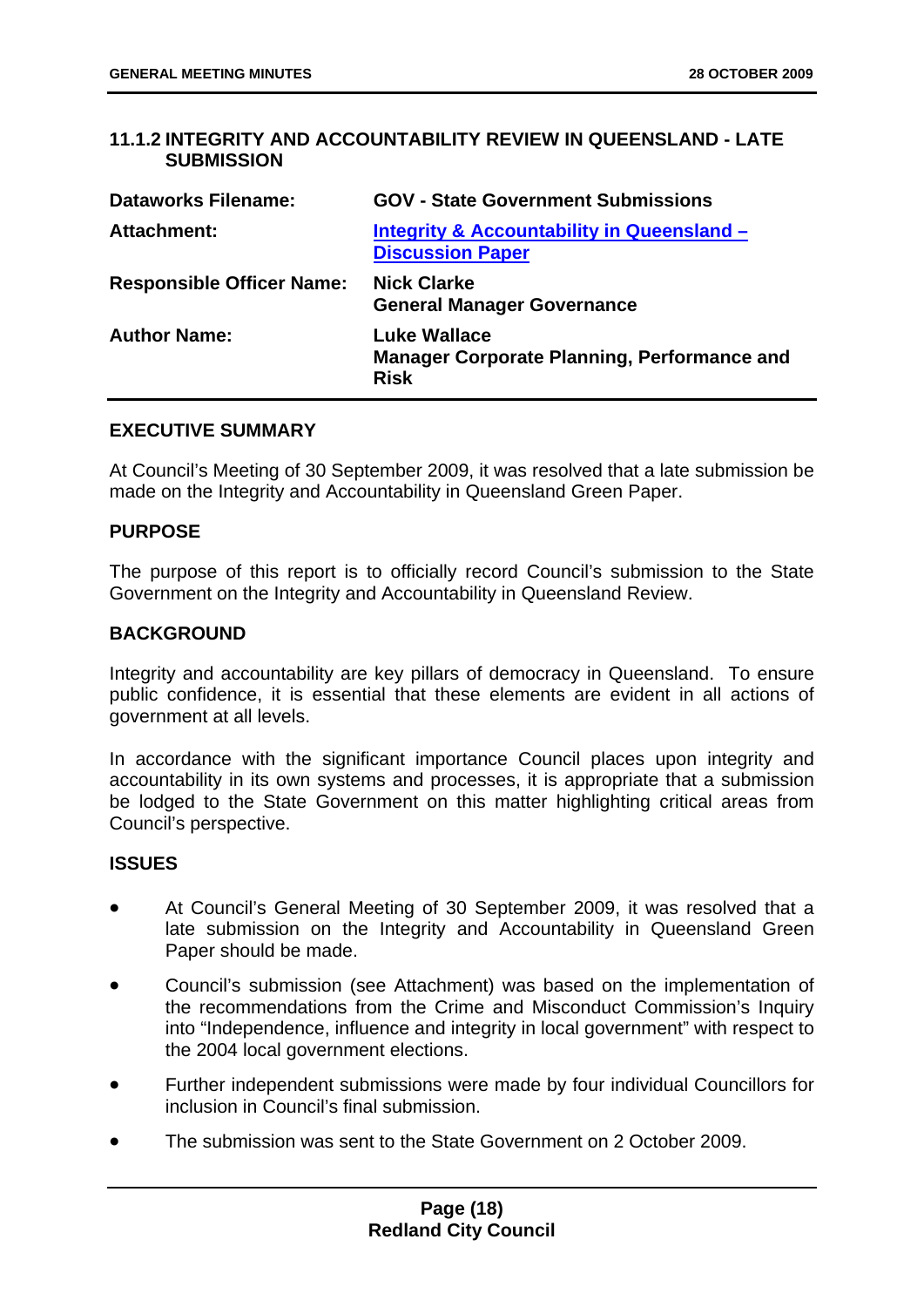### 11.1.2 INTEGRITY AND ACCOUNTABILITY REVIEW IN QUEENSLAND - LATE SUBMISSION

| | |
|---|---|
| **Dataworks Filename:** | **GOV - State Government Submissions** |
| **Attachment:** | **Integrity & Accountability in Queensland – Discussion Paper** |
| **Responsible Officer Name:** | **Nick Clarke**<br>**General Manager Governance** |
| **Author Name:** | **Luke Wallace**<br>**Manager Corporate Planning, Performance and Risk** |

#### EXECUTIVE SUMMARY

At Council's Meeting of 30 September 2009, it was resolved that a late submission be made on the Integrity and Accountability in Queensland Green Paper.

#### PURPOSE

The purpose of this report is to officially record Council's submission to the State Government on the Integrity and Accountability in Queensland Review.

#### BACKGROUND

Integrity and accountability are key pillars of democracy in Queensland. To ensure public confidence, it is essential that these elements are evident in all actions of government at all levels.

In accordance with the significant importance Council places upon integrity and accountability in its own systems and processes, it is appropriate that a submission be lodged to the State Government on this matter highlighting critical areas from Council's perspective.

#### ISSUES

- At Council's General Meeting of 30 September 2009, it was resolved that a late submission on the Integrity and Accountability in Queensland Green Paper should be made.
- Council's submission (see Attachment) was based on the implementation of the recommendations from the Crime and Misconduct Commission's Inquiry into "Independence, influence and integrity in local government" with respect to the 2004 local government elections.
- Further independent submissions were made by four individual Councillors for inclusion in Council's final submission.
- The submission was sent to the State Government on 2 October 2009.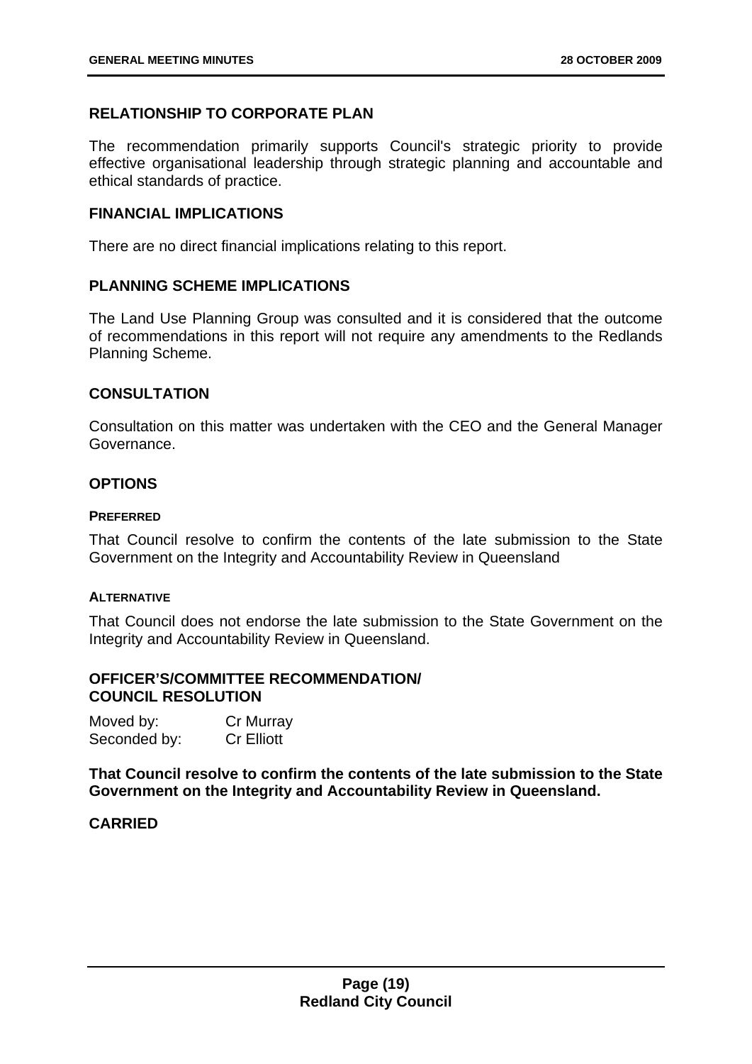## RELATIONSHIP TO CORPORATE PLAN

The recommendation primarily supports Council's strategic priority to provide effective organisational leadership through strategic planning and accountable and ethical standards of practice.

## FINANCIAL IMPLICATIONS

There are no direct financial implications relating to this report.

## PLANNING SCHEME IMPLICATIONS

The Land Use Planning Group was consulted and it is considered that the outcome of recommendations in this report will not require any amendments to the Redlands Planning Scheme.

## CONSULTATION

Consultation on this matter was undertaken with the CEO and the General Manager Governance.

## OPTIONS

### PREFERRED

That Council resolve to confirm the contents of the late submission to the State Government on the Integrity and Accountability Review in Queensland

### ALTERNATIVE

That Council does not endorse the late submission to the State Government on the Integrity and Accountability Review in Queensland.

## OFFICER'S/COMMITTEE RECOMMENDATION/ COUNCIL RESOLUTION

Moved by: Cr Murray
Seconded by: Cr Elliott

**That Council resolve to confirm the contents of the late submission to the State Government on the Integrity and Accountability Review in Queensland.**

**CARRIED**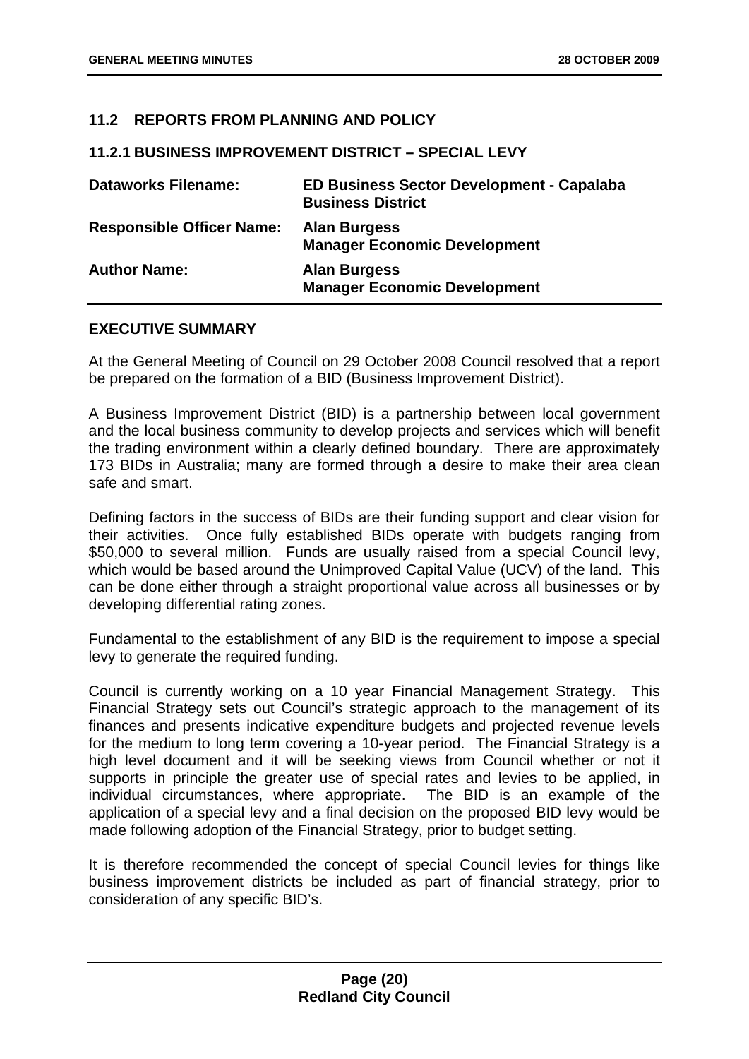## 11.2 REPORTS FROM PLANNING AND POLICY

### 11.2.1 BUSINESS IMPROVEMENT DISTRICT – SPECIAL LEVY

| | |
|---|---|
| **Dataworks Filename:** | **ED Business Sector Development - Capalaba Business District** |
| **Responsible Officer Name:** | **Alan Burgess**<br>**Manager Economic Development** |
| **Author Name:** | **Alan Burgess**<br>**Manager Economic Development** |

**EXECUTIVE SUMMARY**

At the General Meeting of Council on 29 October 2008 Council resolved that a report be prepared on the formation of a BID (Business Improvement District).

A Business Improvement District (BID) is a partnership between local government and the local business community to develop projects and services which will benefit the trading environment within a clearly defined boundary. There are approximately 173 BIDs in Australia; many are formed through a desire to make their area clean safe and smart.

Defining factors in the success of BIDs are their funding support and clear vision for their activities. Once fully established BIDs operate with budgets ranging from $50,000 to several million. Funds are usually raised from a special Council levy, which would be based around the Unimproved Capital Value (UCV) of the land. This can be done either through a straight proportional value across all businesses or by developing differential rating zones.

Fundamental to the establishment of any BID is the requirement to impose a special levy to generate the required funding.

Council is currently working on a 10 year Financial Management Strategy. This Financial Strategy sets out Council's strategic approach to the management of its finances and presents indicative expenditure budgets and projected revenue levels for the medium to long term covering a 10-year period. The Financial Strategy is a high level document and it will be seeking views from Council whether or not it supports in principle the greater use of special rates and levies to be applied, in individual circumstances, where appropriate. The BID is an example of the application of a special levy and a final decision on the proposed BID levy would be made following adoption of the Financial Strategy, prior to budget setting.

It is therefore recommended the concept of special Council levies for things like business improvement districts be included as part of financial strategy, prior to consideration of any specific BID's.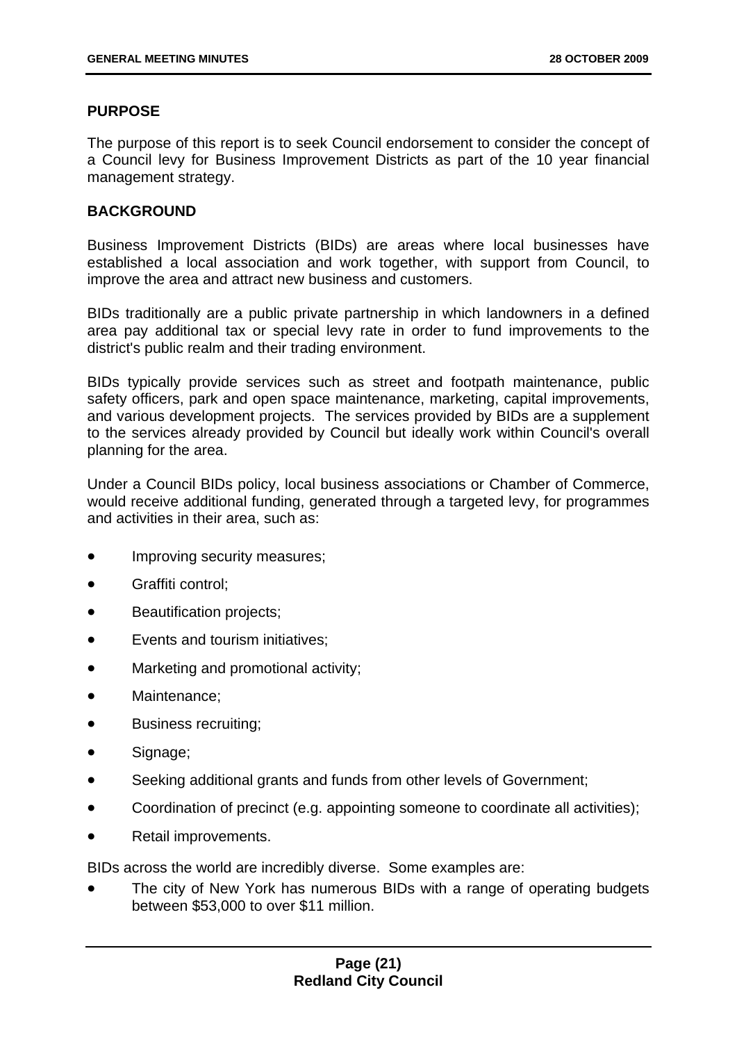## PURPOSE

The purpose of this report is to seek Council endorsement to consider the concept of a Council levy for Business Improvement Districts as part of the 10 year financial management strategy.

## BACKGROUND

Business Improvement Districts (BIDs) are areas where local businesses have established a local association and work together, with support from Council, to improve the area and attract new business and customers.

BIDs traditionally are a public private partnership in which landowners in a defined area pay additional tax or special levy rate in order to fund improvements to the district's public realm and their trading environment.

BIDs typically provide services such as street and footpath maintenance, public safety officers, park and open space maintenance, marketing, capital improvements, and various development projects. The services provided by BIDs are a supplement to the services already provided by Council but ideally work within Council's overall planning for the area.

Under a Council BIDs policy, local business associations or Chamber of Commerce, would receive additional funding, generated through a targeted levy, for programmes and activities in their area, such as:

- Improving security measures;
- Graffiti control;
- Beautification projects;
- Events and tourism initiatives;
- Marketing and promotional activity;
- Maintenance;
- Business recruiting;
- Signage;
- Seeking additional grants and funds from other levels of Government;
- Coordination of precinct (e.g. appointing someone to coordinate all activities);
- Retail improvements.

BIDs across the world are incredibly diverse. Some examples are:

- The city of New York has numerous BIDs with a range of operating budgets between $53,000 to over $11 million.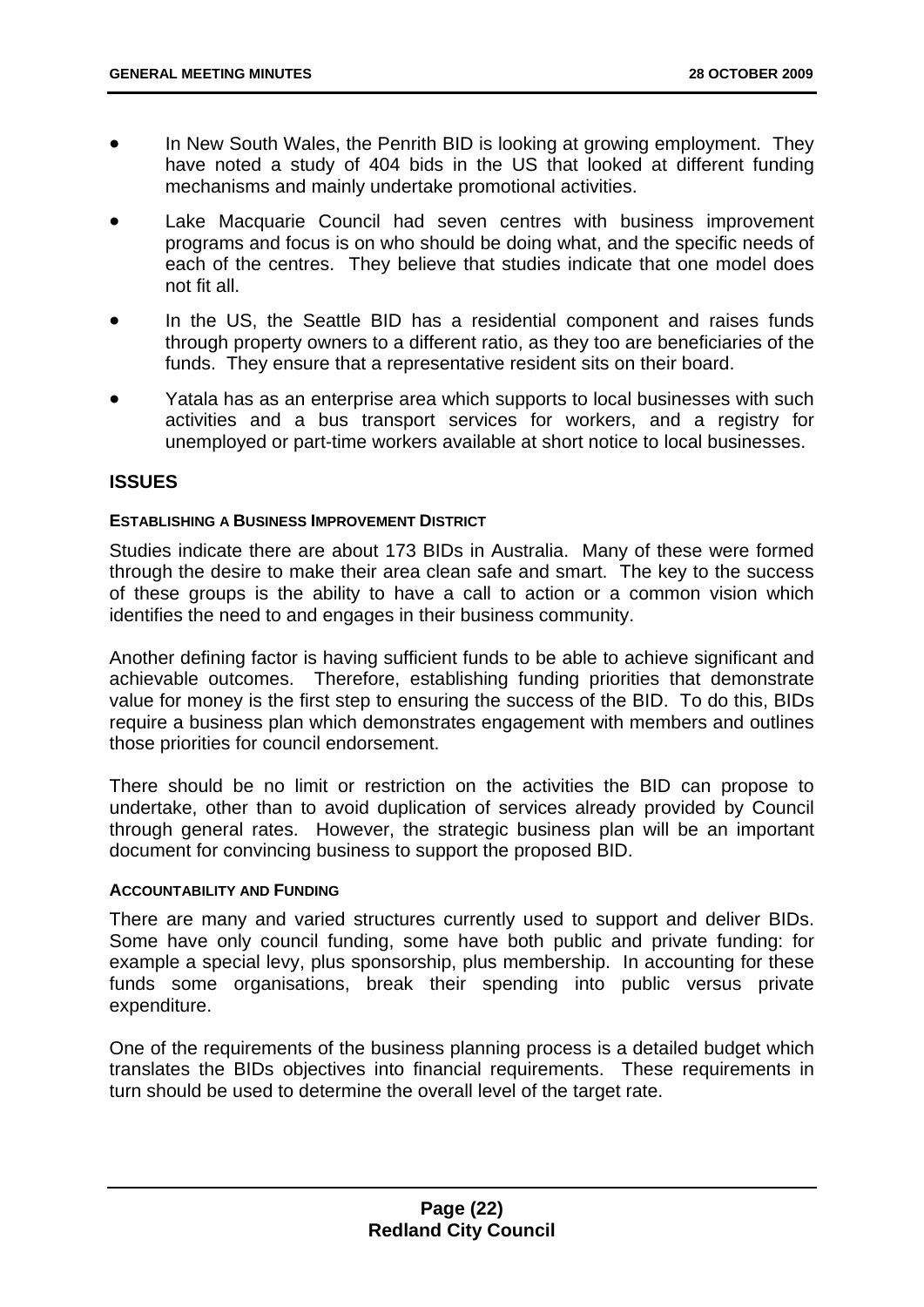- In New South Wales, the Penrith BID is looking at growing employment. They have noted a study of 404 bids in the US that looked at different funding mechanisms and mainly undertake promotional activities.
- Lake Macquarie Council had seven centres with business improvement programs and focus is on who should be doing what, and the specific needs of each of the centres. They believe that studies indicate that one model does not fit all.
- In the US, the Seattle BID has a residential component and raises funds through property owners to a different ratio, as they too are beneficiaries of the funds. They ensure that a representative resident sits on their board.
- Yatala has as an enterprise area which supports to local businesses with such activities and a bus transport services for workers, and a registry for unemployed or part-time workers available at short notice to local businesses.

## ISSUES

### ESTABLISHING A BUSINESS IMPROVEMENT DISTRICT

Studies indicate there are about 173 BIDs in Australia. Many of these were formed through the desire to make their area clean safe and smart. The key to the success of these groups is the ability to have a call to action or a common vision which identifies the need to and engages in their business community.

Another defining factor is having sufficient funds to be able to achieve significant and achievable outcomes. Therefore, establishing funding priorities that demonstrate value for money is the first step to ensuring the success of the BID. To do this, BIDs require a business plan which demonstrates engagement with members and outlines those priorities for council endorsement.

There should be no limit or restriction on the activities the BID can propose to undertake, other than to avoid duplication of services already provided by Council through general rates. However, the strategic business plan will be an important document for convincing business to support the proposed BID.

### ACCOUNTABILITY AND FUNDING

There are many and varied structures currently used to support and deliver BIDs. Some have only council funding, some have both public and private funding: for example a special levy, plus sponsorship, plus membership. In accounting for these funds some organisations, break their spending into public versus private expenditure.

One of the requirements of the business planning process is a detailed budget which translates the BIDs objectives into financial requirements. These requirements in turn should be used to determine the overall level of the target rate.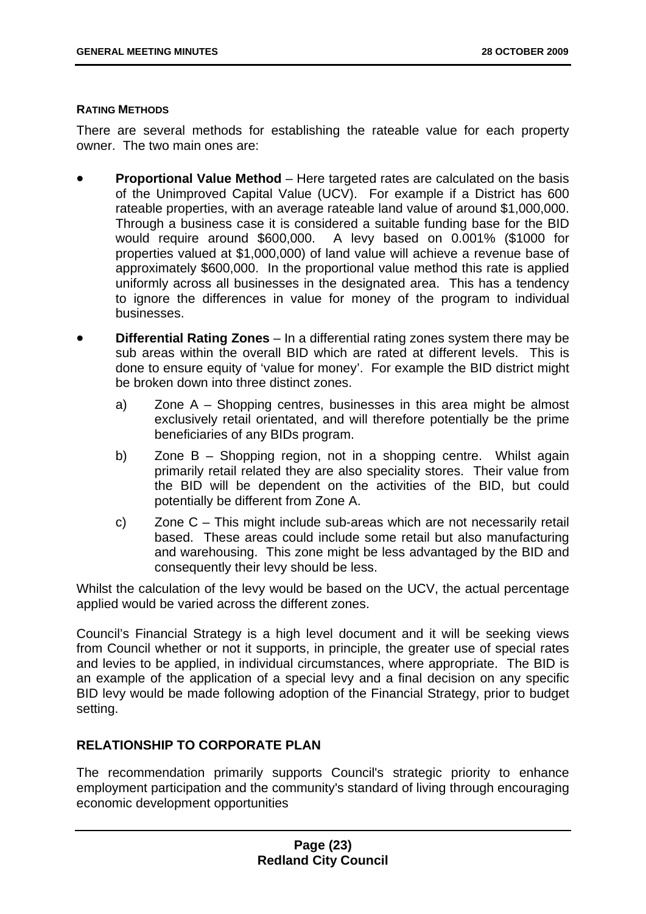#### RATING METHODS

There are several methods for establishing the rateable value for each property owner. The two main ones are:

- **Proportional Value Method** – Here targeted rates are calculated on the basis of the Unimproved Capital Value (UCV). For example if a District has 600 rateable properties, with an average rateable land value of around $1,000,000. Through a business case it is considered a suitable funding base for the BID would require around $600,000. A levy based on 0.001% ($1000 for properties valued at $1,000,000) of land value will achieve a revenue base of approximately $600,000. In the proportional value method this rate is applied uniformly across all businesses in the designated area. This has a tendency to ignore the differences in value for money of the program to individual businesses.

- **Differential Rating Zones** – In a differential rating zones system there may be sub areas within the overall BID which are rated at different levels. This is done to ensure equity of 'value for money'. For example the BID district might be broken down into three distinct zones.

  a) Zone A – Shopping centres, businesses in this area might be almost exclusively retail orientated, and will therefore potentially be the prime beneficiaries of any BIDs program.

  b) Zone B – Shopping region, not in a shopping centre. Whilst again primarily retail related they are also speciality stores. Their value from the BID will be dependent on the activities of the BID, but could potentially be different from Zone A.

  c) Zone C – This might include sub-areas which are not necessarily retail based. These areas could include some retail but also manufacturing and warehousing. This zone might be less advantaged by the BID and consequently their levy should be less.

Whilst the calculation of the levy would be based on the UCV, the actual percentage applied would be varied across the different zones.

Council's Financial Strategy is a high level document and it will be seeking views from Council whether or not it supports, in principle, the greater use of special rates and levies to be applied, in individual circumstances, where appropriate. The BID is an example of the application of a special levy and a final decision on any specific BID levy would be made following adoption of the Financial Strategy, prior to budget setting.

## RELATIONSHIP TO CORPORATE PLAN

The recommendation primarily supports Council's strategic priority to enhance employment participation and the community's standard of living through encouraging economic development opportunities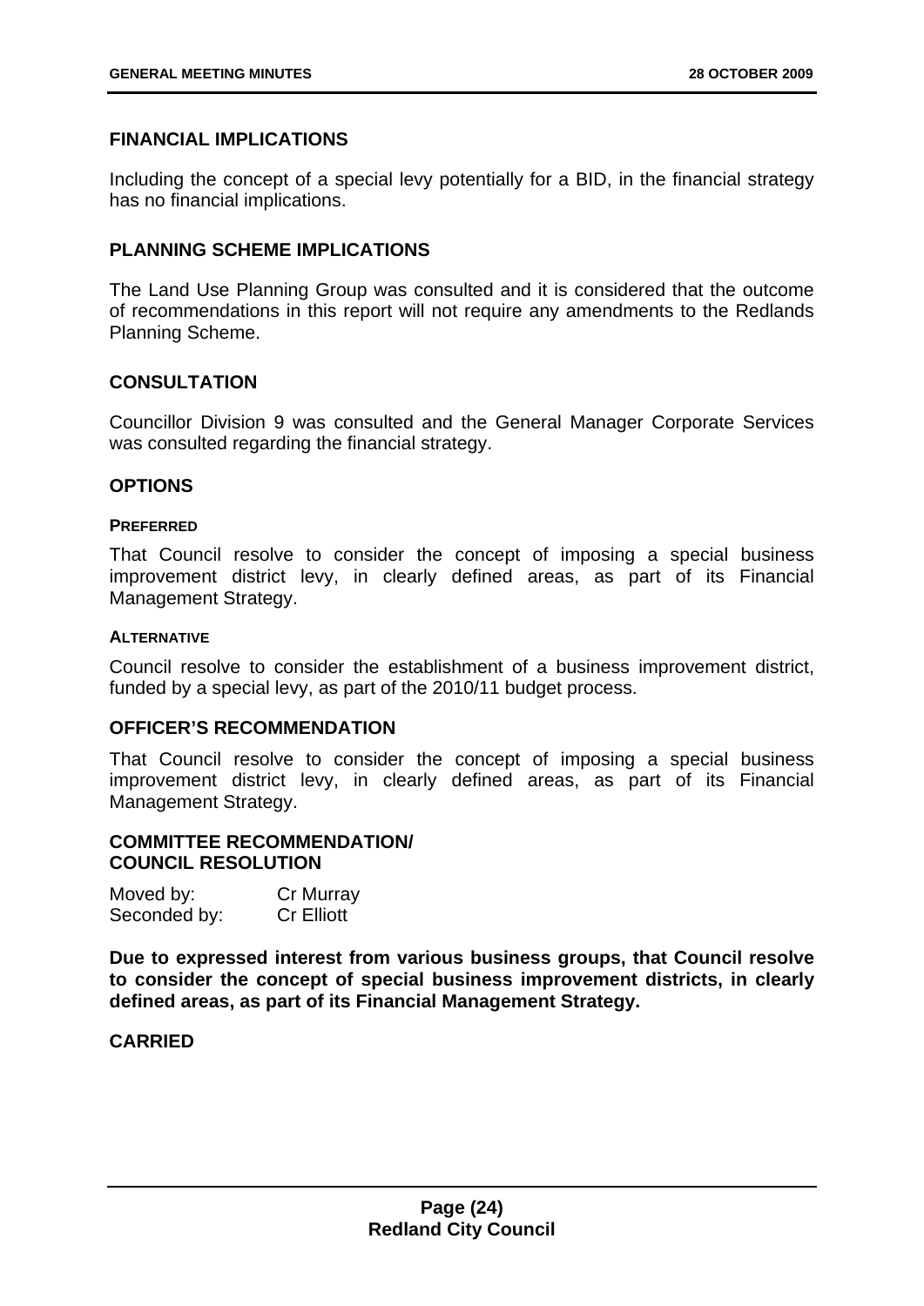## FINANCIAL IMPLICATIONS

Including the concept of a special levy potentially for a BID, in the financial strategy has no financial implications.

## PLANNING SCHEME IMPLICATIONS

The Land Use Planning Group was consulted and it is considered that the outcome of recommendations in this report will not require any amendments to the Redlands Planning Scheme.

## CONSULTATION

Councillor Division 9 was consulted and the General Manager Corporate Services was consulted regarding the financial strategy.

## OPTIONS

### PREFERRED

That Council resolve to consider the concept of imposing a special business improvement district levy, in clearly defined areas, as part of its Financial Management Strategy.

### ALTERNATIVE

Council resolve to consider the establishment of a business improvement district, funded by a special levy, as part of the 2010/11 budget process.

## OFFICER'S RECOMMENDATION

That Council resolve to consider the concept of imposing a special business improvement district levy, in clearly defined areas, as part of its Financial Management Strategy.

## COMMITTEE RECOMMENDATION/ COUNCIL RESOLUTION

Moved by: Cr Murray
Seconded by: Cr Elliott

**Due to expressed interest from various business groups, that Council resolve to consider the concept of special business improvement districts, in clearly defined areas, as part of its Financial Management Strategy.**

**CARRIED**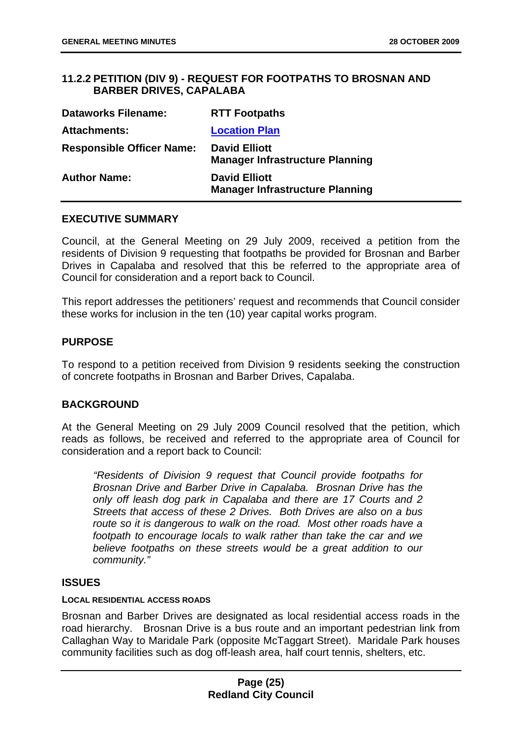### 11.2.2 PETITION (DIV 9) - REQUEST FOR FOOTPATHS TO BROSNAN AND BARBER DRIVES, CAPALABA

| | |
|---|---|
| **Dataworks Filename:** | **RTT Footpaths** |
| **Attachments:** | **Location Plan** |
| **Responsible Officer Name:** | **David Elliott**<br>**Manager Infrastructure Planning** |
| **Author Name:** | **David Elliott**<br>**Manager Infrastructure Planning** |

#### EXECUTIVE SUMMARY

Council, at the General Meeting on 29 July 2009, received a petition from the residents of Division 9 requesting that footpaths be provided for Brosnan and Barber Drives in Capalaba and resolved that this be referred to the appropriate area of Council for consideration and a report back to Council.

This report addresses the petitioners' request and recommends that Council consider these works for inclusion in the ten (10) year capital works program.

#### PURPOSE

To respond to a petition received from Division 9 residents seeking the construction of concrete footpaths in Brosnan and Barber Drives, Capalaba.

#### BACKGROUND

At the General Meeting on 29 July 2009 Council resolved that the petition, which reads as follows, be received and referred to the appropriate area of Council for consideration and a report back to Council:

> *"Residents of Division 9 request that Council provide footpaths for Brosnan Drive and Barber Drive in Capalaba. Brosnan Drive has the only off leash dog park in Capalaba and there are 17 Courts and 2 Streets that access of these 2 Drives. Both Drives are also on a bus route so it is dangerous to walk on the road. Most other roads have a footpath to encourage locals to walk rather than take the car and we believe footpaths on these streets would be a great addition to our community."*

#### ISSUES

##### LOCAL RESIDENTIAL ACCESS ROADS

Brosnan and Barber Drives are designated as local residential access roads in the road hierarchy. Brosnan Drive is a bus route and an important pedestrian link from Callaghan Way to Maridale Park (opposite McTaggart Street). Maridale Park houses community facilities such as dog off-leash area, half court tennis, shelters, etc.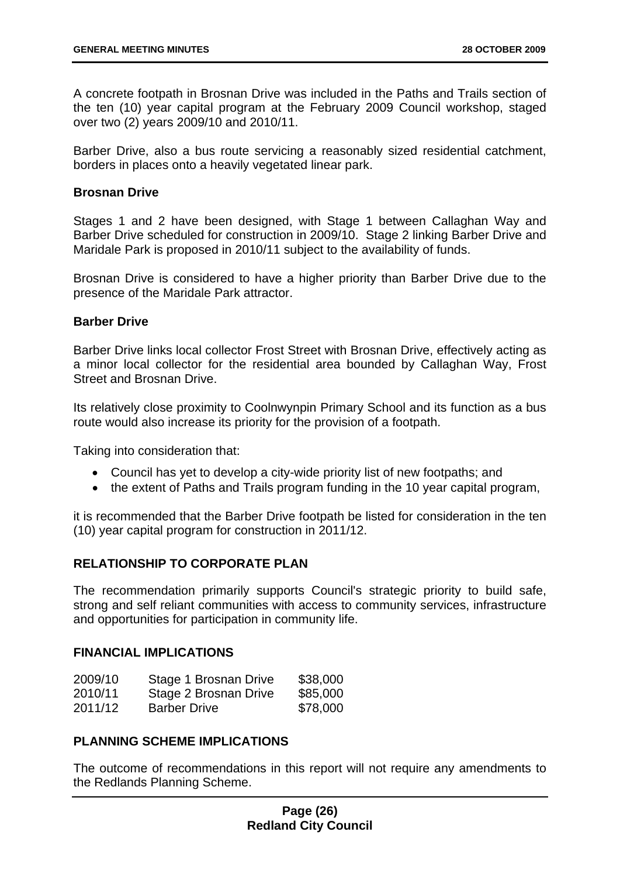A concrete footpath in Brosnan Drive was included in the Paths and Trails section of the ten (10) year capital program at the February 2009 Council workshop, staged over two (2) years 2009/10 and 2010/11.

Barber Drive, also a bus route servicing a reasonably sized residential catchment, borders in places onto a heavily vegetated linear park.

**Brosnan Drive**

Stages 1 and 2 have been designed, with Stage 1 between Callaghan Way and Barber Drive scheduled for construction in 2009/10. Stage 2 linking Barber Drive and Maridale Park is proposed in 2010/11 subject to the availability of funds.

Brosnan Drive is considered to have a higher priority than Barber Drive due to the presence of the Maridale Park attractor.

**Barber Drive**

Barber Drive links local collector Frost Street with Brosnan Drive, effectively acting as a minor local collector for the residential area bounded by Callaghan Way, Frost Street and Brosnan Drive.

Its relatively close proximity to Coolnwynpin Primary School and its function as a bus route would also increase its priority for the provision of a footpath.

Taking into consideration that:

- Council has yet to develop a city-wide priority list of new footpaths; and
- the extent of Paths and Trails program funding in the 10 year capital program,

it is recommended that the Barber Drive footpath be listed for consideration in the ten (10) year capital program for construction in 2011/12.

## RELATIONSHIP TO CORPORATE PLAN

The recommendation primarily supports Council's strategic priority to build safe, strong and self reliant communities with access to community services, infrastructure and opportunities for participation in community life.

## FINANCIAL IMPLICATIONS

| | | |
|---|---|---|
| 2009/10 | Stage 1 Brosnan Drive | $38,000 |
| 2010/11 | Stage 2 Brosnan Drive | $85,000 |
| 2011/12 | Barber Drive | $78,000 |

## PLANNING SCHEME IMPLICATIONS

The outcome of recommendations in this report will not require any amendments to the Redlands Planning Scheme.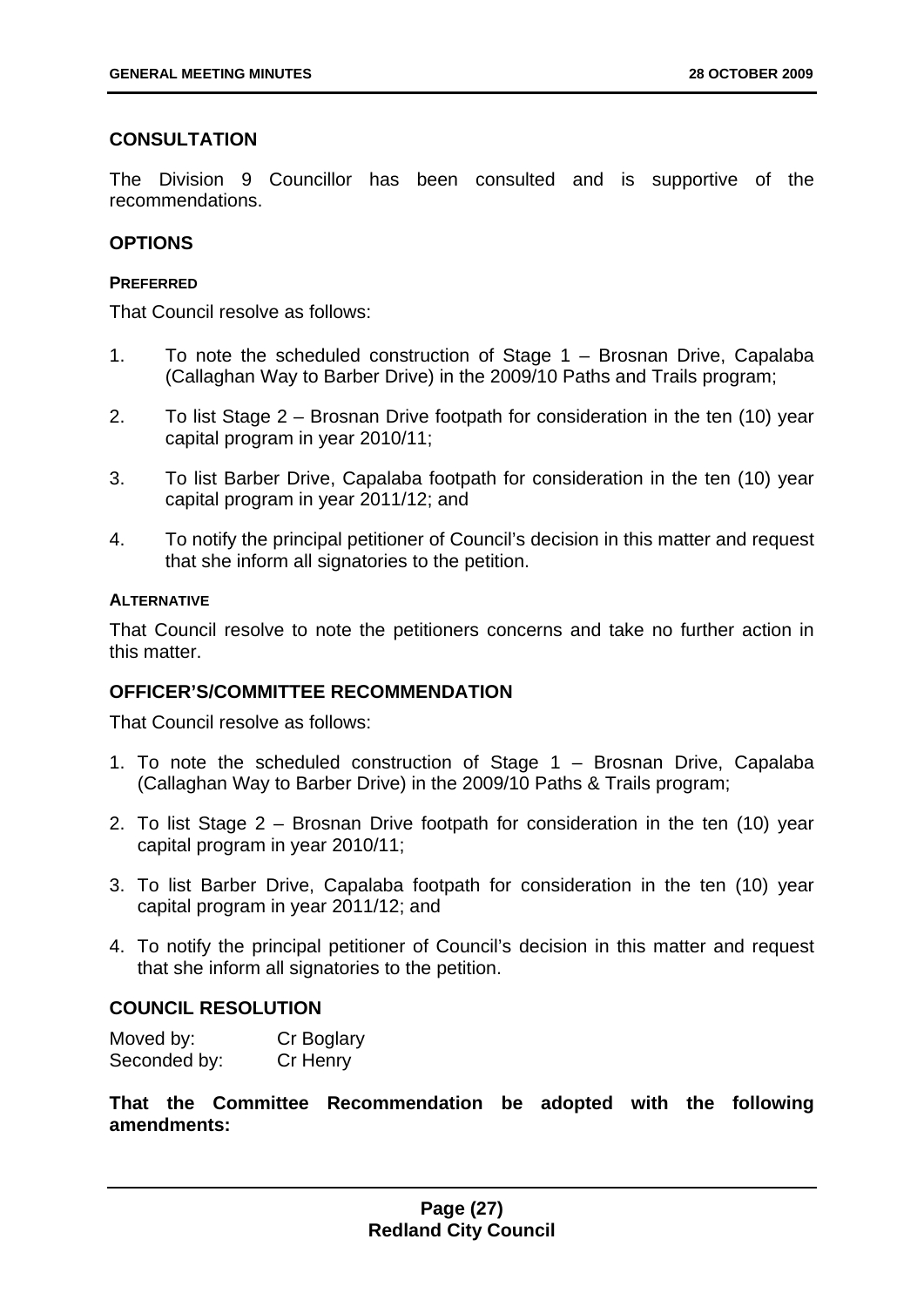## CONSULTATION

The Division 9 Councillor has been consulted and is supportive of the recommendations.

## OPTIONS

### PREFERRED

That Council resolve as follows:

1. To note the scheduled construction of Stage 1 – Brosnan Drive, Capalaba (Callaghan Way to Barber Drive) in the 2009/10 Paths and Trails program;
2. To list Stage 2 – Brosnan Drive footpath for consideration in the ten (10) year capital program in year 2010/11;
3. To list Barber Drive, Capalaba footpath for consideration in the ten (10) year capital program in year 2011/12; and
4. To notify the principal petitioner of Council's decision in this matter and request that she inform all signatories to the petition.

### ALTERNATIVE

That Council resolve to note the petitioners concerns and take no further action in this matter.

## OFFICER'S/COMMITTEE RECOMMENDATION

That Council resolve as follows:

1. To note the scheduled construction of Stage 1 – Brosnan Drive, Capalaba (Callaghan Way to Barber Drive) in the 2009/10 Paths & Trails program;
2. To list Stage 2 – Brosnan Drive footpath for consideration in the ten (10) year capital program in year 2010/11;
3. To list Barber Drive, Capalaba footpath for consideration in the ten (10) year capital program in year 2011/12; and
4. To notify the principal petitioner of Council's decision in this matter and request that she inform all signatories to the petition.

## COUNCIL RESOLUTION

Moved by: Cr Boglary
Seconded by: Cr Henry

**That the Committee Recommendation be adopted with the following amendments:**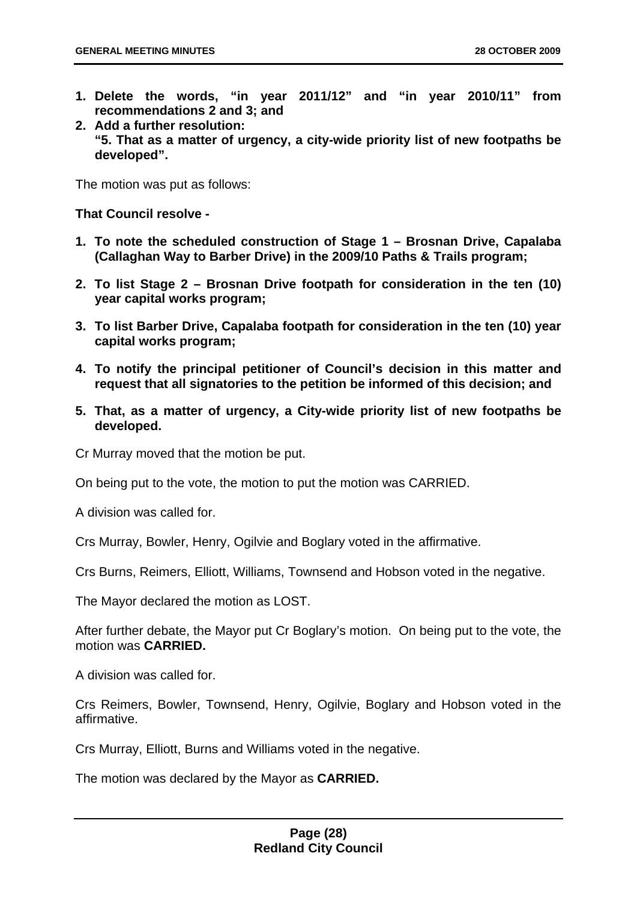1. **Delete the words, "in year 2011/12" and "in year 2010/11" from recommendations 2 and 3; and**
2. **Add a further resolution:**
   **"5. That as a matter of urgency, a city-wide priority list of new footpaths be developed".**

The motion was put as follows:

**That Council resolve -**

1. **To note the scheduled construction of Stage 1 – Brosnan Drive, Capalaba (Callaghan Way to Barber Drive) in the 2009/10 Paths & Trails program;**

2. **To list Stage 2 – Brosnan Drive footpath for consideration in the ten (10) year capital works program;**

3. **To list Barber Drive, Capalaba footpath for consideration in the ten (10) year capital works program;**

4. **To notify the principal petitioner of Council's decision in this matter and request that all signatories to the petition be informed of this decision; and**

5. **That, as a matter of urgency, a City-wide priority list of new footpaths be developed.**

Cr Murray moved that the motion be put.

On being put to the vote, the motion to put the motion was CARRIED.

A division was called for.

Crs Murray, Bowler, Henry, Ogilvie and Boglary voted in the affirmative.

Crs Burns, Reimers, Elliott, Williams, Townsend and Hobson voted in the negative.

The Mayor declared the motion as LOST.

After further debate, the Mayor put Cr Boglary's motion. On being put to the vote, the motion was **CARRIED.**

A division was called for.

Crs Reimers, Bowler, Townsend, Henry, Ogilvie, Boglary and Hobson voted in the affirmative.

Crs Murray, Elliott, Burns and Williams voted in the negative.

The motion was declared by the Mayor as **CARRIED.**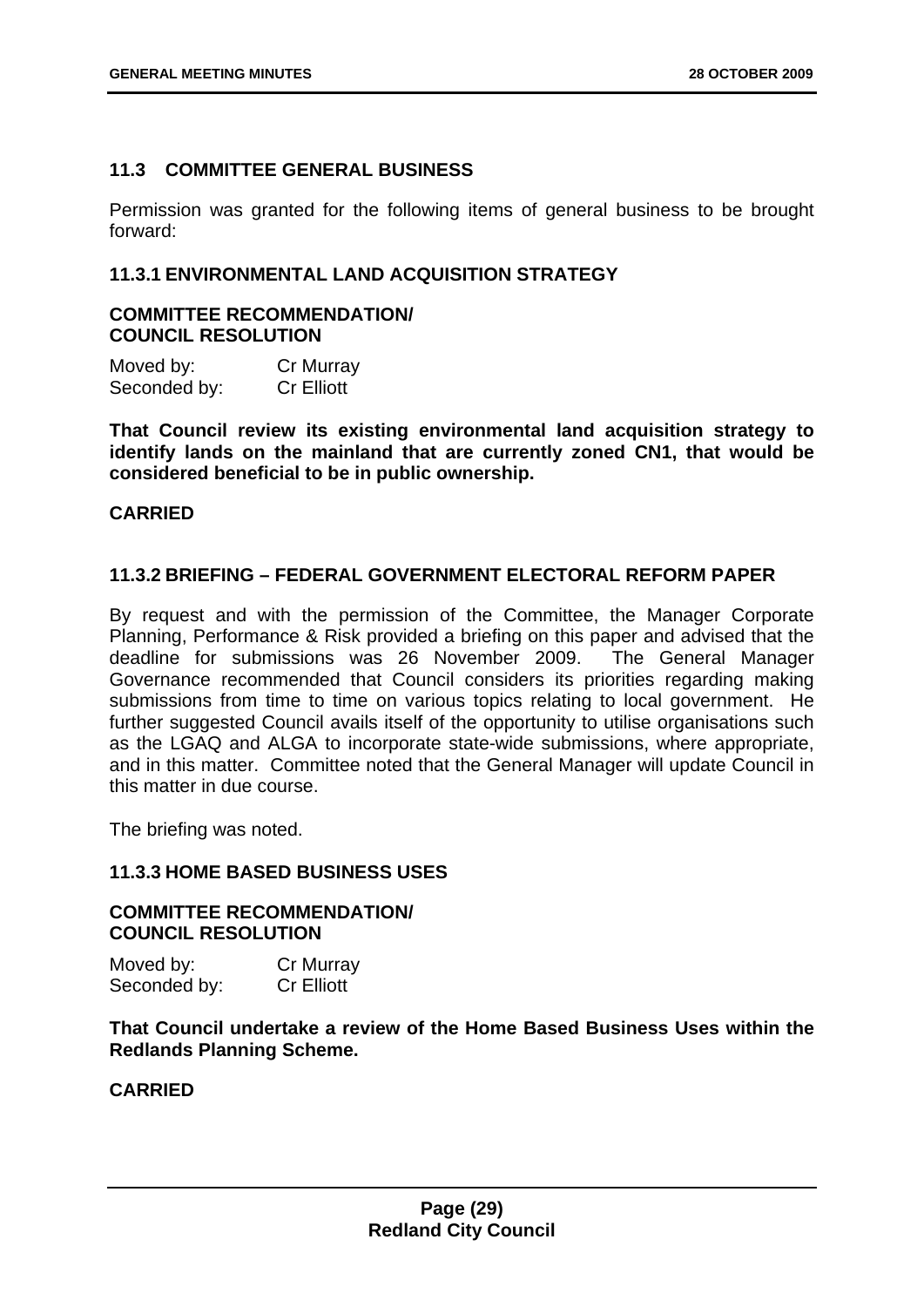## 11.3 COMMITTEE GENERAL BUSINESS

Permission was granted for the following items of general business to be brought forward:

### 11.3.1 ENVIRONMENTAL LAND ACQUISITION STRATEGY

**COMMITTEE RECOMMENDATION/
COUNCIL RESOLUTION**

Moved by: Cr Murray
Seconded by: Cr Elliott

**That Council review its existing environmental land acquisition strategy to identify lands on the mainland that are currently zoned CN1, that would be considered beneficial to be in public ownership.**

**CARRIED**

### 11.3.2 BRIEFING – FEDERAL GOVERNMENT ELECTORAL REFORM PAPER

By request and with the permission of the Committee, the Manager Corporate Planning, Performance & Risk provided a briefing on this paper and advised that the deadline for submissions was 26 November 2009. The General Manager Governance recommended that Council considers its priorities regarding making submissions from time to time on various topics relating to local government. He further suggested Council avails itself of the opportunity to utilise organisations such as the LGAQ and ALGA to incorporate state-wide submissions, where appropriate, and in this matter. Committee noted that the General Manager will update Council in this matter in due course.

The briefing was noted.

### 11.3.3 HOME BASED BUSINESS USES

**COMMITTEE RECOMMENDATION/
COUNCIL RESOLUTION**

Moved by: Cr Murray
Seconded by: Cr Elliott

**That Council undertake a review of the Home Based Business Uses within the Redlands Planning Scheme.**

**CARRIED**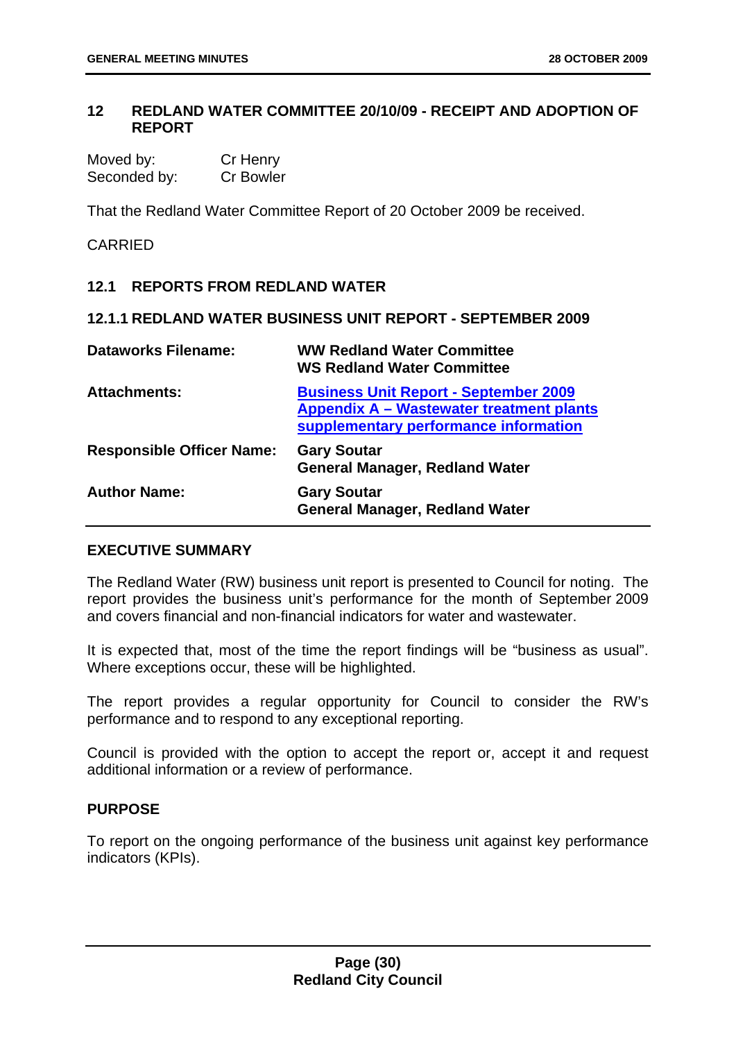## 12 REDLAND WATER COMMITTEE 20/10/09 - RECEIPT AND ADOPTION OF REPORT

| | |
|---|---|
| Moved by: | Cr Henry |
| Seconded by: | Cr Bowler |

That the Redland Water Committee Report of 20 October 2009 be received.

CARRIED

### 12.1 REPORTS FROM REDLAND WATER

#### 12.1.1 REDLAND WATER BUSINESS UNIT REPORT - SEPTEMBER 2009

| | |
|---|---|
| **Dataworks Filename:** | **WW Redland Water Committee**<br>**WS Redland Water Committee** |
| **Attachments:** | **Business Unit Report - September 2009**<br>**Appendix A – Wastewater treatment plants supplementary performance information** |
| **Responsible Officer Name:** | **Gary Soutar**<br>**General Manager, Redland Water** |
| **Author Name:** | **Gary Soutar**<br>**General Manager, Redland Water** |

**EXECUTIVE SUMMARY**

The Redland Water (RW) business unit report is presented to Council for noting. The report provides the business unit's performance for the month of September 2009 and covers financial and non-financial indicators for water and wastewater.

It is expected that, most of the time the report findings will be "business as usual". Where exceptions occur, these will be highlighted.

The report provides a regular opportunity for Council to consider the RW's performance and to respond to any exceptional reporting.

Council is provided with the option to accept the report or, accept it and request additional information or a review of performance.

**PURPOSE**

To report on the ongoing performance of the business unit against key performance indicators (KPIs).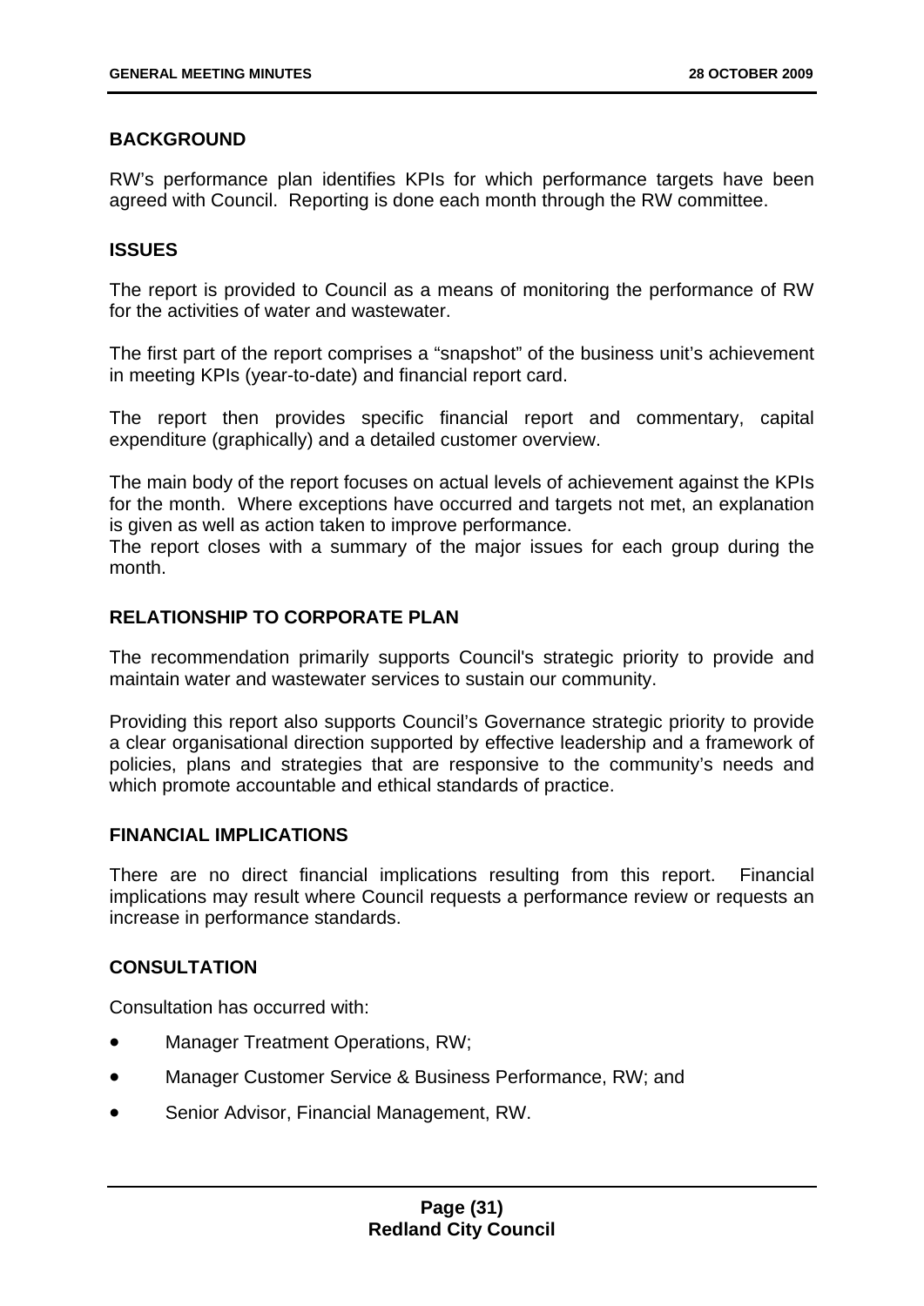## BACKGROUND

RW's performance plan identifies KPIs for which performance targets have been agreed with Council. Reporting is done each month through the RW committee.

## ISSUES

The report is provided to Council as a means of monitoring the performance of RW for the activities of water and wastewater.

The first part of the report comprises a "snapshot" of the business unit's achievement in meeting KPIs (year-to-date) and financial report card.

The report then provides specific financial report and commentary, capital expenditure (graphically) and a detailed customer overview.

The main body of the report focuses on actual levels of achievement against the KPIs for the month. Where exceptions have occurred and targets not met, an explanation is given as well as action taken to improve performance.
The report closes with a summary of the major issues for each group during the month.

## RELATIONSHIP TO CORPORATE PLAN

The recommendation primarily supports Council's strategic priority to provide and maintain water and wastewater services to sustain our community.

Providing this report also supports Council's Governance strategic priority to provide a clear organisational direction supported by effective leadership and a framework of policies, plans and strategies that are responsive to the community's needs and which promote accountable and ethical standards of practice.

## FINANCIAL IMPLICATIONS

There are no direct financial implications resulting from this report. Financial implications may result where Council requests a performance review or requests an increase in performance standards.

## CONSULTATION

Consultation has occurred with:

- Manager Treatment Operations, RW;
- Manager Customer Service & Business Performance, RW; and
- Senior Advisor, Financial Management, RW.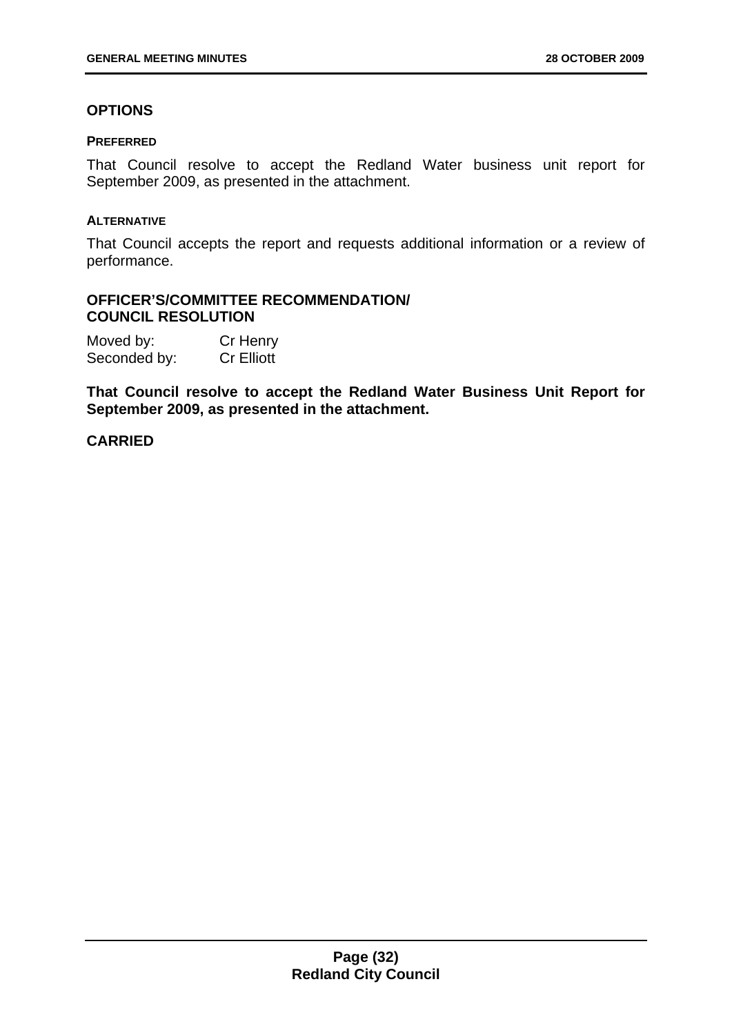## OPTIONS

### PREFERRED

That Council resolve to accept the Redland Water business unit report for September 2009, as presented in the attachment.

### ALTERNATIVE

That Council accepts the report and requests additional information or a review of performance.

## OFFICER'S/COMMITTEE RECOMMENDATION/ COUNCIL RESOLUTION

Moved by: Cr Henry
Seconded by: Cr Elliott

**That Council resolve to accept the Redland Water Business Unit Report for September 2009, as presented in the attachment.**

**CARRIED**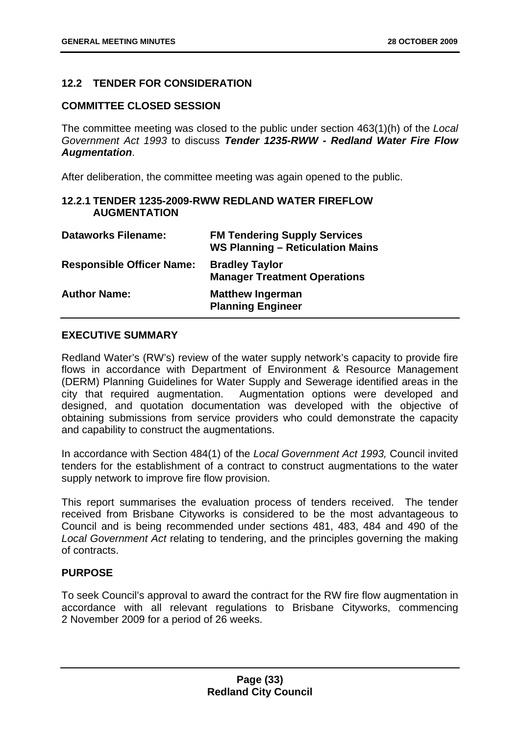## 12.2 TENDER FOR CONSIDERATION

### COMMITTEE CLOSED SESSION

The committee meeting was closed to the public under section 463(1)(h) of the *Local Government Act 1993* to discuss ***Tender 1235-RWW - Redland Water Fire Flow Augmentation***.

After deliberation, the committee meeting was again opened to the public.

### 12.2.1 TENDER 1235-2009-RWW REDLAND WATER FIREFLOW AUGMENTATION

| | |
|---|---|
| **Dataworks Filename:** | **FM Tendering Supply Services**<br>**WS Planning – Reticulation Mains** |
| **Responsible Officer Name:** | **Bradley Taylor**<br>**Manager Treatment Operations** |
| **Author Name:** | **Matthew Ingerman**<br>**Planning Engineer** |

### EXECUTIVE SUMMARY

Redland Water's (RW's) review of the water supply network's capacity to provide fire flows in accordance with Department of Environment & Resource Management (DERM) Planning Guidelines for Water Supply and Sewerage identified areas in the city that required augmentation. Augmentation options were developed and designed, and quotation documentation was developed with the objective of obtaining submissions from service providers who could demonstrate the capacity and capability to construct the augmentations.

In accordance with Section 484(1) of the *Local Government Act 1993,* Council invited tenders for the establishment of a contract to construct augmentations to the water supply network to improve fire flow provision.

This report summarises the evaluation process of tenders received. The tender received from Brisbane Cityworks is considered to be the most advantageous to Council and is being recommended under sections 481, 483, 484 and 490 of the *Local Government Act* relating to tendering, and the principles governing the making of contracts.

### PURPOSE

To seek Council's approval to award the contract for the RW fire flow augmentation in accordance with all relevant regulations to Brisbane Cityworks, commencing 2 November 2009 for a period of 26 weeks.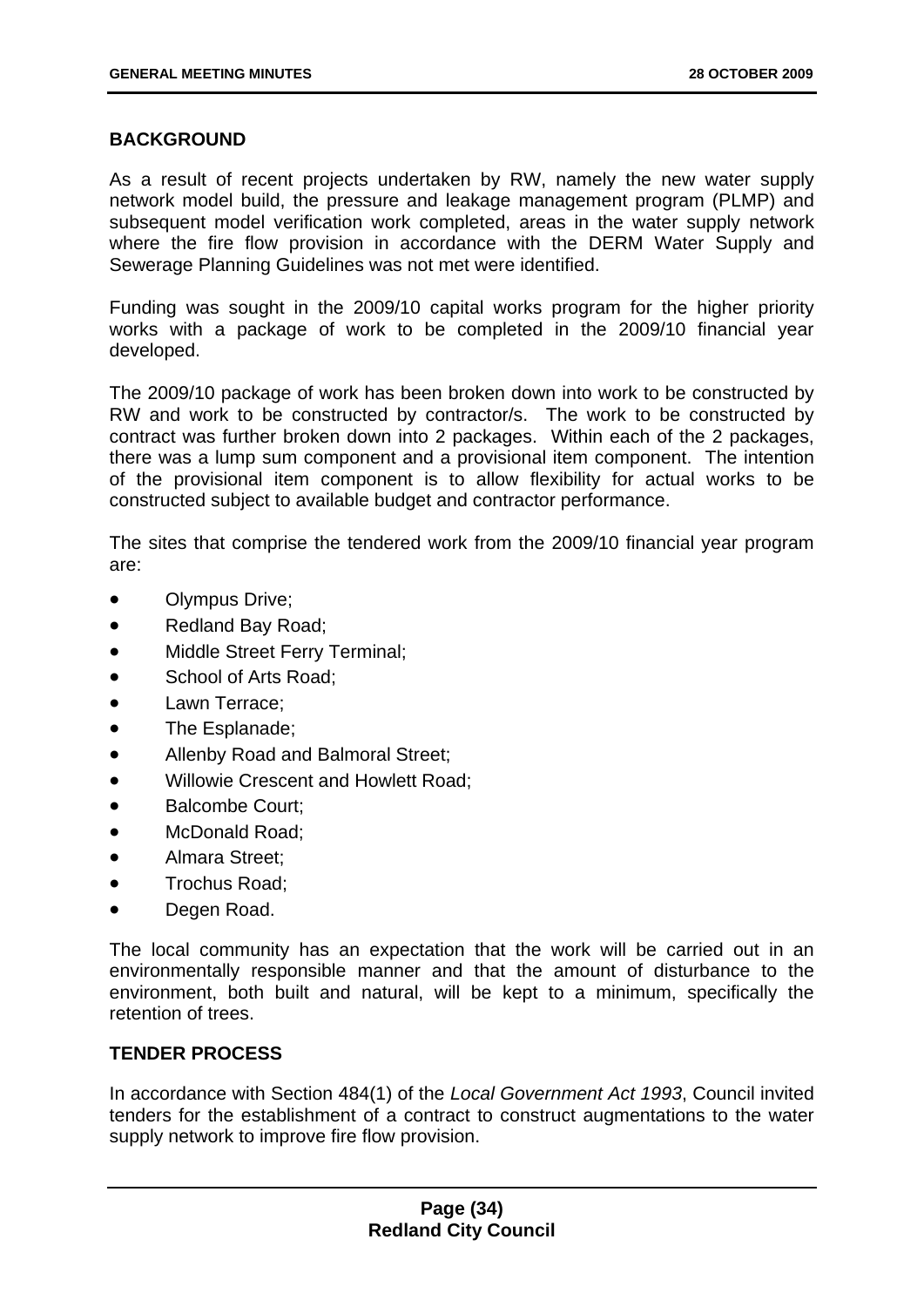## BACKGROUND

As a result of recent projects undertaken by RW, namely the new water supply network model build, the pressure and leakage management program (PLMP) and subsequent model verification work completed, areas in the water supply network where the fire flow provision in accordance with the DERM Water Supply and Sewerage Planning Guidelines was not met were identified.

Funding was sought in the 2009/10 capital works program for the higher priority works with a package of work to be completed in the 2009/10 financial year developed.

The 2009/10 package of work has been broken down into work to be constructed by RW and work to be constructed by contractor/s. The work to be constructed by contract was further broken down into 2 packages. Within each of the 2 packages, there was a lump sum component and a provisional item component. The intention of the provisional item component is to allow flexibility for actual works to be constructed subject to available budget and contractor performance.

The sites that comprise the tendered work from the 2009/10 financial year program are:

- Olympus Drive;
- Redland Bay Road;
- Middle Street Ferry Terminal;
- School of Arts Road;
- Lawn Terrace;
- The Esplanade;
- Allenby Road and Balmoral Street;
- Willowie Crescent and Howlett Road;
- Balcombe Court;
- McDonald Road;
- Almara Street;
- Trochus Road;
- Degen Road.

The local community has an expectation that the work will be carried out in an environmentally responsible manner and that the amount of disturbance to the environment, both built and natural, will be kept to a minimum, specifically the retention of trees.

## TENDER PROCESS

In accordance with Section 484(1) of the *Local Government Act 1993*, Council invited tenders for the establishment of a contract to construct augmentations to the water supply network to improve fire flow provision.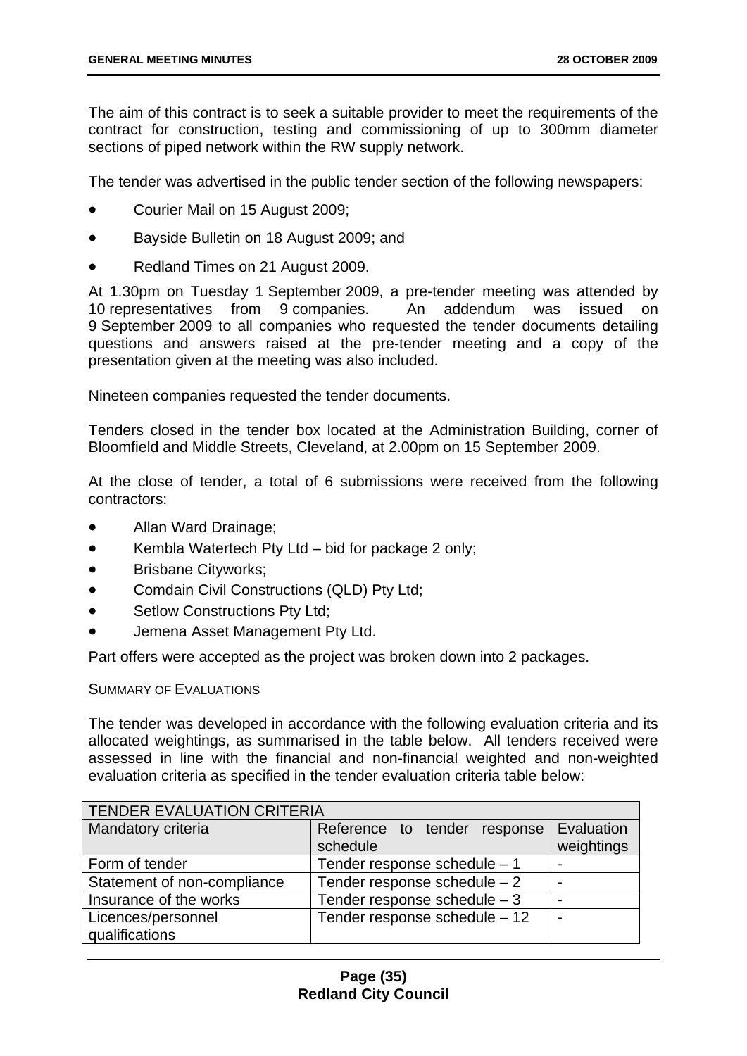The aim of this contract is to seek a suitable provider to meet the requirements of the contract for construction, testing and commissioning of up to 300mm diameter sections of piped network within the RW supply network.

The tender was advertised in the public tender section of the following newspapers:

- Courier Mail on 15 August 2009;
- Bayside Bulletin on 18 August 2009; and
- Redland Times on 21 August 2009.

At 1.30pm on Tuesday 1 September 2009, a pre-tender meeting was attended by 10 representatives from 9 companies. An addendum was issued on 9 September 2009 to all companies who requested the tender documents detailing questions and answers raised at the pre-tender meeting and a copy of the presentation given at the meeting was also included.

Nineteen companies requested the tender documents.

Tenders closed in the tender box located at the Administration Building, corner of Bloomfield and Middle Streets, Cleveland, at 2.00pm on 15 September 2009.

At the close of tender, a total of 6 submissions were received from the following contractors:

- Allan Ward Drainage;
- Kembla Watertech Pty Ltd – bid for package 2 only;
- Brisbane Cityworks;
- Comdain Civil Constructions (QLD) Pty Ltd;
- Setlow Constructions Pty Ltd;
- Jemena Asset Management Pty Ltd.

Part offers were accepted as the project was broken down into 2 packages.

SUMMARY OF EVALUATIONS

The tender was developed in accordance with the following evaluation criteria and its allocated weightings, as summarised in the table below. All tenders received were assessed in line with the financial and non-financial weighted and non-weighted evaluation criteria as specified in the tender evaluation criteria table below:

| TENDER EVALUATION CRITERIA | | |
|---|---|---|
| Mandatory criteria | Reference to tender response schedule | Evaluation weightings |
| Form of tender | Tender response schedule – 1 | - |
| Statement of non-compliance | Tender response schedule – 2 | - |
| Insurance of the works | Tender response schedule – 3 | - |
| Licences/personnel qualifications | Tender response schedule – 12 | - |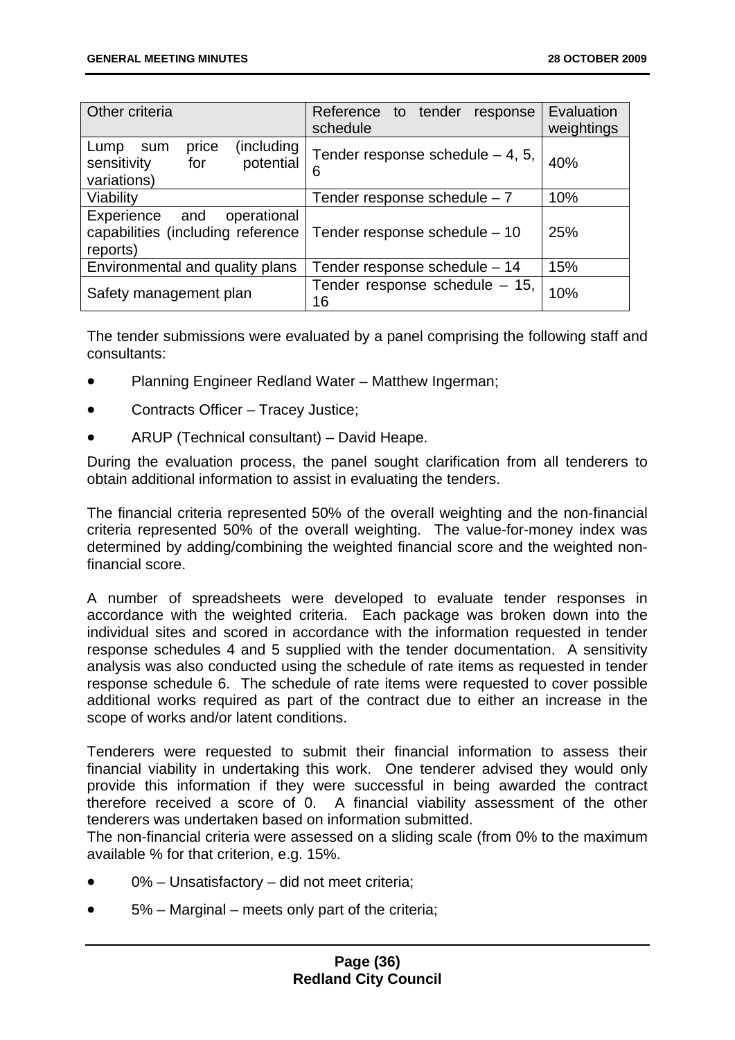| Other criteria | Reference to tender response schedule | Evaluation weightings |
|---|---|---|
| Lump sum price (including sensitivity for potential variations) | Tender response schedule – 4, 5, 6 | 40% |
| Viability | Tender response schedule – 7 | 10% |
| Experience and operational capabilities (including reference reports) | Tender response schedule – 10 | 25% |
| Environmental and quality plans | Tender response schedule – 14 | 15% |
| Safety management plan | Tender response schedule – 15, 16 | 10% |

The tender submissions were evaluated by a panel comprising the following staff and consultants:

- Planning Engineer Redland Water – Matthew Ingerman;
- Contracts Officer – Tracey Justice;
- ARUP (Technical consultant) – David Heape.

During the evaluation process, the panel sought clarification from all tenderers to obtain additional information to assist in evaluating the tenders.

The financial criteria represented 50% of the overall weighting and the non-financial criteria represented 50% of the overall weighting. The value-for-money index was determined by adding/combining the weighted financial score and the weighted non-financial score.

A number of spreadsheets were developed to evaluate tender responses in accordance with the weighted criteria. Each package was broken down into the individual sites and scored in accordance with the information requested in tender response schedules 4 and 5 supplied with the tender documentation. A sensitivity analysis was also conducted using the schedule of rate items as requested in tender response schedule 6. The schedule of rate items were requested to cover possible additional works required as part of the contract due to either an increase in the scope of works and/or latent conditions.

Tenderers were requested to submit their financial information to assess their financial viability in undertaking this work. One tenderer advised they would only provide this information if they were successful in being awarded the contract therefore received a score of 0. A financial viability assessment of the other tenderers was undertaken based on information submitted.
The non-financial criteria were assessed on a sliding scale (from 0% to the maximum available % for that criterion, e.g. 15%.

- 0% – Unsatisfactory – did not meet criteria;
- 5% – Marginal – meets only part of the criteria;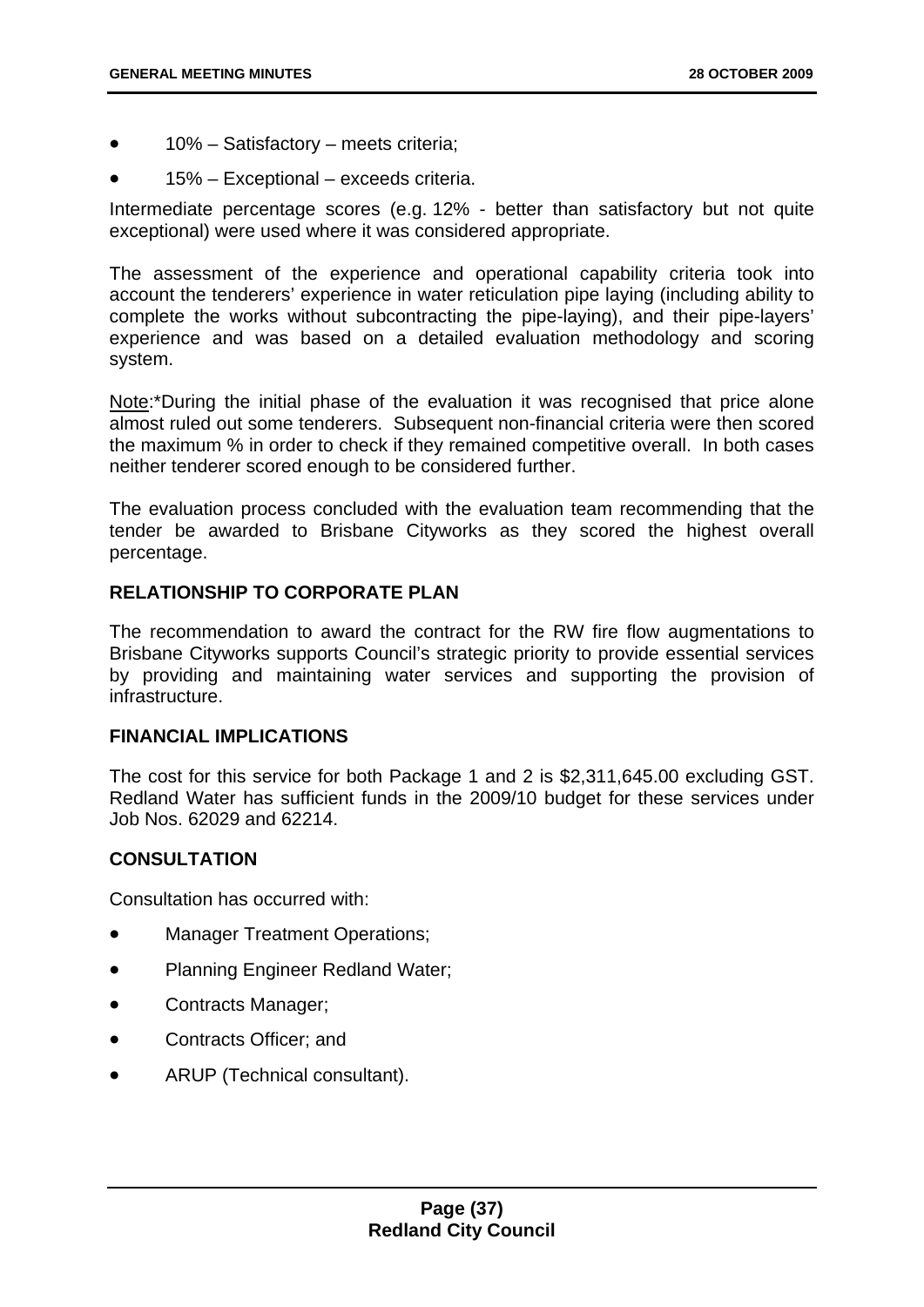- 10% – Satisfactory – meets criteria;
- 15% – Exceptional – exceeds criteria.

Intermediate percentage scores (e.g. 12% - better than satisfactory but not quite exceptional) were used where it was considered appropriate.

The assessment of the experience and operational capability criteria took into account the tenderers' experience in water reticulation pipe laying (including ability to complete the works without subcontracting the pipe-laying), and their pipe-layers' experience and was based on a detailed evaluation methodology and scoring system.

Note:*During the initial phase of the evaluation it was recognised that price alone almost ruled out some tenderers. Subsequent non-financial criteria were then scored the maximum % in order to check if they remained competitive overall. In both cases neither tenderer scored enough to be considered further.

The evaluation process concluded with the evaluation team recommending that the tender be awarded to Brisbane Cityworks as they scored the highest overall percentage.

## RELATIONSHIP TO CORPORATE PLAN

The recommendation to award the contract for the RW fire flow augmentations to Brisbane Cityworks supports Council's strategic priority to provide essential services by providing and maintaining water services and supporting the provision of infrastructure.

## FINANCIAL IMPLICATIONS

The cost for this service for both Package 1 and 2 is $2,311,645.00 excluding GST. Redland Water has sufficient funds in the 2009/10 budget for these services under Job Nos. 62029 and 62214.

## CONSULTATION

Consultation has occurred with:

- Manager Treatment Operations;
- Planning Engineer Redland Water;
- Contracts Manager;
- Contracts Officer; and
- ARUP (Technical consultant).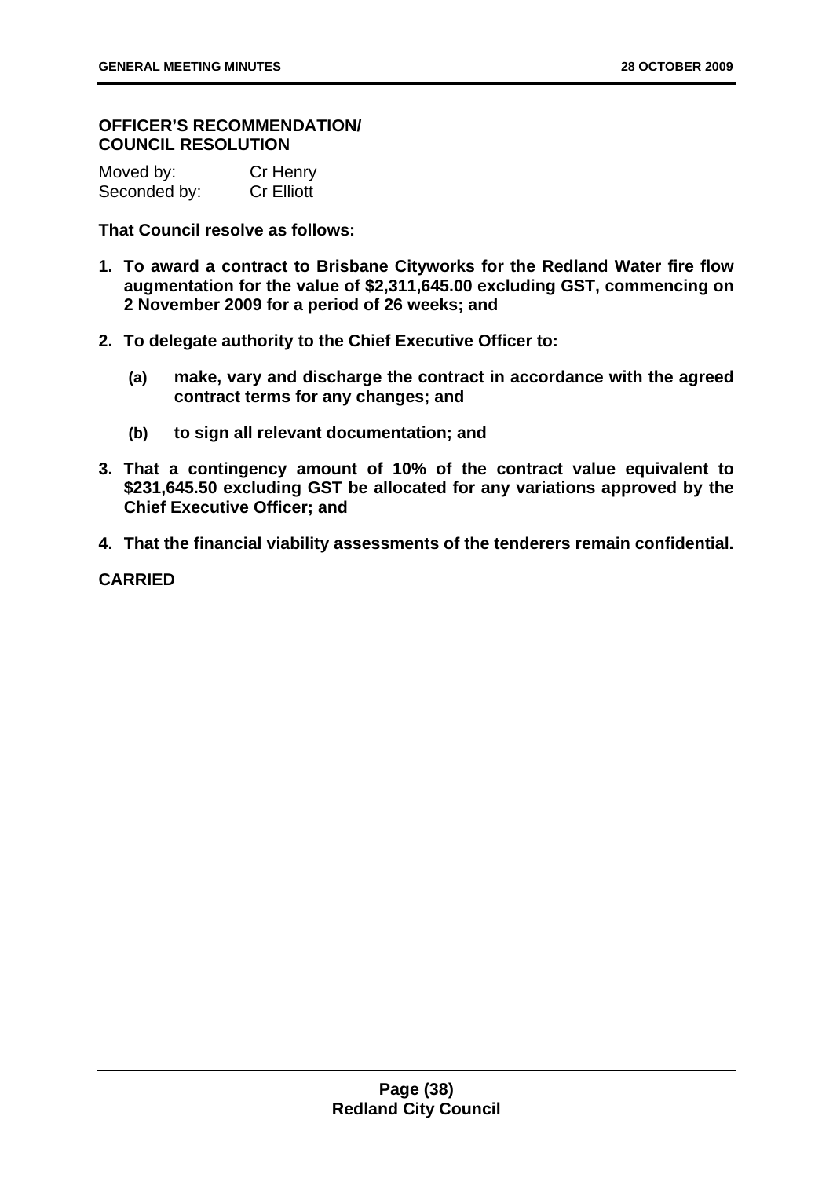**OFFICER'S RECOMMENDATION/ COUNCIL RESOLUTION**

Moved by: Cr Henry
Seconded by: Cr Elliott

**That Council resolve as follows:**

1. **To award a contract to Brisbane Cityworks for the Redland Water fire flow augmentation for the value of $2,311,645.00 excluding GST, commencing on 2 November 2009 for a period of 26 weeks; and**

2. **To delegate authority to the Chief Executive Officer to:**

   **(a) make, vary and discharge the contract in accordance with the agreed contract terms for any changes; and**

   **(b) to sign all relevant documentation; and**

3. **That a contingency amount of 10% of the contract value equivalent to $231,645.50 excluding GST be allocated for any variations approved by the Chief Executive Officer; and**

4. **That the financial viability assessments of the tenderers remain confidential.**

**CARRIED**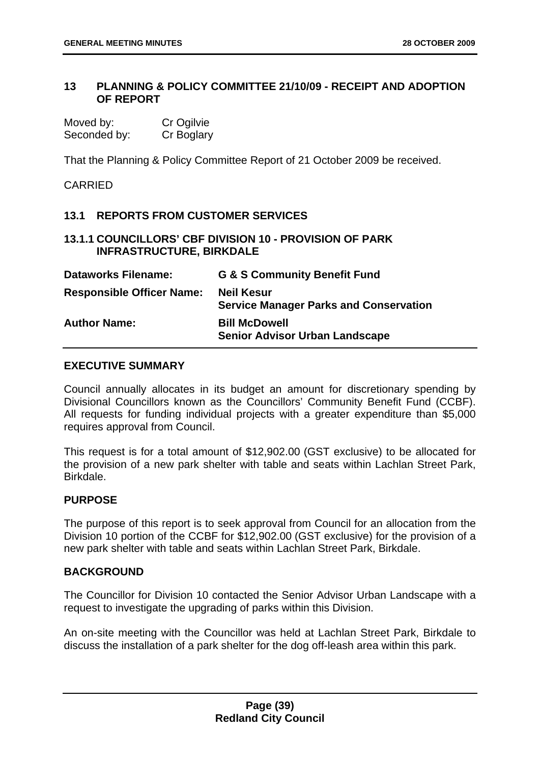## 13 PLANNING & POLICY COMMITTEE 21/10/09 - RECEIPT AND ADOPTION OF REPORT

Moved by: Cr Ogilvie
Seconded by: Cr Boglary

That the Planning & Policy Committee Report of 21 October 2009 be received.

CARRIED

### 13.1 REPORTS FROM CUSTOMER SERVICES

#### 13.1.1 COUNCILLORS' CBF DIVISION 10 - PROVISION OF PARK INFRASTRUCTURE, BIRKDALE

| | |
|---|---|
| **Dataworks Filename:** | **G & S Community Benefit Fund** |
| **Responsible Officer Name:** | **Neil Kesur**<br>**Service Manager Parks and Conservation** |
| **Author Name:** | **Bill McDowell**<br>**Senior Advisor Urban Landscape** |

**EXECUTIVE SUMMARY**

Council annually allocates in its budget an amount for discretionary spending by Divisional Councillors known as the Councillors' Community Benefit Fund (CCBF). All requests for funding individual projects with a greater expenditure than $5,000 requires approval from Council.

This request is for a total amount of $12,902.00 (GST exclusive) to be allocated for the provision of a new park shelter with table and seats within Lachlan Street Park, Birkdale.

**PURPOSE**

The purpose of this report is to seek approval from Council for an allocation from the Division 10 portion of the CCBF for $12,902.00 (GST exclusive) for the provision of a new park shelter with table and seats within Lachlan Street Park, Birkdale.

**BACKGROUND**

The Councillor for Division 10 contacted the Senior Advisor Urban Landscape with a request to investigate the upgrading of parks within this Division.

An on-site meeting with the Councillor was held at Lachlan Street Park, Birkdale to discuss the installation of a park shelter for the dog off-leash area within this park.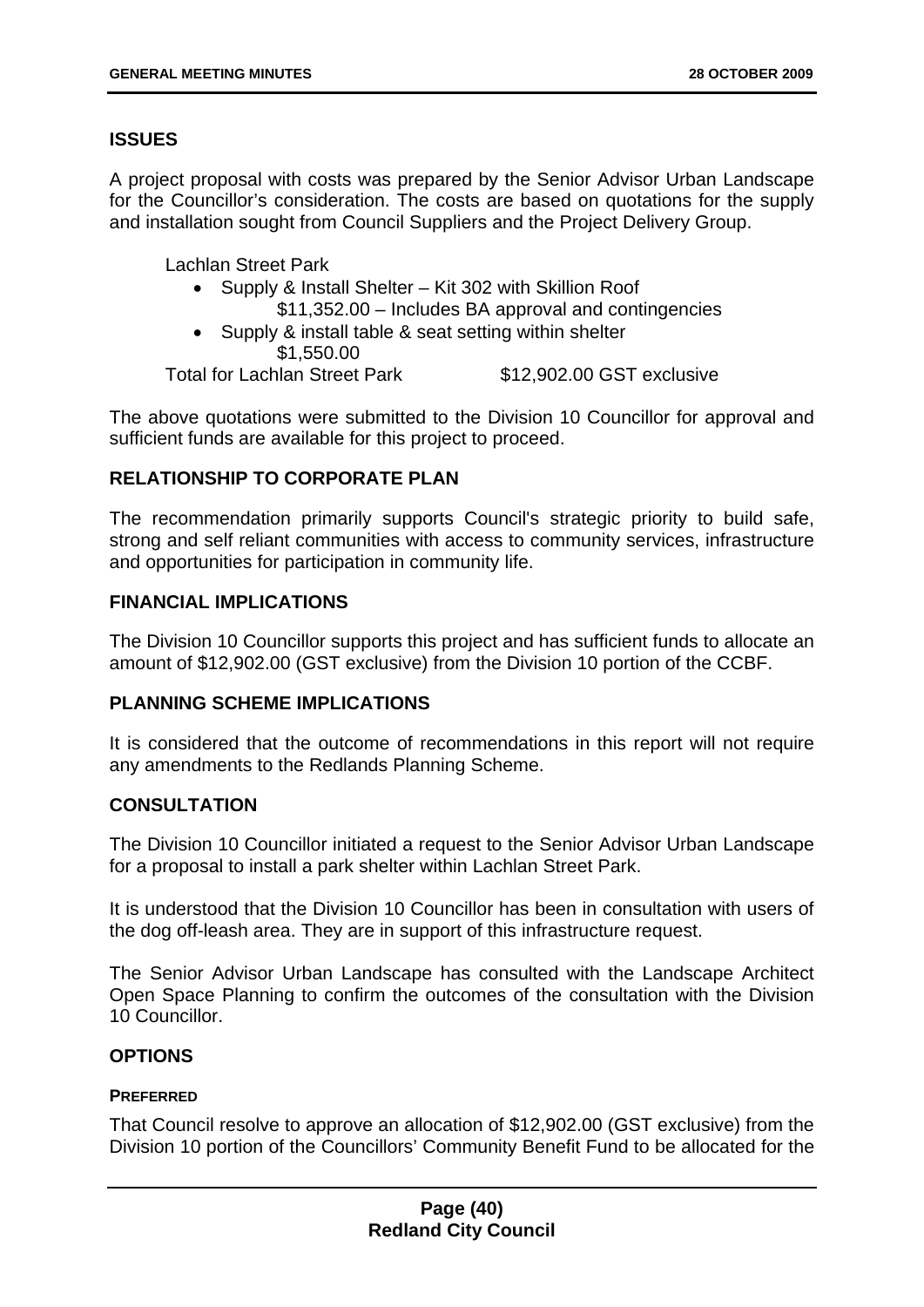## ISSUES

A project proposal with costs was prepared by the Senior Advisor Urban Landscape for the Councillor's consideration. The costs are based on quotations for the supply and installation sought from Council Suppliers and the Project Delivery Group.

Lachlan Street Park

- Supply & Install Shelter – Kit 302 with Skillion Roof
  $11,352.00 – Includes BA approval and contingencies
- Supply & install table & seat setting within shelter
  $1,550.00

Total for Lachlan Street Park $12,902.00 GST exclusive

The above quotations were submitted to the Division 10 Councillor for approval and sufficient funds are available for this project to proceed.

## RELATIONSHIP TO CORPORATE PLAN

The recommendation primarily supports Council's strategic priority to build safe, strong and self reliant communities with access to community services, infrastructure and opportunities for participation in community life.

## FINANCIAL IMPLICATIONS

The Division 10 Councillor supports this project and has sufficient funds to allocate an amount of $12,902.00 (GST exclusive) from the Division 10 portion of the CCBF.

## PLANNING SCHEME IMPLICATIONS

It is considered that the outcome of recommendations in this report will not require any amendments to the Redlands Planning Scheme.

## CONSULTATION

The Division 10 Councillor initiated a request to the Senior Advisor Urban Landscape for a proposal to install a park shelter within Lachlan Street Park.

It is understood that the Division 10 Councillor has been in consultation with users of the dog off-leash area. They are in support of this infrastructure request.

The Senior Advisor Urban Landscape has consulted with the Landscape Architect Open Space Planning to confirm the outcomes of the consultation with the Division 10 Councillor.

## OPTIONS

### PREFERRED

That Council resolve to approve an allocation of $12,902.00 (GST exclusive) from the Division 10 portion of the Councillors' Community Benefit Fund to be allocated for the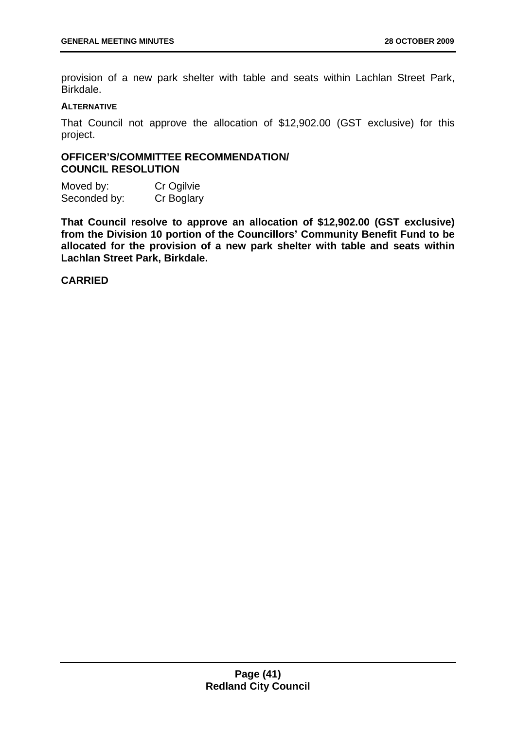provision of a new park shelter with table and seats within Lachlan Street Park, Birkdale.

**ALTERNATIVE**

That Council not approve the allocation of $12,902.00 (GST exclusive) for this project.

**OFFICER'S/COMMITTEE RECOMMENDATION/ COUNCIL RESOLUTION**

Moved by: Cr Ogilvie
Seconded by: Cr Boglary

**That Council resolve to approve an allocation of $12,902.00 (GST exclusive) from the Division 10 portion of the Councillors' Community Benefit Fund to be allocated for the provision of a new park shelter with table and seats within Lachlan Street Park, Birkdale.**

**CARRIED**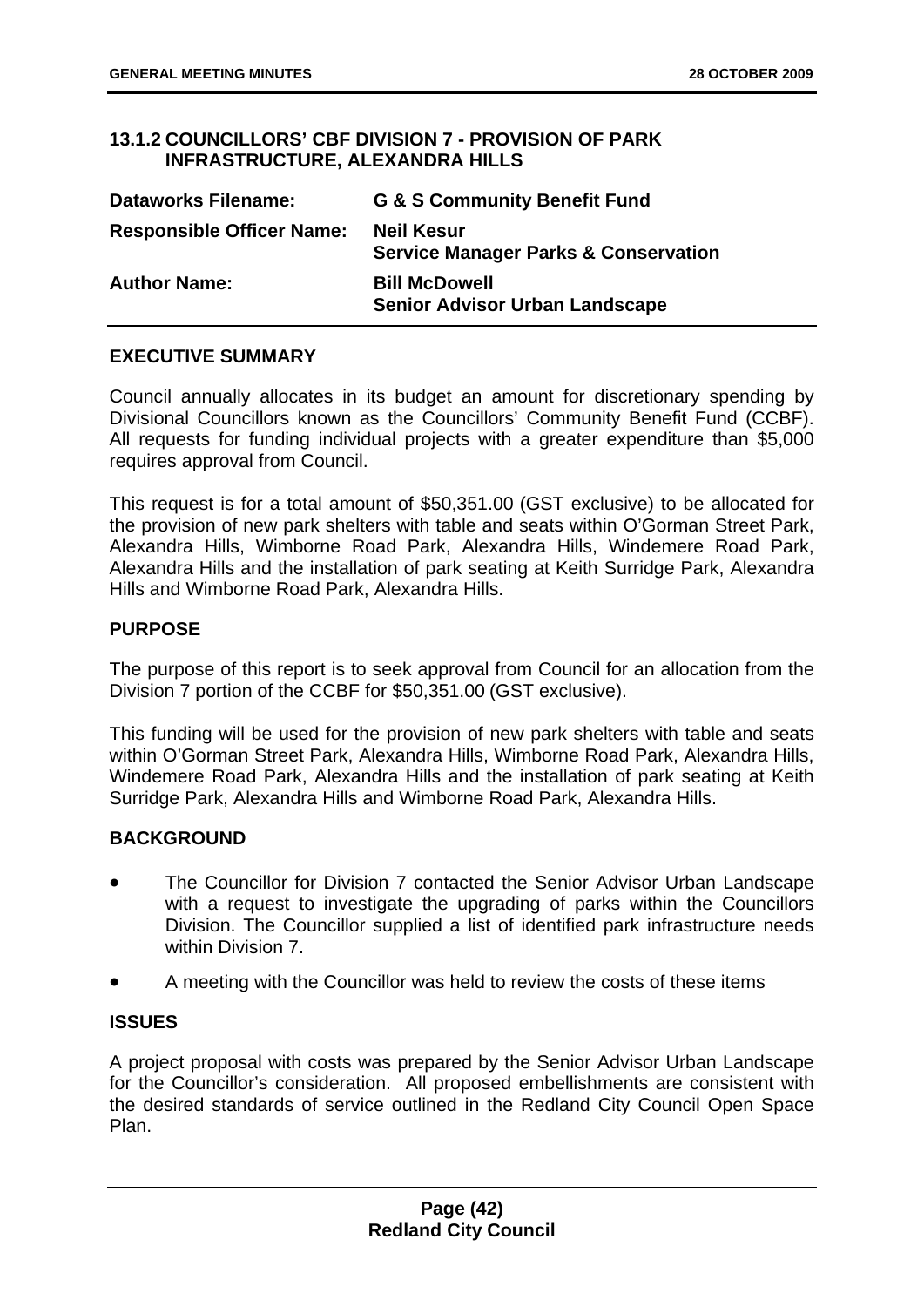### 13.1.2 COUNCILLORS' CBF DIVISION 7 - PROVISION OF PARK INFRASTRUCTURE, ALEXANDRA HILLS

| | |
|---|---|
| **Dataworks Filename:** | **G & S Community Benefit Fund** |
| **Responsible Officer Name:** | **Neil Kesur**<br>**Service Manager Parks & Conservation** |
| **Author Name:** | **Bill McDowell**<br>**Senior Advisor Urban Landscape** |

#### EXECUTIVE SUMMARY

Council annually allocates in its budget an amount for discretionary spending by Divisional Councillors known as the Councillors' Community Benefit Fund (CCBF). All requests for funding individual projects with a greater expenditure than $5,000 requires approval from Council.

This request is for a total amount of $50,351.00 (GST exclusive) to be allocated for the provision of new park shelters with table and seats within O'Gorman Street Park, Alexandra Hills, Wimborne Road Park, Alexandra Hills, Windemere Road Park, Alexandra Hills and the installation of park seating at Keith Surridge Park, Alexandra Hills and Wimborne Road Park, Alexandra Hills.

#### PURPOSE

The purpose of this report is to seek approval from Council for an allocation from the Division 7 portion of the CCBF for $50,351.00 (GST exclusive).

This funding will be used for the provision of new park shelters with table and seats within O'Gorman Street Park, Alexandra Hills, Wimborne Road Park, Alexandra Hills, Windemere Road Park, Alexandra Hills and the installation of park seating at Keith Surridge Park, Alexandra Hills and Wimborne Road Park, Alexandra Hills.

#### BACKGROUND

- The Councillor for Division 7 contacted the Senior Advisor Urban Landscape with a request to investigate the upgrading of parks within the Councillors Division. The Councillor supplied a list of identified park infrastructure needs within Division 7.
- A meeting with the Councillor was held to review the costs of these items

#### ISSUES

A project proposal with costs was prepared by the Senior Advisor Urban Landscape for the Councillor's consideration. All proposed embellishments are consistent with the desired standards of service outlined in the Redland City Council Open Space Plan.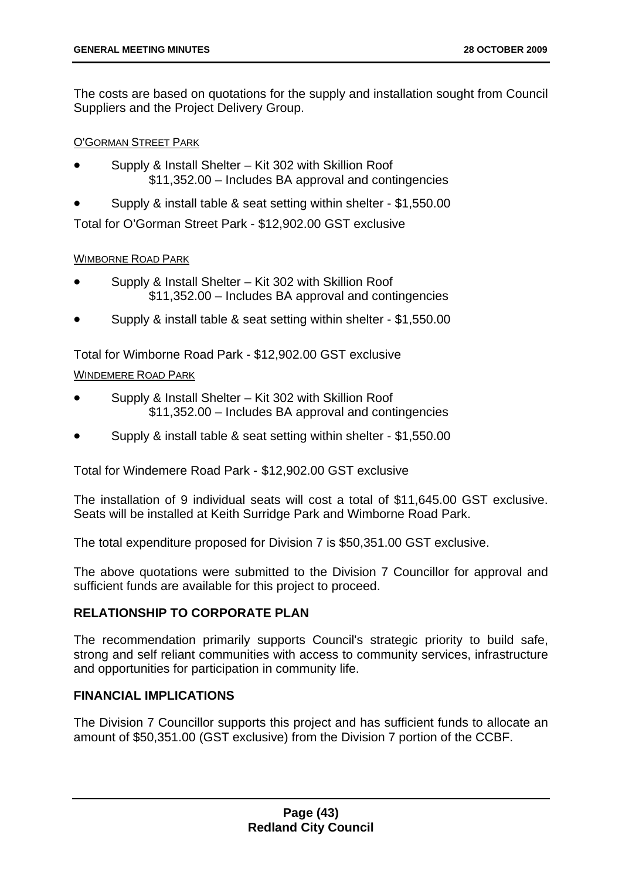The costs are based on quotations for the supply and installation sought from Council Suppliers and the Project Delivery Group.

O'GORMAN STREET PARK

- Supply & Install Shelter – Kit 302 with Skillion Roof
  $11,352.00 – Includes BA approval and contingencies
- Supply & install table & seat setting within shelter - $1,550.00

Total for O'Gorman Street Park - $12,902.00 GST exclusive

WIMBORNE ROAD PARK

- Supply & Install Shelter – Kit 302 with Skillion Roof
  $11,352.00 – Includes BA approval and contingencies
- Supply & install table & seat setting within shelter - $1,550.00

Total for Wimborne Road Park - $12,902.00 GST exclusive

WINDEMERE ROAD PARK

- Supply & Install Shelter – Kit 302 with Skillion Roof
  $11,352.00 – Includes BA approval and contingencies
- Supply & install table & seat setting within shelter - $1,550.00

Total for Windemere Road Park - $12,902.00 GST exclusive

The installation of 9 individual seats will cost a total of $11,645.00 GST exclusive. Seats will be installed at Keith Surridge Park and Wimborne Road Park.

The total expenditure proposed for Division 7 is $50,351.00 GST exclusive.

The above quotations were submitted to the Division 7 Councillor for approval and sufficient funds are available for this project to proceed.

**RELATIONSHIP TO CORPORATE PLAN**

The recommendation primarily supports Council's strategic priority to build safe, strong and self reliant communities with access to community services, infrastructure and opportunities for participation in community life.

**FINANCIAL IMPLICATIONS**

The Division 7 Councillor supports this project and has sufficient funds to allocate an amount of $50,351.00 (GST exclusive) from the Division 7 portion of the CCBF.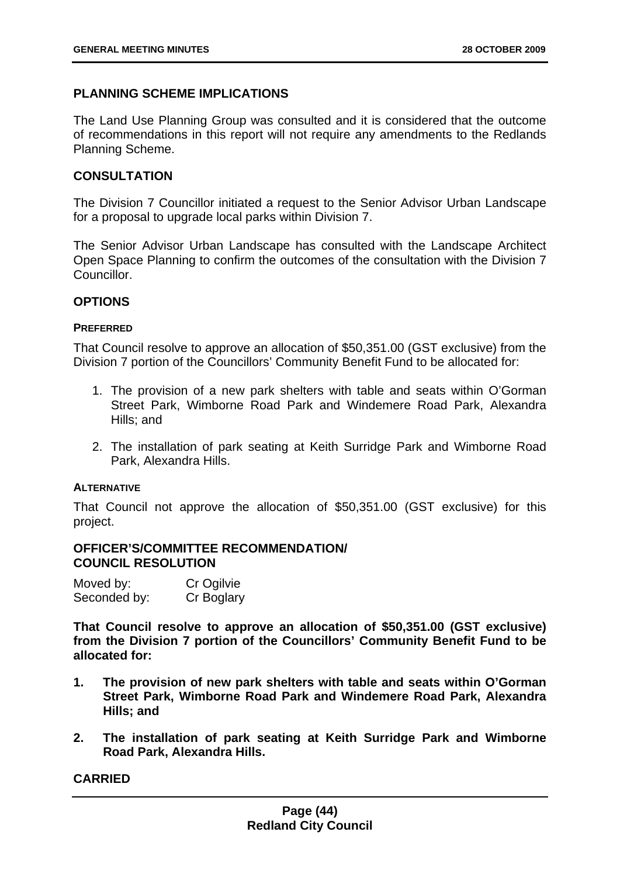## PLANNING SCHEME IMPLICATIONS

The Land Use Planning Group was consulted and it is considered that the outcome of recommendations in this report will not require any amendments to the Redlands Planning Scheme.

## CONSULTATION

The Division 7 Councillor initiated a request to the Senior Advisor Urban Landscape for a proposal to upgrade local parks within Division 7.

The Senior Advisor Urban Landscape has consulted with the Landscape Architect Open Space Planning to confirm the outcomes of the consultation with the Division 7 Councillor.

## OPTIONS

#### PREFERRED

That Council resolve to approve an allocation of $50,351.00 (GST exclusive) from the Division 7 portion of the Councillors' Community Benefit Fund to be allocated for:

1. The provision of a new park shelters with table and seats within O'Gorman Street Park, Wimborne Road Park and Windemere Road Park, Alexandra Hills; and
2. The installation of park seating at Keith Surridge Park and Wimborne Road Park, Alexandra Hills.

#### ALTERNATIVE

That Council not approve the allocation of $50,351.00 (GST exclusive) for this project.

## OFFICER'S/COMMITTEE RECOMMENDATION/ COUNCIL RESOLUTION

Moved by: Cr Ogilvie
Seconded by: Cr Boglary

**That Council resolve to approve an allocation of $50,351.00 (GST exclusive) from the Division 7 portion of the Councillors' Community Benefit Fund to be allocated for:**

1. **The provision of new park shelters with table and seats within O'Gorman Street Park, Wimborne Road Park and Windemere Road Park, Alexandra Hills; and**
2. **The installation of park seating at Keith Surridge Park and Wimborne Road Park, Alexandra Hills.**

**CARRIED**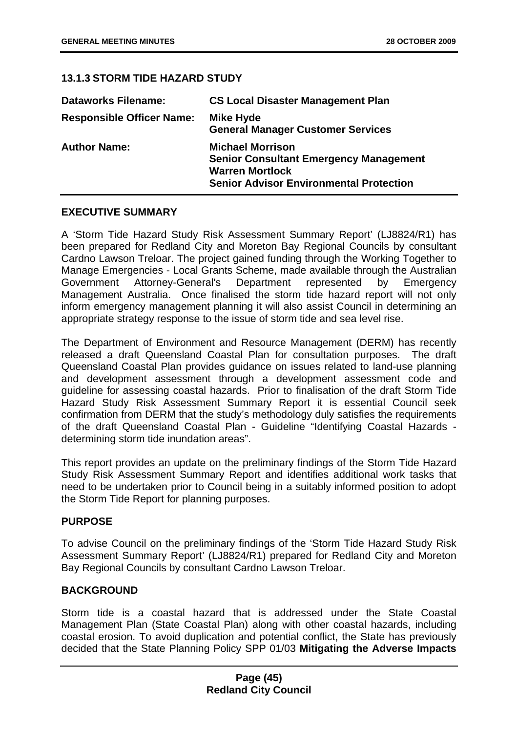### 13.1.3 STORM TIDE HAZARD STUDY

| | |
|---|---|
| **Dataworks Filename:** | **CS Local Disaster Management Plan** |
| **Responsible Officer Name:** | **Mike Hyde**<br>**General Manager Customer Services** |
| **Author Name:** | **Michael Morrison**<br>**Senior Consultant Emergency Management**<br>**Warren Mortlock**<br>**Senior Advisor Environmental Protection** |

#### EXECUTIVE SUMMARY

A 'Storm Tide Hazard Study Risk Assessment Summary Report' (LJ8824/R1) has been prepared for Redland City and Moreton Bay Regional Councils by consultant Cardno Lawson Treloar. The project gained funding through the Working Together to Manage Emergencies - Local Grants Scheme, made available through the Australian Government Attorney-General's Department represented by Emergency Management Australia. Once finalised the storm tide hazard report will not only inform emergency management planning it will also assist Council in determining an appropriate strategy response to the issue of storm tide and sea level rise.

The Department of Environment and Resource Management (DERM) has recently released a draft Queensland Coastal Plan for consultation purposes. The draft Queensland Coastal Plan provides guidance on issues related to land-use planning and development assessment through a development assessment code and guideline for assessing coastal hazards. Prior to finalisation of the draft Storm Tide Hazard Study Risk Assessment Summary Report it is essential Council seek confirmation from DERM that the study's methodology duly satisfies the requirements of the draft Queensland Coastal Plan - Guideline "Identifying Coastal Hazards - determining storm tide inundation areas".

This report provides an update on the preliminary findings of the Storm Tide Hazard Study Risk Assessment Summary Report and identifies additional work tasks that need to be undertaken prior to Council being in a suitably informed position to adopt the Storm Tide Report for planning purposes.

#### PURPOSE

To advise Council on the preliminary findings of the 'Storm Tide Hazard Study Risk Assessment Summary Report' (LJ8824/R1) prepared for Redland City and Moreton Bay Regional Councils by consultant Cardno Lawson Treloar.

#### BACKGROUND

Storm tide is a coastal hazard that is addressed under the State Coastal Management Plan (State Coastal Plan) along with other coastal hazards, including coastal erosion. To avoid duplication and potential conflict, the State has previously decided that the State Planning Policy SPP 01/03 **Mitigating the Adverse Impacts**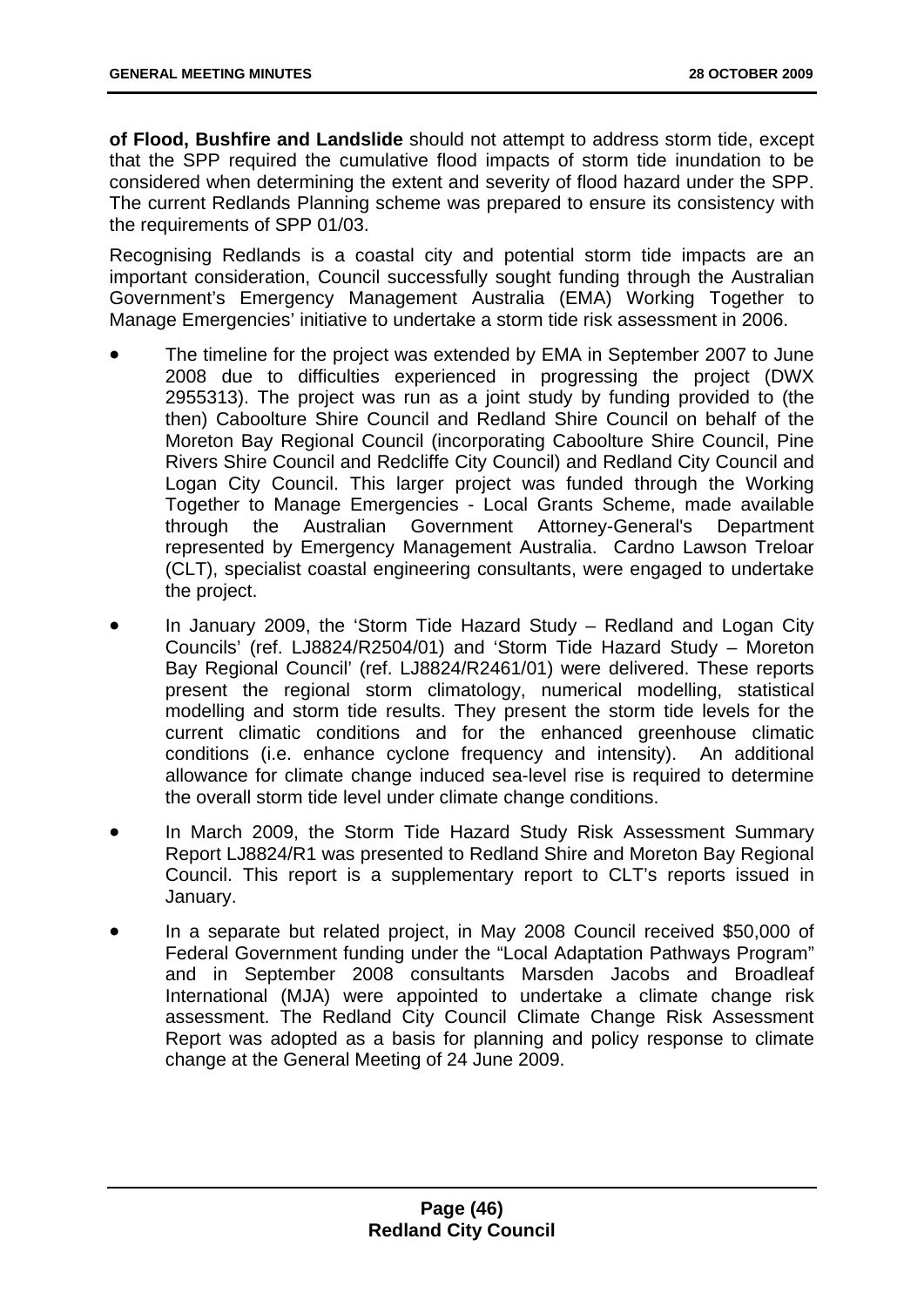**of Flood, Bushfire and Landslide** should not attempt to address storm tide, except that the SPP required the cumulative flood impacts of storm tide inundation to be considered when determining the extent and severity of flood hazard under the SPP. The current Redlands Planning scheme was prepared to ensure its consistency with the requirements of SPP 01/03.

Recognising Redlands is a coastal city and potential storm tide impacts are an important consideration, Council successfully sought funding through the Australian Government's Emergency Management Australia (EMA) Working Together to Manage Emergencies' initiative to undertake a storm tide risk assessment in 2006.

- The timeline for the project was extended by EMA in September 2007 to June 2008 due to difficulties experienced in progressing the project (DWX 2955313). The project was run as a joint study by funding provided to (the then) Caboolture Shire Council and Redland Shire Council on behalf of the Moreton Bay Regional Council (incorporating Caboolture Shire Council, Pine Rivers Shire Council and Redcliffe City Council) and Redland City Council and Logan City Council. This larger project was funded through the Working Together to Manage Emergencies - Local Grants Scheme, made available through the Australian Government Attorney-General's Department represented by Emergency Management Australia. Cardno Lawson Treloar (CLT), specialist coastal engineering consultants, were engaged to undertake the project.
- In January 2009, the 'Storm Tide Hazard Study – Redland and Logan City Councils' (ref. LJ8824/R2504/01) and 'Storm Tide Hazard Study – Moreton Bay Regional Council' (ref. LJ8824/R2461/01) were delivered. These reports present the regional storm climatology, numerical modelling, statistical modelling and storm tide results. They present the storm tide levels for the current climatic conditions and for the enhanced greenhouse climatic conditions (i.e. enhance cyclone frequency and intensity). An additional allowance for climate change induced sea-level rise is required to determine the overall storm tide level under climate change conditions.
- In March 2009, the Storm Tide Hazard Study Risk Assessment Summary Report LJ8824/R1 was presented to Redland Shire and Moreton Bay Regional Council. This report is a supplementary report to CLT's reports issued in January.
- In a separate but related project, in May 2008 Council received $50,000 of Federal Government funding under the "Local Adaptation Pathways Program" and in September 2008 consultants Marsden Jacobs and Broadleaf International (MJA) were appointed to undertake a climate change risk assessment. The Redland City Council Climate Change Risk Assessment Report was adopted as a basis for planning and policy response to climate change at the General Meeting of 24 June 2009.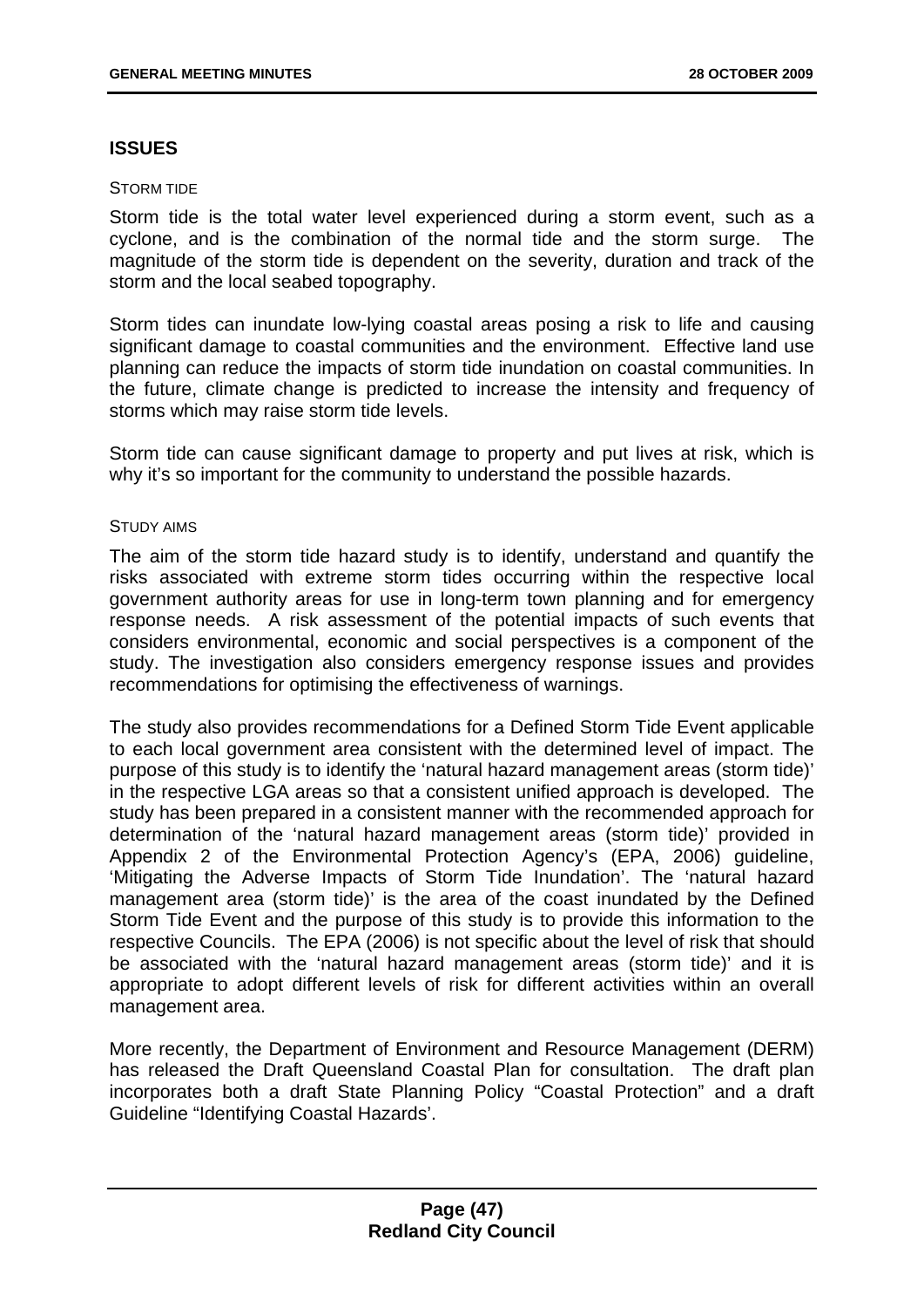## ISSUES

STORM TIDE

Storm tide is the total water level experienced during a storm event, such as a cyclone, and is the combination of the normal tide and the storm surge. The magnitude of the storm tide is dependent on the severity, duration and track of the storm and the local seabed topography.

Storm tides can inundate low-lying coastal areas posing a risk to life and causing significant damage to coastal communities and the environment. Effective land use planning can reduce the impacts of storm tide inundation on coastal communities. In the future, climate change is predicted to increase the intensity and frequency of storms which may raise storm tide levels.

Storm tide can cause significant damage to property and put lives at risk, which is why it's so important for the community to understand the possible hazards.

STUDY AIMS

The aim of the storm tide hazard study is to identify, understand and quantify the risks associated with extreme storm tides occurring within the respective local government authority areas for use in long-term town planning and for emergency response needs. A risk assessment of the potential impacts of such events that considers environmental, economic and social perspectives is a component of the study. The investigation also considers emergency response issues and provides recommendations for optimising the effectiveness of warnings.

The study also provides recommendations for a Defined Storm Tide Event applicable to each local government area consistent with the determined level of impact. The purpose of this study is to identify the 'natural hazard management areas (storm tide)' in the respective LGA areas so that a consistent unified approach is developed. The study has been prepared in a consistent manner with the recommended approach for determination of the 'natural hazard management areas (storm tide)' provided in Appendix 2 of the Environmental Protection Agency's (EPA, 2006) guideline, 'Mitigating the Adverse Impacts of Storm Tide Inundation'. The 'natural hazard management area (storm tide)' is the area of the coast inundated by the Defined Storm Tide Event and the purpose of this study is to provide this information to the respective Councils. The EPA (2006) is not specific about the level of risk that should be associated with the 'natural hazard management areas (storm tide)' and it is appropriate to adopt different levels of risk for different activities within an overall management area.

More recently, the Department of Environment and Resource Management (DERM) has released the Draft Queensland Coastal Plan for consultation. The draft plan incorporates both a draft State Planning Policy "Coastal Protection" and a draft Guideline "Identifying Coastal Hazards'.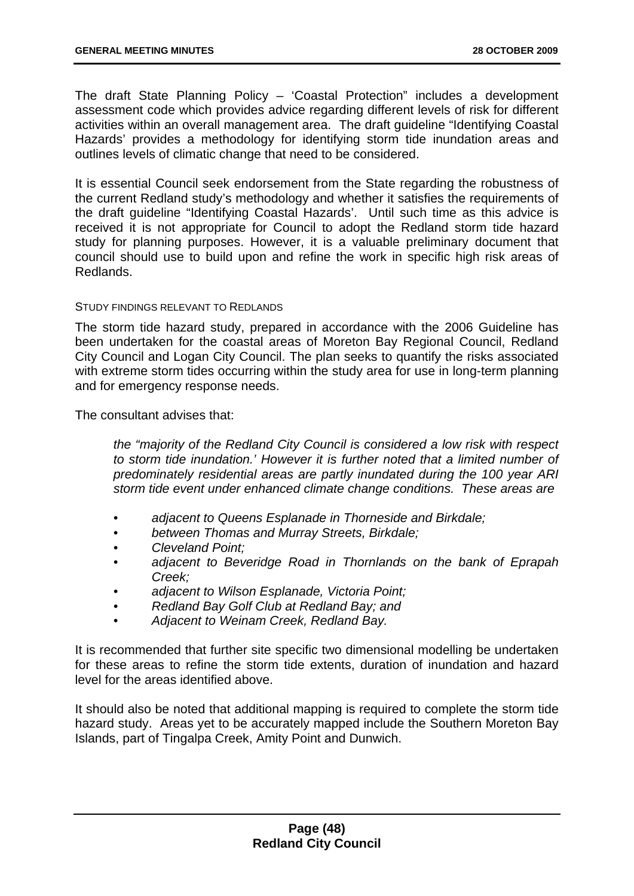The draft State Planning Policy – 'Coastal Protection" includes a development assessment code which provides advice regarding different levels of risk for different activities within an overall management area. The draft guideline "Identifying Coastal Hazards' provides a methodology for identifying storm tide inundation areas and outlines levels of climatic change that need to be considered.

It is essential Council seek endorsement from the State regarding the robustness of the current Redland study's methodology and whether it satisfies the requirements of the draft guideline "Identifying Coastal Hazards'. Until such time as this advice is received it is not appropriate for Council to adopt the Redland storm tide hazard study for planning purposes. However, it is a valuable preliminary document that council should use to build upon and refine the work in specific high risk areas of Redlands.

STUDY FINDINGS RELEVANT TO REDLANDS

The storm tide hazard study, prepared in accordance with the 2006 Guideline has been undertaken for the coastal areas of Moreton Bay Regional Council, Redland City Council and Logan City Council. The plan seeks to quantify the risks associated with extreme storm tides occurring within the study area for use in long-term planning and for emergency response needs.

The consultant advises that:

> *the "majority of the Redland City Council is considered a low risk with respect to storm tide inundation.' However it is further noted that a limited number of predominately residential areas are partly inundated during the 100 year ARI storm tide event under enhanced climate change conditions. These areas are*
>
> - *adjacent to Queens Esplanade in Thorneside and Birkdale;*
> - *between Thomas and Murray Streets, Birkdale;*
> - *Cleveland Point;*
> - *adjacent to Beveridge Road in Thornlands on the bank of Eprapah Creek;*
> - *adjacent to Wilson Esplanade, Victoria Point;*
> - *Redland Bay Golf Club at Redland Bay; and*
> - *Adjacent to Weinam Creek, Redland Bay.*

It is recommended that further site specific two dimensional modelling be undertaken for these areas to refine the storm tide extents, duration of inundation and hazard level for the areas identified above.

It should also be noted that additional mapping is required to complete the storm tide hazard study. Areas yet to be accurately mapped include the Southern Moreton Bay Islands, part of Tingalpa Creek, Amity Point and Dunwich.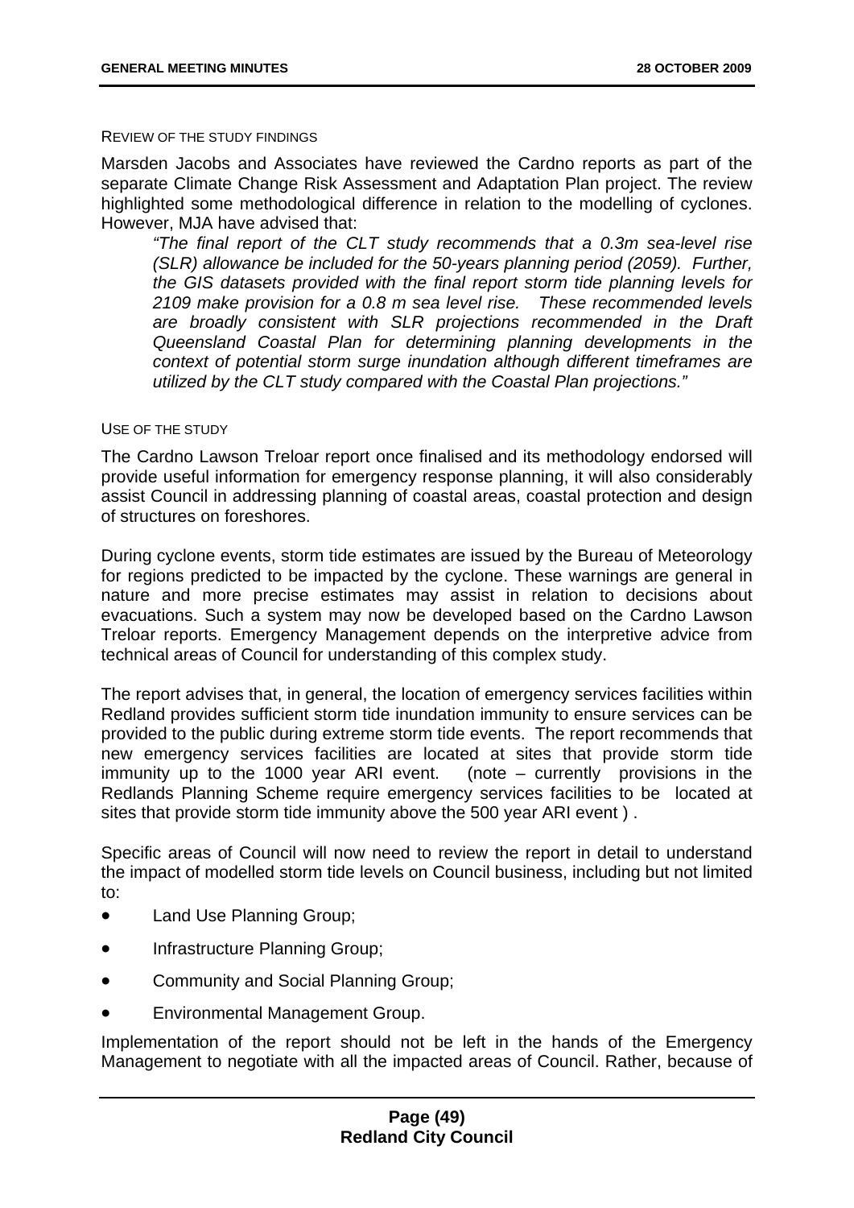REVIEW OF THE STUDY FINDINGS

Marsden Jacobs and Associates have reviewed the Cardno reports as part of the separate Climate Change Risk Assessment and Adaptation Plan project. The review highlighted some methodological difference in relation to the modelling of cyclones. However, MJA have advised that:

> *"The final report of the CLT study recommends that a 0.3m sea-level rise (SLR) allowance be included for the 50-years planning period (2059). Further, the GIS datasets provided with the final report storm tide planning levels for 2109 make provision for a 0.8 m sea level rise. These recommended levels are broadly consistent with SLR projections recommended in the Draft Queensland Coastal Plan for determining planning developments in the context of potential storm surge inundation although different timeframes are utilized by the CLT study compared with the Coastal Plan projections."*

USE OF THE STUDY

The Cardno Lawson Treloar report once finalised and its methodology endorsed will provide useful information for emergency response planning, it will also considerably assist Council in addressing planning of coastal areas, coastal protection and design of structures on foreshores.

During cyclone events, storm tide estimates are issued by the Bureau of Meteorology for regions predicted to be impacted by the cyclone. These warnings are general in nature and more precise estimates may assist in relation to decisions about evacuations. Such a system may now be developed based on the Cardno Lawson Treloar reports. Emergency Management depends on the interpretive advice from technical areas of Council for understanding of this complex study.

The report advises that, in general, the location of emergency services facilities within Redland provides sufficient storm tide inundation immunity to ensure services can be provided to the public during extreme storm tide events. The report recommends that new emergency services facilities are located at sites that provide storm tide immunity up to the 1000 year ARI event. (note – currently provisions in the Redlands Planning Scheme require emergency services facilities to be located at sites that provide storm tide immunity above the 500 year ARI event ) .

Specific areas of Council will now need to review the report in detail to understand the impact of modelled storm tide levels on Council business, including but not limited to:

- Land Use Planning Group;
- Infrastructure Planning Group;
- Community and Social Planning Group;
- Environmental Management Group.

Implementation of the report should not be left in the hands of the Emergency Management to negotiate with all the impacted areas of Council. Rather, because of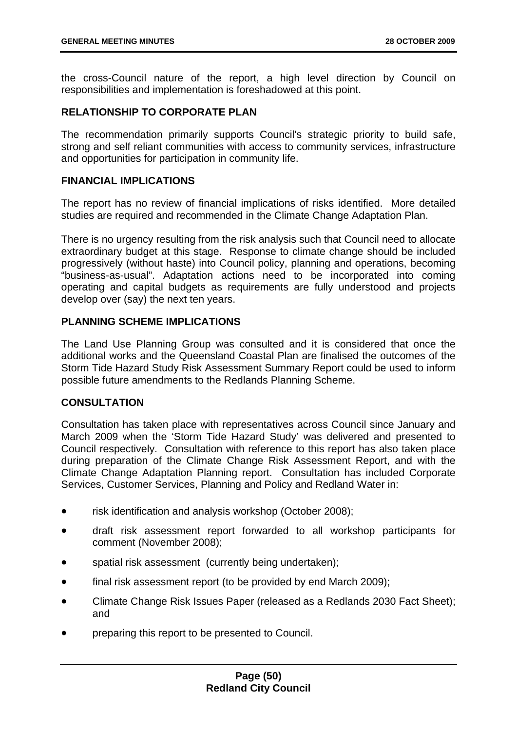the cross-Council nature of the report, a high level direction by Council on responsibilities and implementation is foreshadowed at this point.

## RELATIONSHIP TO CORPORATE PLAN

The recommendation primarily supports Council's strategic priority to build safe, strong and self reliant communities with access to community services, infrastructure and opportunities for participation in community life.

## FINANCIAL IMPLICATIONS

The report has no review of financial implications of risks identified. More detailed studies are required and recommended in the Climate Change Adaptation Plan.

There is no urgency resulting from the risk analysis such that Council need to allocate extraordinary budget at this stage. Response to climate change should be included progressively (without haste) into Council policy, planning and operations, becoming "business-as-usual". Adaptation actions need to be incorporated into coming operating and capital budgets as requirements are fully understood and projects develop over (say) the next ten years.

## PLANNING SCHEME IMPLICATIONS

The Land Use Planning Group was consulted and it is considered that once the additional works and the Queensland Coastal Plan are finalised the outcomes of the Storm Tide Hazard Study Risk Assessment Summary Report could be used to inform possible future amendments to the Redlands Planning Scheme.

## CONSULTATION

Consultation has taken place with representatives across Council since January and March 2009 when the 'Storm Tide Hazard Study' was delivered and presented to Council respectively. Consultation with reference to this report has also taken place during preparation of the Climate Change Risk Assessment Report, and with the Climate Change Adaptation Planning report. Consultation has included Corporate Services, Customer Services, Planning and Policy and Redland Water in:

- risk identification and analysis workshop (October 2008);
- draft risk assessment report forwarded to all workshop participants for comment (November 2008);
- spatial risk assessment (currently being undertaken);
- final risk assessment report (to be provided by end March 2009);
- Climate Change Risk Issues Paper (released as a Redlands 2030 Fact Sheet); and
- preparing this report to be presented to Council.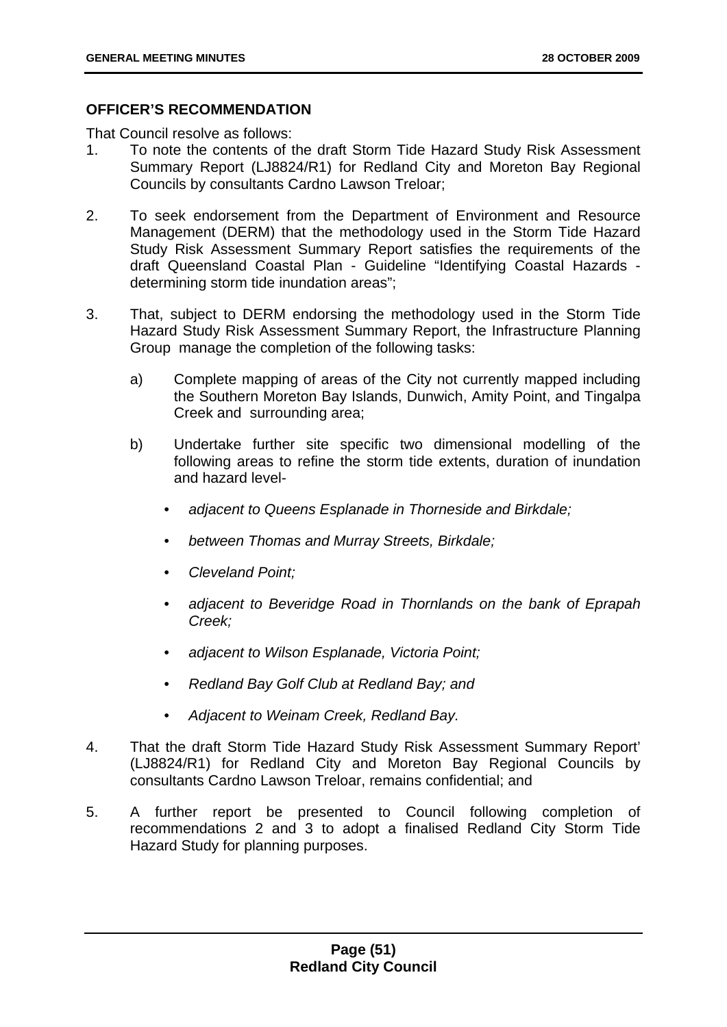## OFFICER'S RECOMMENDATION

That Council resolve as follows:

1. To note the contents of the draft Storm Tide Hazard Study Risk Assessment Summary Report (LJ8824/R1) for Redland City and Moreton Bay Regional Councils by consultants Cardno Lawson Treloar;

2. To seek endorsement from the Department of Environment and Resource Management (DERM) that the methodology used in the Storm Tide Hazard Study Risk Assessment Summary Report satisfies the requirements of the draft Queensland Coastal Plan - Guideline "Identifying Coastal Hazards - determining storm tide inundation areas";

3. That, subject to DERM endorsing the methodology used in the Storm Tide Hazard Study Risk Assessment Summary Report, the Infrastructure Planning Group manage the completion of the following tasks:

   a) Complete mapping of areas of the City not currently mapped including the Southern Moreton Bay Islands, Dunwich, Amity Point, and Tingalpa Creek and surrounding area;

   b) Undertake further site specific two dimensional modelling of the following areas to refine the storm tide extents, duration of inundation and hazard level-

      - *adjacent to Queens Esplanade in Thorneside and Birkdale;*
      - *between Thomas and Murray Streets, Birkdale;*
      - *Cleveland Point;*
      - *adjacent to Beveridge Road in Thornlands on the bank of Eprapah Creek;*
      - *adjacent to Wilson Esplanade, Victoria Point;*
      - *Redland Bay Golf Club at Redland Bay; and*
      - *Adjacent to Weinam Creek, Redland Bay.*

4. That the draft Storm Tide Hazard Study Risk Assessment Summary Report' (LJ8824/R1) for Redland City and Moreton Bay Regional Councils by consultants Cardno Lawson Treloar, remains confidential; and

5. A further report be presented to Council following completion of recommendations 2 and 3 to adopt a finalised Redland City Storm Tide Hazard Study for planning purposes.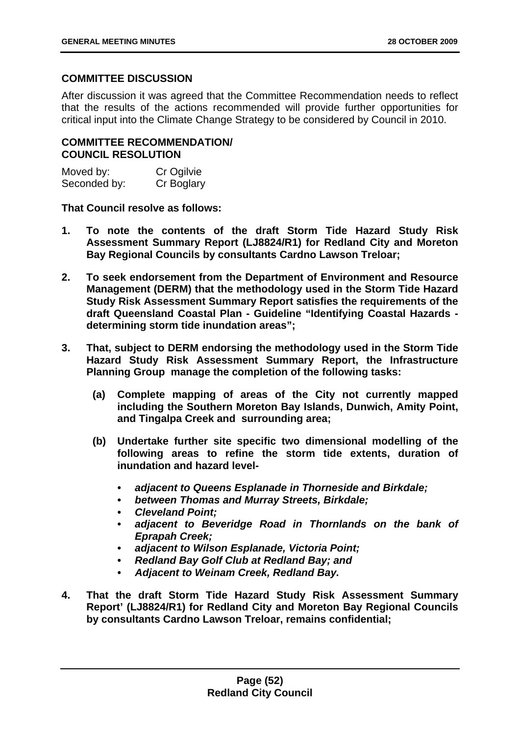### COMMITTEE DISCUSSION

After discussion it was agreed that the Committee Recommendation needs to reflect that the results of the actions recommended will provide further opportunities for critical input into the Climate Change Strategy to be considered by Council in 2010.

### COMMITTEE RECOMMENDATION/ COUNCIL RESOLUTION

| Moved by: | Cr Ogilvie |
|---|---|
| Seconded by: | Cr Boglary |

**That Council resolve as follows:**

1. **To note the contents of the draft Storm Tide Hazard Study Risk Assessment Summary Report (LJ8824/R1) for Redland City and Moreton Bay Regional Councils by consultants Cardno Lawson Treloar;**

2. **To seek endorsement from the Department of Environment and Resource Management (DERM) that the methodology used in the Storm Tide Hazard Study Risk Assessment Summary Report satisfies the requirements of the draft Queensland Coastal Plan - Guideline "Identifying Coastal Hazards - determining storm tide inundation areas";**

3. **That, subject to DERM endorsing the methodology used in the Storm Tide Hazard Study Risk Assessment Summary Report, the Infrastructure Planning Group manage the completion of the following tasks:**

   **(a) Complete mapping of areas of the City not currently mapped including the Southern Moreton Bay Islands, Dunwich, Amity Point, and Tingalpa Creek and surrounding area;**

   **(b) Undertake further site specific two dimensional modelling of the following areas to refine the storm tide extents, duration of inundation and hazard level-**

   - ***adjacent to Queens Esplanade in Thorneside and Birkdale;***
   - ***between Thomas and Murray Streets, Birkdale;***
   - ***Cleveland Point;***
   - ***adjacent to Beveridge Road in Thornlands on the bank of Eprapah Creek;***
   - ***adjacent to Wilson Esplanade, Victoria Point;***
   - ***Redland Bay Golf Club at Redland Bay; and***
   - ***Adjacent to Weinam Creek, Redland Bay.***

4. **That the draft Storm Tide Hazard Study Risk Assessment Summary Report' (LJ8824/R1) for Redland City and Moreton Bay Regional Councils by consultants Cardno Lawson Treloar, remains confidential;**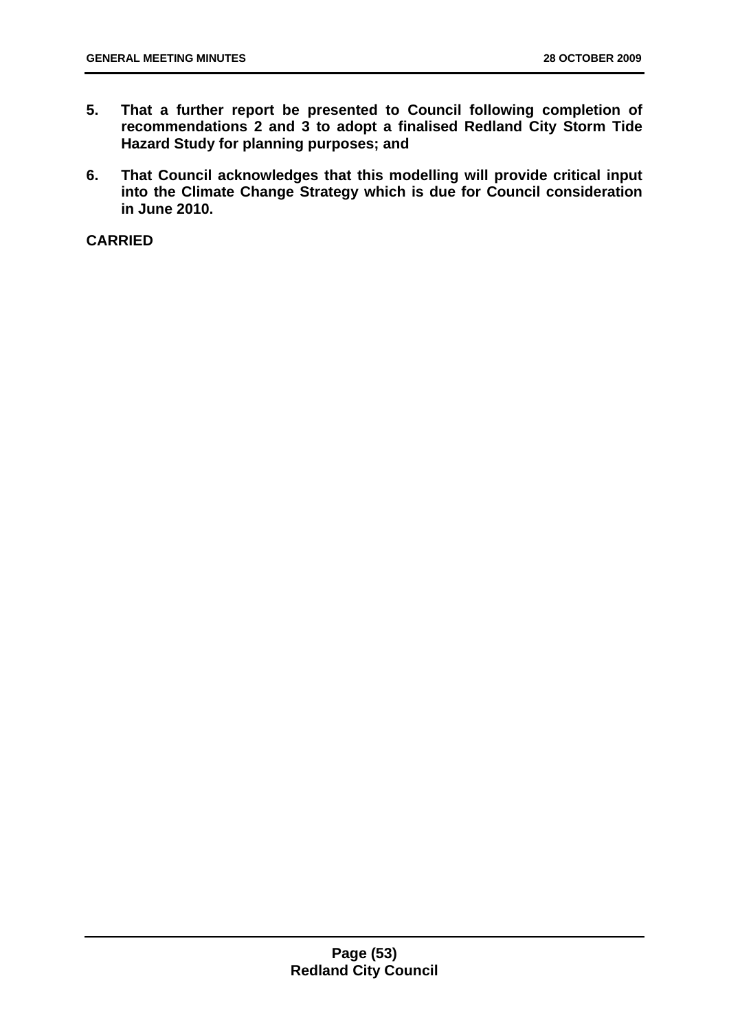5. **That a further report be presented to Council following completion of recommendations 2 and 3 to adopt a finalised Redland City Storm Tide Hazard Study for planning purposes; and**

6. **That Council acknowledges that this modelling will provide critical input into the Climate Change Strategy which is due for Council consideration in June 2010.**

**CARRIED**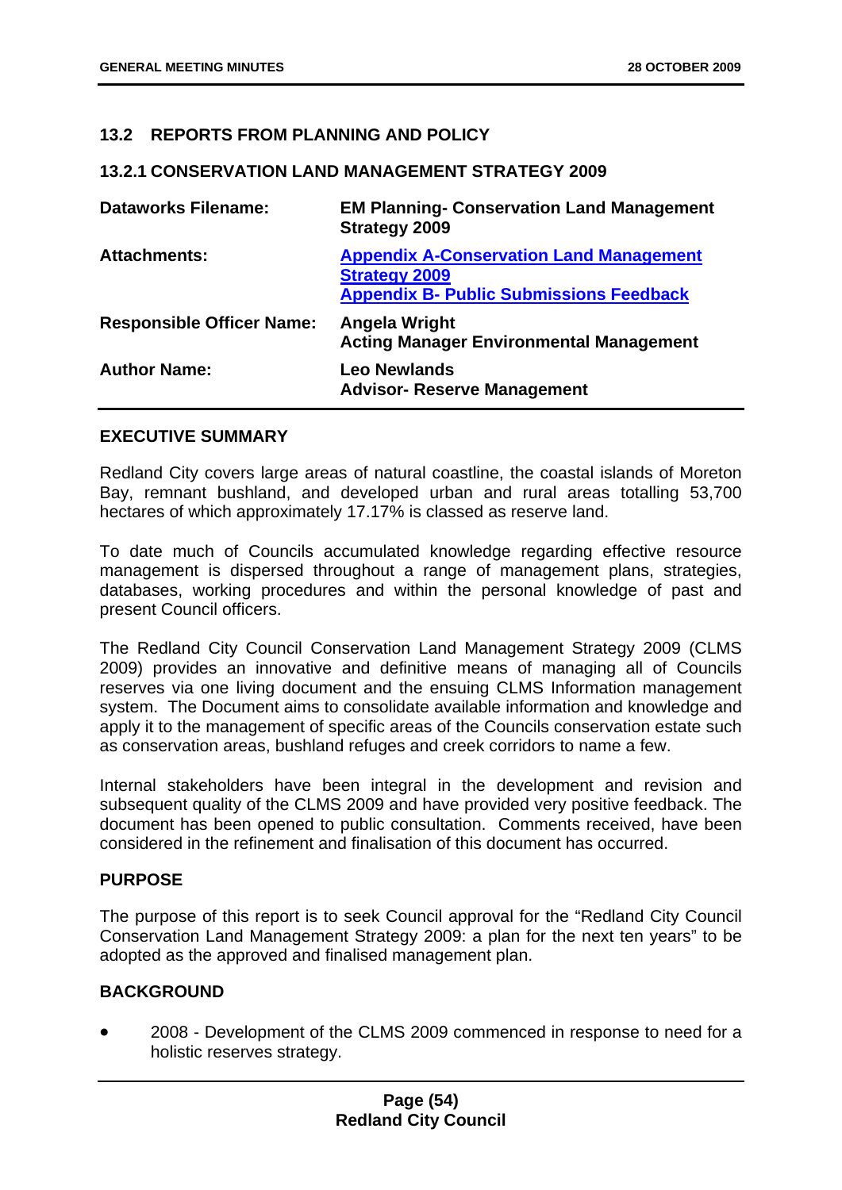## 13.2 REPORTS FROM PLANNING AND POLICY

### 13.2.1 CONSERVATION LAND MANAGEMENT STRATEGY 2009

| | |
|---|---|
| **Dataworks Filename:** | **EM Planning- Conservation Land Management Strategy 2009** |
| **Attachments:** | **Appendix A-Conservation Land Management Strategy 2009**<br>**Appendix B- Public Submissions Feedback** |
| **Responsible Officer Name:** | **Angela Wright**<br>**Acting Manager Environmental Management** |
| **Author Name:** | **Leo Newlands**<br>**Advisor- Reserve Management** |

**EXECUTIVE SUMMARY**

Redland City covers large areas of natural coastline, the coastal islands of Moreton Bay, remnant bushland, and developed urban and rural areas totalling 53,700 hectares of which approximately 17.17% is classed as reserve land.

To date much of Councils accumulated knowledge regarding effective resource management is dispersed throughout a range of management plans, strategies, databases, working procedures and within the personal knowledge of past and present Council officers.

The Redland City Council Conservation Land Management Strategy 2009 (CLMS 2009) provides an innovative and definitive means of managing all of Councils reserves via one living document and the ensuing CLMS Information management system. The Document aims to consolidate available information and knowledge and apply it to the management of specific areas of the Councils conservation estate such as conservation areas, bushland refuges and creek corridors to name a few.

Internal stakeholders have been integral in the development and revision and subsequent quality of the CLMS 2009 and have provided very positive feedback. The document has been opened to public consultation. Comments received, have been considered in the refinement and finalisation of this document has occurred.

**PURPOSE**

The purpose of this report is to seek Council approval for the "Redland City Council Conservation Land Management Strategy 2009: a plan for the next ten years" to be adopted as the approved and finalised management plan.

**BACKGROUND**

- 2008 - Development of the CLMS 2009 commenced in response to need for a holistic reserves strategy.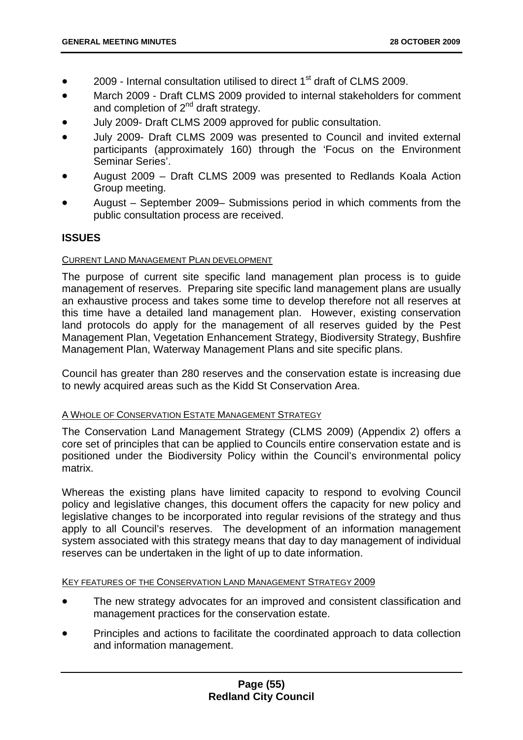- 2009 - Internal consultation utilised to direct 1st draft of CLMS 2009.
- March 2009 - Draft CLMS 2009 provided to internal stakeholders for comment and completion of 2nd draft strategy.
- July 2009- Draft CLMS 2009 approved for public consultation.
- July 2009- Draft CLMS 2009 was presented to Council and invited external participants (approximately 160) through the 'Focus on the Environment Seminar Series'.
- August 2009 – Draft CLMS 2009 was presented to Redlands Koala Action Group meeting.
- August – September 2009– Submissions period in which comments from the public consultation process are received.

## ISSUES

CURRENT LAND MANAGEMENT PLAN DEVELOPMENT

The purpose of current site specific land management plan process is to guide management of reserves. Preparing site specific land management plans are usually an exhaustive process and takes some time to develop therefore not all reserves at this time have a detailed land management plan. However, existing conservation land protocols do apply for the management of all reserves guided by the Pest Management Plan, Vegetation Enhancement Strategy, Biodiversity Strategy, Bushfire Management Plan, Waterway Management Plans and site specific plans.

Council has greater than 280 reserves and the conservation estate is increasing due to newly acquired areas such as the Kidd St Conservation Area.

A WHOLE OF CONSERVATION ESTATE MANAGEMENT STRATEGY

The Conservation Land Management Strategy (CLMS 2009) (Appendix 2) offers a core set of principles that can be applied to Councils entire conservation estate and is positioned under the Biodiversity Policy within the Council's environmental policy matrix.

Whereas the existing plans have limited capacity to respond to evolving Council policy and legislative changes, this document offers the capacity for new policy and legislative changes to be incorporated into regular revisions of the strategy and thus apply to all Council's reserves. The development of an information management system associated with this strategy means that day to day management of individual reserves can be undertaken in the light of up to date information.

KEY FEATURES OF THE CONSERVATION LAND MANAGEMENT STRATEGY 2009

- The new strategy advocates for an improved and consistent classification and management practices for the conservation estate.
- Principles and actions to facilitate the coordinated approach to data collection and information management.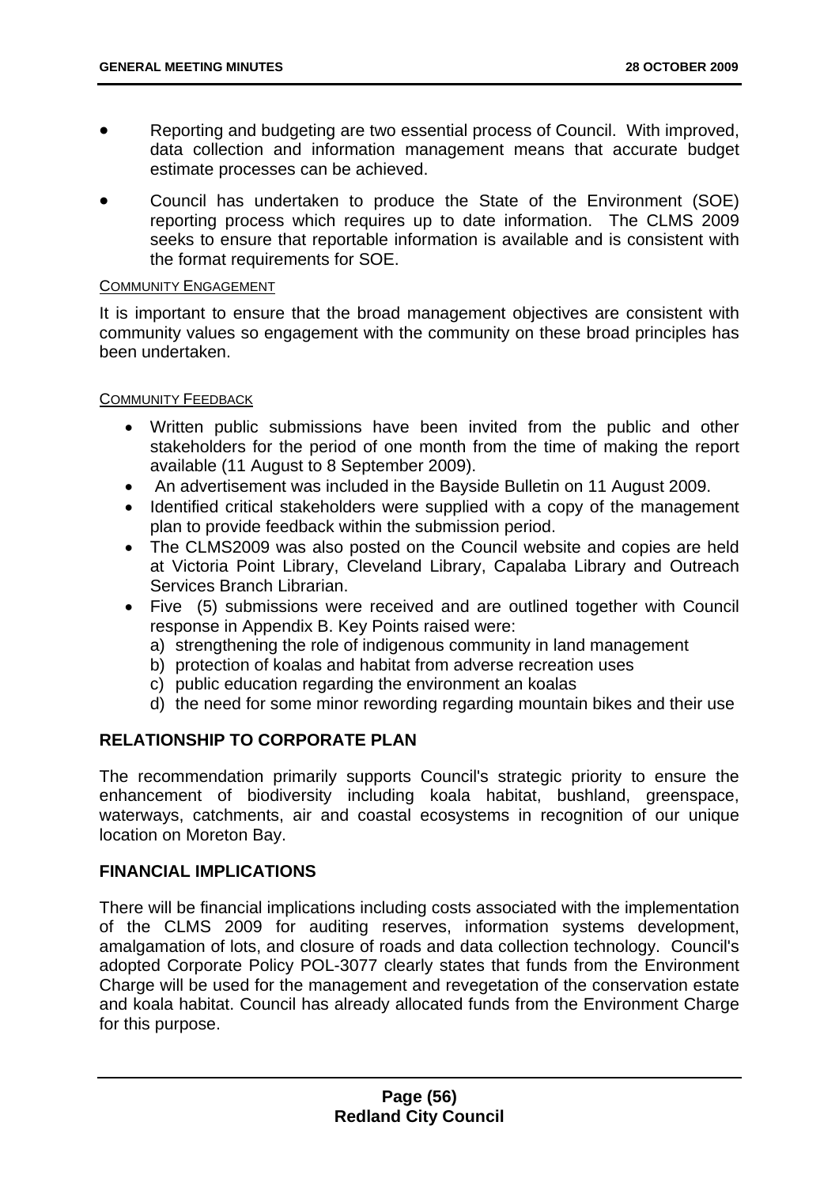- Reporting and budgeting are two essential process of Council. With improved, data collection and information management means that accurate budget estimate processes can be achieved.
- Council has undertaken to produce the State of the Environment (SOE) reporting process which requires up to date information. The CLMS 2009 seeks to ensure that reportable information is available and is consistent with the format requirements for SOE.

COMMUNITY ENGAGEMENT

It is important to ensure that the broad management objectives are consistent with community values so engagement with the community on these broad principles has been undertaken.

COMMUNITY FEEDBACK

- Written public submissions have been invited from the public and other stakeholders for the period of one month from the time of making the report available (11 August to 8 September 2009).
- An advertisement was included in the Bayside Bulletin on 11 August 2009.
- Identified critical stakeholders were supplied with a copy of the management plan to provide feedback within the submission period.
- The CLMS2009 was also posted on the Council website and copies are held at Victoria Point Library, Cleveland Library, Capalaba Library and Outreach Services Branch Librarian.
- Five (5) submissions were received and are outlined together with Council response in Appendix B. Key Points raised were:
  a) strengthening the role of indigenous community in land management
  b) protection of koalas and habitat from adverse recreation uses
  c) public education regarding the environment an koalas
  d) the need for some minor rewording regarding mountain bikes and their use

## RELATIONSHIP TO CORPORATE PLAN

The recommendation primarily supports Council's strategic priority to ensure the enhancement of biodiversity including koala habitat, bushland, greenspace, waterways, catchments, air and coastal ecosystems in recognition of our unique location on Moreton Bay.

## FINANCIAL IMPLICATIONS

There will be financial implications including costs associated with the implementation of the CLMS 2009 for auditing reserves, information systems development, amalgamation of lots, and closure of roads and data collection technology. Council's adopted Corporate Policy POL-3077 clearly states that funds from the Environment Charge will be used for the management and revegetation of the conservation estate and koala habitat. Council has already allocated funds from the Environment Charge for this purpose.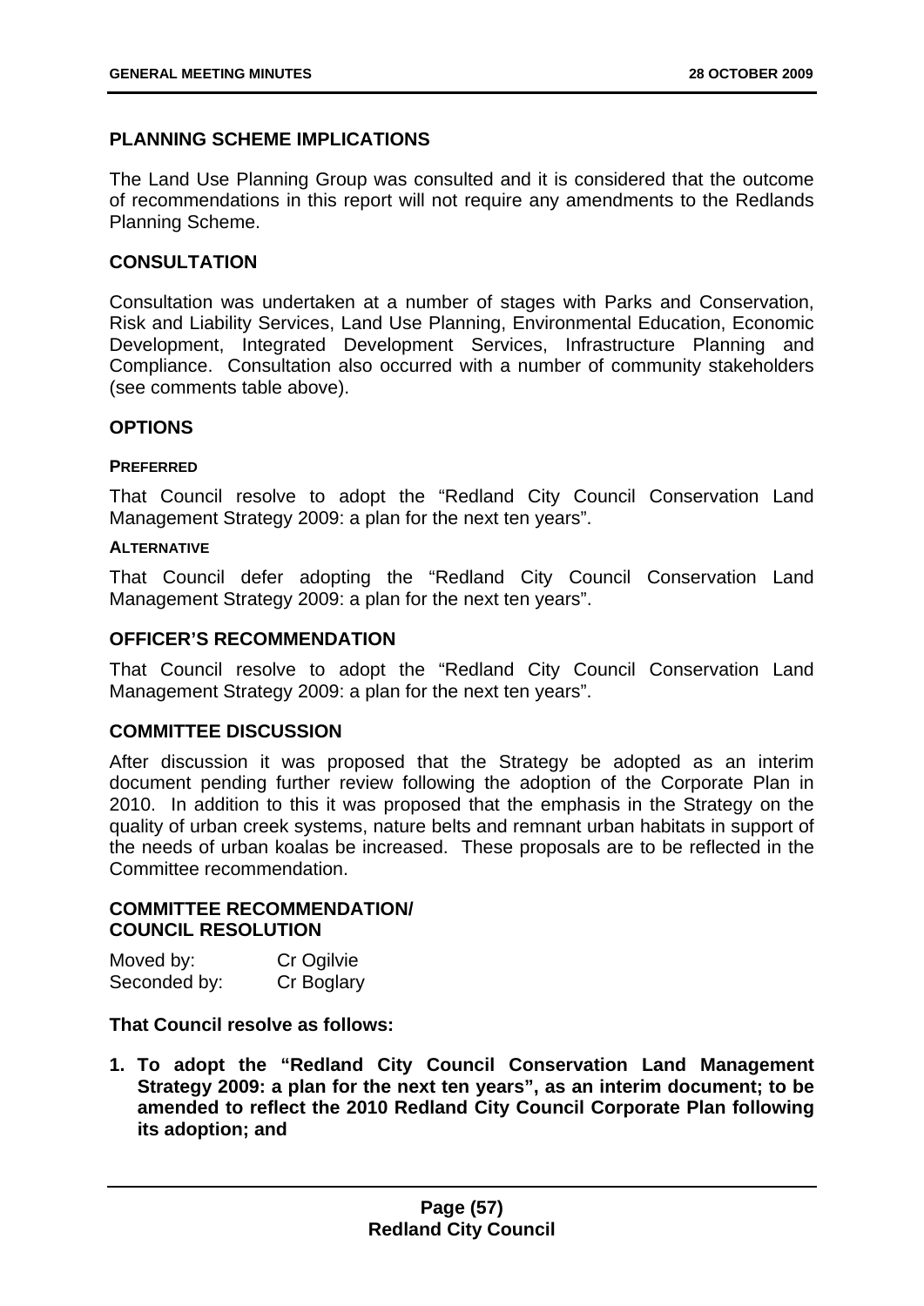## PLANNING SCHEME IMPLICATIONS

The Land Use Planning Group was consulted and it is considered that the outcome of recommendations in this report will not require any amendments to the Redlands Planning Scheme.

## CONSULTATION

Consultation was undertaken at a number of stages with Parks and Conservation, Risk and Liability Services, Land Use Planning, Environmental Education, Economic Development, Integrated Development Services, Infrastructure Planning and Compliance. Consultation also occurred with a number of community stakeholders (see comments table above).

## OPTIONS

#### PREFERRED

That Council resolve to adopt the "Redland City Council Conservation Land Management Strategy 2009: a plan for the next ten years".

#### ALTERNATIVE

That Council defer adopting the "Redland City Council Conservation Land Management Strategy 2009: a plan for the next ten years".

## OFFICER'S RECOMMENDATION

That Council resolve to adopt the "Redland City Council Conservation Land Management Strategy 2009: a plan for the next ten years".

## COMMITTEE DISCUSSION

After discussion it was proposed that the Strategy be adopted as an interim document pending further review following the adoption of the Corporate Plan in 2010. In addition to this it was proposed that the emphasis in the Strategy on the quality of urban creek systems, nature belts and remnant urban habitats in support of the needs of urban koalas be increased. These proposals are to be reflected in the Committee recommendation.

## COMMITTEE RECOMMENDATION/ COUNCIL RESOLUTION

| | |
|---|---|
| Moved by: | Cr Ogilvie |
| Seconded by: | Cr Boglary |

**That Council resolve as follows:**

1. **To adopt the "Redland City Council Conservation Land Management Strategy 2009: a plan for the next ten years", as an interim document; to be amended to reflect the 2010 Redland City Council Corporate Plan following its adoption; and**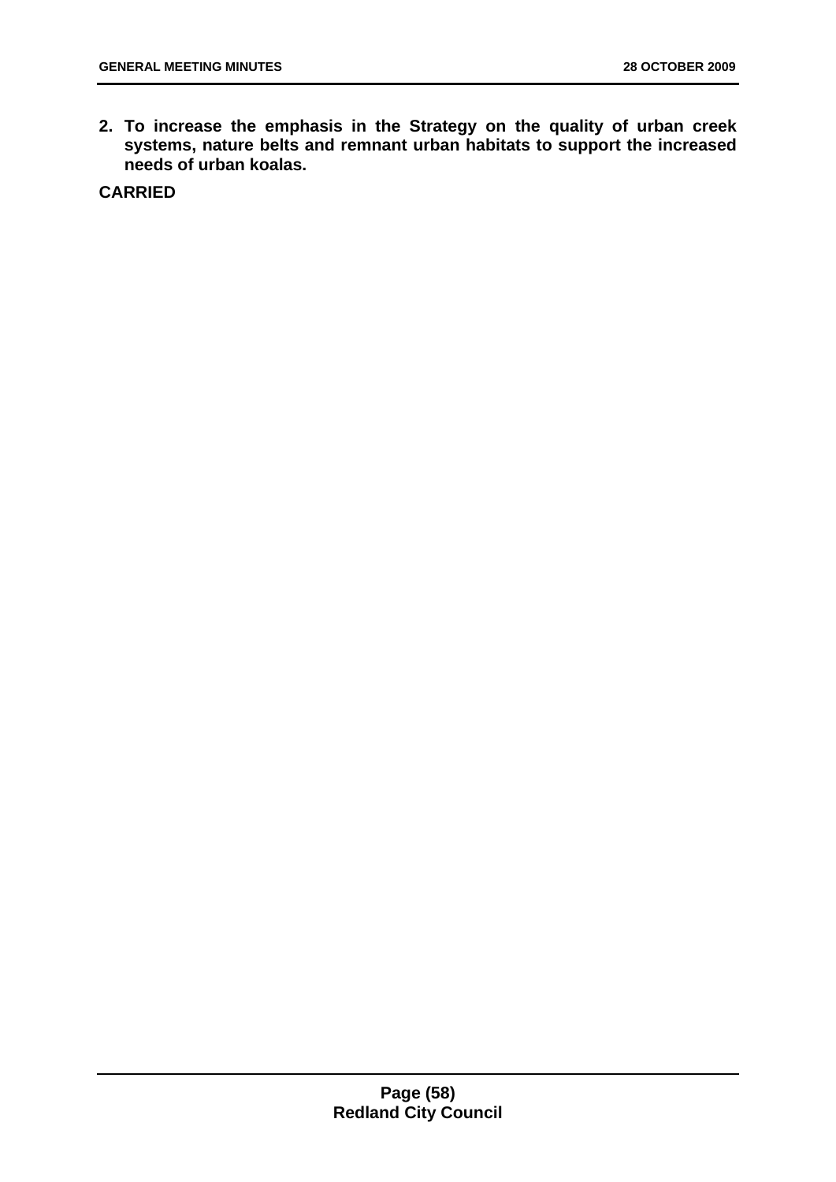**2. To increase the emphasis in the Strategy on the quality of urban creek systems, nature belts and remnant urban habitats to support the increased needs of urban koalas.**

**CARRIED**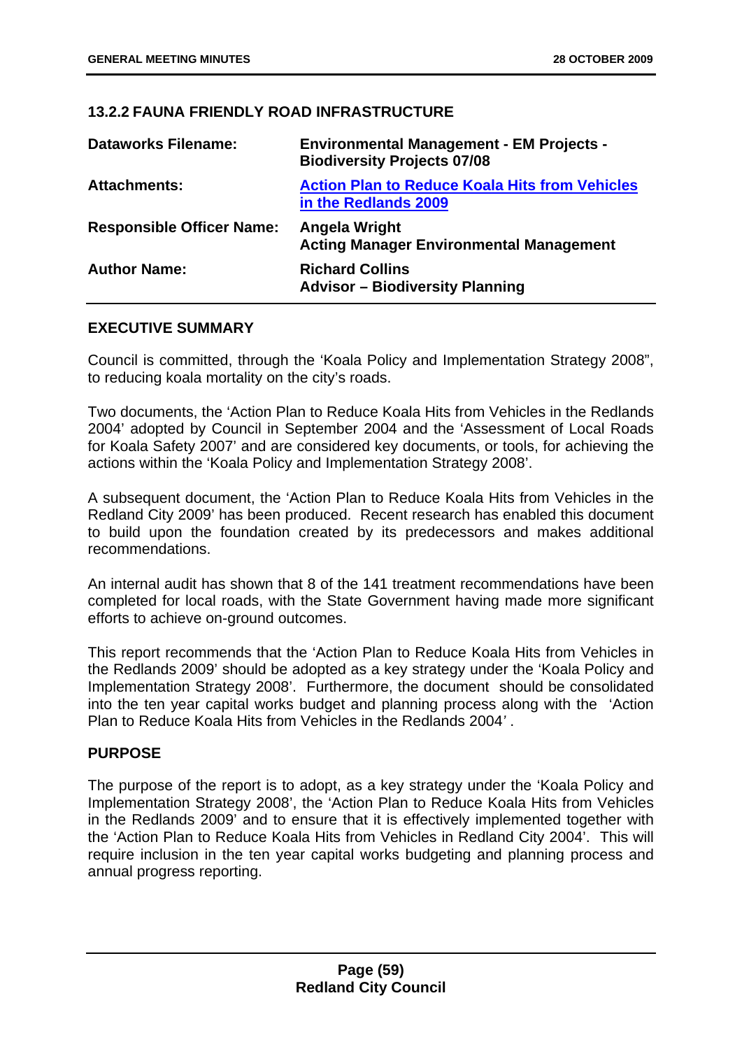### 13.2.2 FAUNA FRIENDLY ROAD INFRASTRUCTURE

| | |
|---|---|
| **Dataworks Filename:** | **Environmental Management - EM Projects - Biodiversity Projects 07/08** |
| **Attachments:** | **Action Plan to Reduce Koala Hits from Vehicles in the Redlands 2009** |
| **Responsible Officer Name:** | **Angela Wright**<br>**Acting Manager Environmental Management** |
| **Author Name:** | **Richard Collins**<br>**Advisor – Biodiversity Planning** |

#### EXECUTIVE SUMMARY

Council is committed, through the 'Koala Policy and Implementation Strategy 2008", to reducing koala mortality on the city's roads.

Two documents, the 'Action Plan to Reduce Koala Hits from Vehicles in the Redlands 2004' adopted by Council in September 2004 and the 'Assessment of Local Roads for Koala Safety 2007' and are considered key documents, or tools, for achieving the actions within the 'Koala Policy and Implementation Strategy 2008'.

A subsequent document, the 'Action Plan to Reduce Koala Hits from Vehicles in the Redland City 2009' has been produced. Recent research has enabled this document to build upon the foundation created by its predecessors and makes additional recommendations.

An internal audit has shown that 8 of the 141 treatment recommendations have been completed for local roads, with the State Government having made more significant efforts to achieve on-ground outcomes.

This report recommends that the 'Action Plan to Reduce Koala Hits from Vehicles in the Redlands 2009' should be adopted as a key strategy under the 'Koala Policy and Implementation Strategy 2008'. Furthermore, the document should be consolidated into the ten year capital works budget and planning process along with the 'Action Plan to Reduce Koala Hits from Vehicles in the Redlands 2004' .

#### PURPOSE

The purpose of the report is to adopt, as a key strategy under the 'Koala Policy and Implementation Strategy 2008', the 'Action Plan to Reduce Koala Hits from Vehicles in the Redlands 2009' and to ensure that it is effectively implemented together with the 'Action Plan to Reduce Koala Hits from Vehicles in Redland City 2004'. This will require inclusion in the ten year capital works budgeting and planning process and annual progress reporting.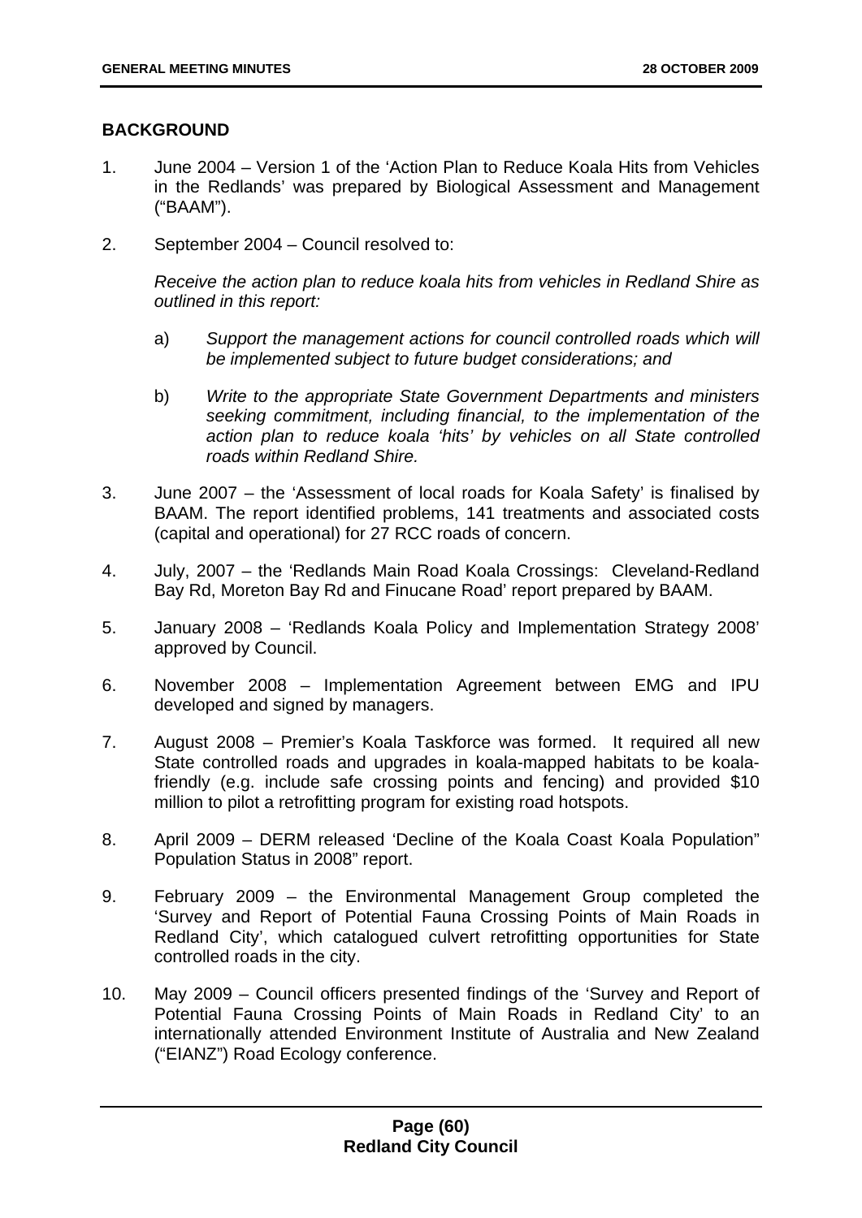## BACKGROUND

1. June 2004 – Version 1 of the 'Action Plan to Reduce Koala Hits from Vehicles in the Redlands' was prepared by Biological Assessment and Management ("BAAM").

2. September 2004 – Council resolved to:

   *Receive the action plan to reduce koala hits from vehicles in Redland Shire as outlined in this report:*

   a) *Support the management actions for council controlled roads which will be implemented subject to future budget considerations; and*

   b) *Write to the appropriate State Government Departments and ministers seeking commitment, including financial, to the implementation of the action plan to reduce koala 'hits' by vehicles on all State controlled roads within Redland Shire.*

3. June 2007 – the 'Assessment of local roads for Koala Safety' is finalised by BAAM. The report identified problems, 141 treatments and associated costs (capital and operational) for 27 RCC roads of concern.

4. July, 2007 – the 'Redlands Main Road Koala Crossings: Cleveland-Redland Bay Rd, Moreton Bay Rd and Finucane Road' report prepared by BAAM.

5. January 2008 – 'Redlands Koala Policy and Implementation Strategy 2008' approved by Council.

6. November 2008 – Implementation Agreement between EMG and IPU developed and signed by managers.

7. August 2008 – Premier's Koala Taskforce was formed. It required all new State controlled roads and upgrades in koala-mapped habitats to be koala-friendly (e.g. include safe crossing points and fencing) and provided $10 million to pilot a retrofitting program for existing road hotspots.

8. April 2009 – DERM released 'Decline of the Koala Coast Koala Population" Population Status in 2008" report.

9. February 2009 – the Environmental Management Group completed the 'Survey and Report of Potential Fauna Crossing Points of Main Roads in Redland City', which catalogued culvert retrofitting opportunities for State controlled roads in the city.

10. May 2009 – Council officers presented findings of the 'Survey and Report of Potential Fauna Crossing Points of Main Roads in Redland City' to an internationally attended Environment Institute of Australia and New Zealand ("EIANZ") Road Ecology conference.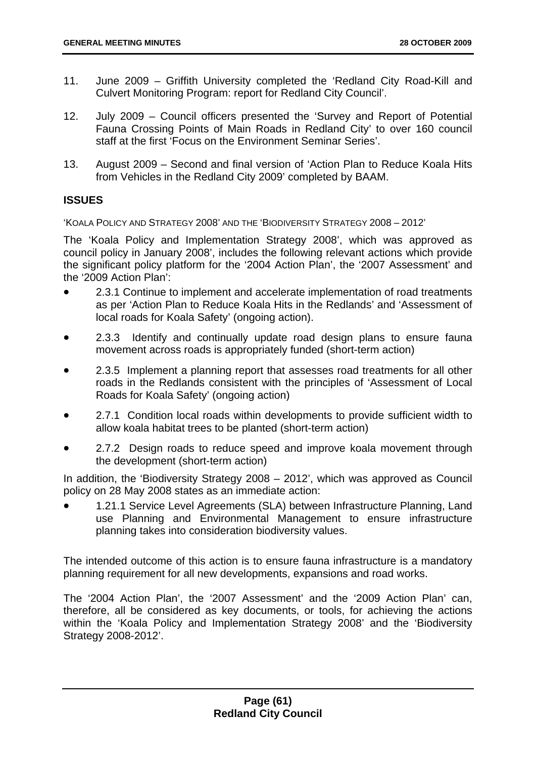11. June 2009 – Griffith University completed the 'Redland City Road-Kill and Culvert Monitoring Program: report for Redland City Council'.

12. July 2009 – Council officers presented the 'Survey and Report of Potential Fauna Crossing Points of Main Roads in Redland City' to over 160 council staff at the first 'Focus on the Environment Seminar Series'.

13. August 2009 – Second and final version of 'Action Plan to Reduce Koala Hits from Vehicles in the Redland City 2009' completed by BAAM.

## ISSUES

'KOALA POLICY AND STRATEGY 2008' AND THE 'BIODIVERSITY STRATEGY 2008 – 2012'

The 'Koala Policy and Implementation Strategy 2008', which was approved as council policy in January 2008', includes the following relevant actions which provide the significant policy platform for the '2004 Action Plan', the '2007 Assessment' and the '2009 Action Plan':

- 2.3.1 Continue to implement and accelerate implementation of road treatments as per 'Action Plan to Reduce Koala Hits in the Redlands' and 'Assessment of local roads for Koala Safety' (ongoing action).
- 2.3.3 Identify and continually update road design plans to ensure fauna movement across roads is appropriately funded (short-term action)
- 2.3.5 Implement a planning report that assesses road treatments for all other roads in the Redlands consistent with the principles of 'Assessment of Local Roads for Koala Safety' (ongoing action)
- 2.7.1 Condition local roads within developments to provide sufficient width to allow koala habitat trees to be planted (short-term action)
- 2.7.2 Design roads to reduce speed and improve koala movement through the development (short-term action)

In addition, the 'Biodiversity Strategy 2008 – 2012', which was approved as Council policy on 28 May 2008 states as an immediate action:

- 1.21.1 Service Level Agreements (SLA) between Infrastructure Planning, Land use Planning and Environmental Management to ensure infrastructure planning takes into consideration biodiversity values.

The intended outcome of this action is to ensure fauna infrastructure is a mandatory planning requirement for all new developments, expansions and road works.

The '2004 Action Plan', the '2007 Assessment' and the '2009 Action Plan' can, therefore, all be considered as key documents, or tools, for achieving the actions within the 'Koala Policy and Implementation Strategy 2008' and the 'Biodiversity Strategy 2008-2012'.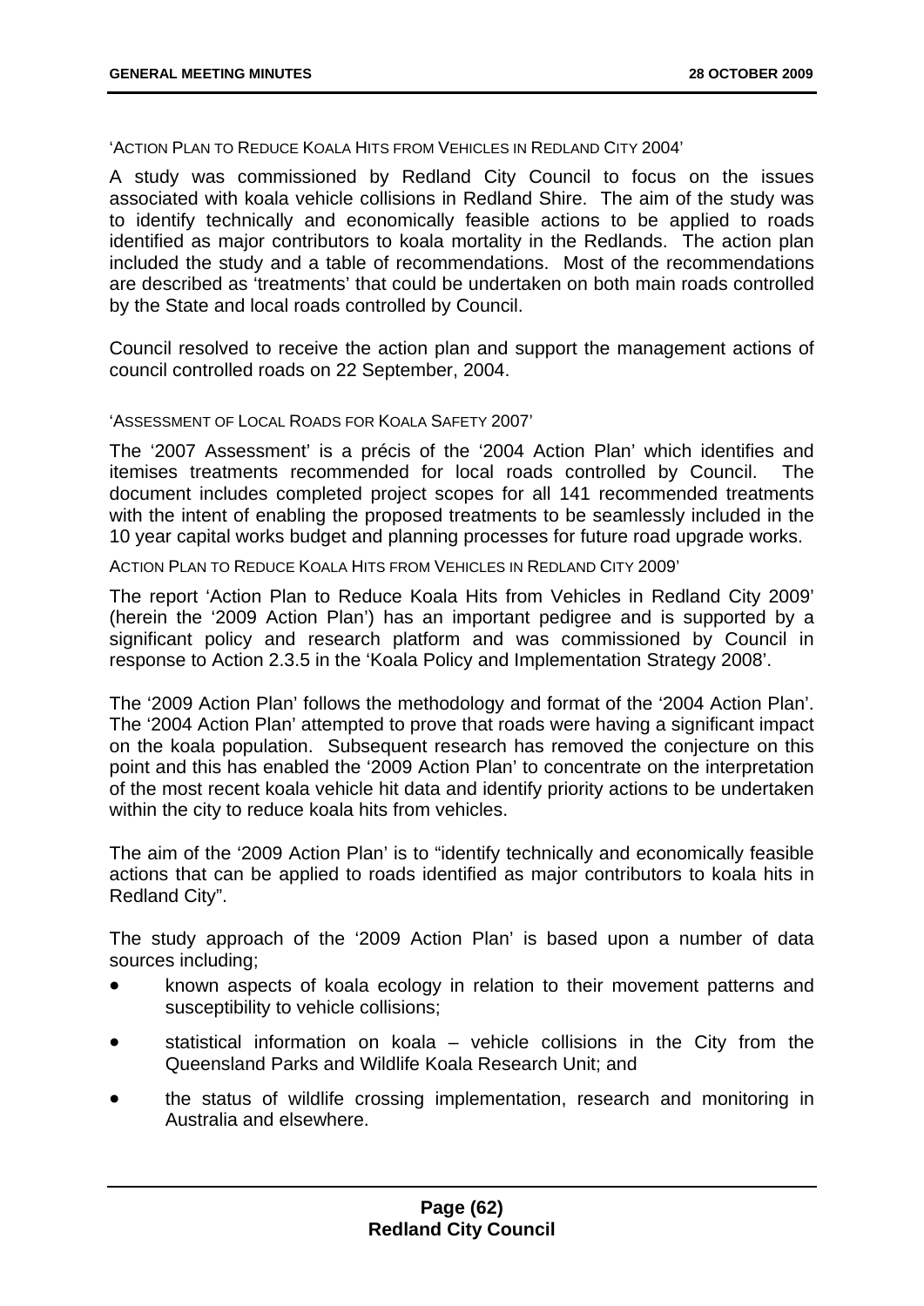'ACTION PLAN TO REDUCE KOALA HITS FROM VEHICLES IN REDLAND CITY 2004'

A study was commissioned by Redland City Council to focus on the issues associated with koala vehicle collisions in Redland Shire. The aim of the study was to identify technically and economically feasible actions to be applied to roads identified as major contributors to koala mortality in the Redlands. The action plan included the study and a table of recommendations. Most of the recommendations are described as 'treatments' that could be undertaken on both main roads controlled by the State and local roads controlled by Council.

Council resolved to receive the action plan and support the management actions of council controlled roads on 22 September, 2004.

'ASSESSMENT OF LOCAL ROADS FOR KOALA SAFETY 2007'

The '2007 Assessment' is a précis of the '2004 Action Plan' which identifies and itemises treatments recommended for local roads controlled by Council. The document includes completed project scopes for all 141 recommended treatments with the intent of enabling the proposed treatments to be seamlessly included in the 10 year capital works budget and planning processes for future road upgrade works.

ACTION PLAN TO REDUCE KOALA HITS FROM VEHICLES IN REDLAND CITY 2009'

The report 'Action Plan to Reduce Koala Hits from Vehicles in Redland City 2009' (herein the '2009 Action Plan') has an important pedigree and is supported by a significant policy and research platform and was commissioned by Council in response to Action 2.3.5 in the 'Koala Policy and Implementation Strategy 2008'.

The '2009 Action Plan' follows the methodology and format of the '2004 Action Plan'. The '2004 Action Plan' attempted to prove that roads were having a significant impact on the koala population. Subsequent research has removed the conjecture on this point and this has enabled the '2009 Action Plan' to concentrate on the interpretation of the most recent koala vehicle hit data and identify priority actions to be undertaken within the city to reduce koala hits from vehicles.

The aim of the '2009 Action Plan' is to "identify technically and economically feasible actions that can be applied to roads identified as major contributors to koala hits in Redland City".

The study approach of the '2009 Action Plan' is based upon a number of data sources including;

- known aspects of koala ecology in relation to their movement patterns and susceptibility to vehicle collisions;
- statistical information on koala – vehicle collisions in the City from the Queensland Parks and Wildlife Koala Research Unit; and
- the status of wildlife crossing implementation, research and monitoring in Australia and elsewhere.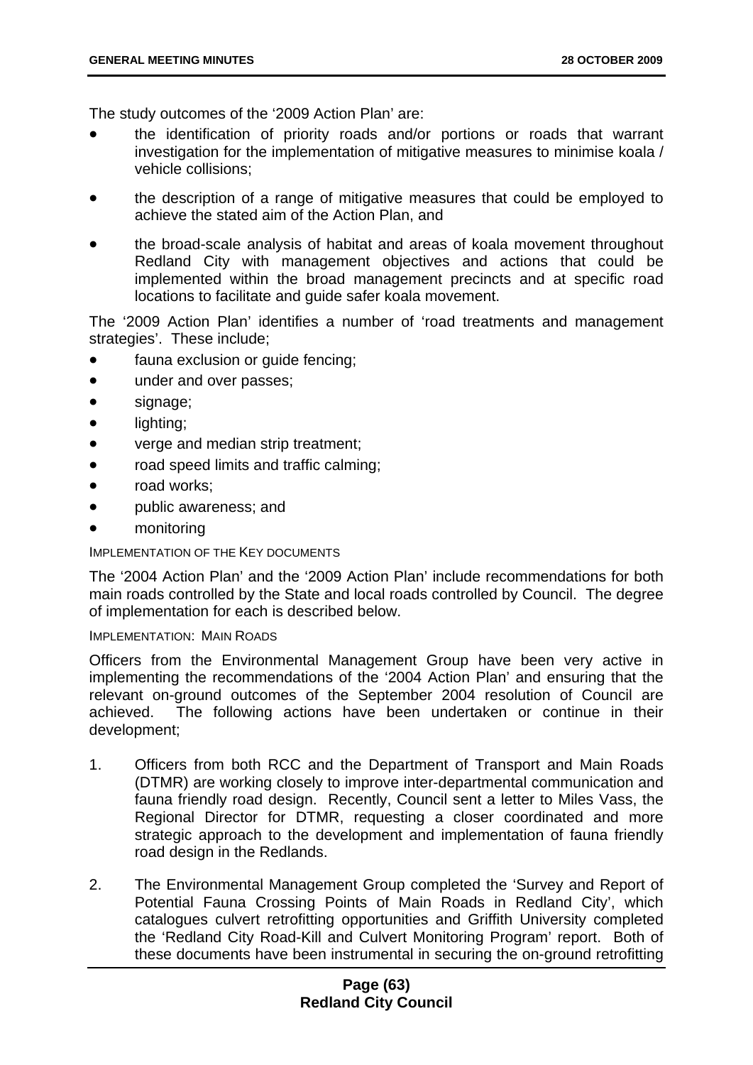The study outcomes of the '2009 Action Plan' are:

- the identification of priority roads and/or portions or roads that warrant investigation for the implementation of mitigative measures to minimise koala / vehicle collisions;
- the description of a range of mitigative measures that could be employed to achieve the stated aim of the Action Plan, and
- the broad-scale analysis of habitat and areas of koala movement throughout Redland City with management objectives and actions that could be implemented within the broad management precincts and at specific road locations to facilitate and guide safer koala movement.

The '2009 Action Plan' identifies a number of 'road treatments and management strategies'. These include;

- fauna exclusion or guide fencing;
- under and over passes;
- signage;
- lighting;
- verge and median strip treatment;
- road speed limits and traffic calming;
- road works;
- public awareness; and
- monitoring

IMPLEMENTATION OF THE KEY DOCUMENTS

The '2004 Action Plan' and the '2009 Action Plan' include recommendations for both main roads controlled by the State and local roads controlled by Council. The degree of implementation for each is described below.

IMPLEMENTATION: MAIN ROADS

Officers from the Environmental Management Group have been very active in implementing the recommendations of the '2004 Action Plan' and ensuring that the relevant on-ground outcomes of the September 2004 resolution of Council are achieved. The following actions have been undertaken or continue in their development;

1. Officers from both RCC and the Department of Transport and Main Roads (DTMR) are working closely to improve inter-departmental communication and fauna friendly road design. Recently, Council sent a letter to Miles Vass, the Regional Director for DTMR, requesting a closer coordinated and more strategic approach to the development and implementation of fauna friendly road design in the Redlands.

2. The Environmental Management Group completed the 'Survey and Report of Potential Fauna Crossing Points of Main Roads in Redland City', which catalogues culvert retrofitting opportunities and Griffith University completed the 'Redland City Road-Kill and Culvert Monitoring Program' report. Both of these documents have been instrumental in securing the on-ground retrofitting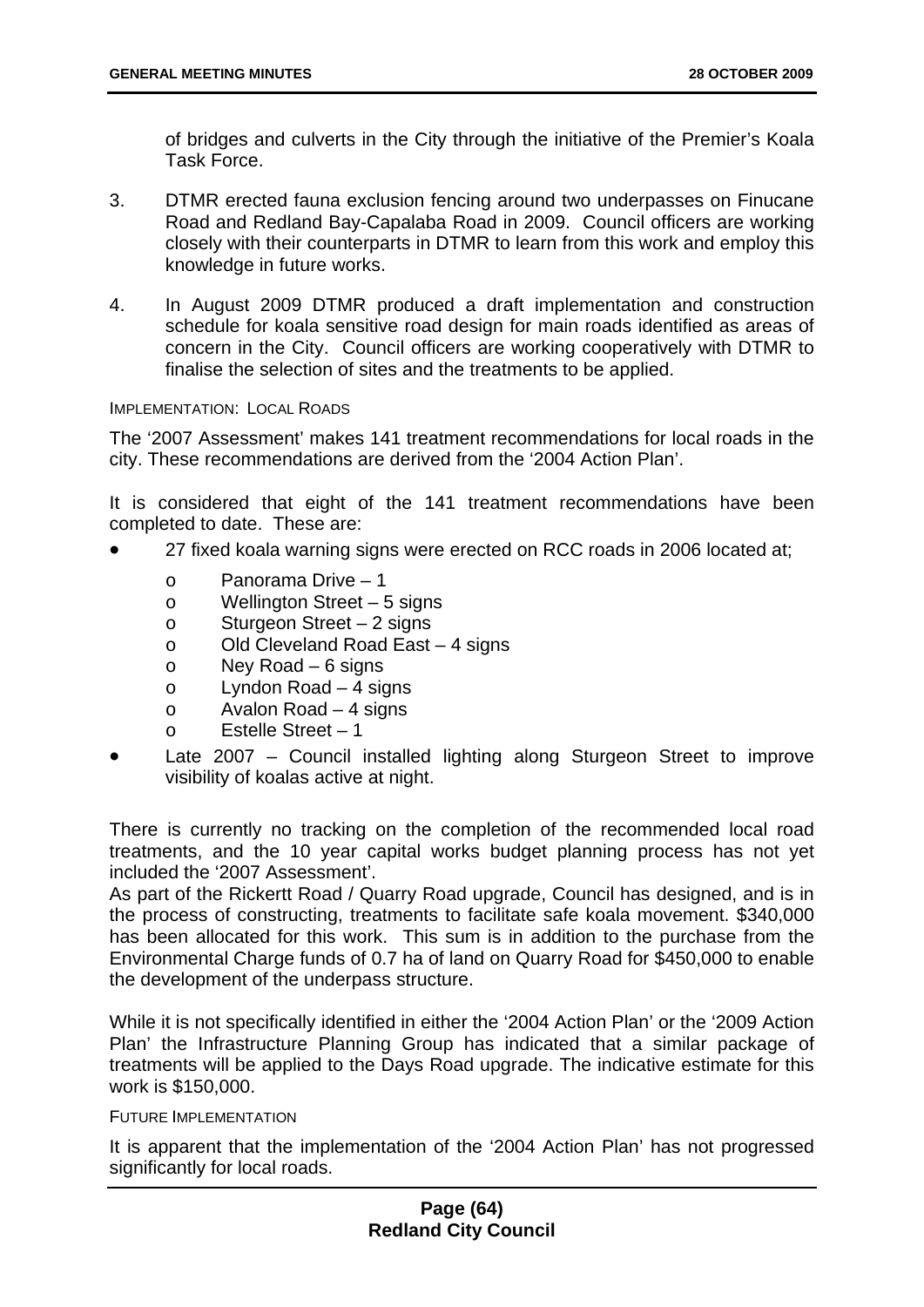of bridges and culverts in the City through the initiative of the Premier's Koala Task Force.

3. DTMR erected fauna exclusion fencing around two underpasses on Finucane Road and Redland Bay-Capalaba Road in 2009. Council officers are working closely with their counterparts in DTMR to learn from this work and employ this knowledge in future works.

4. In August 2009 DTMR produced a draft implementation and construction schedule for koala sensitive road design for main roads identified as areas of concern in the City. Council officers are working cooperatively with DTMR to finalise the selection of sites and the treatments to be applied.

IMPLEMENTATION: LOCAL ROADS

The '2007 Assessment' makes 141 treatment recommendations for local roads in the city. These recommendations are derived from the '2004 Action Plan'.

It is considered that eight of the 141 treatment recommendations have been completed to date. These are:

- 27 fixed koala warning signs were erected on RCC roads in 2006 located at;
  - Panorama Drive – 1
  - Wellington Street – 5 signs
  - Sturgeon Street – 2 signs
  - Old Cleveland Road East – 4 signs
  - Ney Road – 6 signs
  - Lyndon Road – 4 signs
  - Avalon Road – 4 signs
  - Estelle Street – 1
- Late 2007 – Council installed lighting along Sturgeon Street to improve visibility of koalas active at night.

There is currently no tracking on the completion of the recommended local road treatments, and the 10 year capital works budget planning process has not yet included the '2007 Assessment'.

As part of the Rickertt Road / Quarry Road upgrade, Council has designed, and is in the process of constructing, treatments to facilitate safe koala movement. $340,000 has been allocated for this work. This sum is in addition to the purchase from the Environmental Charge funds of 0.7 ha of land on Quarry Road for $450,000 to enable the development of the underpass structure.

While it is not specifically identified in either the '2004 Action Plan' or the '2009 Action Plan' the Infrastructure Planning Group has indicated that a similar package of treatments will be applied to the Days Road upgrade. The indicative estimate for this work is $150,000.

FUTURE IMPLEMENTATION

It is apparent that the implementation of the '2004 Action Plan' has not progressed significantly for local roads.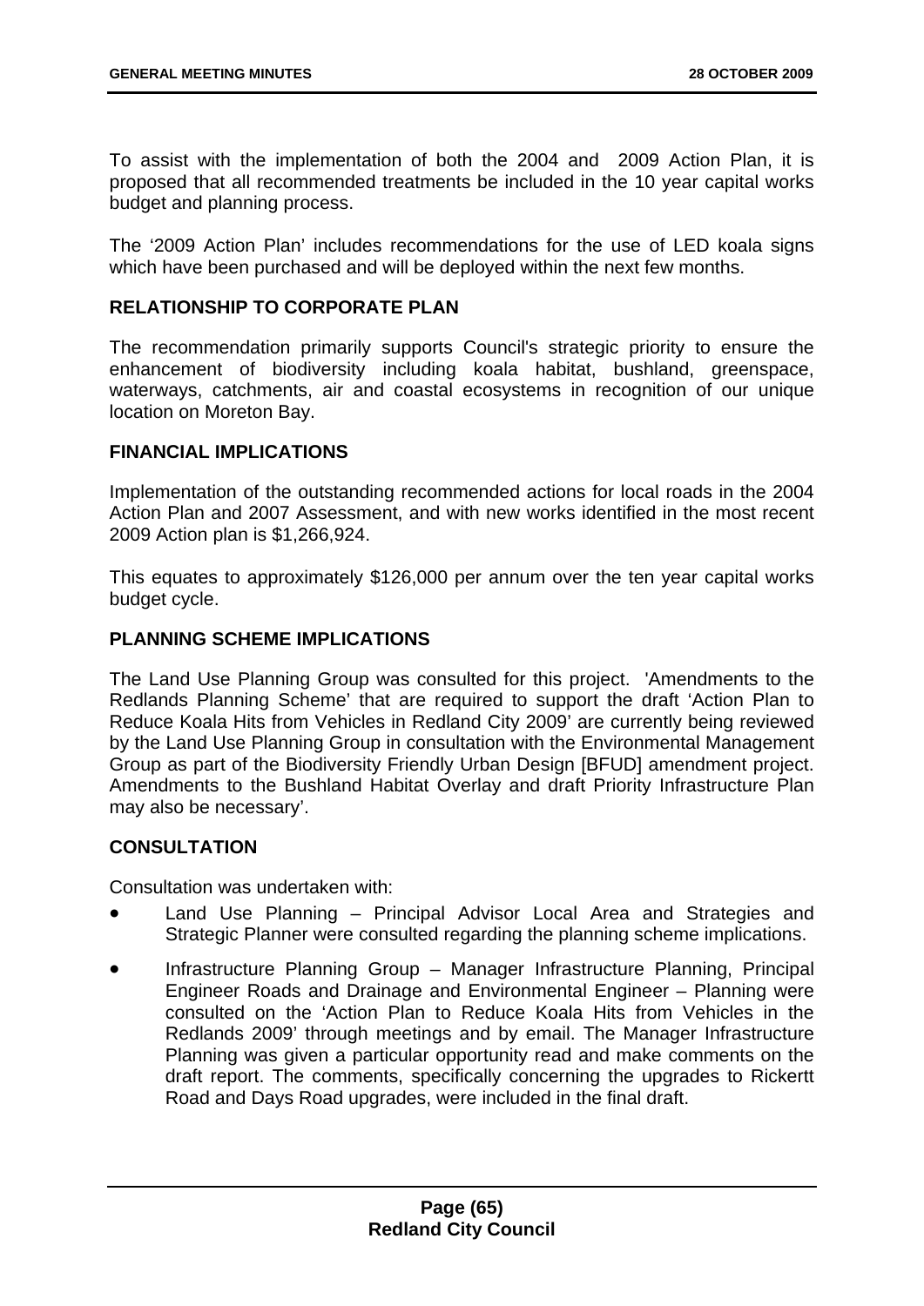To assist with the implementation of both the 2004 and 2009 Action Plan, it is proposed that all recommended treatments be included in the 10 year capital works budget and planning process.

The '2009 Action Plan' includes recommendations for the use of LED koala signs which have been purchased and will be deployed within the next few months.

## RELATIONSHIP TO CORPORATE PLAN

The recommendation primarily supports Council's strategic priority to ensure the enhancement of biodiversity including koala habitat, bushland, greenspace, waterways, catchments, air and coastal ecosystems in recognition of our unique location on Moreton Bay.

## FINANCIAL IMPLICATIONS

Implementation of the outstanding recommended actions for local roads in the 2004 Action Plan and 2007 Assessment, and with new works identified in the most recent 2009 Action plan is $1,266,924.

This equates to approximately $126,000 per annum over the ten year capital works budget cycle.

## PLANNING SCHEME IMPLICATIONS

The Land Use Planning Group was consulted for this project. 'Amendments to the Redlands Planning Scheme' that are required to support the draft 'Action Plan to Reduce Koala Hits from Vehicles in Redland City 2009' are currently being reviewed by the Land Use Planning Group in consultation with the Environmental Management Group as part of the Biodiversity Friendly Urban Design [BFUD] amendment project. Amendments to the Bushland Habitat Overlay and draft Priority Infrastructure Plan may also be necessary'.

## CONSULTATION

Consultation was undertaken with:

- Land Use Planning – Principal Advisor Local Area and Strategies and Strategic Planner were consulted regarding the planning scheme implications.
- Infrastructure Planning Group – Manager Infrastructure Planning, Principal Engineer Roads and Drainage and Environmental Engineer – Planning were consulted on the 'Action Plan to Reduce Koala Hits from Vehicles in the Redlands 2009' through meetings and by email. The Manager Infrastructure Planning was given a particular opportunity read and make comments on the draft report. The comments, specifically concerning the upgrades to Rickertt Road and Days Road upgrades, were included in the final draft.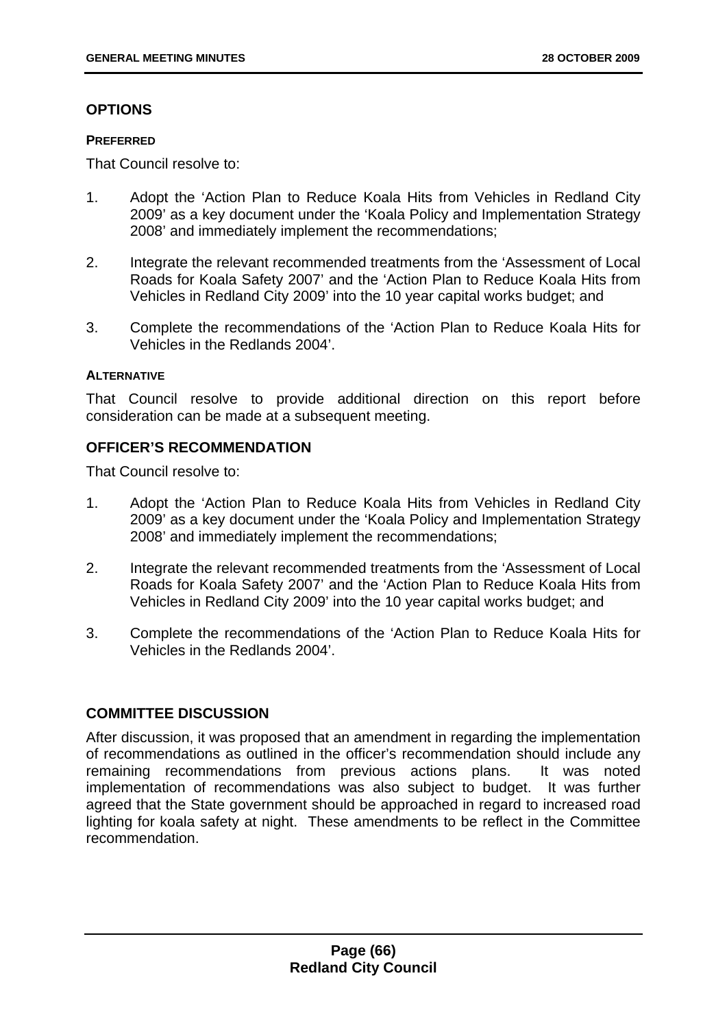## OPTIONS

### PREFERRED

That Council resolve to:

1. Adopt the 'Action Plan to Reduce Koala Hits from Vehicles in Redland City 2009' as a key document under the 'Koala Policy and Implementation Strategy 2008' and immediately implement the recommendations;
2. Integrate the relevant recommended treatments from the 'Assessment of Local Roads for Koala Safety 2007' and the 'Action Plan to Reduce Koala Hits from Vehicles in Redland City 2009' into the 10 year capital works budget; and
3. Complete the recommendations of the 'Action Plan to Reduce Koala Hits for Vehicles in the Redlands 2004'.

### ALTERNATIVE

That Council resolve to provide additional direction on this report before consideration can be made at a subsequent meeting.

## OFFICER'S RECOMMENDATION

That Council resolve to:

1. Adopt the 'Action Plan to Reduce Koala Hits from Vehicles in Redland City 2009' as a key document under the 'Koala Policy and Implementation Strategy 2008' and immediately implement the recommendations;
2. Integrate the relevant recommended treatments from the 'Assessment of Local Roads for Koala Safety 2007' and the 'Action Plan to Reduce Koala Hits from Vehicles in Redland City 2009' into the 10 year capital works budget; and
3. Complete the recommendations of the 'Action Plan to Reduce Koala Hits for Vehicles in the Redlands 2004'.

## COMMITTEE DISCUSSION

After discussion, it was proposed that an amendment in regarding the implementation of recommendations as outlined in the officer's recommendation should include any remaining recommendations from previous actions plans. It was noted implementation of recommendations was also subject to budget. It was further agreed that the State government should be approached in regard to increased road lighting for koala safety at night. These amendments to be reflect in the Committee recommendation.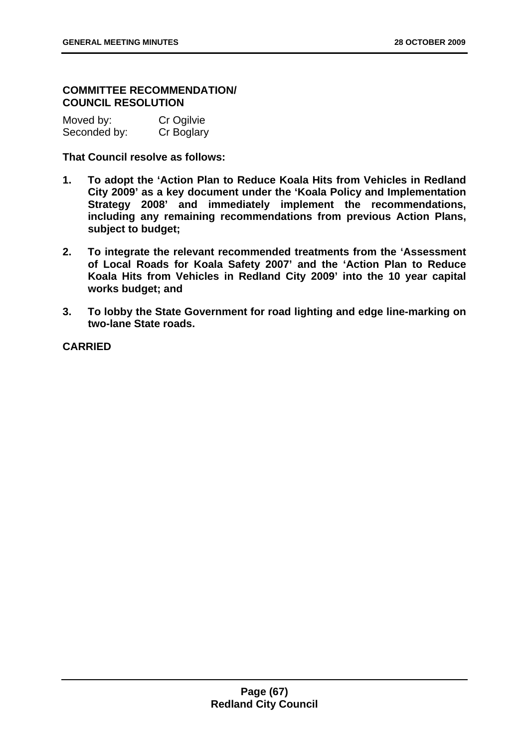**COMMITTEE RECOMMENDATION/
COUNCIL RESOLUTION**

Moved by: Cr Ogilvie
Seconded by: Cr Boglary

**That Council resolve as follows:**

1. **To adopt the 'Action Plan to Reduce Koala Hits from Vehicles in Redland City 2009' as a key document under the 'Koala Policy and Implementation Strategy 2008' and immediately implement the recommendations, including any remaining recommendations from previous Action Plans, subject to budget;**

2. **To integrate the relevant recommended treatments from the 'Assessment of Local Roads for Koala Safety 2007' and the 'Action Plan to Reduce Koala Hits from Vehicles in Redland City 2009' into the 10 year capital works budget; and**

3. **To lobby the State Government for road lighting and edge line-marking on two-lane State roads.**

**CARRIED**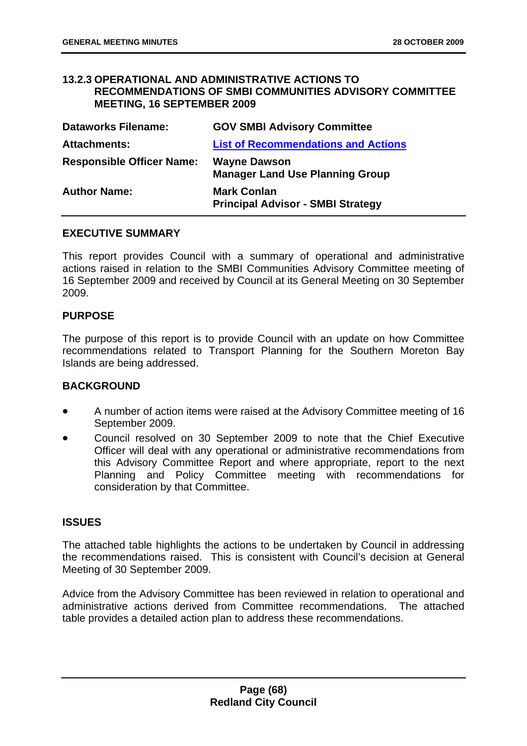### 13.2.3 OPERATIONAL AND ADMINISTRATIVE ACTIONS TO RECOMMENDATIONS OF SMBI COMMUNITIES ADVISORY COMMITTEE MEETING, 16 SEPTEMBER 2009

| | |
|---|---|
| **Dataworks Filename:** | **GOV SMBI Advisory Committee** |
| **Attachments:** | **List of Recommendations and Actions** |
| **Responsible Officer Name:** | **Wayne Dawson**<br>**Manager Land Use Planning Group** |
| **Author Name:** | **Mark Conlan**<br>**Principal Advisor - SMBI Strategy** |

**EXECUTIVE SUMMARY**

This report provides Council with a summary of operational and administrative actions raised in relation to the SMBI Communities Advisory Committee meeting of 16 September 2009 and received by Council at its General Meeting on 30 September 2009.

**PURPOSE**

The purpose of this report is to provide Council with an update on how Committee recommendations related to Transport Planning for the Southern Moreton Bay Islands are being addressed.

**BACKGROUND**

- A number of action items were raised at the Advisory Committee meeting of 16 September 2009.
- Council resolved on 30 September 2009 to note that the Chief Executive Officer will deal with any operational or administrative recommendations from this Advisory Committee Report and where appropriate, report to the next Planning and Policy Committee meeting with recommendations for consideration by that Committee.

**ISSUES**

The attached table highlights the actions to be undertaken by Council in addressing the recommendations raised. This is consistent with Council's decision at General Meeting of 30 September 2009.

Advice from the Advisory Committee has been reviewed in relation to operational and administrative actions derived from Committee recommendations. The attached table provides a detailed action plan to address these recommendations.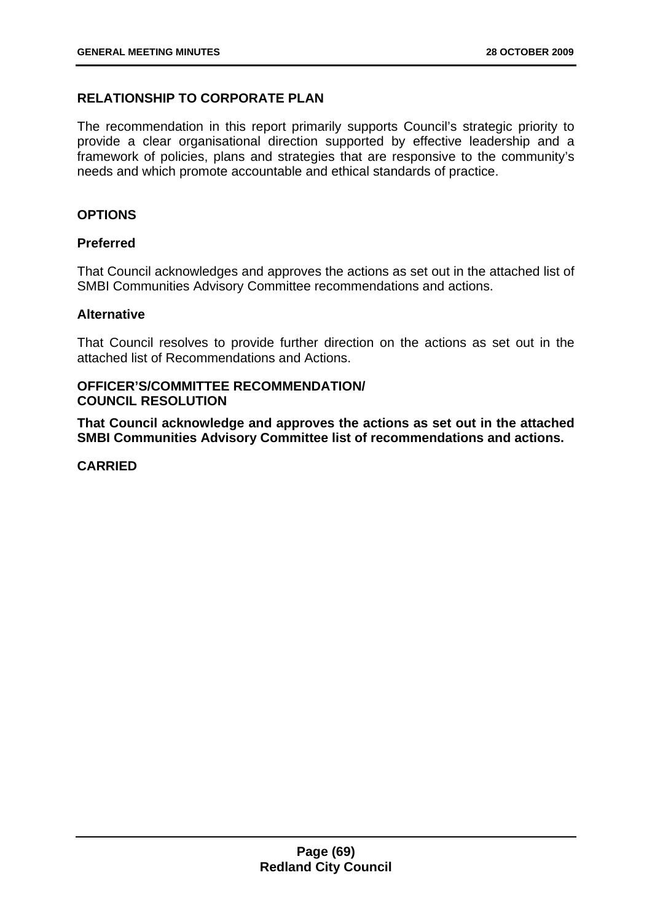## RELATIONSHIP TO CORPORATE PLAN

The recommendation in this report primarily supports Council's strategic priority to provide a clear organisational direction supported by effective leadership and a framework of policies, plans and strategies that are responsive to the community's needs and which promote accountable and ethical standards of practice.

## OPTIONS

### Preferred

That Council acknowledges and approves the actions as set out in the attached list of SMBI Communities Advisory Committee recommendations and actions.

### Alternative

That Council resolves to provide further direction on the actions as set out in the attached list of Recommendations and Actions.

## OFFICER'S/COMMITTEE RECOMMENDATION/ COUNCIL RESOLUTION

**That Council acknowledge and approves the actions as set out in the attached SMBI Communities Advisory Committee list of recommendations and actions.**

**CARRIED**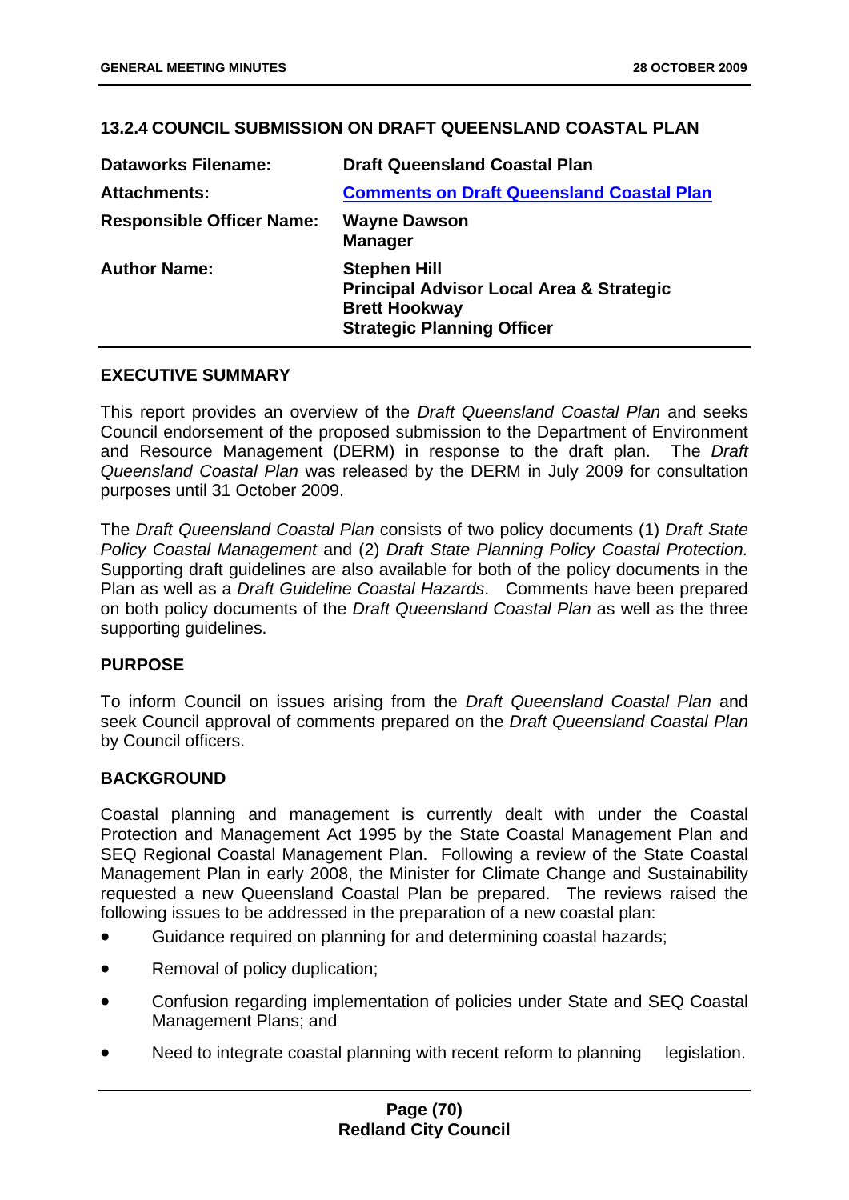### 13.2.4 COUNCIL SUBMISSION ON DRAFT QUEENSLAND COASTAL PLAN

| | |
|---|---|
| **Dataworks Filename:** | **Draft Queensland Coastal Plan** |
| **Attachments:** | **Comments on Draft Queensland Coastal Plan** |
| **Responsible Officer Name:** | **Wayne Dawson**<br>**Manager** |
| **Author Name:** | **Stephen Hill**<br>**Principal Advisor Local Area & Strategic**<br>**Brett Hookway**<br>**Strategic Planning Officer** |

#### EXECUTIVE SUMMARY

This report provides an overview of the *Draft Queensland Coastal Plan* and seeks Council endorsement of the proposed submission to the Department of Environment and Resource Management (DERM) in response to the draft plan. The *Draft Queensland Coastal Plan* was released by the DERM in July 2009 for consultation purposes until 31 October 2009.

The *Draft Queensland Coastal Plan* consists of two policy documents (1) *Draft State Policy Coastal Management* and (2) *Draft State Planning Policy Coastal Protection.* Supporting draft guidelines are also available for both of the policy documents in the Plan as well as a *Draft Guideline Coastal Hazards*. Comments have been prepared on both policy documents of the *Draft Queensland Coastal Plan* as well as the three supporting guidelines.

#### PURPOSE

To inform Council on issues arising from the *Draft Queensland Coastal Plan* and seek Council approval of comments prepared on the *Draft Queensland Coastal Plan* by Council officers.

#### BACKGROUND

Coastal planning and management is currently dealt with under the Coastal Protection and Management Act 1995 by the State Coastal Management Plan and SEQ Regional Coastal Management Plan. Following a review of the State Coastal Management Plan in early 2008, the Minister for Climate Change and Sustainability requested a new Queensland Coastal Plan be prepared. The reviews raised the following issues to be addressed in the preparation of a new coastal plan:

- Guidance required on planning for and determining coastal hazards;
- Removal of policy duplication;
- Confusion regarding implementation of policies under State and SEQ Coastal Management Plans; and
- Need to integrate coastal planning with recent reform to planning legislation.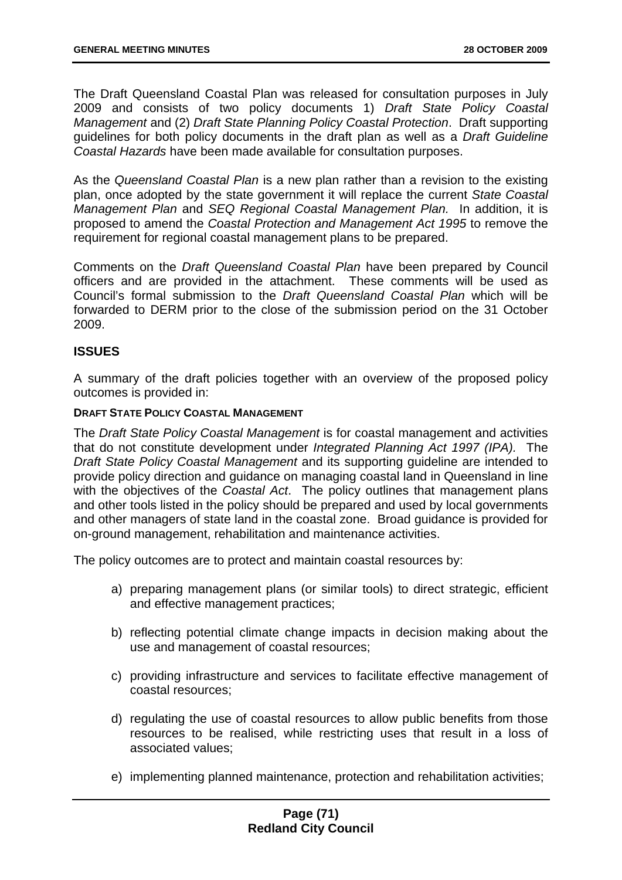The Draft Queensland Coastal Plan was released for consultation purposes in July 2009 and consists of two policy documents 1) *Draft State Policy Coastal Management* and (2) *Draft State Planning Policy Coastal Protection*. Draft supporting guidelines for both policy documents in the draft plan as well as a *Draft Guideline Coastal Hazards* have been made available for consultation purposes.

As the *Queensland Coastal Plan* is a new plan rather than a revision to the existing plan, once adopted by the state government it will replace the current *State Coastal Management Plan* and *SEQ Regional Coastal Management Plan.* In addition, it is proposed to amend the *Coastal Protection and Management Act 1995* to remove the requirement for regional coastal management plans to be prepared.

Comments on the *Draft Queensland Coastal Plan* have been prepared by Council officers and are provided in the attachment. These comments will be used as Council's formal submission to the *Draft Queensland Coastal Plan* which will be forwarded to DERM prior to the close of the submission period on the 31 October 2009.

## ISSUES

A summary of the draft policies together with an overview of the proposed policy outcomes is provided in:

#### DRAFT STATE POLICY COASTAL MANAGEMENT

The *Draft State Policy Coastal Management* is for coastal management and activities that do not constitute development under *Integrated Planning Act 1997 (IPA).* The *Draft State Policy Coastal Management* and its supporting guideline are intended to provide policy direction and guidance on managing coastal land in Queensland in line with the objectives of the *Coastal Act*. The policy outlines that management plans and other tools listed in the policy should be prepared and used by local governments and other managers of state land in the coastal zone. Broad guidance is provided for on-ground management, rehabilitation and maintenance activities.

The policy outcomes are to protect and maintain coastal resources by:

a) preparing management plans (or similar tools) to direct strategic, efficient and effective management practices;

b) reflecting potential climate change impacts in decision making about the use and management of coastal resources;

c) providing infrastructure and services to facilitate effective management of coastal resources;

d) regulating the use of coastal resources to allow public benefits from those resources to be realised, while restricting uses that result in a loss of associated values;

e) implementing planned maintenance, protection and rehabilitation activities;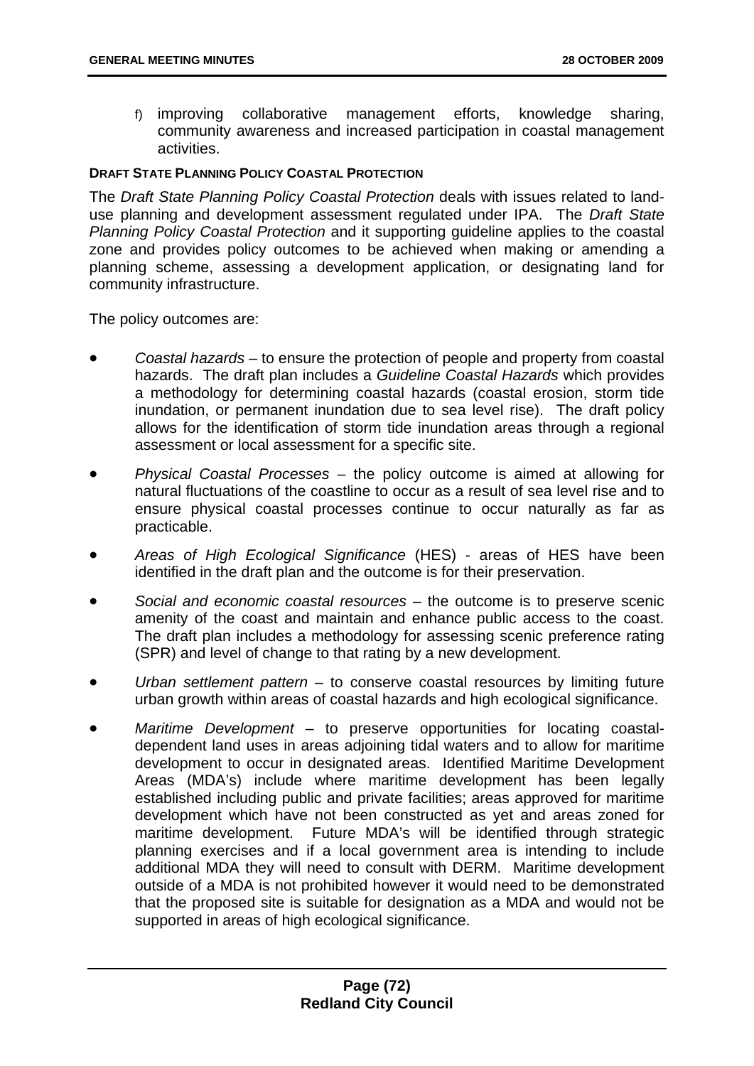f) improving collaborative management efforts, knowledge sharing, community awareness and increased participation in coastal management activities.

**DRAFT STATE PLANNING POLICY COASTAL PROTECTION**

The *Draft State Planning Policy Coastal Protection* deals with issues related to land-use planning and development assessment regulated under IPA. The *Draft State Planning Policy Coastal Protection* and it supporting guideline applies to the coastal zone and provides policy outcomes to be achieved when making or amending a planning scheme, assessing a development application, or designating land for community infrastructure.

The policy outcomes are:

- *Coastal hazards* – to ensure the protection of people and property from coastal hazards. The draft plan includes a *Guideline Coastal Hazards* which provides a methodology for determining coastal hazards (coastal erosion, storm tide inundation, or permanent inundation due to sea level rise). The draft policy allows for the identification of storm tide inundation areas through a regional assessment or local assessment for a specific site.
- *Physical Coastal Processes* – the policy outcome is aimed at allowing for natural fluctuations of the coastline to occur as a result of sea level rise and to ensure physical coastal processes continue to occur naturally as far as practicable.
- *Areas of High Ecological Significance* (HES) - areas of HES have been identified in the draft plan and the outcome is for their preservation.
- *Social and economic coastal resources* – the outcome is to preserve scenic amenity of the coast and maintain and enhance public access to the coast. The draft plan includes a methodology for assessing scenic preference rating (SPR) and level of change to that rating by a new development.
- *Urban settlement pattern* – to conserve coastal resources by limiting future urban growth within areas of coastal hazards and high ecological significance.
- *Maritime Development* – to preserve opportunities for locating coastal-dependent land uses in areas adjoining tidal waters and to allow for maritime development to occur in designated areas. Identified Maritime Development Areas (MDA's) include where maritime development has been legally established including public and private facilities; areas approved for maritime development which have not been constructed as yet and areas zoned for maritime development. Future MDA's will be identified through strategic planning exercises and if a local government area is intending to include additional MDA they will need to consult with DERM. Maritime development outside of a MDA is not prohibited however it would need to be demonstrated that the proposed site is suitable for designation as a MDA and would not be supported in areas of high ecological significance.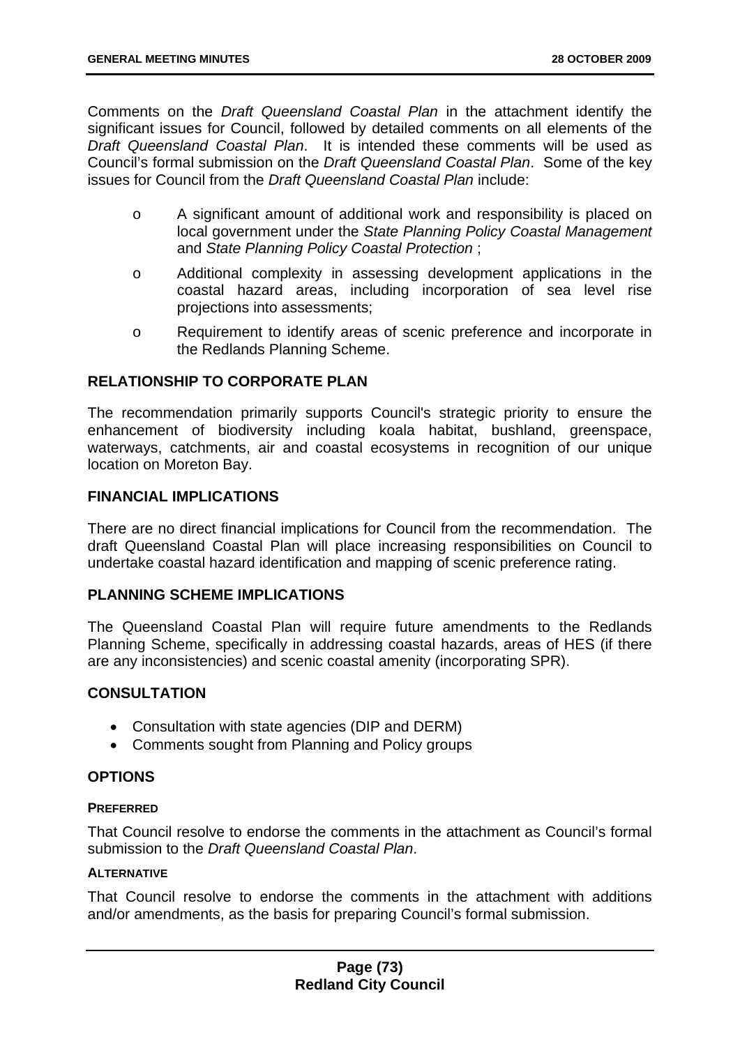Comments on the *Draft Queensland Coastal Plan* in the attachment identify the significant issues for Council, followed by detailed comments on all elements of the *Draft Queensland Coastal Plan*. It is intended these comments will be used as Council's formal submission on the *Draft Queensland Coastal Plan*. Some of the key issues for Council from the *Draft Queensland Coastal Plan* include:

- A significant amount of additional work and responsibility is placed on local government under the *State Planning Policy Coastal Management* and *State Planning Policy Coastal Protection* ;
- Additional complexity in assessing development applications in the coastal hazard areas, including incorporation of sea level rise projections into assessments;
- Requirement to identify areas of scenic preference and incorporate in the Redlands Planning Scheme.

## RELATIONSHIP TO CORPORATE PLAN

The recommendation primarily supports Council's strategic priority to ensure the enhancement of biodiversity including koala habitat, bushland, greenspace, waterways, catchments, air and coastal ecosystems in recognition of our unique location on Moreton Bay.

## FINANCIAL IMPLICATIONS

There are no direct financial implications for Council from the recommendation. The draft Queensland Coastal Plan will place increasing responsibilities on Council to undertake coastal hazard identification and mapping of scenic preference rating.

## PLANNING SCHEME IMPLICATIONS

The Queensland Coastal Plan will require future amendments to the Redlands Planning Scheme, specifically in addressing coastal hazards, areas of HES (if there are any inconsistencies) and scenic coastal amenity (incorporating SPR).

## CONSULTATION

- Consultation with state agencies (DIP and DERM)
- Comments sought from Planning and Policy groups

## OPTIONS

### PREFERRED

That Council resolve to endorse the comments in the attachment as Council's formal submission to the *Draft Queensland Coastal Plan*.

### ALTERNATIVE

That Council resolve to endorse the comments in the attachment with additions and/or amendments, as the basis for preparing Council's formal submission.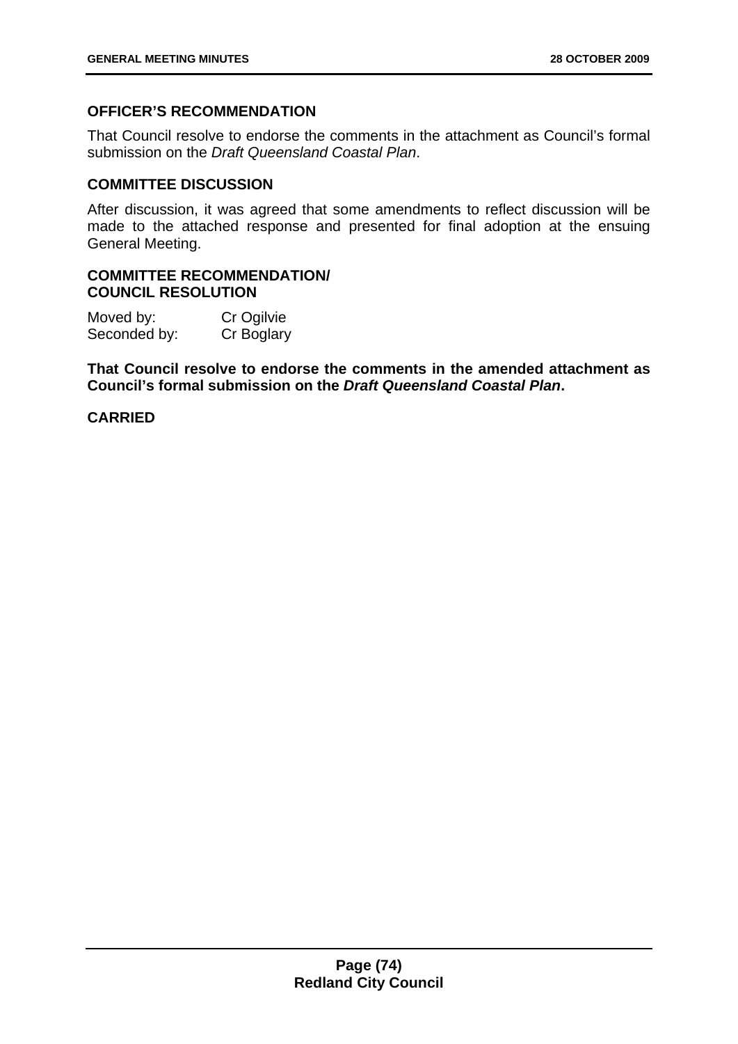## OFFICER'S RECOMMENDATION

That Council resolve to endorse the comments in the attachment as Council's formal submission on the *Draft Queensland Coastal Plan*.

## COMMITTEE DISCUSSION

After discussion, it was agreed that some amendments to reflect discussion will be made to the attached response and presented for final adoption at the ensuing General Meeting.

## COMMITTEE RECOMMENDATION/ COUNCIL RESOLUTION

Moved by: Cr Ogilvie
Seconded by: Cr Boglary

**That Council resolve to endorse the comments in the amended attachment as Council's formal submission on the *Draft Queensland Coastal Plan*.**

**CARRIED**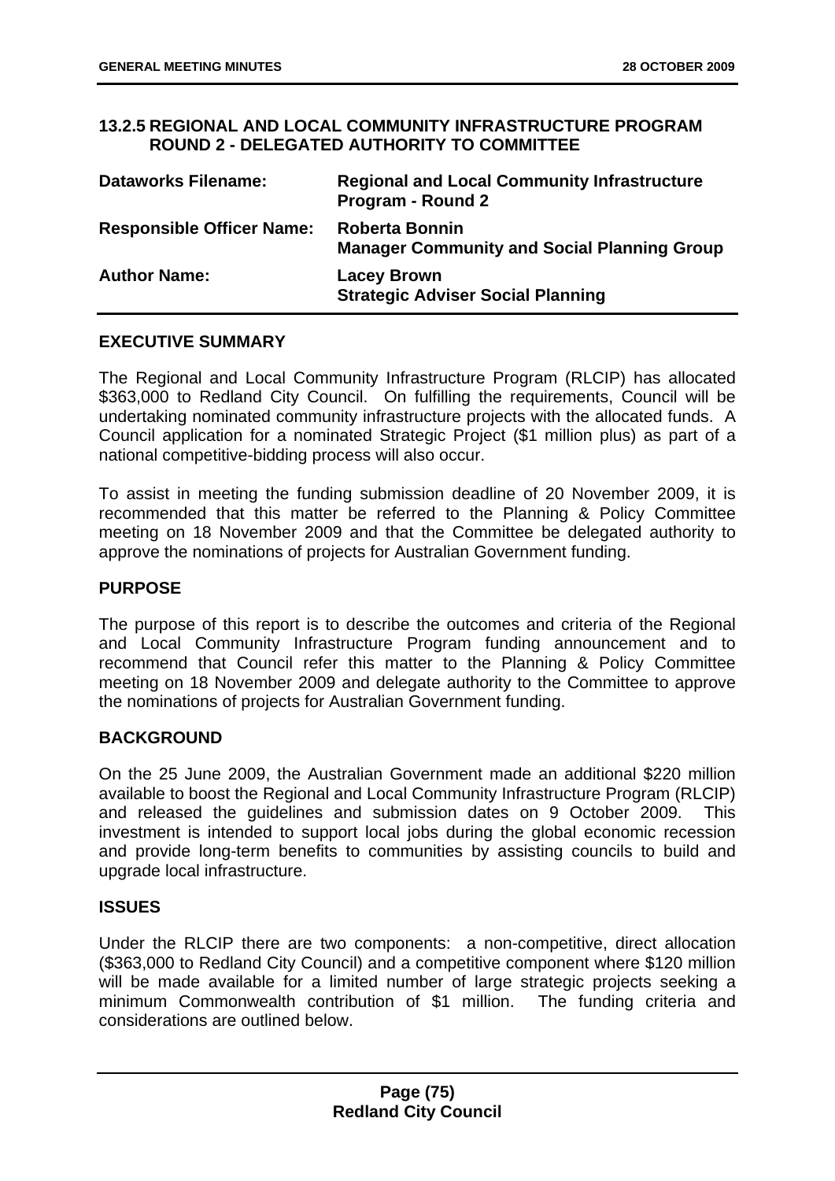### 13.2.5 REGIONAL AND LOCAL COMMUNITY INFRASTRUCTURE PROGRAM ROUND 2 - DELEGATED AUTHORITY TO COMMITTEE

| | |
|---|---|
| **Dataworks Filename:** | **Regional and Local Community Infrastructure Program - Round 2** |
| **Responsible Officer Name:** | **Roberta Bonnin**<br>**Manager Community and Social Planning Group** |
| **Author Name:** | **Lacey Brown**<br>**Strategic Adviser Social Planning** |

**EXECUTIVE SUMMARY**

The Regional and Local Community Infrastructure Program (RLCIP) has allocated $363,000 to Redland City Council. On fulfilling the requirements, Council will be undertaking nominated community infrastructure projects with the allocated funds. A Council application for a nominated Strategic Project ($1 million plus) as part of a national competitive-bidding process will also occur.

To assist in meeting the funding submission deadline of 20 November 2009, it is recommended that this matter be referred to the Planning & Policy Committee meeting on 18 November 2009 and that the Committee be delegated authority to approve the nominations of projects for Australian Government funding.

**PURPOSE**

The purpose of this report is to describe the outcomes and criteria of the Regional and Local Community Infrastructure Program funding announcement and to recommend that Council refer this matter to the Planning & Policy Committee meeting on 18 November 2009 and delegate authority to the Committee to approve the nominations of projects for Australian Government funding.

**BACKGROUND**

On the 25 June 2009, the Australian Government made an additional $220 million available to boost the Regional and Local Community Infrastructure Program (RLCIP) and released the guidelines and submission dates on 9 October 2009. This investment is intended to support local jobs during the global economic recession and provide long-term benefits to communities by assisting councils to build and upgrade local infrastructure.

**ISSUES**

Under the RLCIP there are two components: a non-competitive, direct allocation ($363,000 to Redland City Council) and a competitive component where $120 million will be made available for a limited number of large strategic projects seeking a minimum Commonwealth contribution of $1 million. The funding criteria and considerations are outlined below.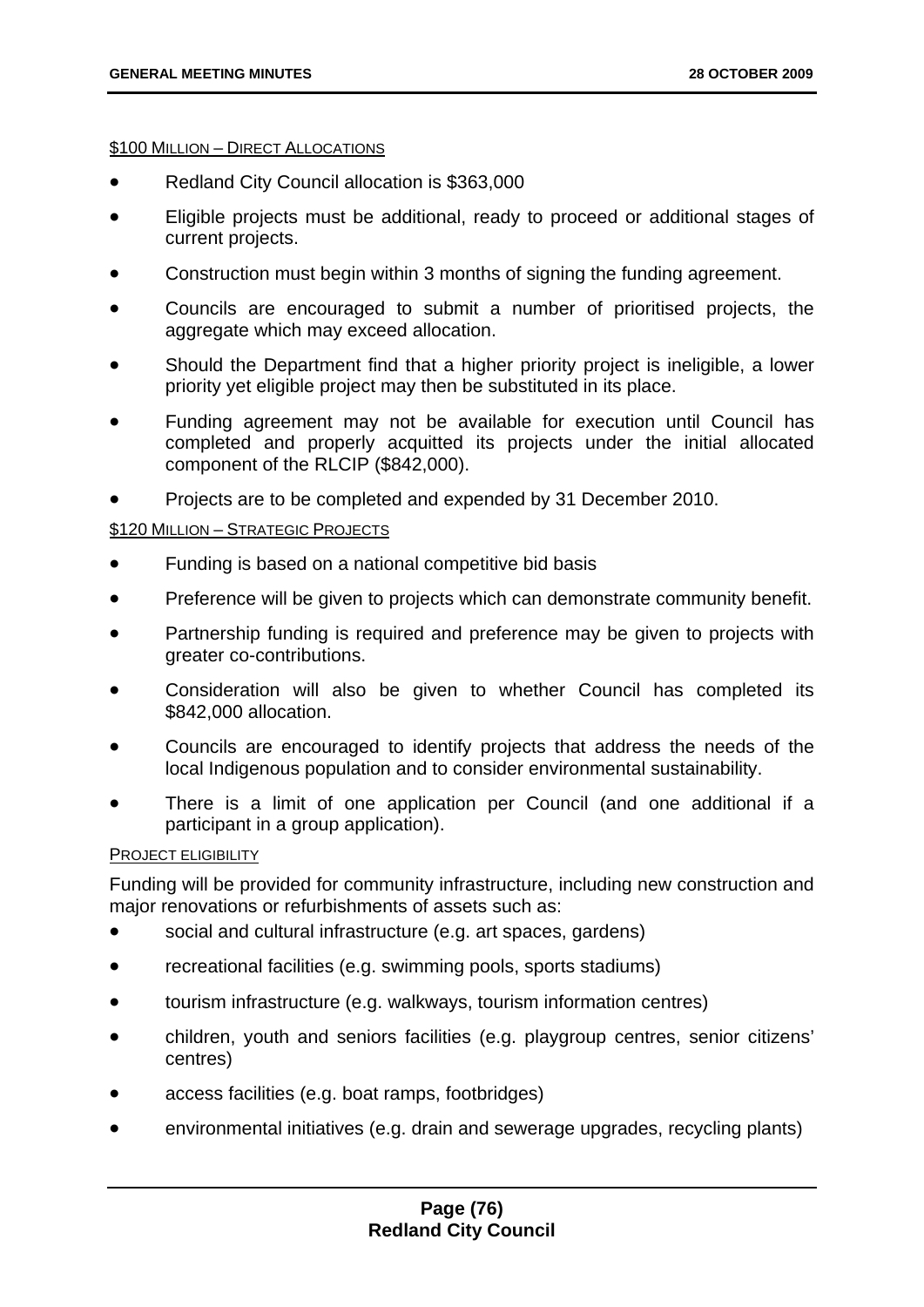$100 MILLION – DIRECT ALLOCATIONS

- Redland City Council allocation is $363,000
- Eligible projects must be additional, ready to proceed or additional stages of current projects.
- Construction must begin within 3 months of signing the funding agreement.
- Councils are encouraged to submit a number of prioritised projects, the aggregate which may exceed allocation.
- Should the Department find that a higher priority project is ineligible, a lower priority yet eligible project may then be substituted in its place.
- Funding agreement may not be available for execution until Council has completed and properly acquitted its projects under the initial allocated component of the RLCIP ($842,000).
- Projects are to be completed and expended by 31 December 2010.

$120 MILLION – STRATEGIC PROJECTS

- Funding is based on a national competitive bid basis
- Preference will be given to projects which can demonstrate community benefit.
- Partnership funding is required and preference may be given to projects with greater co-contributions.
- Consideration will also be given to whether Council has completed its $842,000 allocation.
- Councils are encouraged to identify projects that address the needs of the local Indigenous population and to consider environmental sustainability.
- There is a limit of one application per Council (and one additional if a participant in a group application).

PROJECT ELIGIBILITY

Funding will be provided for community infrastructure, including new construction and major renovations or refurbishments of assets such as:

- social and cultural infrastructure (e.g. art spaces, gardens)
- recreational facilities (e.g. swimming pools, sports stadiums)
- tourism infrastructure (e.g. walkways, tourism information centres)
- children, youth and seniors facilities (e.g. playgroup centres, senior citizens' centres)
- access facilities (e.g. boat ramps, footbridges)
- environmental initiatives (e.g. drain and sewerage upgrades, recycling plants)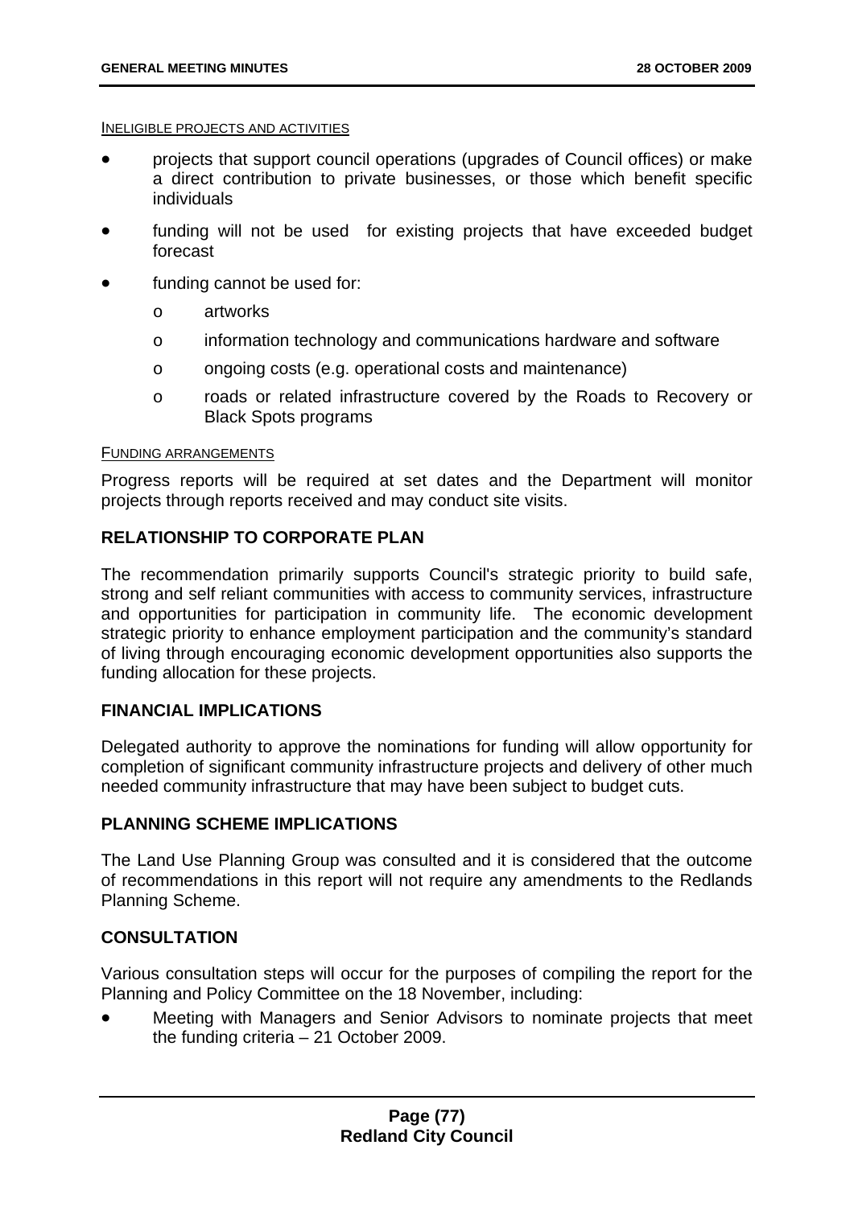INELIGIBLE PROJECTS AND ACTIVITIES

- projects that support council operations (upgrades of Council offices) or make a direct contribution to private businesses, or those which benefit specific individuals
- funding will not be used for existing projects that have exceeded budget forecast
- funding cannot be used for:
    - artworks
    - information technology and communications hardware and software
    - ongoing costs (e.g. operational costs and maintenance)
    - roads or related infrastructure covered by the Roads to Recovery or Black Spots programs

FUNDING ARRANGEMENTS

Progress reports will be required at set dates and the Department will monitor projects through reports received and may conduct site visits.

### RELATIONSHIP TO CORPORATE PLAN

The recommendation primarily supports Council's strategic priority to build safe, strong and self reliant communities with access to community services, infrastructure and opportunities for participation in community life. The economic development strategic priority to enhance employment participation and the community's standard of living through encouraging economic development opportunities also supports the funding allocation for these projects.

### FINANCIAL IMPLICATIONS

Delegated authority to approve the nominations for funding will allow opportunity for completion of significant community infrastructure projects and delivery of other much needed community infrastructure that may have been subject to budget cuts.

### PLANNING SCHEME IMPLICATIONS

The Land Use Planning Group was consulted and it is considered that the outcome of recommendations in this report will not require any amendments to the Redlands Planning Scheme.

### CONSULTATION

Various consultation steps will occur for the purposes of compiling the report for the Planning and Policy Committee on the 18 November, including:

- Meeting with Managers and Senior Advisors to nominate projects that meet the funding criteria – 21 October 2009.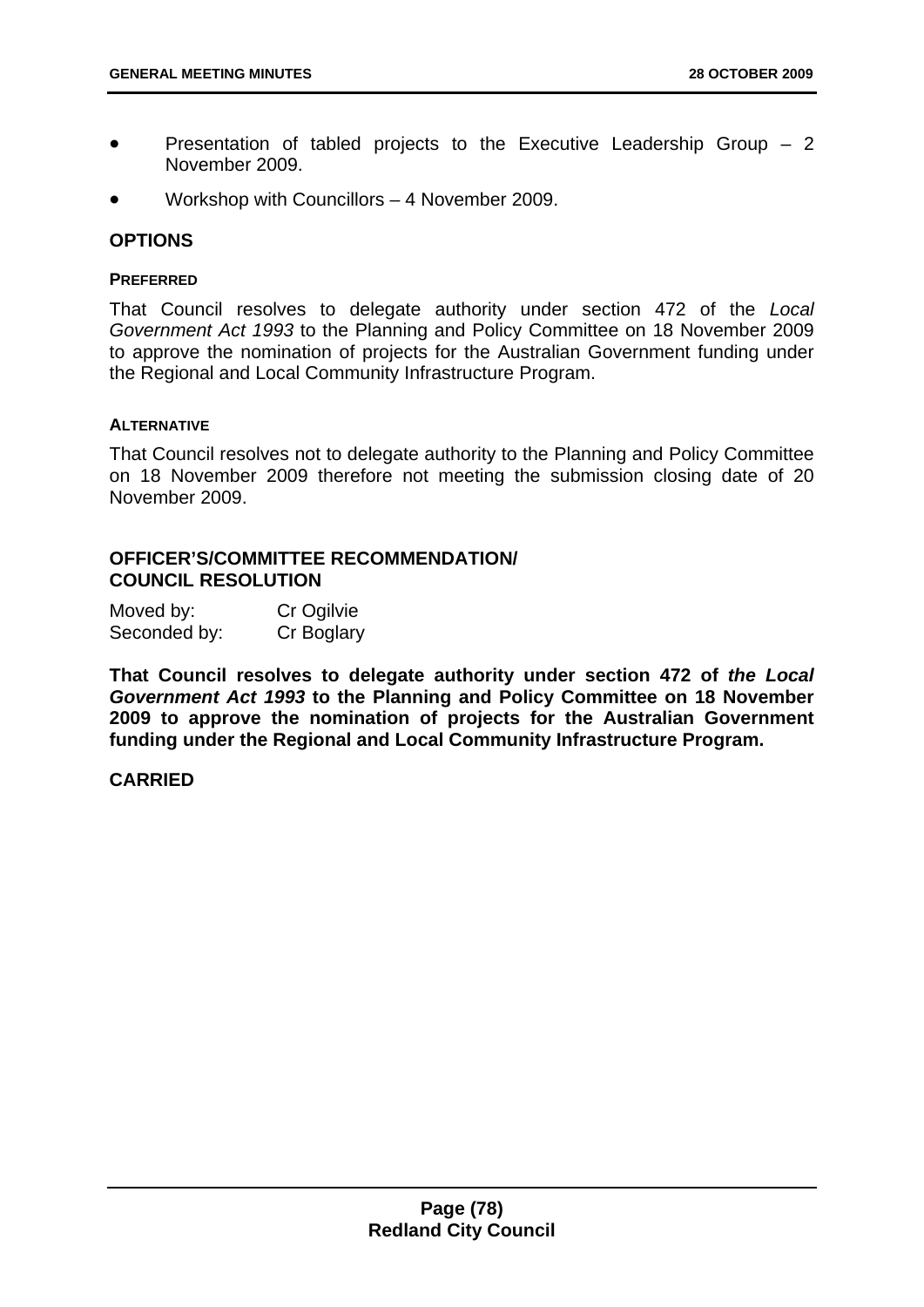- Presentation of tabled projects to the Executive Leadership Group – 2 November 2009.
- Workshop with Councillors – 4 November 2009.

## OPTIONS

#### PREFERRED

That Council resolves to delegate authority under section 472 of the *Local Government Act 1993* to the Planning and Policy Committee on 18 November 2009 to approve the nomination of projects for the Australian Government funding under the Regional and Local Community Infrastructure Program.

#### ALTERNATIVE

That Council resolves not to delegate authority to the Planning and Policy Committee on 18 November 2009 therefore not meeting the submission closing date of 20 November 2009.

## OFFICER'S/COMMITTEE RECOMMENDATION/ COUNCIL RESOLUTION

Moved by: Cr Ogilvie
Seconded by: Cr Boglary

**That Council resolves to delegate authority under section 472 of *the Local Government Act 1993* to the Planning and Policy Committee on 18 November 2009 to approve the nomination of projects for the Australian Government funding under the Regional and Local Community Infrastructure Program.**

**CARRIED**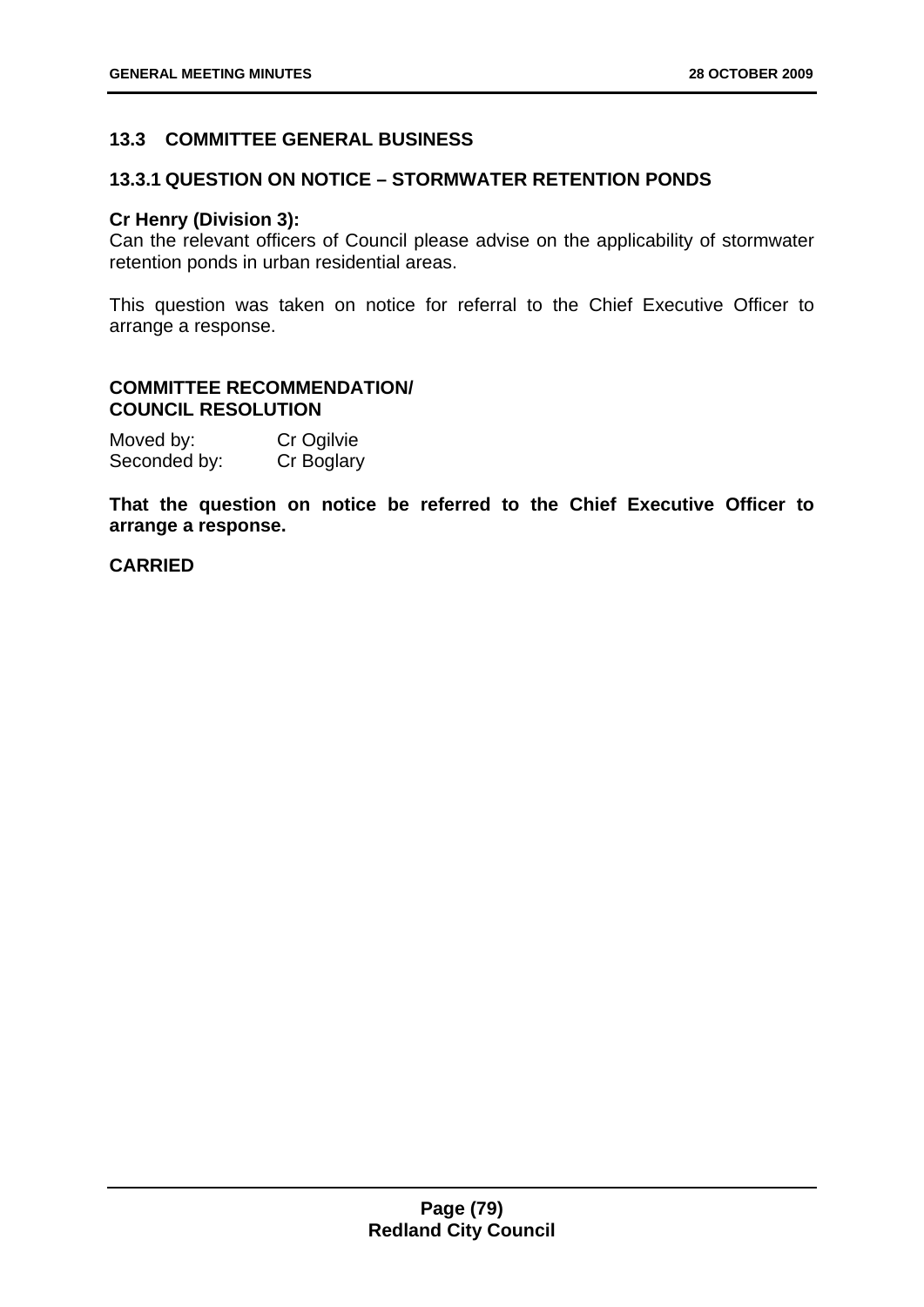## 13.3 COMMITTEE GENERAL BUSINESS

### 13.3.1 QUESTION ON NOTICE – STORMWATER RETENTION PONDS

**Cr Henry (Division 3):**
Can the relevant officers of Council please advise on the applicability of stormwater retention ponds in urban residential areas.

This question was taken on notice for referral to the Chief Executive Officer to arrange a response.

**COMMITTEE RECOMMENDATION/
COUNCIL RESOLUTION**

Moved by: Cr Ogilvie
Seconded by: Cr Boglary

**That the question on notice be referred to the Chief Executive Officer to arrange a response.**

**CARRIED**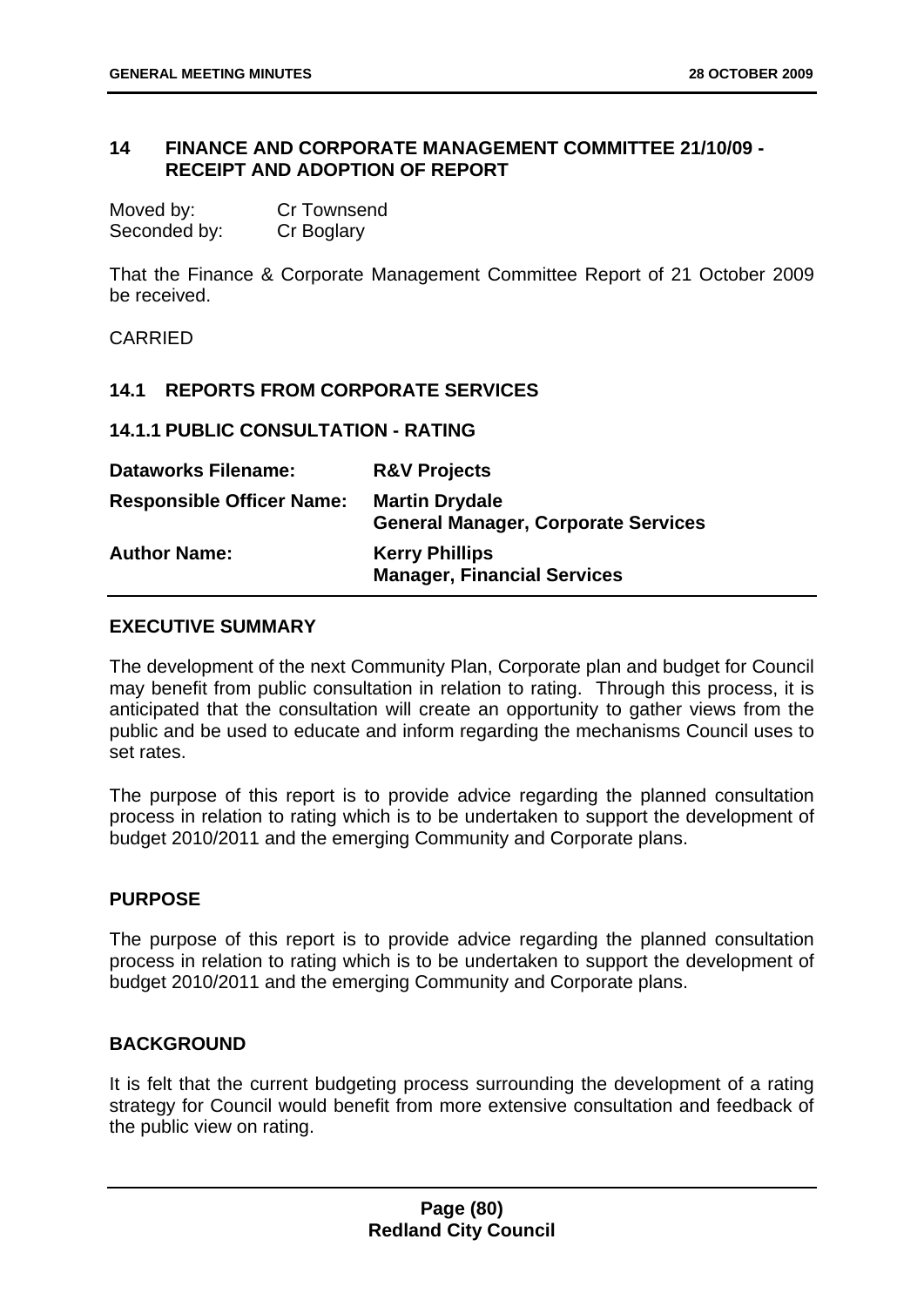## 14 FINANCE AND CORPORATE MANAGEMENT COMMITTEE 21/10/09 - RECEIPT AND ADOPTION OF REPORT

| | |
|---|---|
| Moved by: | Cr Townsend |
| Seconded by: | Cr Boglary |

That the Finance & Corporate Management Committee Report of 21 October 2009 be received.

CARRIED

### 14.1 REPORTS FROM CORPORATE SERVICES

#### 14.1.1 PUBLIC CONSULTATION - RATING

| | |
|---|---|
| **Dataworks Filename:** | **R&V Projects** |
| **Responsible Officer Name:** | **Martin Drydale**<br>**General Manager, Corporate Services** |
| **Author Name:** | **Kerry Phillips**<br>**Manager, Financial Services** |

**EXECUTIVE SUMMARY**

The development of the next Community Plan, Corporate plan and budget for Council may benefit from public consultation in relation to rating. Through this process, it is anticipated that the consultation will create an opportunity to gather views from the public and be used to educate and inform regarding the mechanisms Council uses to set rates.

The purpose of this report is to provide advice regarding the planned consultation process in relation to rating which is to be undertaken to support the development of budget 2010/2011 and the emerging Community and Corporate plans.

**PURPOSE**

The purpose of this report is to provide advice regarding the planned consultation process in relation to rating which is to be undertaken to support the development of budget 2010/2011 and the emerging Community and Corporate plans.

**BACKGROUND**

It is felt that the current budgeting process surrounding the development of a rating strategy for Council would benefit from more extensive consultation and feedback of the public view on rating.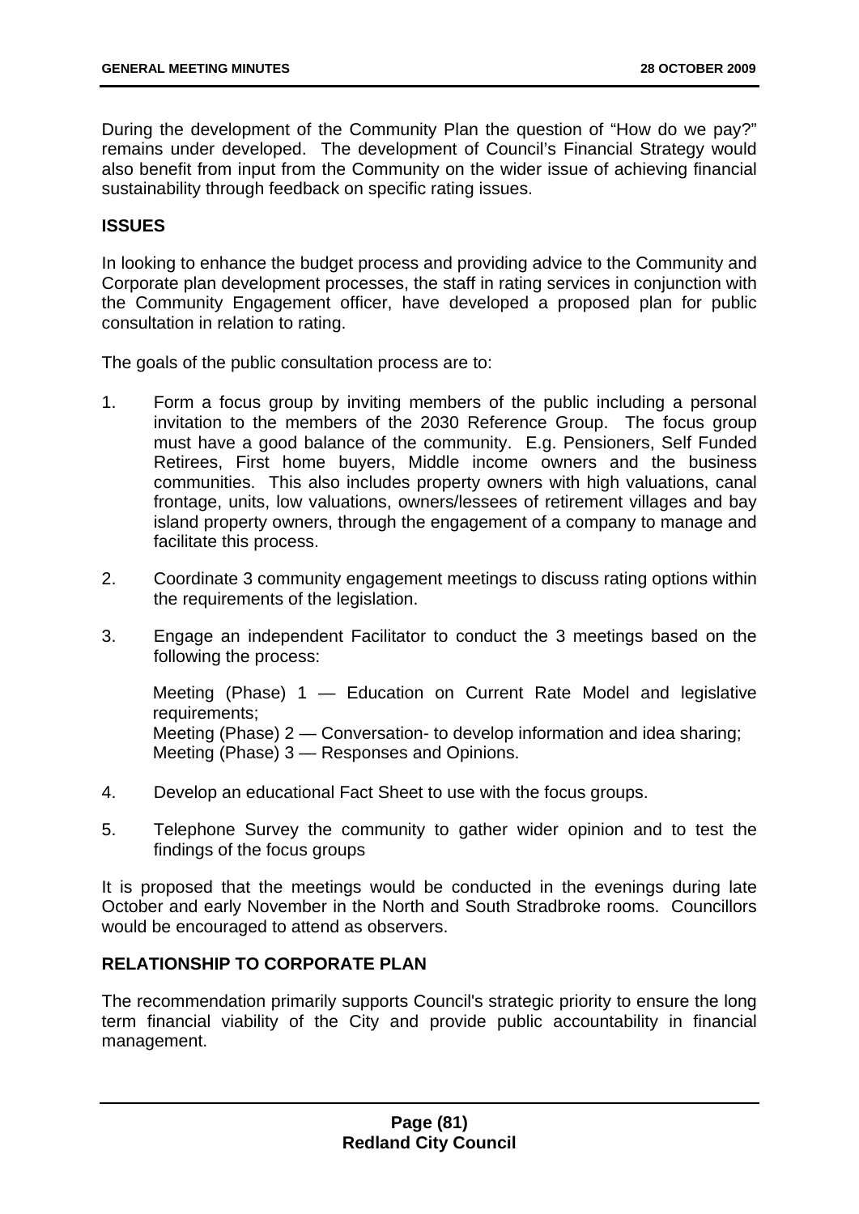During the development of the Community Plan the question of "How do we pay?" remains under developed. The development of Council's Financial Strategy would also benefit from input from the Community on the wider issue of achieving financial sustainability through feedback on specific rating issues.

**ISSUES**

In looking to enhance the budget process and providing advice to the Community and Corporate plan development processes, the staff in rating services in conjunction with the Community Engagement officer, have developed a proposed plan for public consultation in relation to rating.

The goals of the public consultation process are to:

1. Form a focus group by inviting members of the public including a personal invitation to the members of the 2030 Reference Group. The focus group must have a good balance of the community. E.g. Pensioners, Self Funded Retirees, First home buyers, Middle income owners and the business communities. This also includes property owners with high valuations, canal frontage, units, low valuations, owners/lessees of retirement villages and bay island property owners, through the engagement of a company to manage and facilitate this process.

2. Coordinate 3 community engagement meetings to discuss rating options within the requirements of the legislation.

3. Engage an independent Facilitator to conduct the 3 meetings based on the following the process:

   Meeting (Phase) 1 — Education on Current Rate Model and legislative requirements;
   Meeting (Phase) 2 — Conversation- to develop information and idea sharing;
   Meeting (Phase) 3 — Responses and Opinions.

4. Develop an educational Fact Sheet to use with the focus groups.

5. Telephone Survey the community to gather wider opinion and to test the findings of the focus groups

It is proposed that the meetings would be conducted in the evenings during late October and early November in the North and South Stradbroke rooms. Councillors would be encouraged to attend as observers.

**RELATIONSHIP TO CORPORATE PLAN**

The recommendation primarily supports Council's strategic priority to ensure the long term financial viability of the City and provide public accountability in financial management.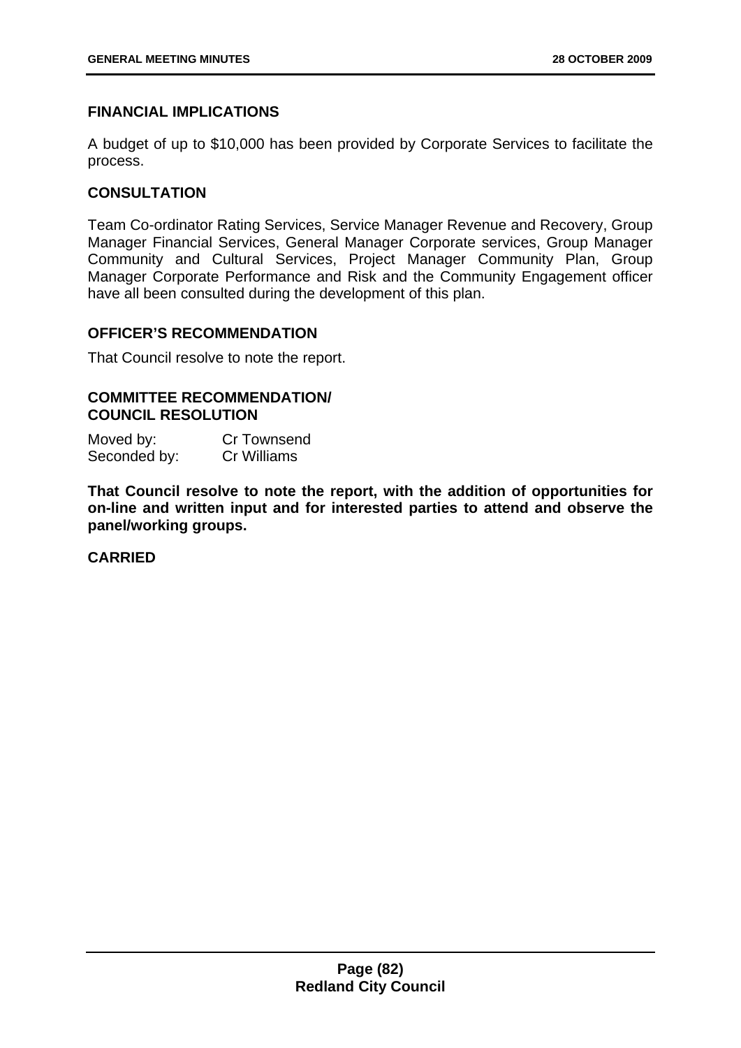### FINANCIAL IMPLICATIONS

A budget of up to $10,000 has been provided by Corporate Services to facilitate the process.

### CONSULTATION

Team Co-ordinator Rating Services, Service Manager Revenue and Recovery, Group Manager Financial Services, General Manager Corporate services, Group Manager Community and Cultural Services, Project Manager Community Plan, Group Manager Corporate Performance and Risk and the Community Engagement officer have all been consulted during the development of this plan.

### OFFICER'S RECOMMENDATION

That Council resolve to note the report.

### COMMITTEE RECOMMENDATION/ COUNCIL RESOLUTION

Moved by: Cr Townsend
Seconded by: Cr Williams

**That Council resolve to note the report, with the addition of opportunities for on-line and written input and for interested parties to attend and observe the panel/working groups.**

**CARRIED**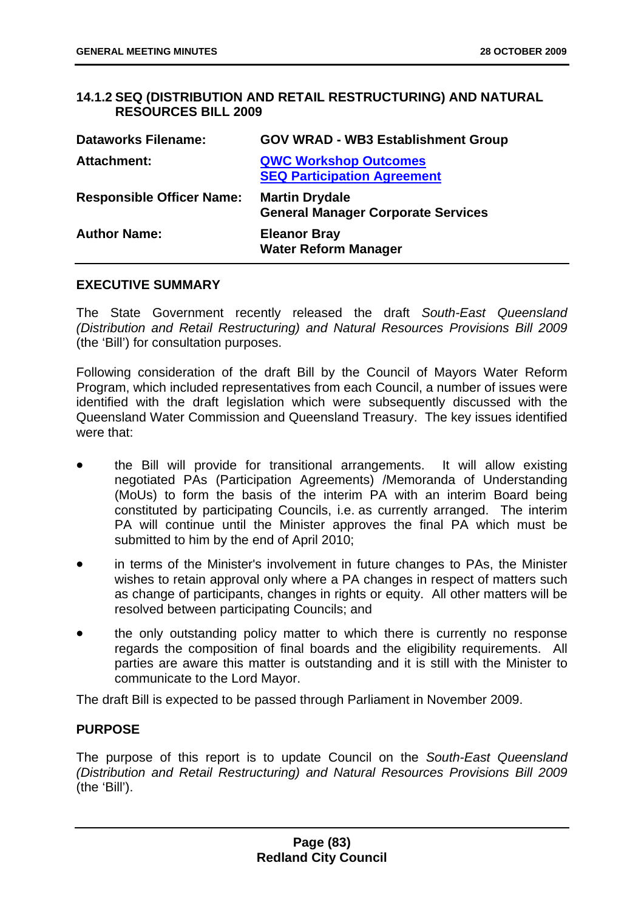### 14.1.2 SEQ (DISTRIBUTION AND RETAIL RESTRUCTURING) AND NATURAL RESOURCES BILL 2009

| | |
|---|---|
| **Dataworks Filename:** | **GOV WRAD - WB3 Establishment Group** |
| **Attachment:** | **QWC Workshop Outcomes**<br>**SEQ Participation Agreement** |
| **Responsible Officer Name:** | **Martin Drydale**<br>**General Manager Corporate Services** |
| **Author Name:** | **Eleanor Bray**<br>**Water Reform Manager** |

**EXECUTIVE SUMMARY**

The State Government recently released the draft *South-East Queensland (Distribution and Retail Restructuring) and Natural Resources Provisions Bill 2009* (the 'Bill') for consultation purposes.

Following consideration of the draft Bill by the Council of Mayors Water Reform Program, which included representatives from each Council, a number of issues were identified with the draft legislation which were subsequently discussed with the Queensland Water Commission and Queensland Treasury. The key issues identified were that:

- the Bill will provide for transitional arrangements. It will allow existing negotiated PAs (Participation Agreements) /Memoranda of Understanding (MoUs) to form the basis of the interim PA with an interim Board being constituted by participating Councils, i.e. as currently arranged. The interim PA will continue until the Minister approves the final PA which must be submitted to him by the end of April 2010;
- in terms of the Minister's involvement in future changes to PAs, the Minister wishes to retain approval only where a PA changes in respect of matters such as change of participants, changes in rights or equity. All other matters will be resolved between participating Councils; and
- the only outstanding policy matter to which there is currently no response regards the composition of final boards and the eligibility requirements. All parties are aware this matter is outstanding and it is still with the Minister to communicate to the Lord Mayor.

The draft Bill is expected to be passed through Parliament in November 2009.

**PURPOSE**

The purpose of this report is to update Council on the *South-East Queensland (Distribution and Retail Restructuring) and Natural Resources Provisions Bill 2009* (the 'Bill').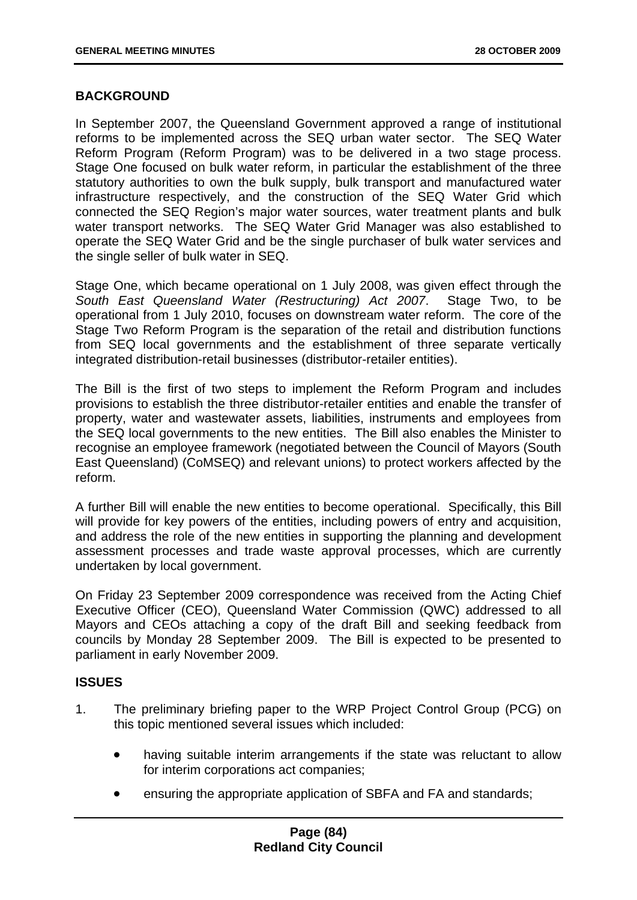## BACKGROUND

In September 2007, the Queensland Government approved a range of institutional reforms to be implemented across the SEQ urban water sector. The SEQ Water Reform Program (Reform Program) was to be delivered in a two stage process. Stage One focused on bulk water reform, in particular the establishment of the three statutory authorities to own the bulk supply, bulk transport and manufactured water infrastructure respectively, and the construction of the SEQ Water Grid which connected the SEQ Region's major water sources, water treatment plants and bulk water transport networks. The SEQ Water Grid Manager was also established to operate the SEQ Water Grid and be the single purchaser of bulk water services and the single seller of bulk water in SEQ.

Stage One, which became operational on 1 July 2008, was given effect through the *South East Queensland Water (Restructuring) Act 2007*. Stage Two, to be operational from 1 July 2010, focuses on downstream water reform. The core of the Stage Two Reform Program is the separation of the retail and distribution functions from SEQ local governments and the establishment of three separate vertically integrated distribution-retail businesses (distributor-retailer entities).

The Bill is the first of two steps to implement the Reform Program and includes provisions to establish the three distributor-retailer entities and enable the transfer of property, water and wastewater assets, liabilities, instruments and employees from the SEQ local governments to the new entities. The Bill also enables the Minister to recognise an employee framework (negotiated between the Council of Mayors (South East Queensland) (CoMSEQ) and relevant unions) to protect workers affected by the reform.

A further Bill will enable the new entities to become operational. Specifically, this Bill will provide for key powers of the entities, including powers of entry and acquisition, and address the role of the new entities in supporting the planning and development assessment processes and trade waste approval processes, which are currently undertaken by local government.

On Friday 23 September 2009 correspondence was received from the Acting Chief Executive Officer (CEO), Queensland Water Commission (QWC) addressed to all Mayors and CEOs attaching a copy of the draft Bill and seeking feedback from councils by Monday 28 September 2009. The Bill is expected to be presented to parliament in early November 2009.

## ISSUES

1. The preliminary briefing paper to the WRP Project Control Group (PCG) on this topic mentioned several issues which included:

   - having suitable interim arrangements if the state was reluctant to allow for interim corporations act companies;
   - ensuring the appropriate application of SBFA and FA and standards;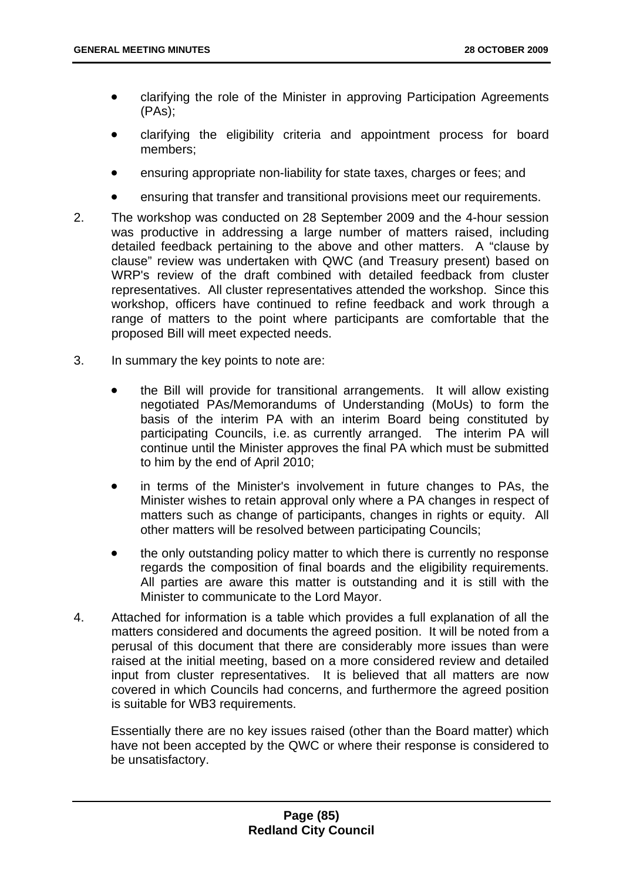- clarifying the role of the Minister in approving Participation Agreements (PAs);
- clarifying the eligibility criteria and appointment process for board members;
- ensuring appropriate non-liability for state taxes, charges or fees; and
- ensuring that transfer and transitional provisions meet our requirements.

2. The workshop was conducted on 28 September 2009 and the 4-hour session was productive in addressing a large number of matters raised, including detailed feedback pertaining to the above and other matters. A "clause by clause" review was undertaken with QWC (and Treasury present) based on WRP's review of the draft combined with detailed feedback from cluster representatives. All cluster representatives attended the workshop. Since this workshop, officers have continued to refine feedback and work through a range of matters to the point where participants are comfortable that the proposed Bill will meet expected needs.

3. In summary the key points to note are:

   - the Bill will provide for transitional arrangements. It will allow existing negotiated PAs/Memorandums of Understanding (MoUs) to form the basis of the interim PA with an interim Board being constituted by participating Councils, i.e. as currently arranged. The interim PA will continue until the Minister approves the final PA which must be submitted to him by the end of April 2010;
   - in terms of the Minister's involvement in future changes to PAs, the Minister wishes to retain approval only where a PA changes in respect of matters such as change of participants, changes in rights or equity. All other matters will be resolved between participating Councils;
   - the only outstanding policy matter to which there is currently no response regards the composition of final boards and the eligibility requirements. All parties are aware this matter is outstanding and it is still with the Minister to communicate to the Lord Mayor.

4. Attached for information is a table which provides a full explanation of all the matters considered and documents the agreed position. It will be noted from a perusal of this document that there are considerably more issues than were raised at the initial meeting, based on a more considered review and detailed input from cluster representatives. It is believed that all matters are now covered in which Councils had concerns, and furthermore the agreed position is suitable for WB3 requirements.

   Essentially there are no key issues raised (other than the Board matter) which have not been accepted by the QWC or where their response is considered to be unsatisfactory.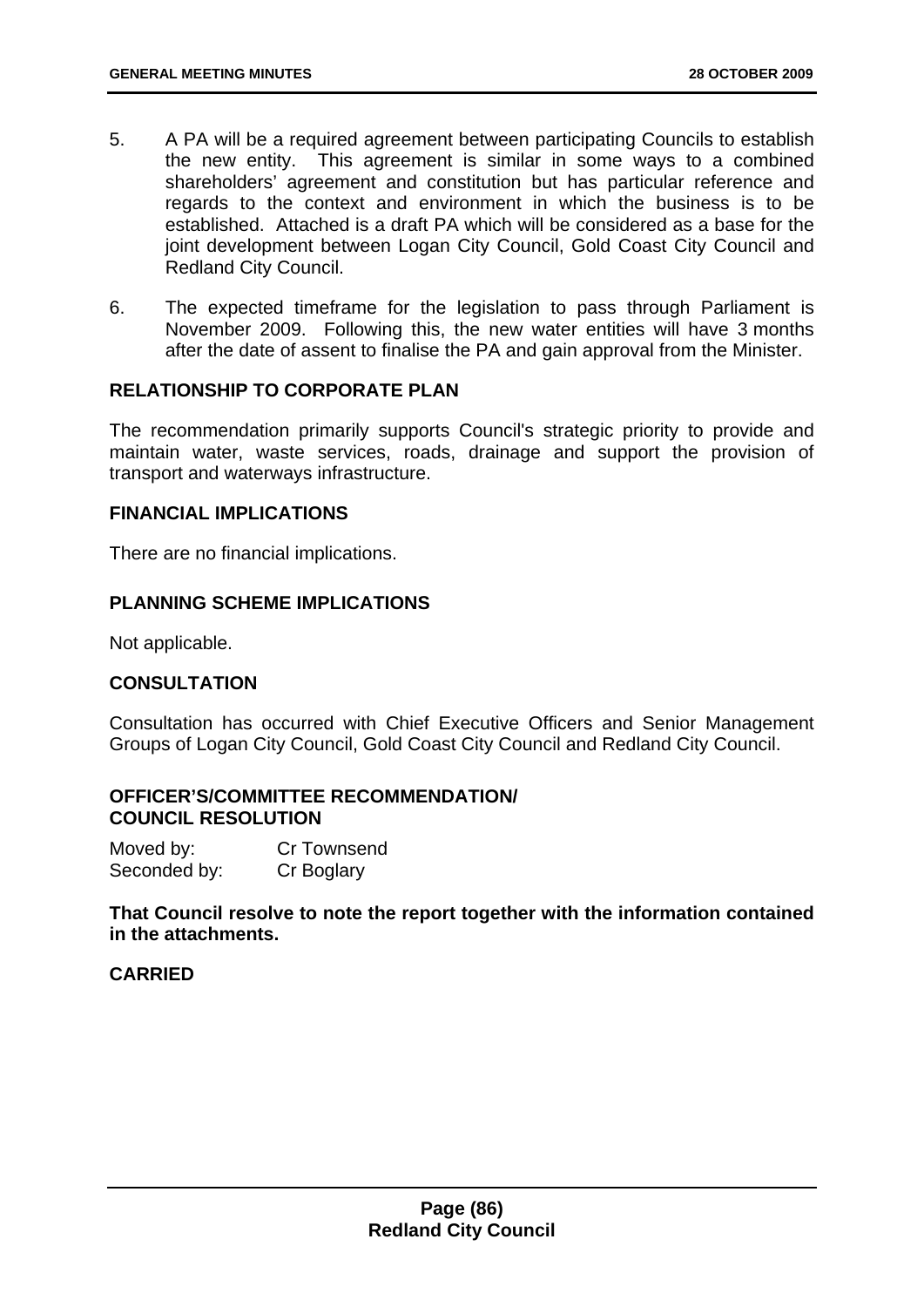5. A PA will be a required agreement between participating Councils to establish the new entity. This agreement is similar in some ways to a combined shareholders' agreement and constitution but has particular reference and regards to the context and environment in which the business is to be established. Attached is a draft PA which will be considered as a base for the joint development between Logan City Council, Gold Coast City Council and Redland City Council.

6. The expected timeframe for the legislation to pass through Parliament is November 2009. Following this, the new water entities will have 3 months after the date of assent to finalise the PA and gain approval from the Minister.

## RELATIONSHIP TO CORPORATE PLAN

The recommendation primarily supports Council's strategic priority to provide and maintain water, waste services, roads, drainage and support the provision of transport and waterways infrastructure.

## FINANCIAL IMPLICATIONS

There are no financial implications.

## PLANNING SCHEME IMPLICATIONS

Not applicable.

## CONSULTATION

Consultation has occurred with Chief Executive Officers and Senior Management Groups of Logan City Council, Gold Coast City Council and Redland City Council.

## OFFICER'S/COMMITTEE RECOMMENDATION/ COUNCIL RESOLUTION

Moved by: Cr Townsend
Seconded by: Cr Boglary

**That Council resolve to note the report together with the information contained in the attachments.**

**CARRIED**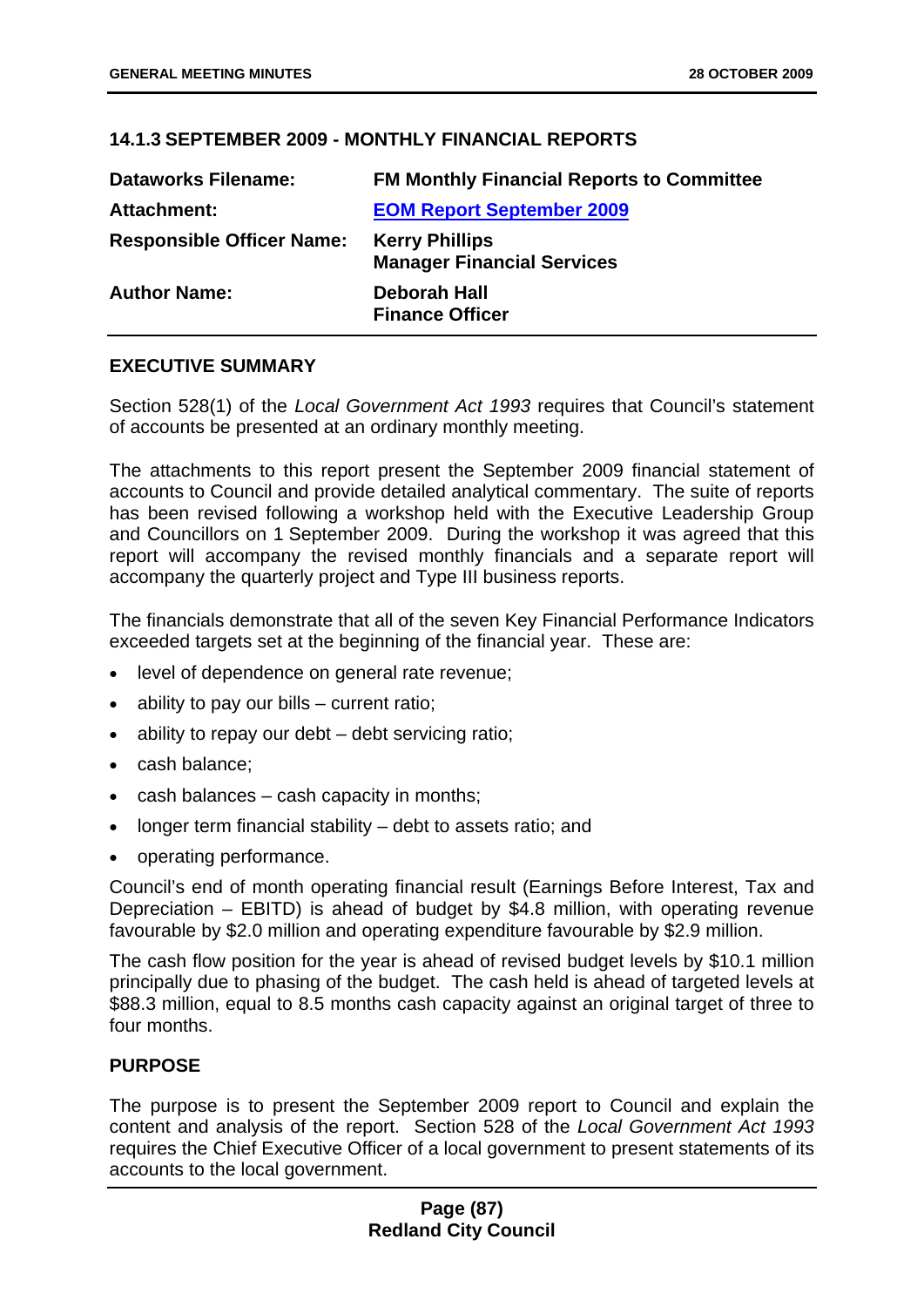### 14.1.3 SEPTEMBER 2009 - MONTHLY FINANCIAL REPORTS

| | |
|---|---|
| **Dataworks Filename:** | **FM Monthly Financial Reports to Committee** |
| **Attachment:** | **EOM Report September 2009** |
| **Responsible Officer Name:** | **Kerry Phillips**<br>**Manager Financial Services** |
| **Author Name:** | **Deborah Hall**<br>**Finance Officer** |

#### EXECUTIVE SUMMARY

Section 528(1) of the *Local Government Act 1993* requires that Council's statement of accounts be presented at an ordinary monthly meeting.

The attachments to this report present the September 2009 financial statement of accounts to Council and provide detailed analytical commentary. The suite of reports has been revised following a workshop held with the Executive Leadership Group and Councillors on 1 September 2009. During the workshop it was agreed that this report will accompany the revised monthly financials and a separate report will accompany the quarterly project and Type III business reports.

The financials demonstrate that all of the seven Key Financial Performance Indicators exceeded targets set at the beginning of the financial year. These are:

- level of dependence on general rate revenue;
- ability to pay our bills – current ratio;
- ability to repay our debt – debt servicing ratio;
- cash balance;
- cash balances – cash capacity in months;
- longer term financial stability – debt to assets ratio; and
- operating performance.

Council's end of month operating financial result (Earnings Before Interest, Tax and Depreciation – EBITD) is ahead of budget by $4.8 million, with operating revenue favourable by $2.0 million and operating expenditure favourable by $2.9 million.

The cash flow position for the year is ahead of revised budget levels by $10.1 million principally due to phasing of the budget. The cash held is ahead of targeted levels at $88.3 million, equal to 8.5 months cash capacity against an original target of three to four months.

#### PURPOSE

The purpose is to present the September 2009 report to Council and explain the content and analysis of the report. Section 528 of the *Local Government Act 1993* requires the Chief Executive Officer of a local government to present statements of its accounts to the local government.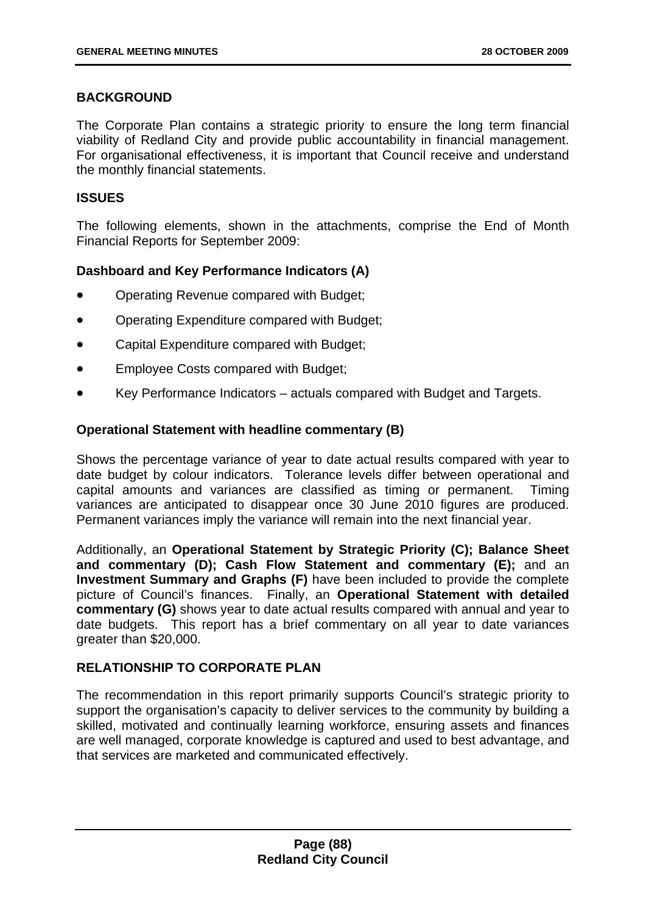## BACKGROUND

The Corporate Plan contains a strategic priority to ensure the long term financial viability of Redland City and provide public accountability in financial management. For organisational effectiveness, it is important that Council receive and understand the monthly financial statements.

## ISSUES

The following elements, shown in the attachments, comprise the End of Month Financial Reports for September 2009:

### Dashboard and Key Performance Indicators (A)

- Operating Revenue compared with Budget;
- Operating Expenditure compared with Budget;
- Capital Expenditure compared with Budget;
- Employee Costs compared with Budget;
- Key Performance Indicators – actuals compared with Budget and Targets.

### Operational Statement with headline commentary (B)

Shows the percentage variance of year to date actual results compared with year to date budget by colour indicators. Tolerance levels differ between operational and capital amounts and variances are classified as timing or permanent. Timing variances are anticipated to disappear once 30 June 2010 figures are produced. Permanent variances imply the variance will remain into the next financial year.

Additionally, an **Operational Statement by Strategic Priority (C); Balance Sheet and commentary (D); Cash Flow Statement and commentary (E);** and an **Investment Summary and Graphs (F)** have been included to provide the complete picture of Council's finances. Finally, an **Operational Statement with detailed commentary (G)** shows year to date actual results compared with annual and year to date budgets. This report has a brief commentary on all year to date variances greater than $20,000.

## RELATIONSHIP TO CORPORATE PLAN

The recommendation in this report primarily supports Council's strategic priority to support the organisation's capacity to deliver services to the community by building a skilled, motivated and continually learning workforce, ensuring assets and finances are well managed, corporate knowledge is captured and used to best advantage, and that services are marketed and communicated effectively.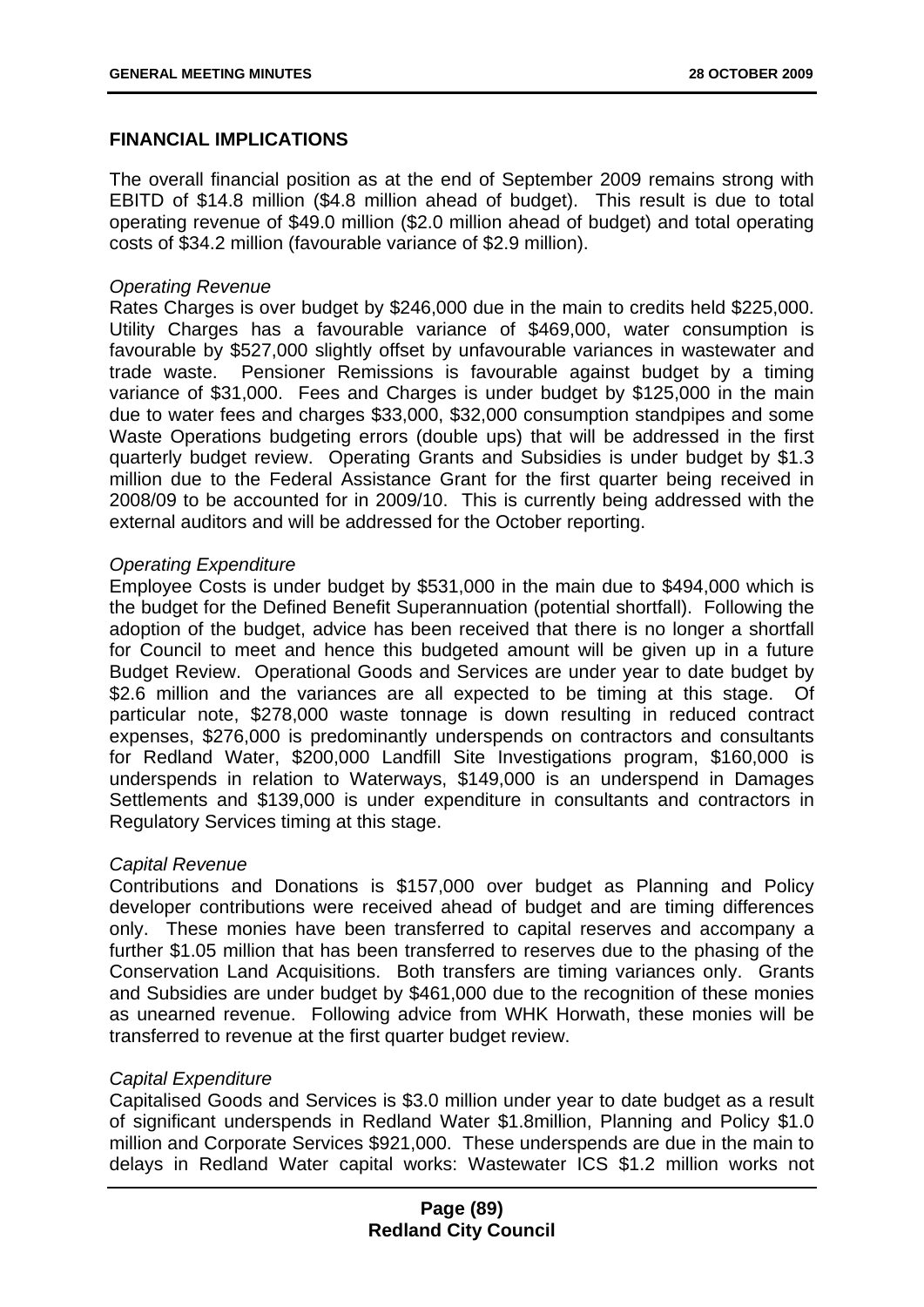## FINANCIAL IMPLICATIONS

The overall financial position as at the end of September 2009 remains strong with EBITD of $14.8 million ($4.8 million ahead of budget). This result is due to total operating revenue of $49.0 million ($2.0 million ahead of budget) and total operating costs of $34.2 million (favourable variance of $2.9 million).

*Operating Revenue*
Rates Charges is over budget by $246,000 due in the main to credits held $225,000. Utility Charges has a favourable variance of $469,000, water consumption is favourable by $527,000 slightly offset by unfavourable variances in wastewater and trade waste. Pensioner Remissions is favourable against budget by a timing variance of $31,000. Fees and Charges is under budget by $125,000 in the main due to water fees and charges $33,000, $32,000 consumption standpipes and some Waste Operations budgeting errors (double ups) that will be addressed in the first quarterly budget review. Operating Grants and Subsidies is under budget by $1.3 million due to the Federal Assistance Grant for the first quarter being received in 2008/09 to be accounted for in 2009/10. This is currently being addressed with the external auditors and will be addressed for the October reporting.

*Operating Expenditure*
Employee Costs is under budget by $531,000 in the main due to $494,000 which is the budget for the Defined Benefit Superannuation (potential shortfall). Following the adoption of the budget, advice has been received that there is no longer a shortfall for Council to meet and hence this budgeted amount will be given up in a future Budget Review. Operational Goods and Services are under year to date budget by $2.6 million and the variances are all expected to be timing at this stage. Of particular note, $278,000 waste tonnage is down resulting in reduced contract expenses, $276,000 is predominantly underspends on contractors and consultants for Redland Water, $200,000 Landfill Site Investigations program, $160,000 is underspends in relation to Waterways, $149,000 is an underspend in Damages Settlements and $139,000 is under expenditure in consultants and contractors in Regulatory Services timing at this stage.

*Capital Revenue*
Contributions and Donations is $157,000 over budget as Planning and Policy developer contributions were received ahead of budget and are timing differences only. These monies have been transferred to capital reserves and accompany a further $1.05 million that has been transferred to reserves due to the phasing of the Conservation Land Acquisitions. Both transfers are timing variances only. Grants and Subsidies are under budget by $461,000 due to the recognition of these monies as unearned revenue. Following advice from WHK Horwath, these monies will be transferred to revenue at the first quarter budget review.

*Capital Expenditure*
Capitalised Goods and Services is $3.0 million under year to date budget as a result of significant underspends in Redland Water $1.8million, Planning and Policy $1.0 million and Corporate Services $921,000. These underspends are due in the main to delays in Redland Water capital works: Wastewater ICS $1.2 million works not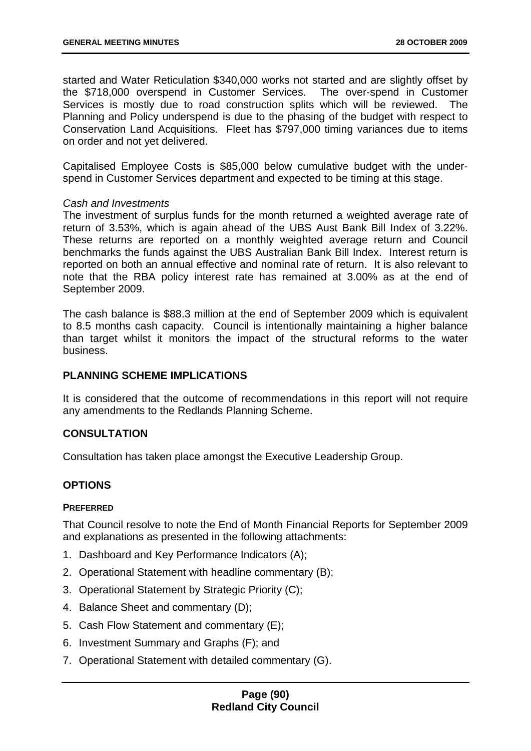started and Water Reticulation $340,000 works not started and are slightly offset by the $718,000 overspend in Customer Services. The over-spend in Customer Services is mostly due to road construction splits which will be reviewed. The Planning and Policy underspend is due to the phasing of the budget with respect to Conservation Land Acquisitions. Fleet has $797,000 timing variances due to items on order and not yet delivered.

Capitalised Employee Costs is $85,000 below cumulative budget with the under-spend in Customer Services department and expected to be timing at this stage.

*Cash and Investments*

The investment of surplus funds for the month returned a weighted average rate of return of 3.53%, which is again ahead of the UBS Aust Bank Bill Index of 3.22%. These returns are reported on a monthly weighted average return and Council benchmarks the funds against the UBS Australian Bank Bill Index. Interest return is reported on both an annual effective and nominal rate of return. It is also relevant to note that the RBA policy interest rate has remained at 3.00% as at the end of September 2009.

The cash balance is $88.3 million at the end of September 2009 which is equivalent to 8.5 months cash capacity. Council is intentionally maintaining a higher balance than target whilst it monitors the impact of the structural reforms to the water business.

## PLANNING SCHEME IMPLICATIONS

It is considered that the outcome of recommendations in this report will not require any amendments to the Redlands Planning Scheme.

## CONSULTATION

Consultation has taken place amongst the Executive Leadership Group.

## OPTIONS

### PREFERRED

That Council resolve to note the End of Month Financial Reports for September 2009 and explanations as presented in the following attachments:

1. Dashboard and Key Performance Indicators (A);
2. Operational Statement with headline commentary (B);
3. Operational Statement by Strategic Priority (C);
4. Balance Sheet and commentary (D);
5. Cash Flow Statement and commentary (E);
6. Investment Summary and Graphs (F); and
7. Operational Statement with detailed commentary (G).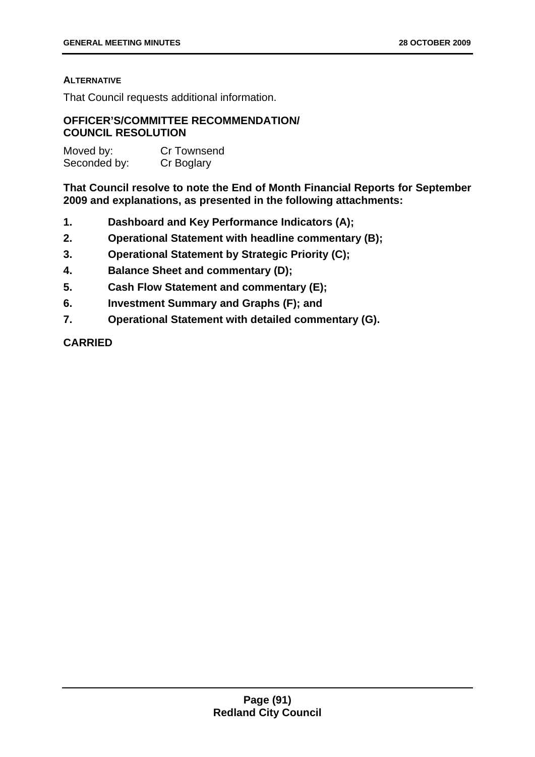**ALTERNATIVE**

That Council requests additional information.

**OFFICER'S/COMMITTEE RECOMMENDATION/ COUNCIL RESOLUTION**

Moved by: Cr Townsend
Seconded by: Cr Boglary

**That Council resolve to note the End of Month Financial Reports for September 2009 and explanations, as presented in the following attachments:**

1. **Dashboard and Key Performance Indicators (A);**
2. **Operational Statement with headline commentary (B);**
3. **Operational Statement by Strategic Priority (C);**
4. **Balance Sheet and commentary (D);**
5. **Cash Flow Statement and commentary (E);**
6. **Investment Summary and Graphs (F); and**
7. **Operational Statement with detailed commentary (G).**

**CARRIED**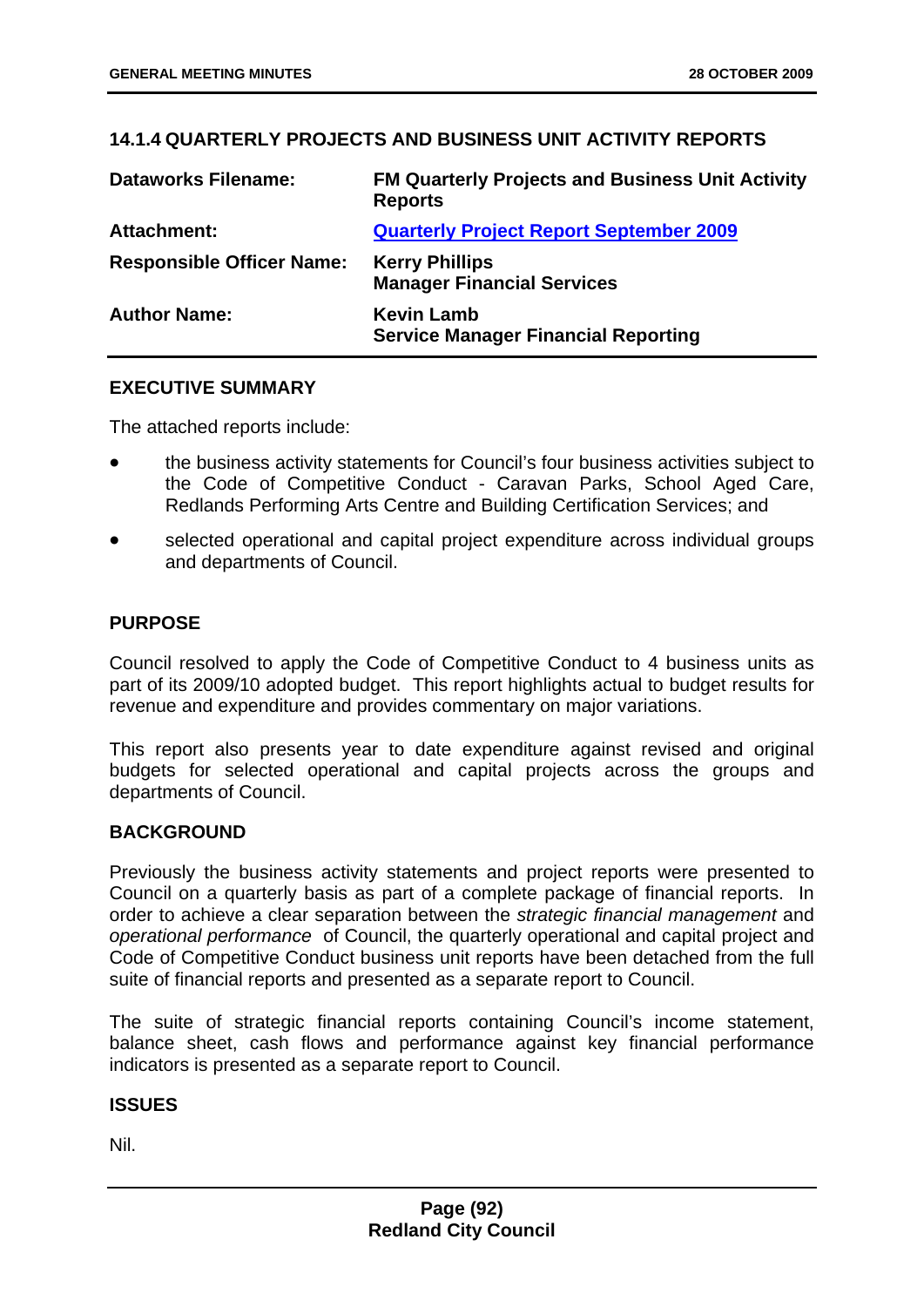## 14.1.4 QUARTERLY PROJECTS AND BUSINESS UNIT ACTIVITY REPORTS

| | |
|---|---|
| **Dataworks Filename:** | **FM Quarterly Projects and Business Unit Activity Reports** |
| **Attachment:** | **Quarterly Project Report September 2009** |
| **Responsible Officer Name:** | **Kerry Phillips**<br>**Manager Financial Services** |
| **Author Name:** | **Kevin Lamb**<br>**Service Manager Financial Reporting** |

### EXECUTIVE SUMMARY

The attached reports include:

- the business activity statements for Council's four business activities subject to the Code of Competitive Conduct - Caravan Parks, School Aged Care, Redlands Performing Arts Centre and Building Certification Services; and
- selected operational and capital project expenditure across individual groups and departments of Council.

### PURPOSE

Council resolved to apply the Code of Competitive Conduct to 4 business units as part of its 2009/10 adopted budget. This report highlights actual to budget results for revenue and expenditure and provides commentary on major variations.

This report also presents year to date expenditure against revised and original budgets for selected operational and capital projects across the groups and departments of Council.

### BACKGROUND

Previously the business activity statements and project reports were presented to Council on a quarterly basis as part of a complete package of financial reports. In order to achieve a clear separation between the *strategic financial management* and *operational performance* of Council, the quarterly operational and capital project and Code of Competitive Conduct business unit reports have been detached from the full suite of financial reports and presented as a separate report to Council.

The suite of strategic financial reports containing Council's income statement, balance sheet, cash flows and performance against key financial performance indicators is presented as a separate report to Council.

### ISSUES

Nil.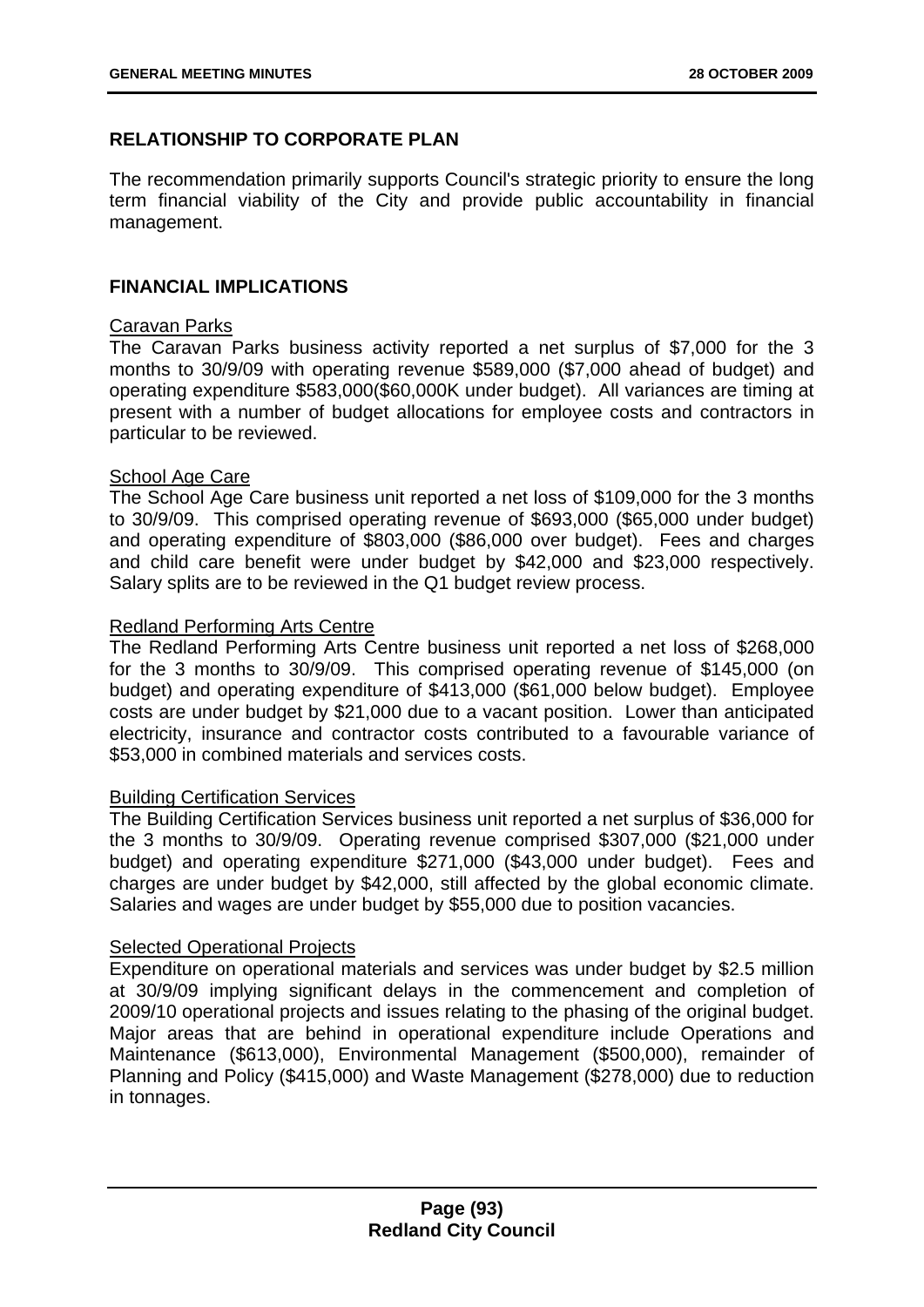## RELATIONSHIP TO CORPORATE PLAN

The recommendation primarily supports Council's strategic priority to ensure the long term financial viability of the City and provide public accountability in financial management.

## FINANCIAL IMPLICATIONS

Caravan Parks

The Caravan Parks business activity reported a net surplus of $7,000 for the 3 months to 30/9/09 with operating revenue $589,000 ($7,000 ahead of budget) and operating expenditure $583,000($60,000K under budget). All variances are timing at present with a number of budget allocations for employee costs and contractors in particular to be reviewed.

School Age Care

The School Age Care business unit reported a net loss of $109,000 for the 3 months to 30/9/09. This comprised operating revenue of $693,000 ($65,000 under budget) and operating expenditure of $803,000 ($86,000 over budget). Fees and charges and child care benefit were under budget by $42,000 and $23,000 respectively. Salary splits are to be reviewed in the Q1 budget review process.

Redland Performing Arts Centre

The Redland Performing Arts Centre business unit reported a net loss of $268,000 for the 3 months to 30/9/09. This comprised operating revenue of $145,000 (on budget) and operating expenditure of $413,000 ($61,000 below budget). Employee costs are under budget by $21,000 due to a vacant position. Lower than anticipated electricity, insurance and contractor costs contributed to a favourable variance of $53,000 in combined materials and services costs.

Building Certification Services

The Building Certification Services business unit reported a net surplus of $36,000 for the 3 months to 30/9/09. Operating revenue comprised $307,000 ($21,000 under budget) and operating expenditure $271,000 ($43,000 under budget). Fees and charges are under budget by $42,000, still affected by the global economic climate. Salaries and wages are under budget by $55,000 due to position vacancies.

Selected Operational Projects

Expenditure on operational materials and services was under budget by $2.5 million at 30/9/09 implying significant delays in the commencement and completion of 2009/10 operational projects and issues relating to the phasing of the original budget. Major areas that are behind in operational expenditure include Operations and Maintenance ($613,000), Environmental Management ($500,000), remainder of Planning and Policy ($415,000) and Waste Management ($278,000) due to reduction in tonnages.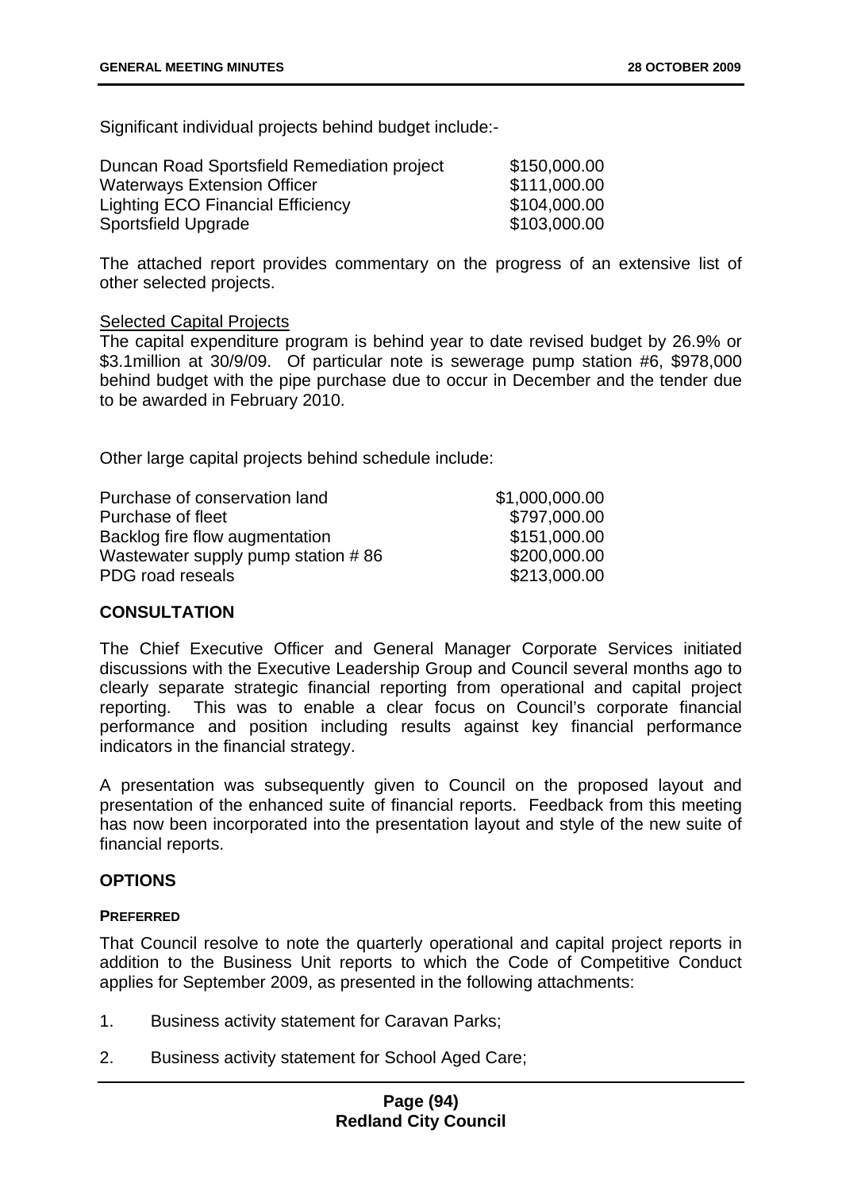Significant individual projects behind budget include:-

| | |
|---|---|
| Duncan Road Sportsfield Remediation project | $150,000.00 |
| Waterways Extension Officer | $111,000.00 |
| Lighting ECO Financial Efficiency | $104,000.00 |
| Sportsfield Upgrade | $103,000.00 |

The attached report provides commentary on the progress of an extensive list of other selected projects.

Selected Capital Projects

The capital expenditure program is behind year to date revised budget by 26.9% or $3.1million at 30/9/09. Of particular note is sewerage pump station #6, $978,000 behind budget with the pipe purchase due to occur in December and the tender due to be awarded in February 2010.

Other large capital projects behind schedule include:

| | |
|---|---|
| Purchase of conservation land | $1,000,000.00 |
| Purchase of fleet | $797,000.00 |
| Backlog fire flow augmentation | $151,000.00 |
| Wastewater supply pump station # 86 | $200,000.00 |
| PDG road reseals | $213,000.00 |

## CONSULTATION

The Chief Executive Officer and General Manager Corporate Services initiated discussions with the Executive Leadership Group and Council several months ago to clearly separate strategic financial reporting from operational and capital project reporting. This was to enable a clear focus on Council's corporate financial performance and position including results against key financial performance indicators in the financial strategy.

A presentation was subsequently given to Council on the proposed layout and presentation of the enhanced suite of financial reports. Feedback from this meeting has now been incorporated into the presentation layout and style of the new suite of financial reports.

## OPTIONS

### PREFERRED

That Council resolve to note the quarterly operational and capital project reports in addition to the Business Unit reports to which the Code of Competitive Conduct applies for September 2009, as presented in the following attachments:

1. Business activity statement for Caravan Parks;
2. Business activity statement for School Aged Care;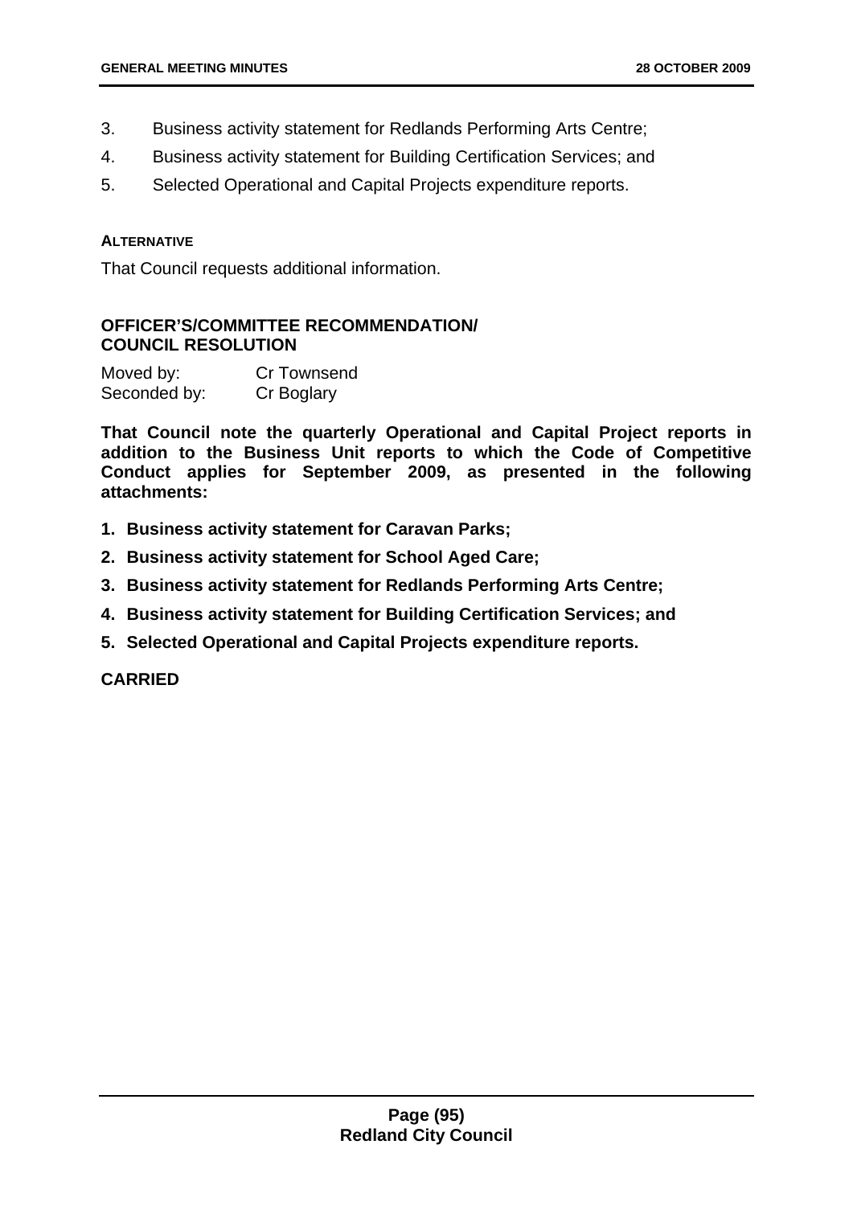3. Business activity statement for Redlands Performing Arts Centre;
4. Business activity statement for Building Certification Services; and
5. Selected Operational and Capital Projects expenditure reports.

**ALTERNATIVE**

That Council requests additional information.

**OFFICER'S/COMMITTEE RECOMMENDATION/ COUNCIL RESOLUTION**

Moved by: Cr Townsend
Seconded by: Cr Boglary

**That Council note the quarterly Operational and Capital Project reports in addition to the Business Unit reports to which the Code of Competitive Conduct applies for September 2009, as presented in the following attachments:**

1. **Business activity statement for Caravan Parks;**
2. **Business activity statement for School Aged Care;**
3. **Business activity statement for Redlands Performing Arts Centre;**
4. **Business activity statement for Building Certification Services; and**
5. **Selected Operational and Capital Projects expenditure reports.**

**CARRIED**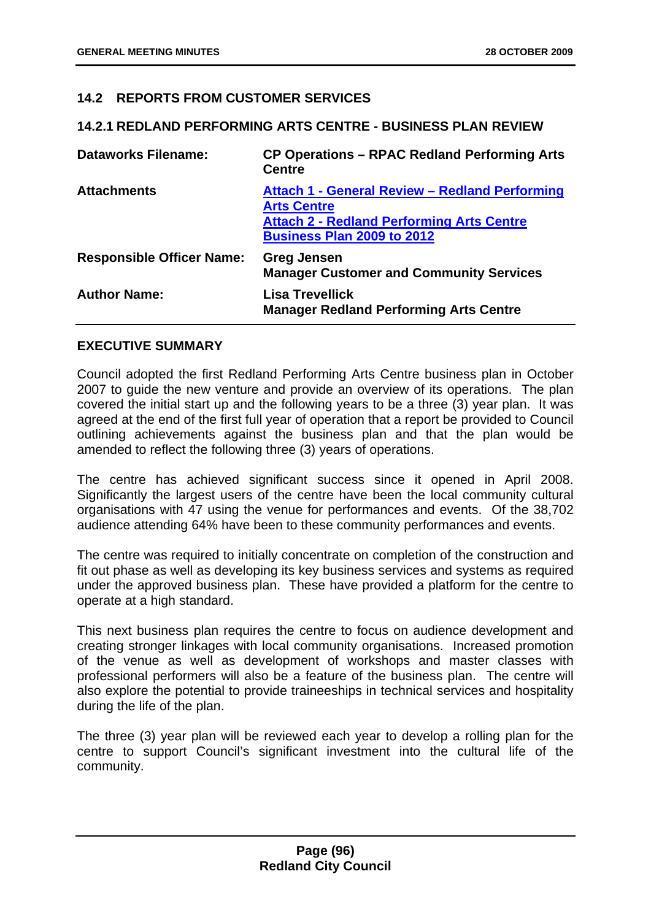## 14.2 REPORTS FROM CUSTOMER SERVICES

### 14.2.1 REDLAND PERFORMING ARTS CENTRE - BUSINESS PLAN REVIEW

| | |
|---|---|
| **Dataworks Filename:** | **CP Operations – RPAC Redland Performing Arts Centre** |
| **Attachments** | **Attach 1 - General Review – Redland Performing Arts Centre**<br>**Attach 2 - Redland Performing Arts Centre Business Plan 2009 to 2012** |
| **Responsible Officer Name:** | **Greg Jensen**<br>**Manager Customer and Community Services** |
| **Author Name:** | **Lisa Trevellick**<br>**Manager Redland Performing Arts Centre** |

**EXECUTIVE SUMMARY**

Council adopted the first Redland Performing Arts Centre business plan in October 2007 to guide the new venture and provide an overview of its operations. The plan covered the initial start up and the following years to be a three (3) year plan. It was agreed at the end of the first full year of operation that a report be provided to Council outlining achievements against the business plan and that the plan would be amended to reflect the following three (3) years of operations.

The centre has achieved significant success since it opened in April 2008. Significantly the largest users of the centre have been the local community cultural organisations with 47 using the venue for performances and events. Of the 38,702 audience attending 64% have been to these community performances and events.

The centre was required to initially concentrate on completion of the construction and fit out phase as well as developing its key business services and systems as required under the approved business plan. These have provided a platform for the centre to operate at a high standard.

This next business plan requires the centre to focus on audience development and creating stronger linkages with local community organisations. Increased promotion of the venue as well as development of workshops and master classes with professional performers will also be a feature of the business plan. The centre will also explore the potential to provide traineeships in technical services and hospitality during the life of the plan.

The three (3) year plan will be reviewed each year to develop a rolling plan for the centre to support Council's significant investment into the cultural life of the community.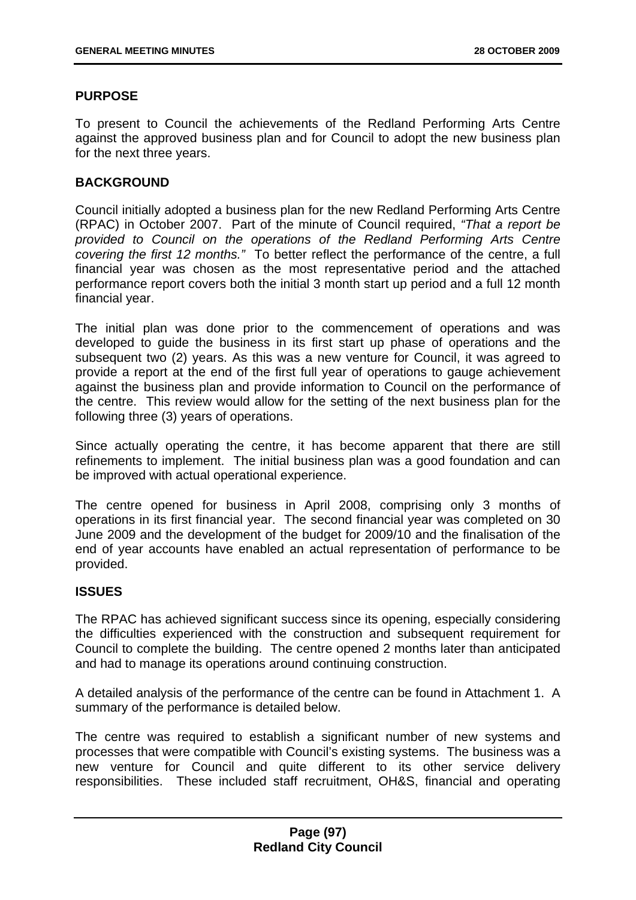## PURPOSE

To present to Council the achievements of the Redland Performing Arts Centre against the approved business plan and for Council to adopt the new business plan for the next three years.

## BACKGROUND

Council initially adopted a business plan for the new Redland Performing Arts Centre (RPAC) in October 2007. Part of the minute of Council required, *"That a report be provided to Council on the operations of the Redland Performing Arts Centre covering the first 12 months."* To better reflect the performance of the centre, a full financial year was chosen as the most representative period and the attached performance report covers both the initial 3 month start up period and a full 12 month financial year.

The initial plan was done prior to the commencement of operations and was developed to guide the business in its first start up phase of operations and the subsequent two (2) years. As this was a new venture for Council, it was agreed to provide a report at the end of the first full year of operations to gauge achievement against the business plan and provide information to Council on the performance of the centre. This review would allow for the setting of the next business plan for the following three (3) years of operations.

Since actually operating the centre, it has become apparent that there are still refinements to implement. The initial business plan was a good foundation and can be improved with actual operational experience.

The centre opened for business in April 2008, comprising only 3 months of operations in its first financial year. The second financial year was completed on 30 June 2009 and the development of the budget for 2009/10 and the finalisation of the end of year accounts have enabled an actual representation of performance to be provided.

## ISSUES

The RPAC has achieved significant success since its opening, especially considering the difficulties experienced with the construction and subsequent requirement for Council to complete the building. The centre opened 2 months later than anticipated and had to manage its operations around continuing construction.

A detailed analysis of the performance of the centre can be found in Attachment 1. A summary of the performance is detailed below.

The centre was required to establish a significant number of new systems and processes that were compatible with Council's existing systems. The business was a new venture for Council and quite different to its other service delivery responsibilities. These included staff recruitment, OH&S, financial and operating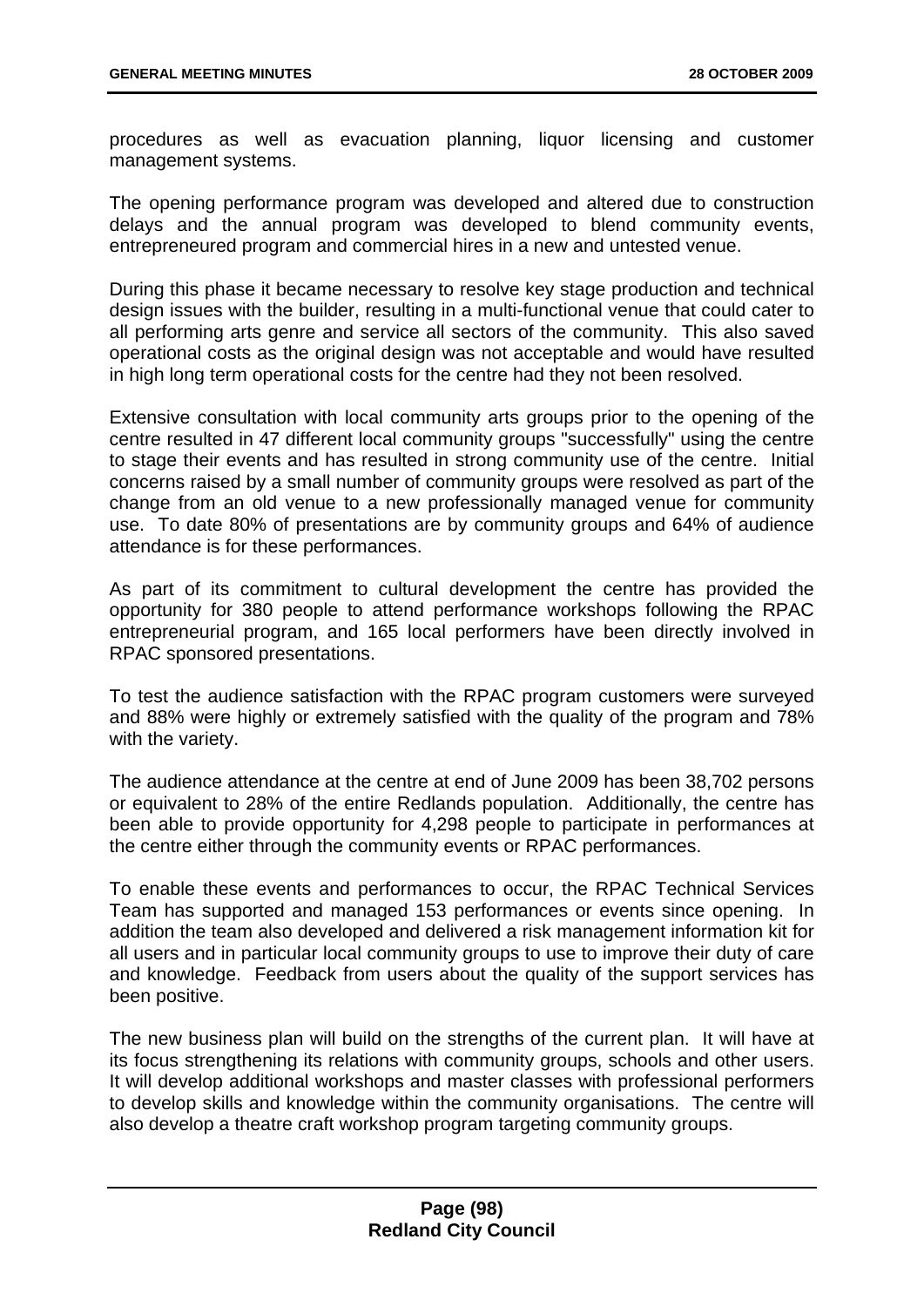procedures as well as evacuation planning, liquor licensing and customer management systems.

The opening performance program was developed and altered due to construction delays and the annual program was developed to blend community events, entrepreneured program and commercial hires in a new and untested venue.

During this phase it became necessary to resolve key stage production and technical design issues with the builder, resulting in a multi-functional venue that could cater to all performing arts genre and service all sectors of the community. This also saved operational costs as the original design was not acceptable and would have resulted in high long term operational costs for the centre had they not been resolved.

Extensive consultation with local community arts groups prior to the opening of the centre resulted in 47 different local community groups "successfully" using the centre to stage their events and has resulted in strong community use of the centre. Initial concerns raised by a small number of community groups were resolved as part of the change from an old venue to a new professionally managed venue for community use. To date 80% of presentations are by community groups and 64% of audience attendance is for these performances.

As part of its commitment to cultural development the centre has provided the opportunity for 380 people to attend performance workshops following the RPAC entrepreneurial program, and 165 local performers have been directly involved in RPAC sponsored presentations.

To test the audience satisfaction with the RPAC program customers were surveyed and 88% were highly or extremely satisfied with the quality of the program and 78% with the variety.

The audience attendance at the centre at end of June 2009 has been 38,702 persons or equivalent to 28% of the entire Redlands population. Additionally, the centre has been able to provide opportunity for 4,298 people to participate in performances at the centre either through the community events or RPAC performances.

To enable these events and performances to occur, the RPAC Technical Services Team has supported and managed 153 performances or events since opening. In addition the team also developed and delivered a risk management information kit for all users and in particular local community groups to use to improve their duty of care and knowledge. Feedback from users about the quality of the support services has been positive.

The new business plan will build on the strengths of the current plan. It will have at its focus strengthening its relations with community groups, schools and other users. It will develop additional workshops and master classes with professional performers to develop skills and knowledge within the community organisations. The centre will also develop a theatre craft workshop program targeting community groups.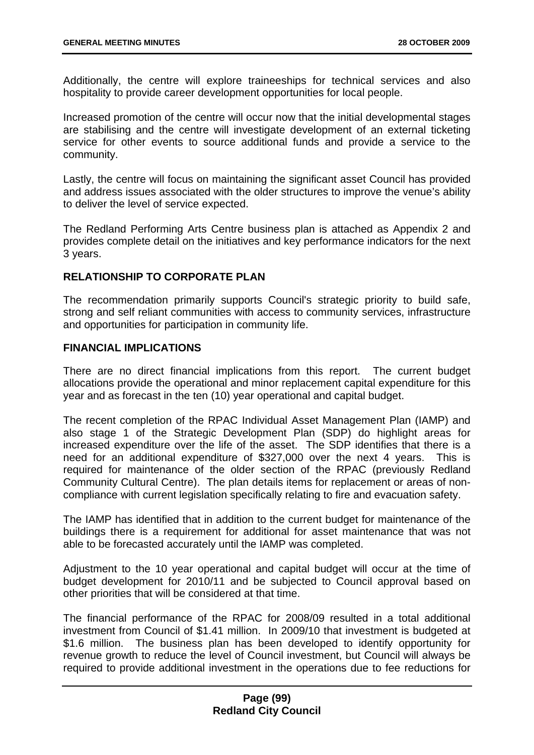Additionally, the centre will explore traineeships for technical services and also hospitality to provide career development opportunities for local people.

Increased promotion of the centre will occur now that the initial developmental stages are stabilising and the centre will investigate development of an external ticketing service for other events to source additional funds and provide a service to the community.

Lastly, the centre will focus on maintaining the significant asset Council has provided and address issues associated with the older structures to improve the venue's ability to deliver the level of service expected.

The Redland Performing Arts Centre business plan is attached as Appendix 2 and provides complete detail on the initiatives and key performance indicators for the next 3 years.

## RELATIONSHIP TO CORPORATE PLAN

The recommendation primarily supports Council's strategic priority to build safe, strong and self reliant communities with access to community services, infrastructure and opportunities for participation in community life.

## FINANCIAL IMPLICATIONS

There are no direct financial implications from this report. The current budget allocations provide the operational and minor replacement capital expenditure for this year and as forecast in the ten (10) year operational and capital budget.

The recent completion of the RPAC Individual Asset Management Plan (IAMP) and also stage 1 of the Strategic Development Plan (SDP) do highlight areas for increased expenditure over the life of the asset. The SDP identifies that there is a need for an additional expenditure of $327,000 over the next 4 years. This is required for maintenance of the older section of the RPAC (previously Redland Community Cultural Centre). The plan details items for replacement or areas of non-compliance with current legislation specifically relating to fire and evacuation safety.

The IAMP has identified that in addition to the current budget for maintenance of the buildings there is a requirement for additional for asset maintenance that was not able to be forecasted accurately until the IAMP was completed.

Adjustment to the 10 year operational and capital budget will occur at the time of budget development for 2010/11 and be subjected to Council approval based on other priorities that will be considered at that time.

The financial performance of the RPAC for 2008/09 resulted in a total additional investment from Council of $1.41 million. In 2009/10 that investment is budgeted at $1.6 million. The business plan has been developed to identify opportunity for revenue growth to reduce the level of Council investment, but Council will always be required to provide additional investment in the operations due to fee reductions for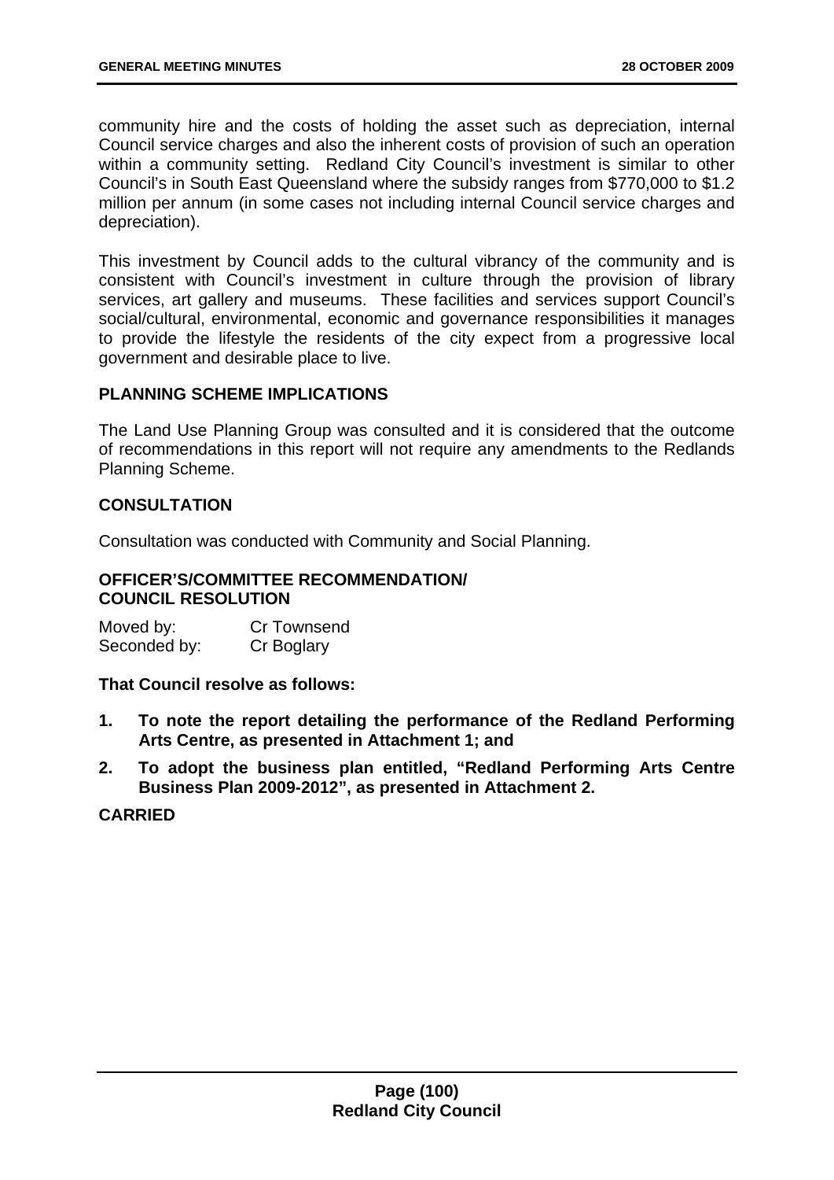community hire and the costs of holding the asset such as depreciation, internal Council service charges and also the inherent costs of provision of such an operation within a community setting. Redland City Council's investment is similar to other Council's in South East Queensland where the subsidy ranges from $770,000 to $1.2 million per annum (in some cases not including internal Council service charges and depreciation).

This investment by Council adds to the cultural vibrancy of the community and is consistent with Council's investment in culture through the provision of library services, art gallery and museums. These facilities and services support Council's social/cultural, environmental, economic and governance responsibilities it manages to provide the lifestyle the residents of the city expect from a progressive local government and desirable place to live.

## PLANNING SCHEME IMPLICATIONS

The Land Use Planning Group was consulted and it is considered that the outcome of recommendations in this report will not require any amendments to the Redlands Planning Scheme.

## CONSULTATION

Consultation was conducted with Community and Social Planning.

## OFFICER'S/COMMITTEE RECOMMENDATION/ COUNCIL RESOLUTION

Moved by: Cr Townsend
Seconded by: Cr Boglary

**That Council resolve as follows:**

1. **To note the report detailing the performance of the Redland Performing Arts Centre, as presented in Attachment 1; and**
2. **To adopt the business plan entitled, "Redland Performing Arts Centre Business Plan 2009-2012", as presented in Attachment 2.**

**CARRIED**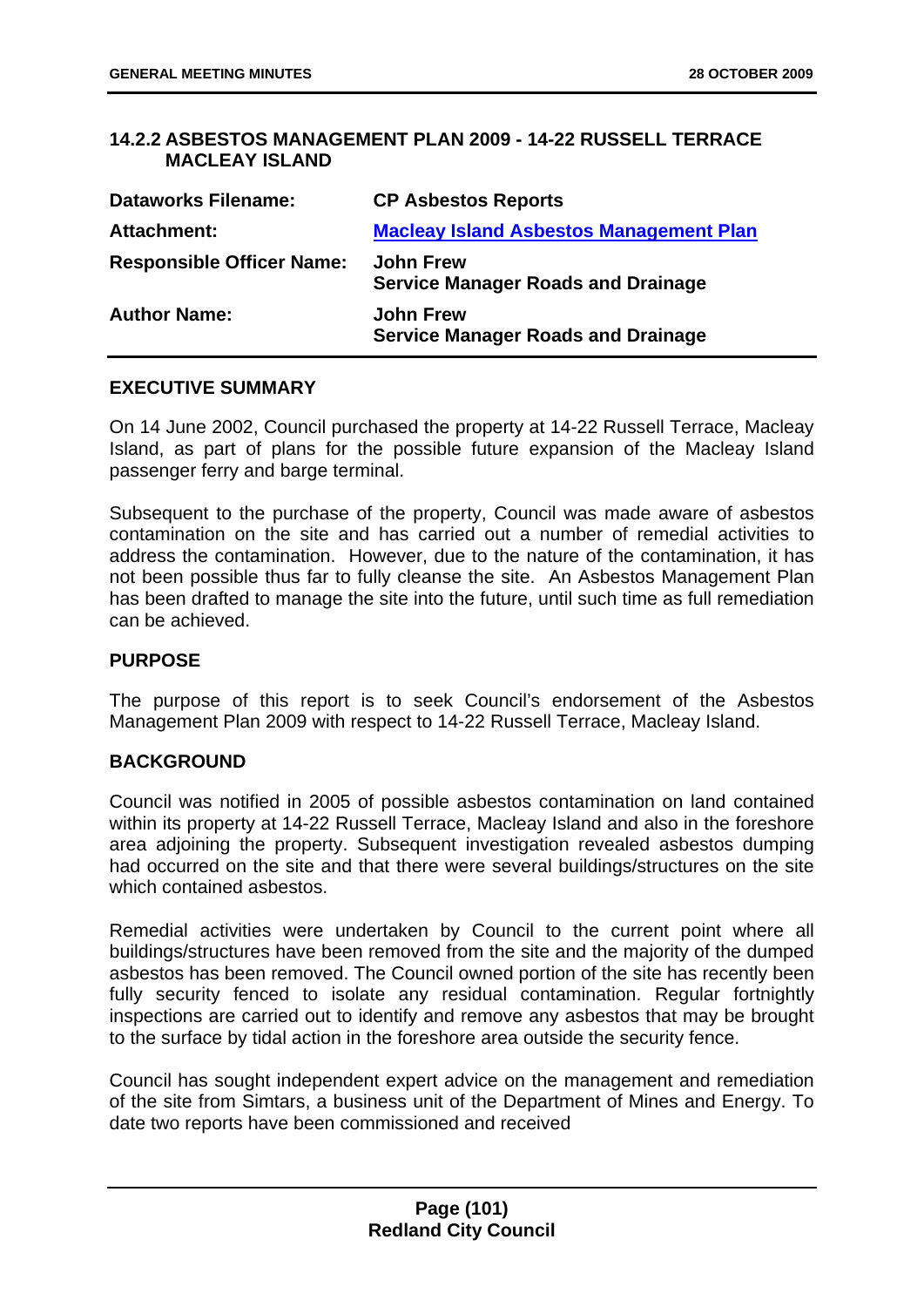### 14.2.2 ASBESTOS MANAGEMENT PLAN 2009 - 14-22 RUSSELL TERRACE MACLEAY ISLAND

| | |
|---|---|
| **Dataworks Filename:** | **CP Asbestos Reports** |
| **Attachment:** | **Macleay Island Asbestos Management Plan** |
| **Responsible Officer Name:** | **John Frew**<br>**Service Manager Roads and Drainage** |
| **Author Name:** | **John Frew**<br>**Service Manager Roads and Drainage** |

#### EXECUTIVE SUMMARY

On 14 June 2002, Council purchased the property at 14-22 Russell Terrace, Macleay Island, as part of plans for the possible future expansion of the Macleay Island passenger ferry and barge terminal.

Subsequent to the purchase of the property, Council was made aware of asbestos contamination on the site and has carried out a number of remedial activities to address the contamination. However, due to the nature of the contamination, it has not been possible thus far to fully cleanse the site. An Asbestos Management Plan has been drafted to manage the site into the future, until such time as full remediation can be achieved.

#### PURPOSE

The purpose of this report is to seek Council's endorsement of the Asbestos Management Plan 2009 with respect to 14-22 Russell Terrace, Macleay Island.

#### BACKGROUND

Council was notified in 2005 of possible asbestos contamination on land contained within its property at 14-22 Russell Terrace, Macleay Island and also in the foreshore area adjoining the property. Subsequent investigation revealed asbestos dumping had occurred on the site and that there were several buildings/structures on the site which contained asbestos.

Remedial activities were undertaken by Council to the current point where all buildings/structures have been removed from the site and the majority of the dumped asbestos has been removed. The Council owned portion of the site has recently been fully security fenced to isolate any residual contamination. Regular fortnightly inspections are carried out to identify and remove any asbestos that may be brought to the surface by tidal action in the foreshore area outside the security fence.

Council has sought independent expert advice on the management and remediation of the site from Simtars, a business unit of the Department of Mines and Energy. To date two reports have been commissioned and received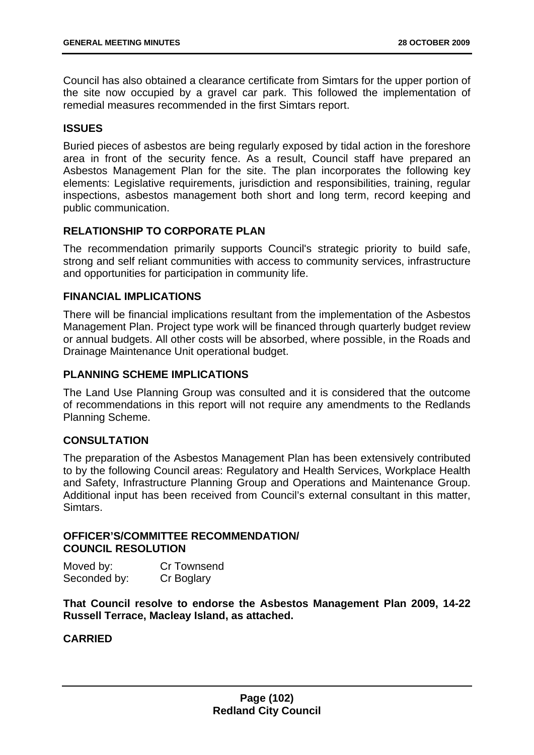Council has also obtained a clearance certificate from Simtars for the upper portion of the site now occupied by a gravel car park. This followed the implementation of remedial measures recommended in the first Simtars report.

## ISSUES

Buried pieces of asbestos are being regularly exposed by tidal action in the foreshore area in front of the security fence. As a result, Council staff have prepared an Asbestos Management Plan for the site. The plan incorporates the following key elements: Legislative requirements, jurisdiction and responsibilities, training, regular inspections, asbestos management both short and long term, record keeping and public communication.

## RELATIONSHIP TO CORPORATE PLAN

The recommendation primarily supports Council's strategic priority to build safe, strong and self reliant communities with access to community services, infrastructure and opportunities for participation in community life.

## FINANCIAL IMPLICATIONS

There will be financial implications resultant from the implementation of the Asbestos Management Plan. Project type work will be financed through quarterly budget review or annual budgets. All other costs will be absorbed, where possible, in the Roads and Drainage Maintenance Unit operational budget.

## PLANNING SCHEME IMPLICATIONS

The Land Use Planning Group was consulted and it is considered that the outcome of recommendations in this report will not require any amendments to the Redlands Planning Scheme.

## CONSULTATION

The preparation of the Asbestos Management Plan has been extensively contributed to by the following Council areas: Regulatory and Health Services, Workplace Health and Safety, Infrastructure Planning Group and Operations and Maintenance Group. Additional input has been received from Council's external consultant in this matter, Simtars.

## OFFICER'S/COMMITTEE RECOMMENDATION/ COUNCIL RESOLUTION

Moved by: Cr Townsend
Seconded by: Cr Boglary

**That Council resolve to endorse the Asbestos Management Plan 2009, 14-22 Russell Terrace, Macleay Island, as attached.**

**CARRIED**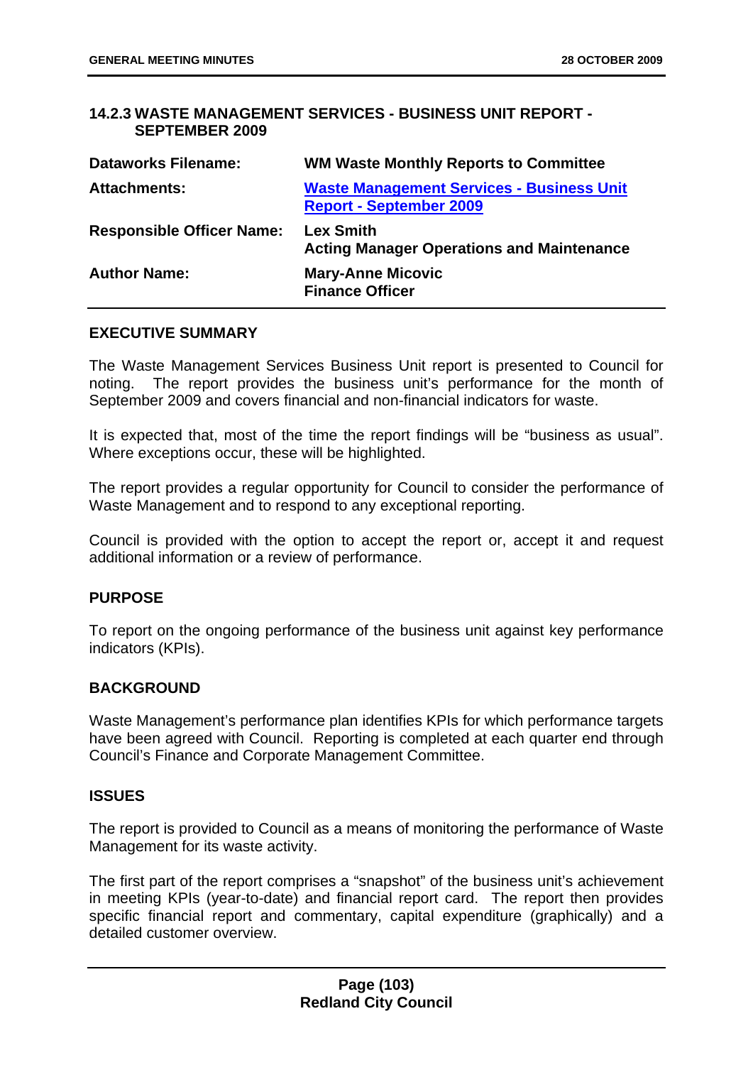### 14.2.3 WASTE MANAGEMENT SERVICES - BUSINESS UNIT REPORT - SEPTEMBER 2009

| | |
|---|---|
| **Dataworks Filename:** | **WM Waste Monthly Reports to Committee** |
| **Attachments:** | **Waste Management Services - Business Unit Report - September 2009** |
| **Responsible Officer Name:** | **Lex Smith**<br>**Acting Manager Operations and Maintenance** |
| **Author Name:** | **Mary-Anne Micovic**<br>**Finance Officer** |

**EXECUTIVE SUMMARY**

The Waste Management Services Business Unit report is presented to Council for noting. The report provides the business unit's performance for the month of September 2009 and covers financial and non-financial indicators for waste.

It is expected that, most of the time the report findings will be "business as usual". Where exceptions occur, these will be highlighted.

The report provides a regular opportunity for Council to consider the performance of Waste Management and to respond to any exceptional reporting.

Council is provided with the option to accept the report or, accept it and request additional information or a review of performance.

**PURPOSE**

To report on the ongoing performance of the business unit against key performance indicators (KPIs).

**BACKGROUND**

Waste Management's performance plan identifies KPIs for which performance targets have been agreed with Council. Reporting is completed at each quarter end through Council's Finance and Corporate Management Committee.

**ISSUES**

The report is provided to Council as a means of monitoring the performance of Waste Management for its waste activity.

The first part of the report comprises a "snapshot" of the business unit's achievement in meeting KPIs (year-to-date) and financial report card. The report then provides specific financial report and commentary, capital expenditure (graphically) and a detailed customer overview.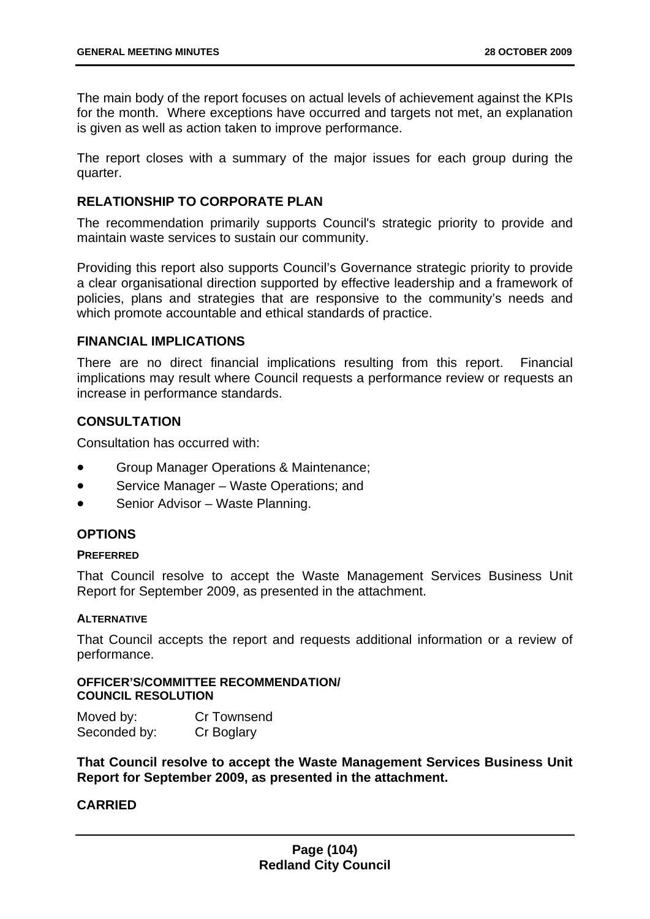The main body of the report focuses on actual levels of achievement against the KPIs for the month. Where exceptions have occurred and targets not met, an explanation is given as well as action taken to improve performance.

The report closes with a summary of the major issues for each group during the quarter.

## RELATIONSHIP TO CORPORATE PLAN

The recommendation primarily supports Council's strategic priority to provide and maintain waste services to sustain our community.

Providing this report also supports Council's Governance strategic priority to provide a clear organisational direction supported by effective leadership and a framework of policies, plans and strategies that are responsive to the community's needs and which promote accountable and ethical standards of practice.

## FINANCIAL IMPLICATIONS

There are no direct financial implications resulting from this report. Financial implications may result where Council requests a performance review or requests an increase in performance standards.

## CONSULTATION

Consultation has occurred with:

- Group Manager Operations & Maintenance;
- Service Manager – Waste Operations; and
- Senior Advisor – Waste Planning.

## OPTIONS

#### PREFERRED

That Council resolve to accept the Waste Management Services Business Unit Report for September 2009, as presented in the attachment.

#### ALTERNATIVE

That Council accepts the report and requests additional information or a review of performance.

#### OFFICER'S/COMMITTEE RECOMMENDATION/ COUNCIL RESOLUTION

Moved by: Cr Townsend
Seconded by: Cr Boglary

**That Council resolve to accept the Waste Management Services Business Unit Report for September 2009, as presented in the attachment.**

**CARRIED**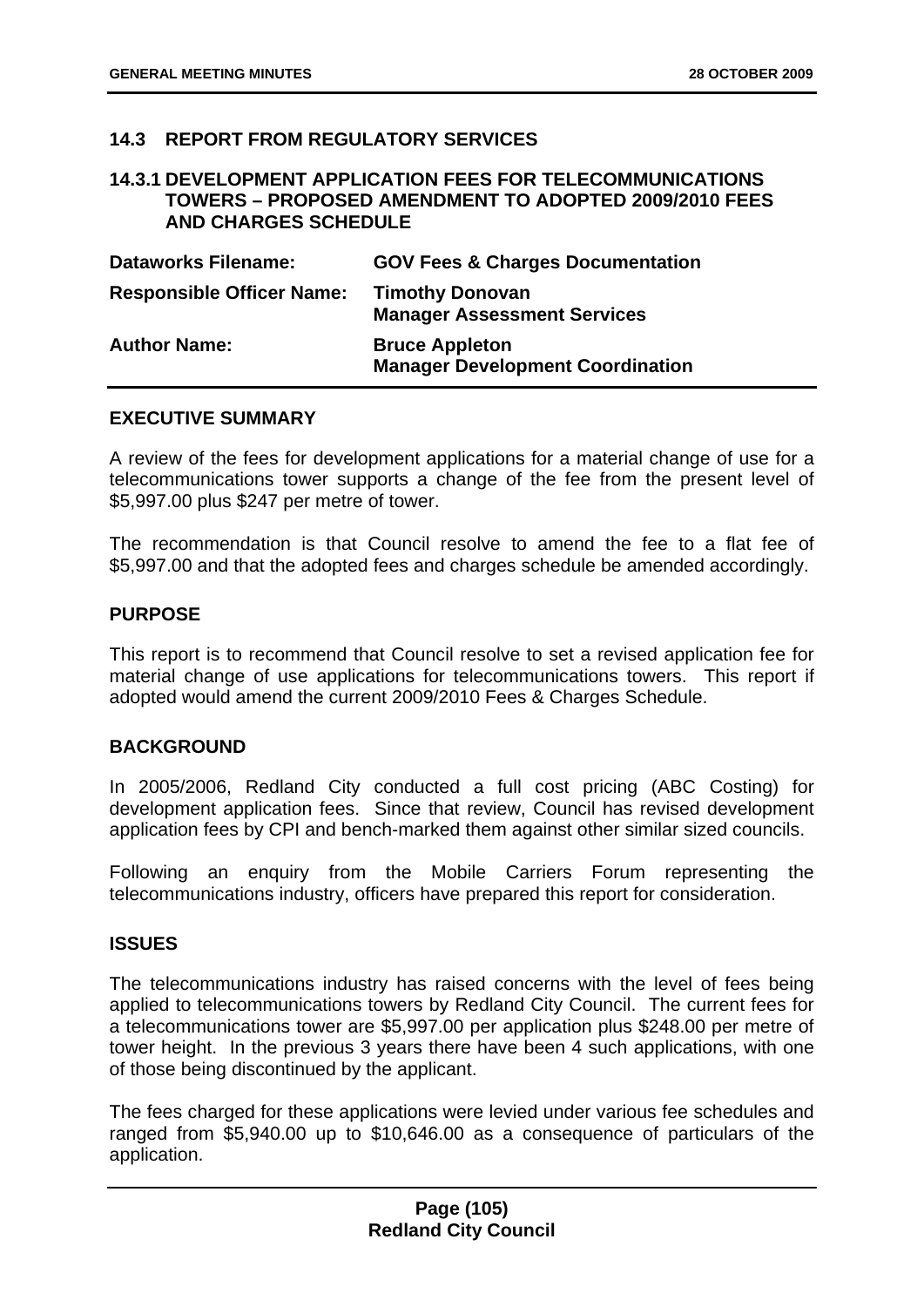## 14.3 REPORT FROM REGULATORY SERVICES

### 14.3.1 DEVELOPMENT APPLICATION FEES FOR TELECOMMUNICATIONS TOWERS – PROPOSED AMENDMENT TO ADOPTED 2009/2010 FEES AND CHARGES SCHEDULE

| | |
|---|---|
| **Dataworks Filename:** | **GOV Fees & Charges Documentation** |
| **Responsible Officer Name:** | **Timothy Donovan**<br>**Manager Assessment Services** |
| **Author Name:** | **Bruce Appleton**<br>**Manager Development Coordination** |

#### EXECUTIVE SUMMARY

A review of the fees for development applications for a material change of use for a telecommunications tower supports a change of the fee from the present level of $5,997.00 plus $247 per metre of tower.

The recommendation is that Council resolve to amend the fee to a flat fee of $5,997.00 and that the adopted fees and charges schedule be amended accordingly.

#### PURPOSE

This report is to recommend that Council resolve to set a revised application fee for material change of use applications for telecommunications towers. This report if adopted would amend the current 2009/2010 Fees & Charges Schedule.

#### BACKGROUND

In 2005/2006, Redland City conducted a full cost pricing (ABC Costing) for development application fees. Since that review, Council has revised development application fees by CPI and bench-marked them against other similar sized councils.

Following an enquiry from the Mobile Carriers Forum representing the telecommunications industry, officers have prepared this report for consideration.

#### ISSUES

The telecommunications industry has raised concerns with the level of fees being applied to telecommunications towers by Redland City Council. The current fees for a telecommunications tower are $5,997.00 per application plus $248.00 per metre of tower height. In the previous 3 years there have been 4 such applications, with one of those being discontinued by the applicant.

The fees charged for these applications were levied under various fee schedules and ranged from $5,940.00 up to $10,646.00 as a consequence of particulars of the application.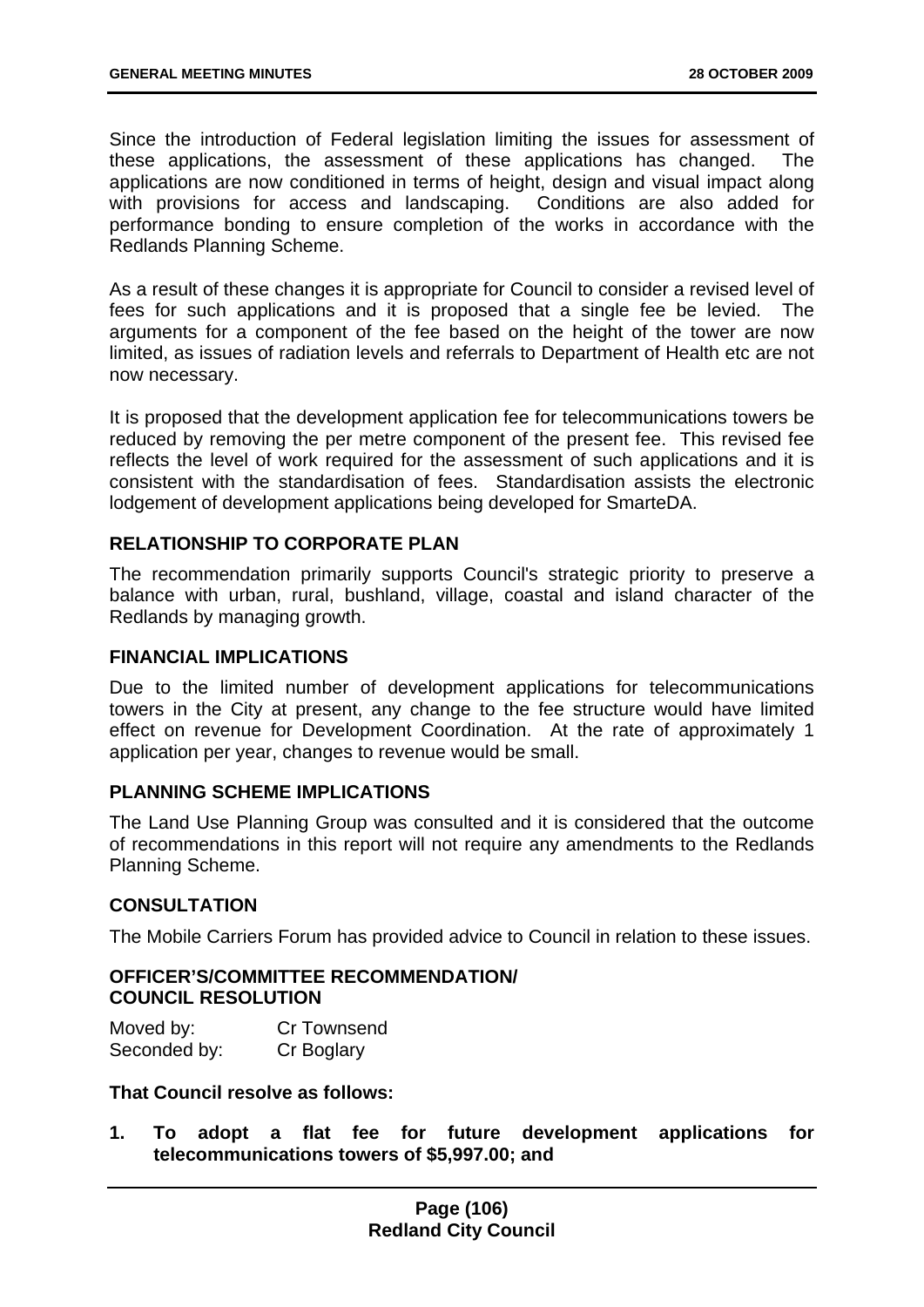Since the introduction of Federal legislation limiting the issues for assessment of these applications, the assessment of these applications has changed. The applications are now conditioned in terms of height, design and visual impact along with provisions for access and landscaping. Conditions are also added for performance bonding to ensure completion of the works in accordance with the Redlands Planning Scheme.

As a result of these changes it is appropriate for Council to consider a revised level of fees for such applications and it is proposed that a single fee be levied. The arguments for a component of the fee based on the height of the tower are now limited, as issues of radiation levels and referrals to Department of Health etc are not now necessary.

It is proposed that the development application fee for telecommunications towers be reduced by removing the per metre component of the present fee. This revised fee reflects the level of work required for the assessment of such applications and it is consistent with the standardisation of fees. Standardisation assists the electronic lodgement of development applications being developed for SmarteDA.

## RELATIONSHIP TO CORPORATE PLAN

The recommendation primarily supports Council's strategic priority to preserve a balance with urban, rural, bushland, village, coastal and island character of the Redlands by managing growth.

## FINANCIAL IMPLICATIONS

Due to the limited number of development applications for telecommunications towers in the City at present, any change to the fee structure would have limited effect on revenue for Development Coordination. At the rate of approximately 1 application per year, changes to revenue would be small.

## PLANNING SCHEME IMPLICATIONS

The Land Use Planning Group was consulted and it is considered that the outcome of recommendations in this report will not require any amendments to the Redlands Planning Scheme.

## CONSULTATION

The Mobile Carriers Forum has provided advice to Council in relation to these issues.

## OFFICER'S/COMMITTEE RECOMMENDATION/ COUNCIL RESOLUTION

Moved by: Cr Townsend
Seconded by: Cr Boglary

**That Council resolve as follows:**

1. **To adopt a flat fee for future development applications for telecommunications towers of $5,997.00; and**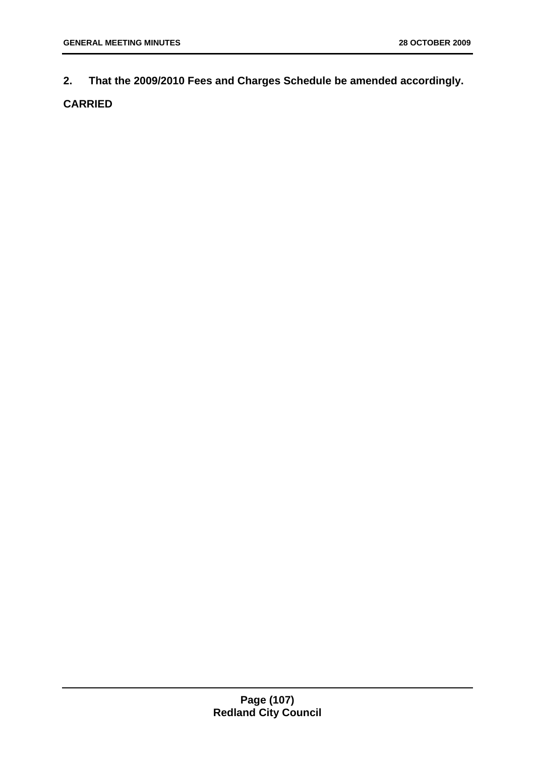**2. That the 2009/2010 Fees and Charges Schedule be amended accordingly.**

**CARRIED**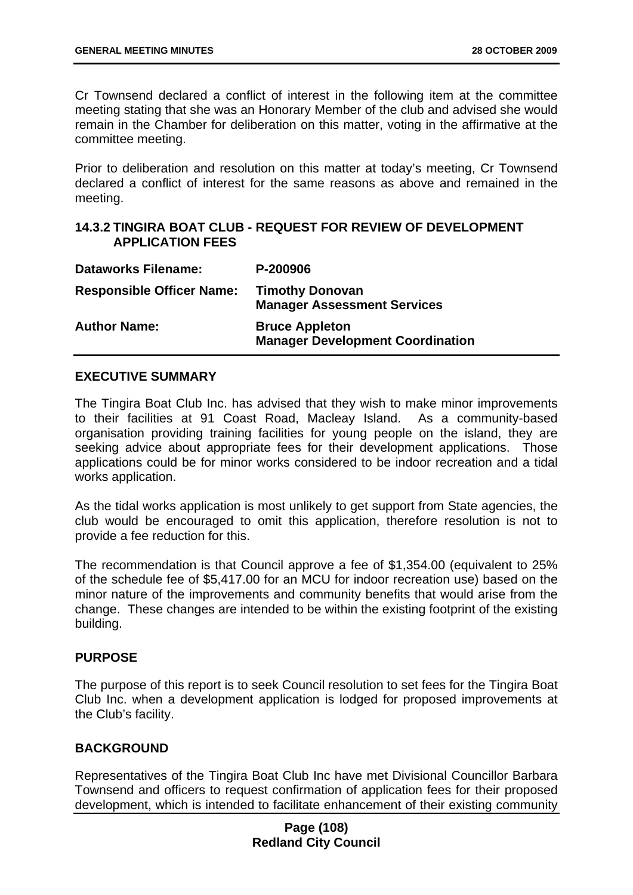Cr Townsend declared a conflict of interest in the following item at the committee meeting stating that she was an Honorary Member of the club and advised she would remain in the Chamber for deliberation on this matter, voting in the affirmative at the committee meeting.

Prior to deliberation and resolution on this matter at today's meeting, Cr Townsend declared a conflict of interest for the same reasons as above and remained in the meeting.

### 14.3.2 TINGIRA BOAT CLUB - REQUEST FOR REVIEW OF DEVELOPMENT APPLICATION FEES

| | |
|---|---|
| **Dataworks Filename:** | **P-200906** |
| **Responsible Officer Name:** | **Timothy Donovan**<br>**Manager Assessment Services** |
| **Author Name:** | **Bruce Appleton**<br>**Manager Development Coordination** |

#### EXECUTIVE SUMMARY

The Tingira Boat Club Inc. has advised that they wish to make minor improvements to their facilities at 91 Coast Road, Macleay Island. As a community-based organisation providing training facilities for young people on the island, they are seeking advice about appropriate fees for their development applications. Those applications could be for minor works considered to be indoor recreation and a tidal works application.

As the tidal works application is most unlikely to get support from State agencies, the club would be encouraged to omit this application, therefore resolution is not to provide a fee reduction for this.

The recommendation is that Council approve a fee of $1,354.00 (equivalent to 25% of the schedule fee of $5,417.00 for an MCU for indoor recreation use) based on the minor nature of the improvements and community benefits that would arise from the change. These changes are intended to be within the existing footprint of the existing building.

#### PURPOSE

The purpose of this report is to seek Council resolution to set fees for the Tingira Boat Club Inc. when a development application is lodged for proposed improvements at the Club's facility.

#### BACKGROUND

Representatives of the Tingira Boat Club Inc have met Divisional Councillor Barbara Townsend and officers to request confirmation of application fees for their proposed development, which is intended to facilitate enhancement of their existing community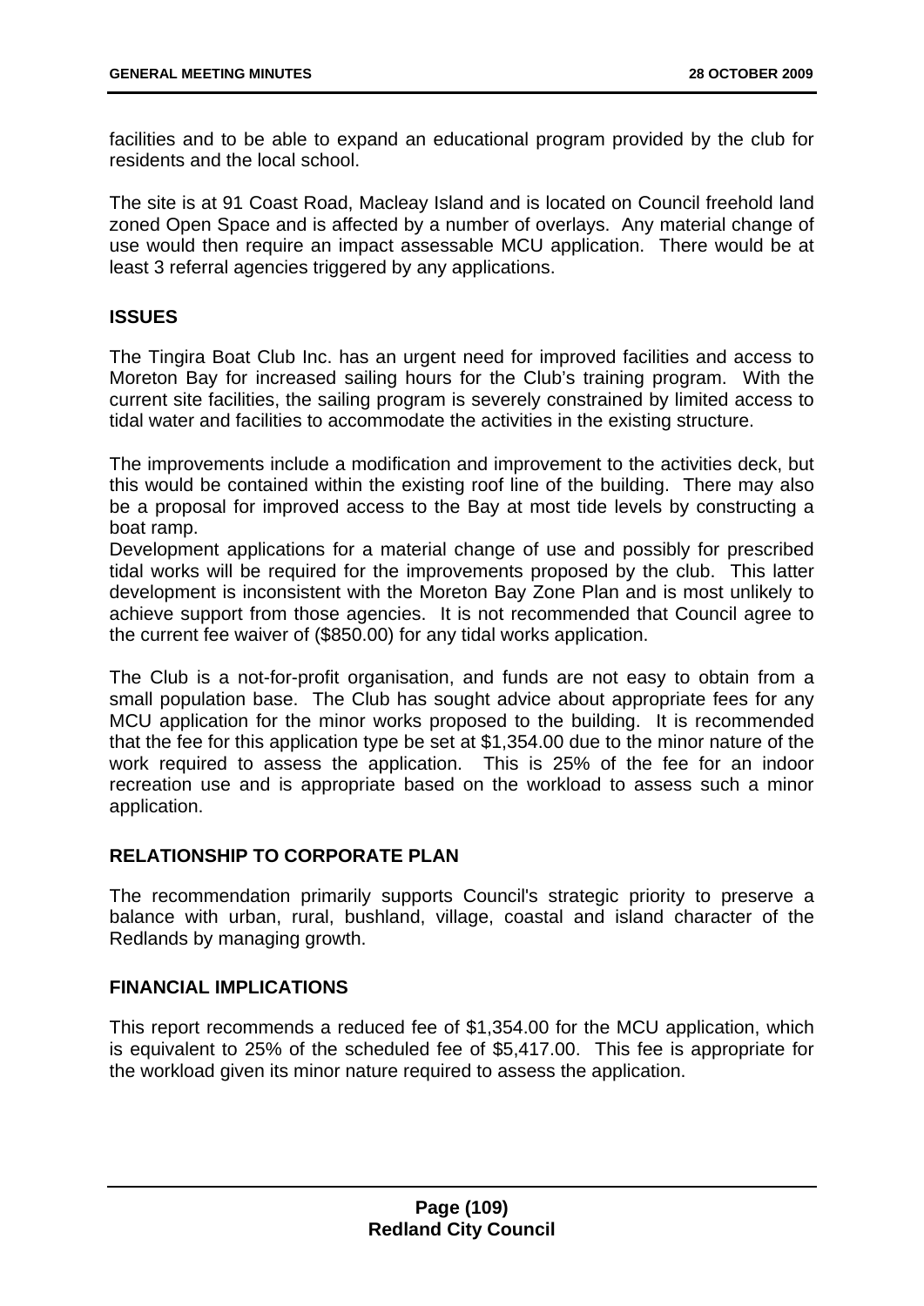facilities and to be able to expand an educational program provided by the club for residents and the local school.

The site is at 91 Coast Road, Macleay Island and is located on Council freehold land zoned Open Space and is affected by a number of overlays. Any material change of use would then require an impact assessable MCU application. There would be at least 3 referral agencies triggered by any applications.

## ISSUES

The Tingira Boat Club Inc. has an urgent need for improved facilities and access to Moreton Bay for increased sailing hours for the Club's training program. With the current site facilities, the sailing program is severely constrained by limited access to tidal water and facilities to accommodate the activities in the existing structure.

The improvements include a modification and improvement to the activities deck, but this would be contained within the existing roof line of the building. There may also be a proposal for improved access to the Bay at most tide levels by constructing a boat ramp.

Development applications for a material change of use and possibly for prescribed tidal works will be required for the improvements proposed by the club. This latter development is inconsistent with the Moreton Bay Zone Plan and is most unlikely to achieve support from those agencies. It is not recommended that Council agree to the current fee waiver of ($850.00) for any tidal works application.

The Club is a not-for-profit organisation, and funds are not easy to obtain from a small population base. The Club has sought advice about appropriate fees for any MCU application for the minor works proposed to the building. It is recommended that the fee for this application type be set at $1,354.00 due to the minor nature of the work required to assess the application. This is 25% of the fee for an indoor recreation use and is appropriate based on the workload to assess such a minor application.

## RELATIONSHIP TO CORPORATE PLAN

The recommendation primarily supports Council's strategic priority to preserve a balance with urban, rural, bushland, village, coastal and island character of the Redlands by managing growth.

## FINANCIAL IMPLICATIONS

This report recommends a reduced fee of $1,354.00 for the MCU application, which is equivalent to 25% of the scheduled fee of $5,417.00. This fee is appropriate for the workload given its minor nature required to assess the application.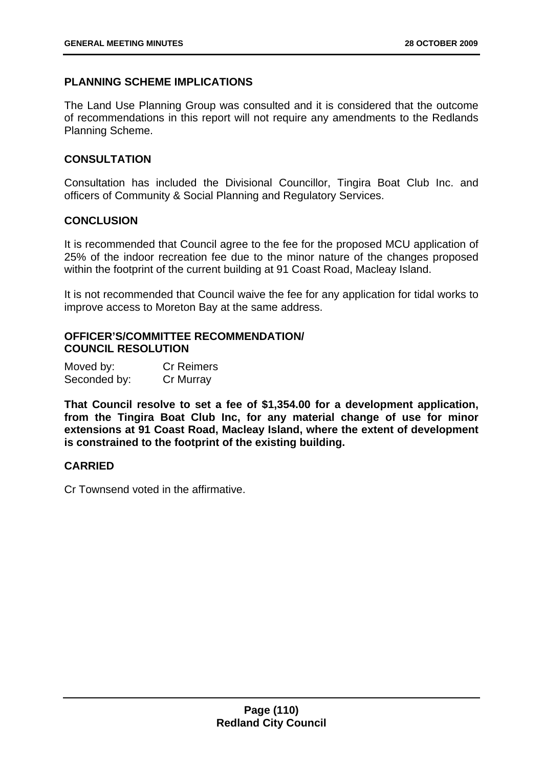### PLANNING SCHEME IMPLICATIONS

The Land Use Planning Group was consulted and it is considered that the outcome of recommendations in this report will not require any amendments to the Redlands Planning Scheme.

### CONSULTATION

Consultation has included the Divisional Councillor, Tingira Boat Club Inc. and officers of Community & Social Planning and Regulatory Services.

### CONCLUSION

It is recommended that Council agree to the fee for the proposed MCU application of 25% of the indoor recreation fee due to the minor nature of the changes proposed within the footprint of the current building at 91 Coast Road, Macleay Island.

It is not recommended that Council waive the fee for any application for tidal works to improve access to Moreton Bay at the same address.

### OFFICER'S/COMMITTEE RECOMMENDATION/ COUNCIL RESOLUTION

Moved by: Cr Reimers
Seconded by: Cr Murray

**That Council resolve to set a fee of $1,354.00 for a development application, from the Tingira Boat Club Inc, for any material change of use for minor extensions at 91 Coast Road, Macleay Island, where the extent of development is constrained to the footprint of the existing building.**

### CARRIED

Cr Townsend voted in the affirmative.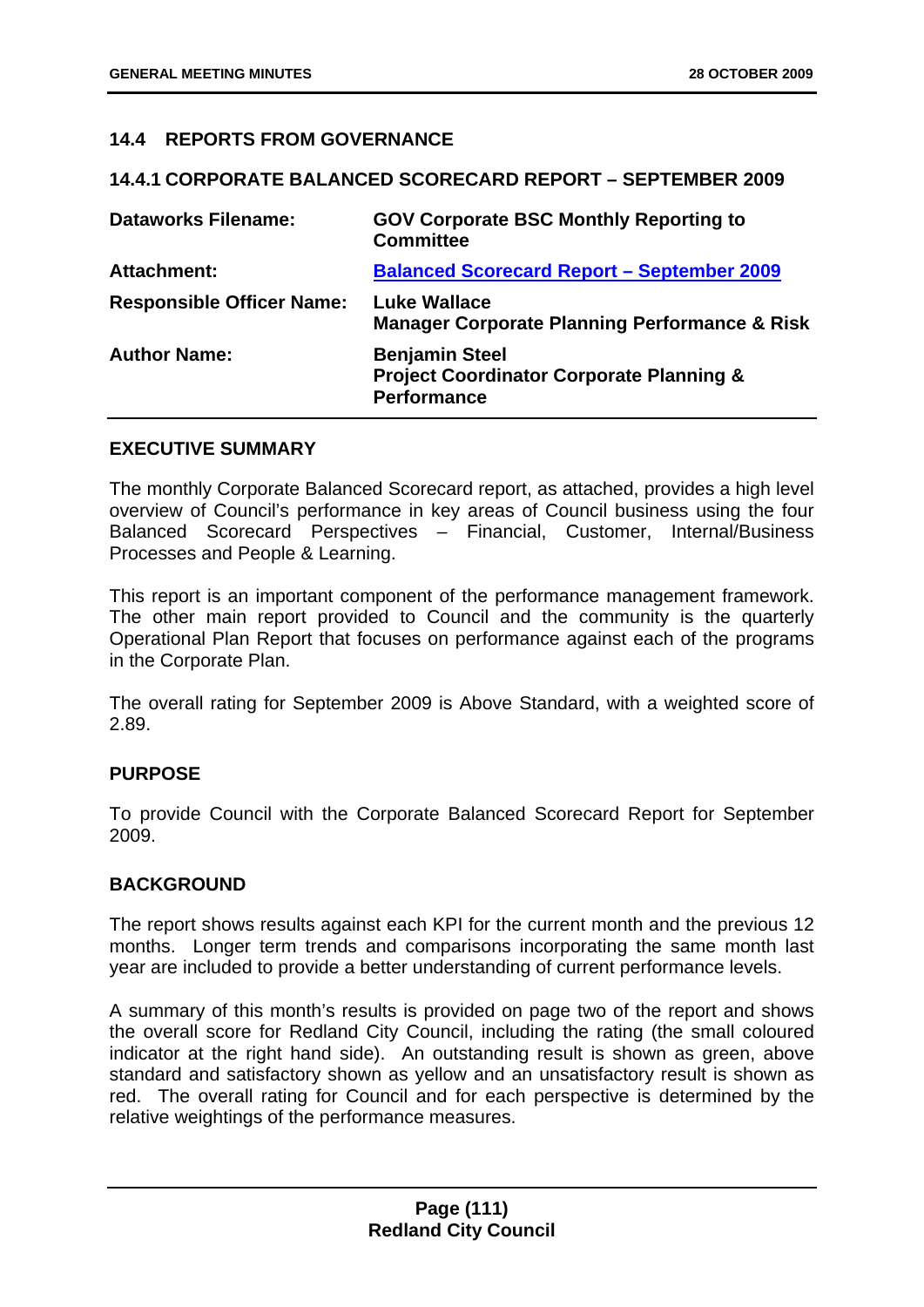## 14.4 REPORTS FROM GOVERNANCE

### 14.4.1 CORPORATE BALANCED SCORECARD REPORT – SEPTEMBER 2009

| | |
|---|---|
| **Dataworks Filename:** | **GOV Corporate BSC Monthly Reporting to Committee** |
| **Attachment:** | **Balanced Scorecard Report – September 2009** |
| **Responsible Officer Name:** | **Luke Wallace**<br>**Manager Corporate Planning Performance & Risk** |
| **Author Name:** | **Benjamin Steel**<br>**Project Coordinator Corporate Planning & Performance** |

**EXECUTIVE SUMMARY**

The monthly Corporate Balanced Scorecard report, as attached, provides a high level overview of Council's performance in key areas of Council business using the four Balanced Scorecard Perspectives – Financial, Customer, Internal/Business Processes and People & Learning.

This report is an important component of the performance management framework. The other main report provided to Council and the community is the quarterly Operational Plan Report that focuses on performance against each of the programs in the Corporate Plan.

The overall rating for September 2009 is Above Standard, with a weighted score of 2.89.

**PURPOSE**

To provide Council with the Corporate Balanced Scorecard Report for September 2009.

**BACKGROUND**

The report shows results against each KPI for the current month and the previous 12 months. Longer term trends and comparisons incorporating the same month last year are included to provide a better understanding of current performance levels.

A summary of this month's results is provided on page two of the report and shows the overall score for Redland City Council, including the rating (the small coloured indicator at the right hand side). An outstanding result is shown as green, above standard and satisfactory shown as yellow and an unsatisfactory result is shown as red. The overall rating for Council and for each perspective is determined by the relative weightings of the performance measures.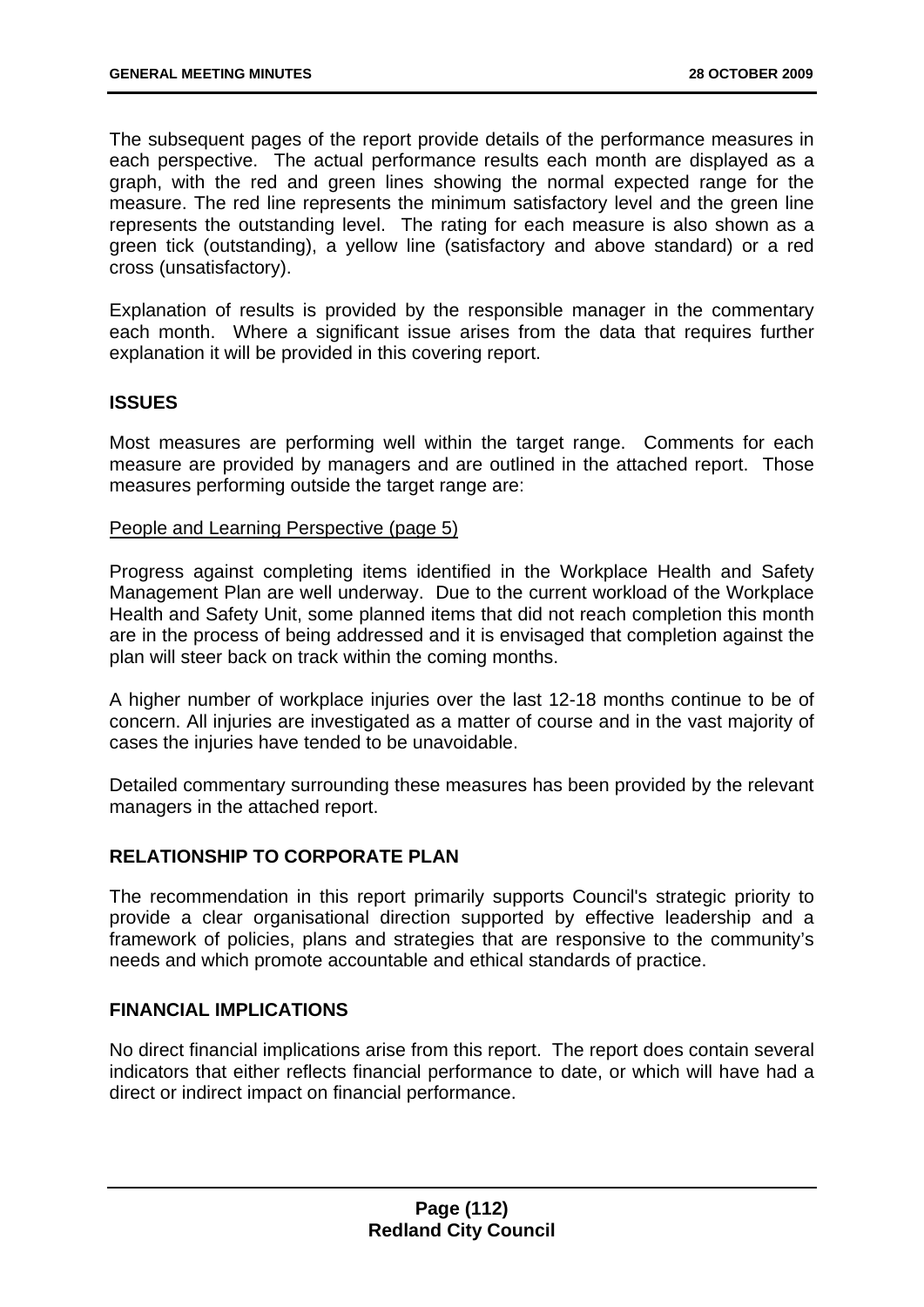The subsequent pages of the report provide details of the performance measures in each perspective. The actual performance results each month are displayed as a graph, with the red and green lines showing the normal expected range for the measure. The red line represents the minimum satisfactory level and the green line represents the outstanding level. The rating for each measure is also shown as a green tick (outstanding), a yellow line (satisfactory and above standard) or a red cross (unsatisfactory).

Explanation of results is provided by the responsible manager in the commentary each month. Where a significant issue arises from the data that requires further explanation it will be provided in this covering report.

## ISSUES

Most measures are performing well within the target range. Comments for each measure are provided by managers and are outlined in the attached report. Those measures performing outside the target range are:

People and Learning Perspective (page 5)

Progress against completing items identified in the Workplace Health and Safety Management Plan are well underway. Due to the current workload of the Workplace Health and Safety Unit, some planned items that did not reach completion this month are in the process of being addressed and it is envisaged that completion against the plan will steer back on track within the coming months.

A higher number of workplace injuries over the last 12-18 months continue to be of concern. All injuries are investigated as a matter of course and in the vast majority of cases the injuries have tended to be unavoidable.

Detailed commentary surrounding these measures has been provided by the relevant managers in the attached report.

## RELATIONSHIP TO CORPORATE PLAN

The recommendation in this report primarily supports Council's strategic priority to provide a clear organisational direction supported by effective leadership and a framework of policies, plans and strategies that are responsive to the community's needs and which promote accountable and ethical standards of practice.

## FINANCIAL IMPLICATIONS

No direct financial implications arise from this report. The report does contain several indicators that either reflects financial performance to date, or which will have had a direct or indirect impact on financial performance.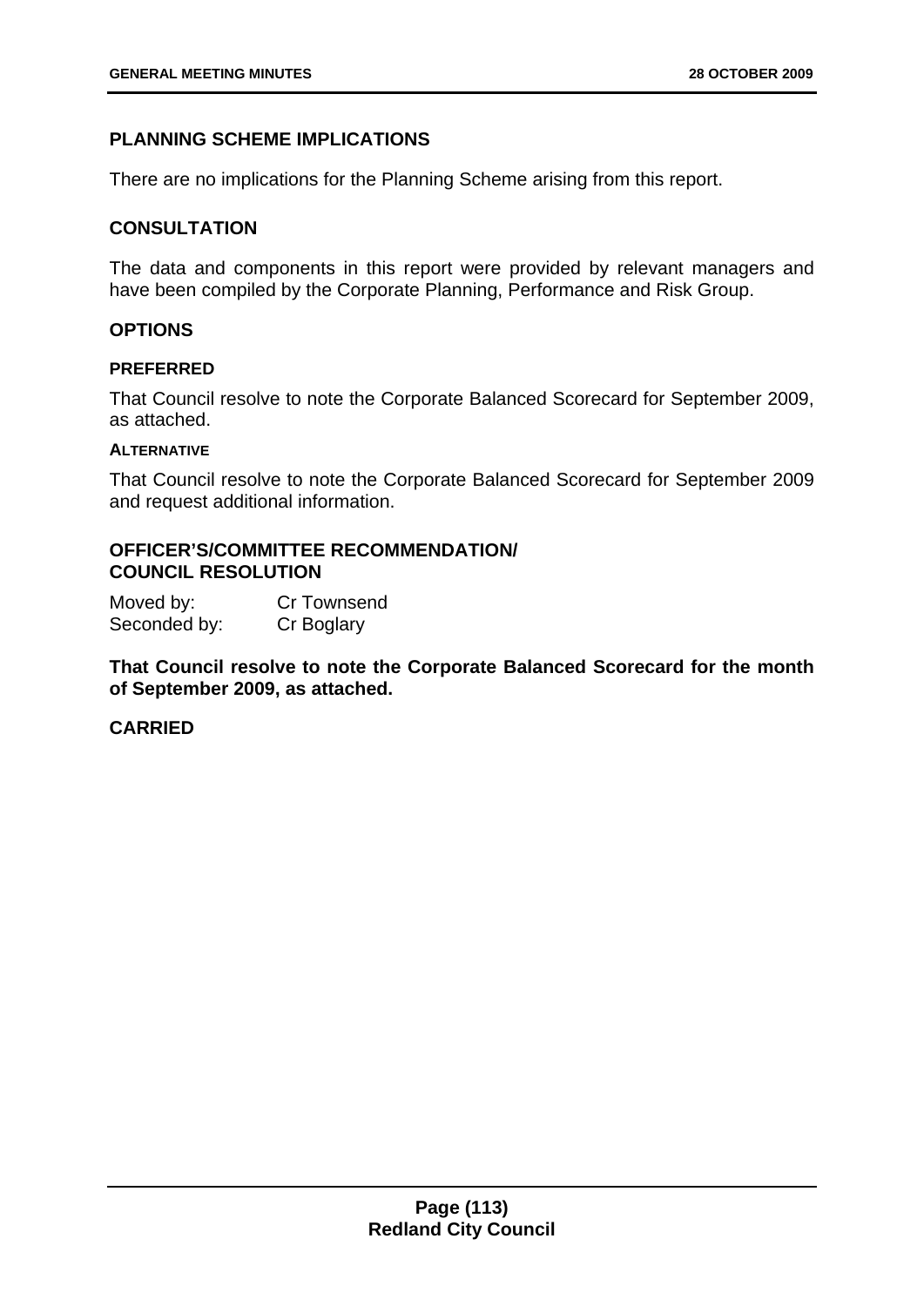## PLANNING SCHEME IMPLICATIONS

There are no implications for the Planning Scheme arising from this report.

## CONSULTATION

The data and components in this report were provided by relevant managers and have been compiled by the Corporate Planning, Performance and Risk Group.

## OPTIONS

### PREFERRED

That Council resolve to note the Corporate Balanced Scorecard for September 2009, as attached.

### ALTERNATIVE

That Council resolve to note the Corporate Balanced Scorecard for September 2009 and request additional information.

## OFFICER'S/COMMITTEE RECOMMENDATION/ COUNCIL RESOLUTION

Moved by: Cr Townsend
Seconded by: Cr Boglary

**That Council resolve to note the Corporate Balanced Scorecard for the month of September 2009, as attached.**

**CARRIED**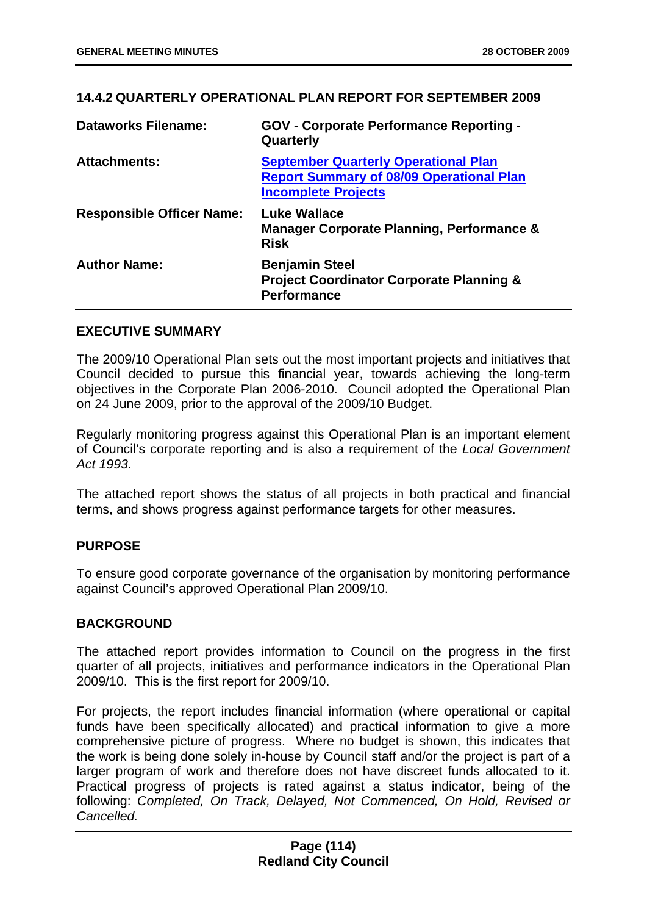## 14.4.2 QUARTERLY OPERATIONAL PLAN REPORT FOR SEPTEMBER 2009

| | |
|---|---|
| **Dataworks Filename:** | **GOV - Corporate Performance Reporting - Quarterly** |
| **Attachments:** | **September Quarterly Operational Plan Report Summary of 08/09 Operational Plan Incomplete Projects** |
| **Responsible Officer Name:** | **Luke Wallace**<br>**Manager Corporate Planning, Performance & Risk** |
| **Author Name:** | **Benjamin Steel**<br>**Project Coordinator Corporate Planning & Performance** |

### EXECUTIVE SUMMARY

The 2009/10 Operational Plan sets out the most important projects and initiatives that Council decided to pursue this financial year, towards achieving the long-term objectives in the Corporate Plan 2006-2010. Council adopted the Operational Plan on 24 June 2009, prior to the approval of the 2009/10 Budget.

Regularly monitoring progress against this Operational Plan is an important element of Council's corporate reporting and is also a requirement of the *Local Government Act 1993.*

The attached report shows the status of all projects in both practical and financial terms, and shows progress against performance targets for other measures.

### PURPOSE

To ensure good corporate governance of the organisation by monitoring performance against Council's approved Operational Plan 2009/10.

### BACKGROUND

The attached report provides information to Council on the progress in the first quarter of all projects, initiatives and performance indicators in the Operational Plan 2009/10. This is the first report for 2009/10.

For projects, the report includes financial information (where operational or capital funds have been specifically allocated) and practical information to give a more comprehensive picture of progress. Where no budget is shown, this indicates that the work is being done solely in-house by Council staff and/or the project is part of a larger program of work and therefore does not have discreet funds allocated to it. Practical progress of projects is rated against a status indicator, being of the following: *Completed, On Track, Delayed, Not Commenced, On Hold, Revised or Cancelled.*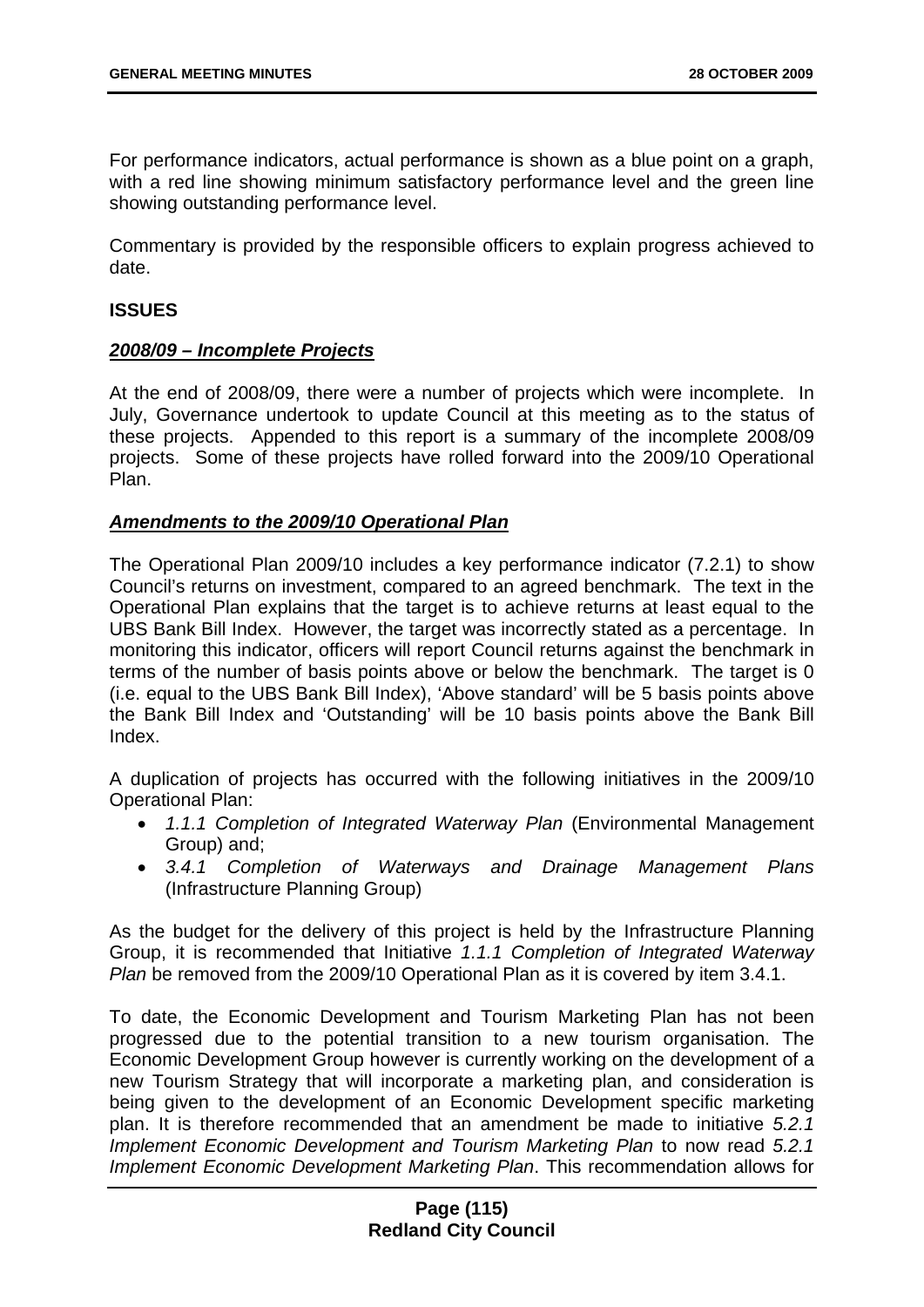For performance indicators, actual performance is shown as a blue point on a graph, with a red line showing minimum satisfactory performance level and the green line showing outstanding performance level.

Commentary is provided by the responsible officers to explain progress achieved to date.

**ISSUES**

***2008/09 – Incomplete Projects***

At the end of 2008/09, there were a number of projects which were incomplete. In July, Governance undertook to update Council at this meeting as to the status of these projects. Appended to this report is a summary of the incomplete 2008/09 projects. Some of these projects have rolled forward into the 2009/10 Operational Plan.

***Amendments to the 2009/10 Operational Plan***

The Operational Plan 2009/10 includes a key performance indicator (7.2.1) to show Council's returns on investment, compared to an agreed benchmark. The text in the Operational Plan explains that the target is to achieve returns at least equal to the UBS Bank Bill Index. However, the target was incorrectly stated as a percentage. In monitoring this indicator, officers will report Council returns against the benchmark in terms of the number of basis points above or below the benchmark. The target is 0 (i.e. equal to the UBS Bank Bill Index), 'Above standard' will be 5 basis points above the Bank Bill Index and 'Outstanding' will be 10 basis points above the Bank Bill Index.

A duplication of projects has occurred with the following initiatives in the 2009/10 Operational Plan:

- *1.1.1 Completion of Integrated Waterway Plan* (Environmental Management Group) and;
- *3.4.1 Completion of Waterways and Drainage Management Plans* (Infrastructure Planning Group)

As the budget for the delivery of this project is held by the Infrastructure Planning Group, it is recommended that Initiative *1.1.1 Completion of Integrated Waterway Plan* be removed from the 2009/10 Operational Plan as it is covered by item 3.4.1.

To date, the Economic Development and Tourism Marketing Plan has not been progressed due to the potential transition to a new tourism organisation. The Economic Development Group however is currently working on the development of a new Tourism Strategy that will incorporate a marketing plan, and consideration is being given to the development of an Economic Development specific marketing plan. It is therefore recommended that an amendment be made to initiative *5.2.1 Implement Economic Development and Tourism Marketing Plan* to now read *5.2.1 Implement Economic Development Marketing Plan*. This recommendation allows for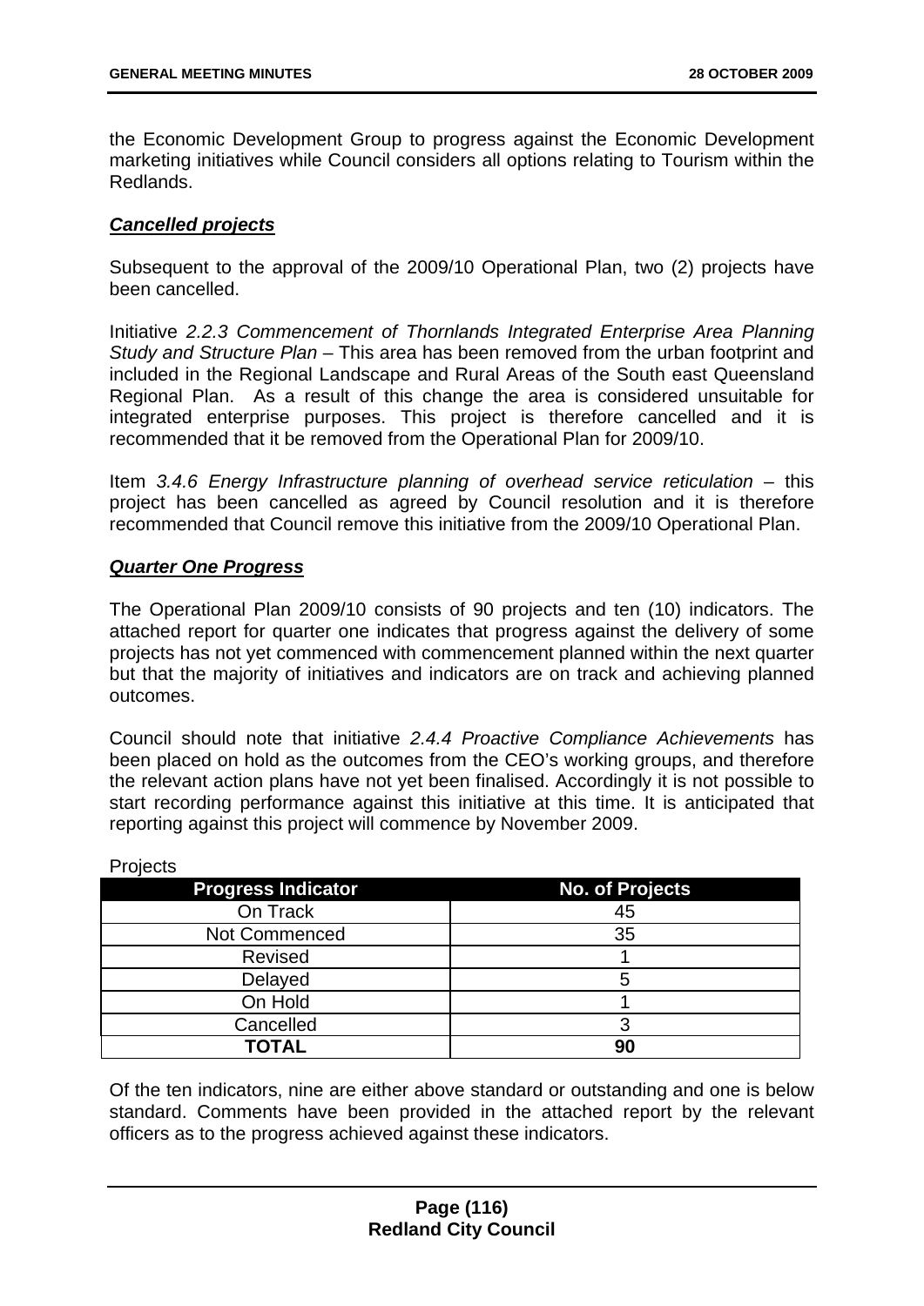the Economic Development Group to progress against the Economic Development marketing initiatives while Council considers all options relating to Tourism within the Redlands.

***Cancelled projects***

Subsequent to the approval of the 2009/10 Operational Plan, two (2) projects have been cancelled.

Initiative *2.2.3 Commencement of Thornlands Integrated Enterprise Area Planning Study and Structure Plan* – This area has been removed from the urban footprint and included in the Regional Landscape and Rural Areas of the South east Queensland Regional Plan. As a result of this change the area is considered unsuitable for integrated enterprise purposes. This project is therefore cancelled and it is recommended that it be removed from the Operational Plan for 2009/10.

Item *3.4.6 Energy Infrastructure planning of overhead service reticulation* – this project has been cancelled as agreed by Council resolution and it is therefore recommended that Council remove this initiative from the 2009/10 Operational Plan.

***Quarter One Progress***

The Operational Plan 2009/10 consists of 90 projects and ten (10) indicators. The attached report for quarter one indicates that progress against the delivery of some projects has not yet commenced with commencement planned within the next quarter but that the majority of initiatives and indicators are on track and achieving planned outcomes.

Council should note that initiative *2.4.4 Proactive Compliance Achievements* has been placed on hold as the outcomes from the CEO's working groups, and therefore the relevant action plans have not yet been finalised. Accordingly it is not possible to start recording performance against this initiative at this time. It is anticipated that reporting against this project will commence by November 2009.

Projects

| Progress Indicator | No. of Projects |
|---|---|
| On Track | 45 |
| Not Commenced | 35 |
| Revised | 1 |
| Delayed | 5 |
| On Hold | 1 |
| Cancelled | 3 |
| **TOTAL** | **90** |

Of the ten indicators, nine are either above standard or outstanding and one is below standard. Comments have been provided in the attached report by the relevant officers as to the progress achieved against these indicators.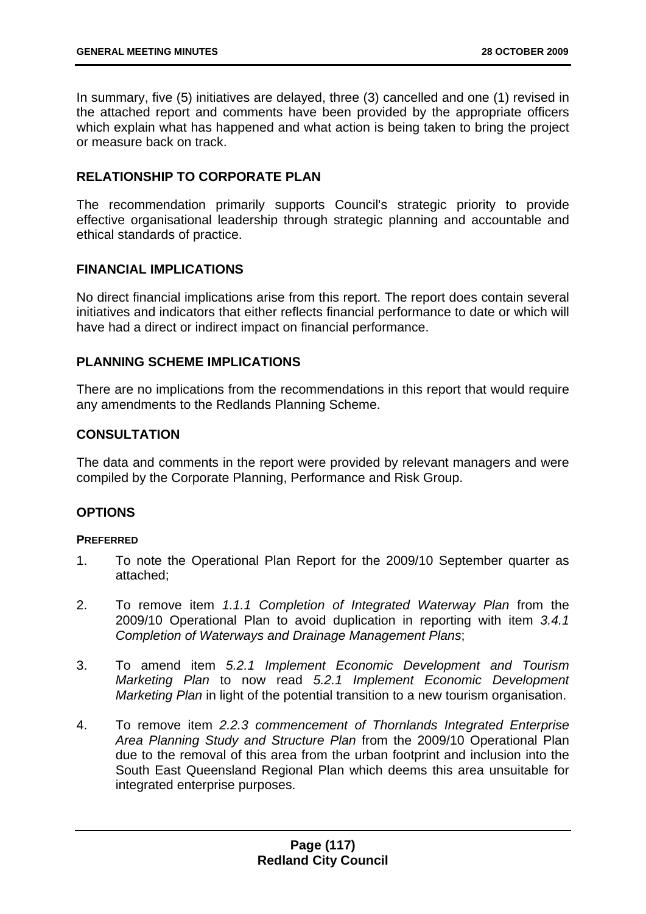In summary, five (5) initiatives are delayed, three (3) cancelled and one (1) revised in the attached report and comments have been provided by the appropriate officers which explain what has happened and what action is being taken to bring the project or measure back on track.

## RELATIONSHIP TO CORPORATE PLAN

The recommendation primarily supports Council's strategic priority to provide effective organisational leadership through strategic planning and accountable and ethical standards of practice.

## FINANCIAL IMPLICATIONS

No direct financial implications arise from this report. The report does contain several initiatives and indicators that either reflects financial performance to date or which will have had a direct or indirect impact on financial performance.

## PLANNING SCHEME IMPLICATIONS

There are no implications from the recommendations in this report that would require any amendments to the Redlands Planning Scheme.

## CONSULTATION

The data and comments in the report were provided by relevant managers and were compiled by the Corporate Planning, Performance and Risk Group.

## OPTIONS

### PREFERRED

1. To note the Operational Plan Report for the 2009/10 September quarter as attached;
2. To remove item *1.1.1 Completion of Integrated Waterway Plan* from the 2009/10 Operational Plan to avoid duplication in reporting with item *3.4.1 Completion of Waterways and Drainage Management Plans*;
3. To amend item *5.2.1 Implement Economic Development and Tourism Marketing Plan* to now read *5.2.1 Implement Economic Development Marketing Plan* in light of the potential transition to a new tourism organisation.
4. To remove item *2.2.3 commencement of Thornlands Integrated Enterprise Area Planning Study and Structure Plan* from the 2009/10 Operational Plan due to the removal of this area from the urban footprint and inclusion into the South East Queensland Regional Plan which deems this area unsuitable for integrated enterprise purposes.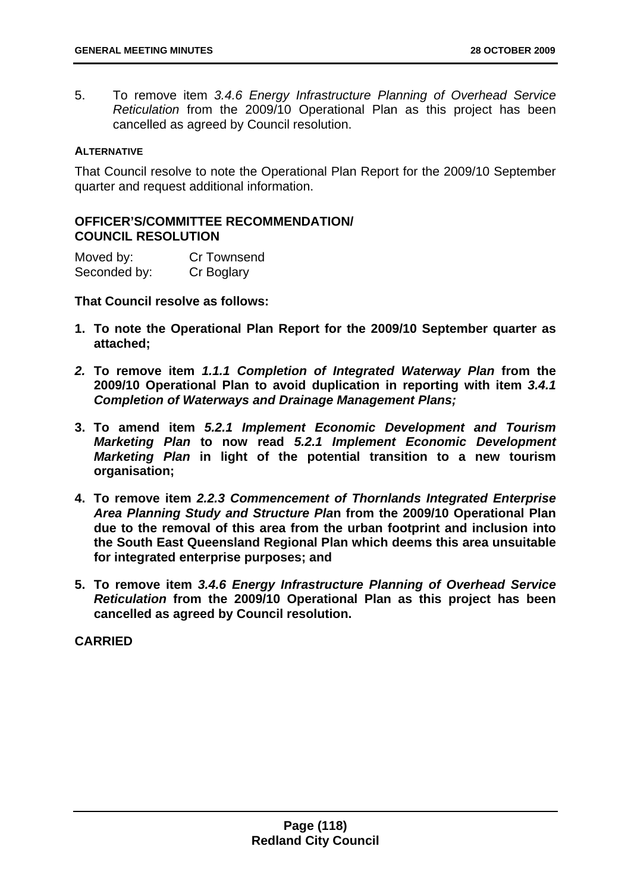5. To remove item *3.4.6 Energy Infrastructure Planning of Overhead Service Reticulation* from the 2009/10 Operational Plan as this project has been cancelled as agreed by Council resolution.

**ALTERNATIVE**

That Council resolve to note the Operational Plan Report for the 2009/10 September quarter and request additional information.

**OFFICER'S/COMMITTEE RECOMMENDATION/ COUNCIL RESOLUTION**

| | |
|---|---|
| Moved by: | Cr Townsend |
| Seconded by: | Cr Boglary |

**That Council resolve as follows:**

1. **To note the Operational Plan Report for the 2009/10 September quarter as attached;**
2. **To remove item *1.1.1 Completion of Integrated Waterway Plan* from the 2009/10 Operational Plan to avoid duplication in reporting with item *3.4.1 Completion of Waterways and Drainage Management Plans;***
3. **To amend item *5.2.1 Implement Economic Development and Tourism Marketing Plan* to now read *5.2.1 Implement Economic Development Marketing Plan* in light of the potential transition to a new tourism organisation;**
4. **To remove item *2.2.3 Commencement of Thornlands Integrated Enterprise Area Planning Study and Structure Pla*n from the 2009/10 Operational Plan due to the removal of this area from the urban footprint and inclusion into the South East Queensland Regional Plan which deems this area unsuitable for integrated enterprise purposes; and**
5. **To remove item *3.4.6 Energy Infrastructure Planning of Overhead Service Reticulation* from the 2009/10 Operational Plan as this project has been cancelled as agreed by Council resolution.**

**CARRIED**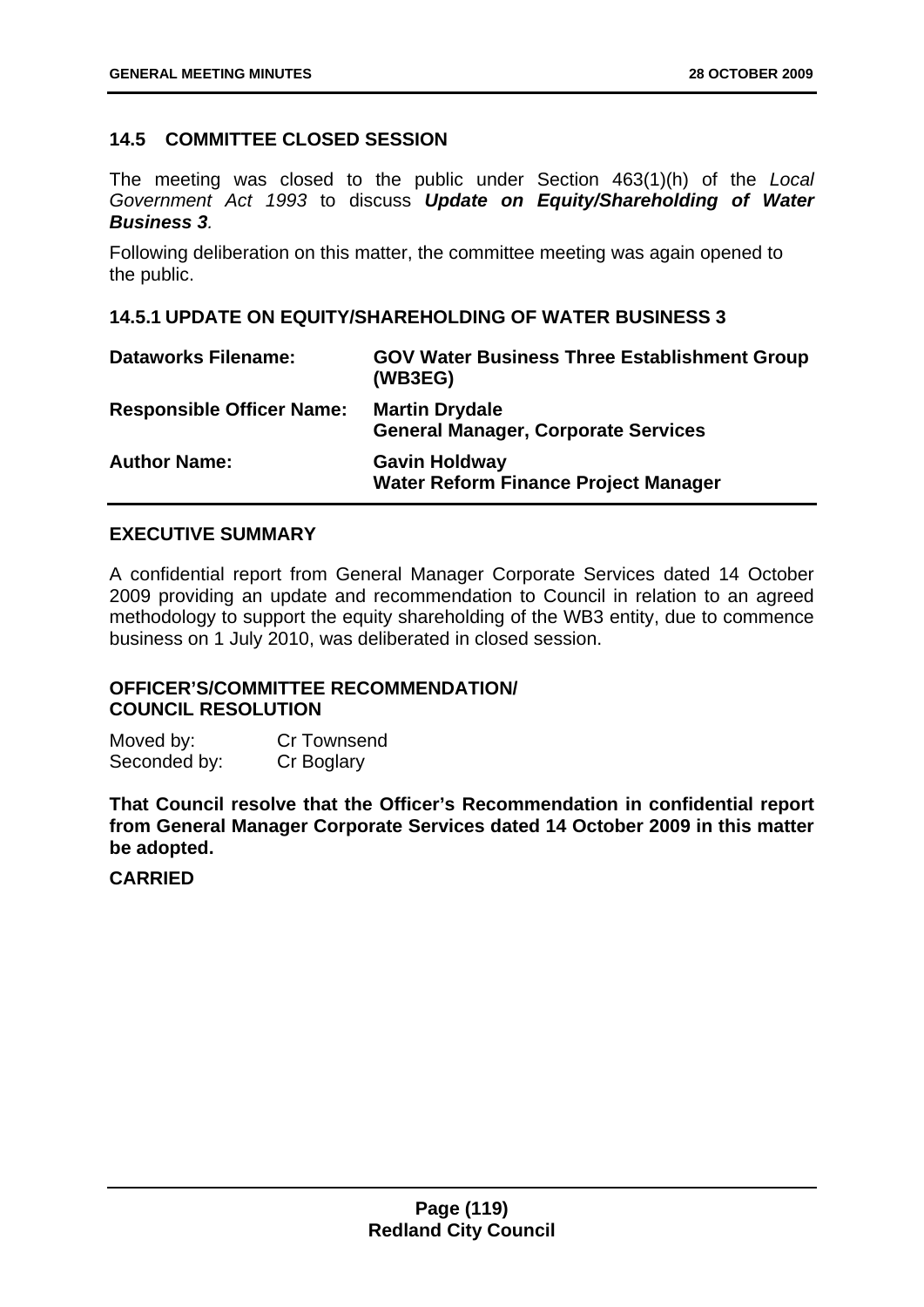## 14.5 COMMITTEE CLOSED SESSION

The meeting was closed to the public under Section 463(1)(h) of the *Local Government Act 1993* to discuss ***Update on Equity/Shareholding of Water Business 3***.

Following deliberation on this matter, the committee meeting was again opened to the public.

### 14.5.1 UPDATE ON EQUITY/SHAREHOLDING OF WATER BUSINESS 3

| | |
|---|---|
| **Dataworks Filename:** | **GOV Water Business Three Establishment Group (WB3EG)** |
| **Responsible Officer Name:** | **Martin Drydale**<br>**General Manager, Corporate Services** |
| **Author Name:** | **Gavin Holdway**<br>**Water Reform Finance Project Manager** |

#### EXECUTIVE SUMMARY

A confidential report from General Manager Corporate Services dated 14 October 2009 providing an update and recommendation to Council in relation to an agreed methodology to support the equity shareholding of the WB3 entity, due to commence business on 1 July 2010, was deliberated in closed session.

#### OFFICER'S/COMMITTEE RECOMMENDATION/ COUNCIL RESOLUTION

Moved by: Cr Townsend
Seconded by: Cr Boglary

**That Council resolve that the Officer's Recommendation in confidential report from General Manager Corporate Services dated 14 October 2009 in this matter be adopted.**

**CARRIED**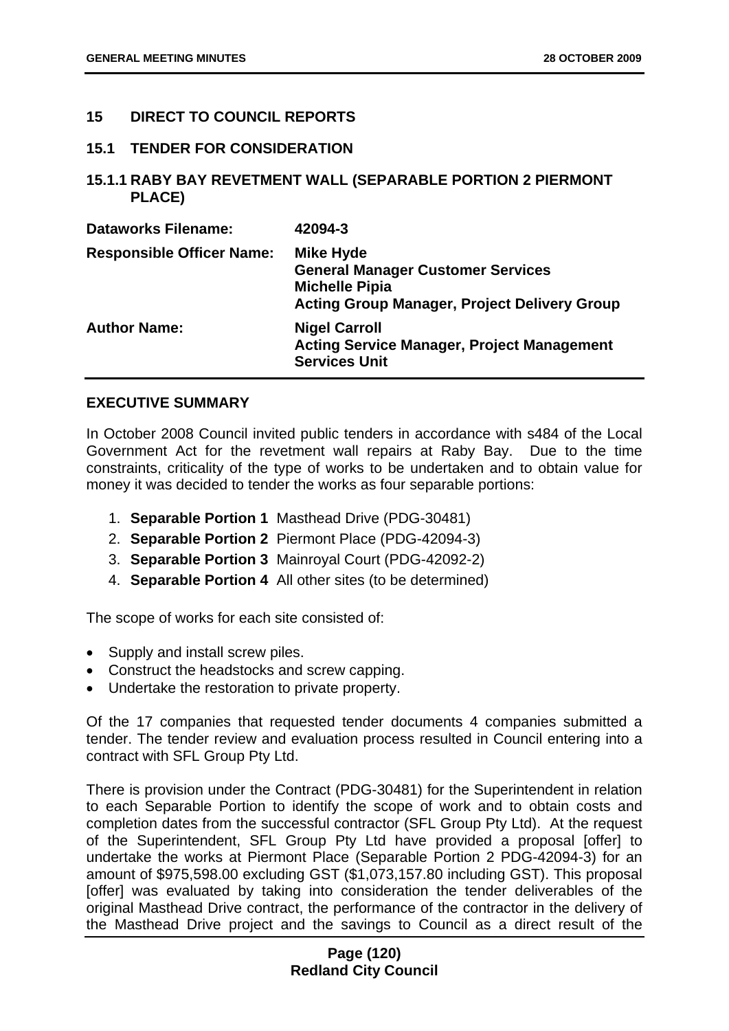## 15 DIRECT TO COUNCIL REPORTS

### 15.1 TENDER FOR CONSIDERATION

#### 15.1.1 RABY BAY REVETMENT WALL (SEPARABLE PORTION 2 PIERMONT PLACE)

| | |
|---|---|
| **Dataworks Filename:** | **42094-3** |
| **Responsible Officer Name:** | **Mike Hyde**<br>**General Manager Customer Services**<br>**Michelle Pipia**<br>**Acting Group Manager, Project Delivery Group** |
| **Author Name:** | **Nigel Carroll**<br>**Acting Service Manager, Project Management Services Unit** |

**EXECUTIVE SUMMARY**

In October 2008 Council invited public tenders in accordance with s484 of the Local Government Act for the revetment wall repairs at Raby Bay. Due to the time constraints, criticality of the type of works to be undertaken and to obtain value for money it was decided to tender the works as four separable portions:

1. **Separable Portion 1** Masthead Drive (PDG-30481)
2. **Separable Portion 2** Piermont Place (PDG-42094-3)
3. **Separable Portion 3** Mainroyal Court (PDG-42092-2)
4. **Separable Portion 4** All other sites (to be determined)

The scope of works for each site consisted of:

- Supply and install screw piles.
- Construct the headstocks and screw capping.
- Undertake the restoration to private property.

Of the 17 companies that requested tender documents 4 companies submitted a tender. The tender review and evaluation process resulted in Council entering into a contract with SFL Group Pty Ltd.

There is provision under the Contract (PDG-30481) for the Superintendent in relation to each Separable Portion to identify the scope of work and to obtain costs and completion dates from the successful contractor (SFL Group Pty Ltd). At the request of the Superintendent, SFL Group Pty Ltd have provided a proposal [offer] to undertake the works at Piermont Place (Separable Portion 2 PDG-42094-3) for an amount of $975,598.00 excluding GST ($1,073,157.80 including GST). This proposal [offer] was evaluated by taking into consideration the tender deliverables of the original Masthead Drive contract, the performance of the contractor in the delivery of the Masthead Drive project and the savings to Council as a direct result of the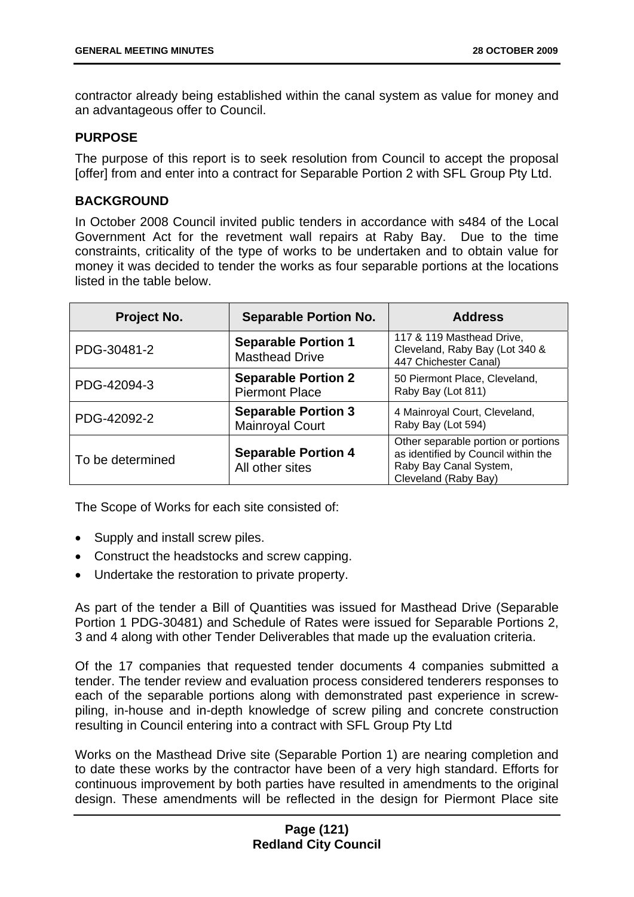contractor already being established within the canal system as value for money and an advantageous offer to Council.

**PURPOSE**

The purpose of this report is to seek resolution from Council to accept the proposal [offer] from and enter into a contract for Separable Portion 2 with SFL Group Pty Ltd.

**BACKGROUND**

In October 2008 Council invited public tenders in accordance with s484 of the Local Government Act for the revetment wall repairs at Raby Bay. Due to the time constraints, criticality of the type of works to be undertaken and to obtain value for money it was decided to tender the works as four separable portions at the locations listed in the table below.

| Project No. | Separable Portion No. | Address |
|---|---|---|
| PDG-30481-2 | **Separable Portion 1** Masthead Drive | 117 & 119 Masthead Drive, Cleveland, Raby Bay (Lot 340 & 447 Chichester Canal) |
| PDG-42094-3 | **Separable Portion 2** Piermont Place | 50 Piermont Place, Cleveland, Raby Bay (Lot 811) |
| PDG-42092-2 | **Separable Portion 3** Mainroyal Court | 4 Mainroyal Court, Cleveland, Raby Bay (Lot 594) |
| To be determined | **Separable Portion 4** All other sites | Other separable portion or portions as identified by Council within the Raby Bay Canal System, Cleveland (Raby Bay) |

The Scope of Works for each site consisted of:

- Supply and install screw piles.
- Construct the headstocks and screw capping.
- Undertake the restoration to private property.

As part of the tender a Bill of Quantities was issued for Masthead Drive (Separable Portion 1 PDG-30481) and Schedule of Rates were issued for Separable Portions 2, 3 and 4 along with other Tender Deliverables that made up the evaluation criteria.

Of the 17 companies that requested tender documents 4 companies submitted a tender. The tender review and evaluation process considered tenderers responses to each of the separable portions along with demonstrated past experience in screw-piling, in-house and in-depth knowledge of screw piling and concrete construction resulting in Council entering into a contract with SFL Group Pty Ltd

Works on the Masthead Drive site (Separable Portion 1) are nearing completion and to date these works by the contractor have been of a very high standard. Efforts for continuous improvement by both parties have resulted in amendments to the original design. These amendments will be reflected in the design for Piermont Place site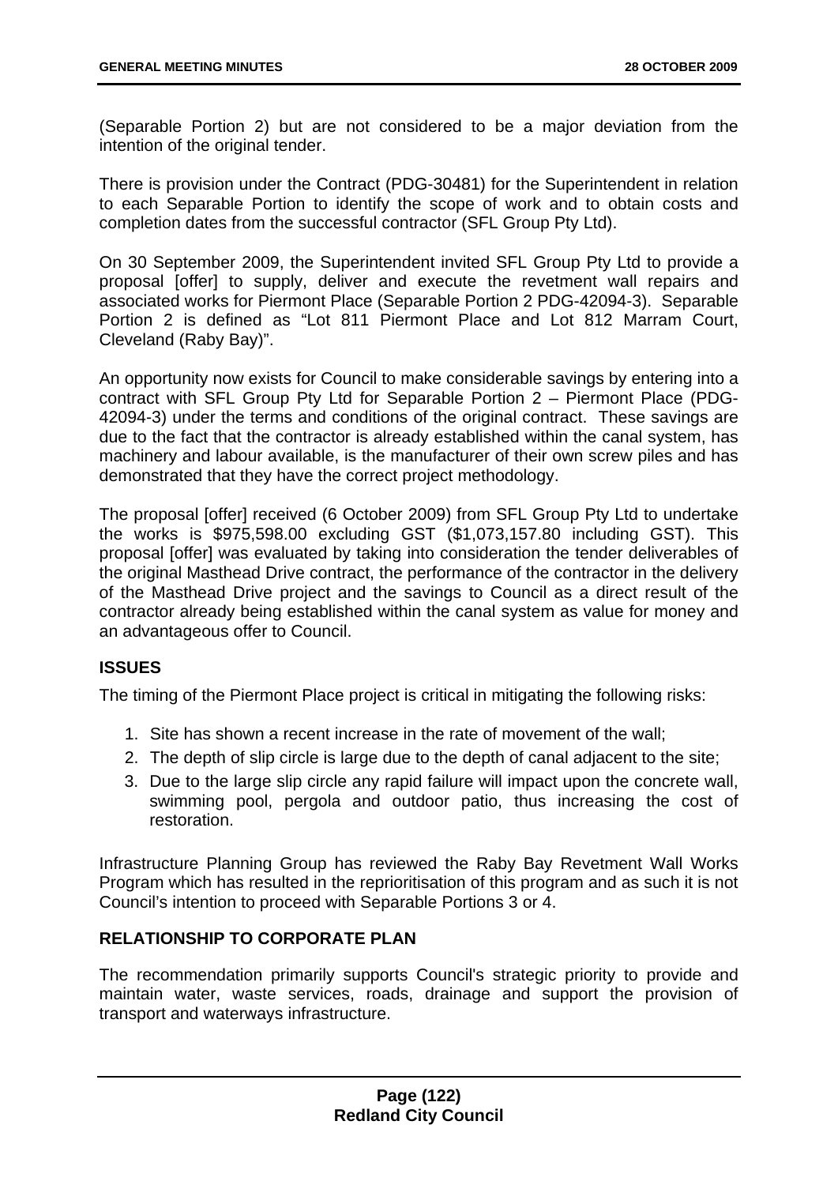(Separable Portion 2) but are not considered to be a major deviation from the intention of the original tender.

There is provision under the Contract (PDG-30481) for the Superintendent in relation to each Separable Portion to identify the scope of work and to obtain costs and completion dates from the successful contractor (SFL Group Pty Ltd).

On 30 September 2009, the Superintendent invited SFL Group Pty Ltd to provide a proposal [offer] to supply, deliver and execute the revetment wall repairs and associated works for Piermont Place (Separable Portion 2 PDG-42094-3). Separable Portion 2 is defined as "Lot 811 Piermont Place and Lot 812 Marram Court, Cleveland (Raby Bay)".

An opportunity now exists for Council to make considerable savings by entering into a contract with SFL Group Pty Ltd for Separable Portion 2 – Piermont Place (PDG-42094-3) under the terms and conditions of the original contract. These savings are due to the fact that the contractor is already established within the canal system, has machinery and labour available, is the manufacturer of their own screw piles and has demonstrated that they have the correct project methodology.

The proposal [offer] received (6 October 2009) from SFL Group Pty Ltd to undertake the works is $975,598.00 excluding GST ($1,073,157.80 including GST). This proposal [offer] was evaluated by taking into consideration the tender deliverables of the original Masthead Drive contract, the performance of the contractor in the delivery of the Masthead Drive project and the savings to Council as a direct result of the contractor already being established within the canal system as value for money and an advantageous offer to Council.

## ISSUES

The timing of the Piermont Place project is critical in mitigating the following risks:

1. Site has shown a recent increase in the rate of movement of the wall;
2. The depth of slip circle is large due to the depth of canal adjacent to the site;
3. Due to the large slip circle any rapid failure will impact upon the concrete wall, swimming pool, pergola and outdoor patio, thus increasing the cost of restoration.

Infrastructure Planning Group has reviewed the Raby Bay Revetment Wall Works Program which has resulted in the reprioritisation of this program and as such it is not Council's intention to proceed with Separable Portions 3 or 4.

## RELATIONSHIP TO CORPORATE PLAN

The recommendation primarily supports Council's strategic priority to provide and maintain water, waste services, roads, drainage and support the provision of transport and waterways infrastructure.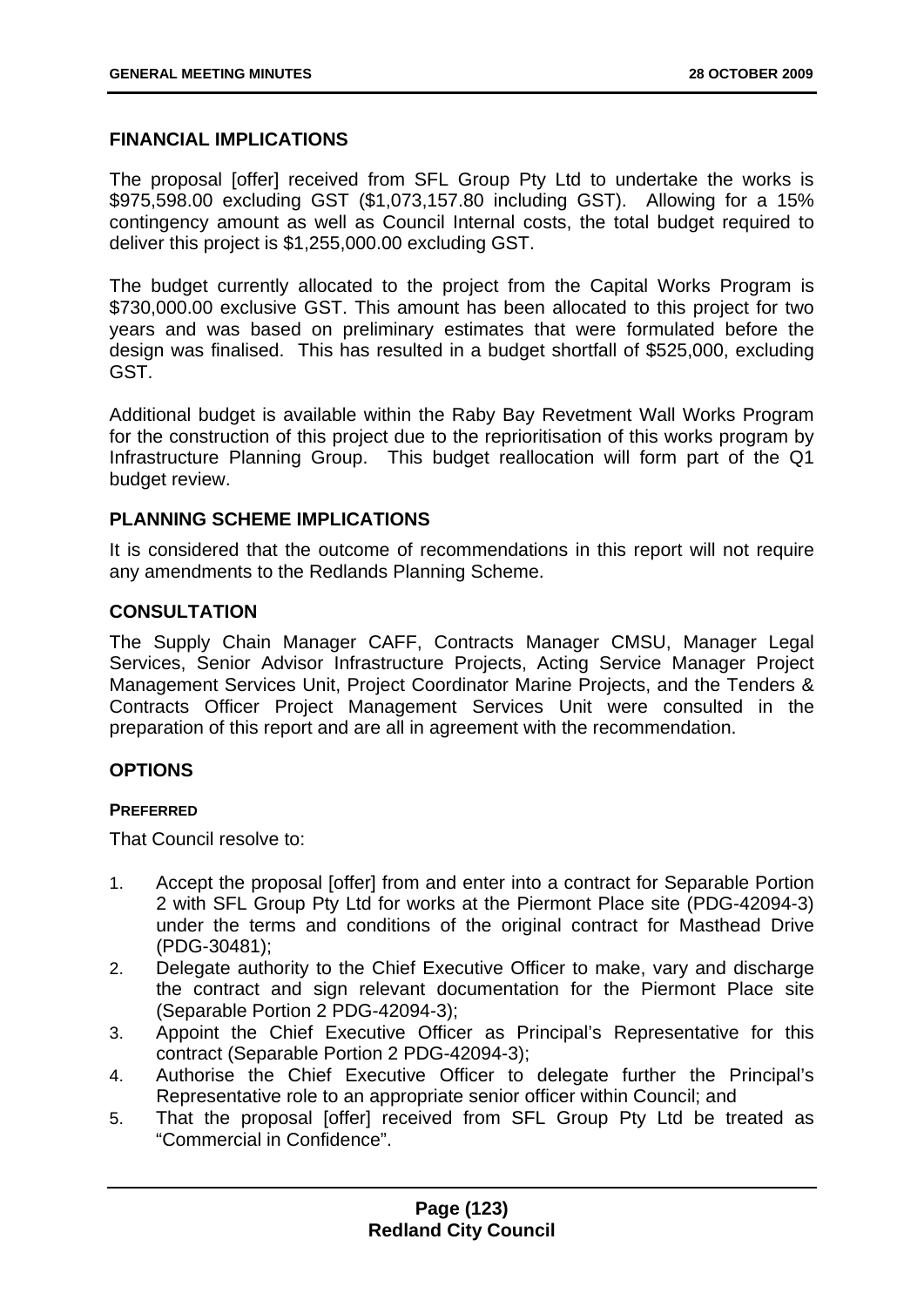## FINANCIAL IMPLICATIONS

The proposal [offer] received from SFL Group Pty Ltd to undertake the works is $975,598.00 excluding GST ($1,073,157.80 including GST). Allowing for a 15% contingency amount as well as Council Internal costs, the total budget required to deliver this project is $1,255,000.00 excluding GST.

The budget currently allocated to the project from the Capital Works Program is $730,000.00 exclusive GST. This amount has been allocated to this project for two years and was based on preliminary estimates that were formulated before the design was finalised. This has resulted in a budget shortfall of $525,000, excluding GST.

Additional budget is available within the Raby Bay Revetment Wall Works Program for the construction of this project due to the reprioritisation of this works program by Infrastructure Planning Group. This budget reallocation will form part of the Q1 budget review.

## PLANNING SCHEME IMPLICATIONS

It is considered that the outcome of recommendations in this report will not require any amendments to the Redlands Planning Scheme.

## CONSULTATION

The Supply Chain Manager CAFF, Contracts Manager CMSU, Manager Legal Services, Senior Advisor Infrastructure Projects, Acting Service Manager Project Management Services Unit, Project Coordinator Marine Projects, and the Tenders & Contracts Officer Project Management Services Unit were consulted in the preparation of this report and are all in agreement with the recommendation.

## OPTIONS

### PREFERRED

That Council resolve to:

1. Accept the proposal [offer] from and enter into a contract for Separable Portion 2 with SFL Group Pty Ltd for works at the Piermont Place site (PDG-42094-3) under the terms and conditions of the original contract for Masthead Drive (PDG-30481);
2. Delegate authority to the Chief Executive Officer to make, vary and discharge the contract and sign relevant documentation for the Piermont Place site (Separable Portion 2 PDG-42094-3);
3. Appoint the Chief Executive Officer as Principal's Representative for this contract (Separable Portion 2 PDG-42094-3);
4. Authorise the Chief Executive Officer to delegate further the Principal's Representative role to an appropriate senior officer within Council; and
5. That the proposal [offer] received from SFL Group Pty Ltd be treated as "Commercial in Confidence".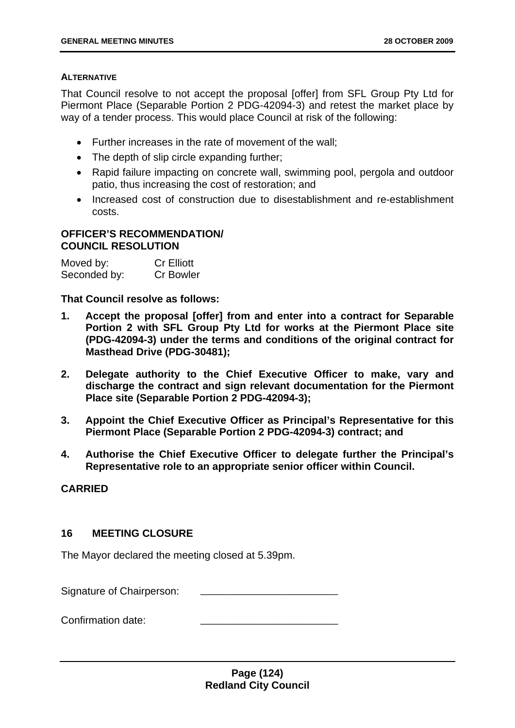**ALTERNATIVE**

That Council resolve to not accept the proposal [offer] from SFL Group Pty Ltd for Piermont Place (Separable Portion 2 PDG-42094-3) and retest the market place by way of a tender process. This would place Council at risk of the following:

- Further increases in the rate of movement of the wall;
- The depth of slip circle expanding further;
- Rapid failure impacting on concrete wall, swimming pool, pergola and outdoor patio, thus increasing the cost of restoration; and
- Increased cost of construction due to disestablishment and re-establishment costs.

**OFFICER'S RECOMMENDATION/ COUNCIL RESOLUTION**

Moved by: Cr Elliott
Seconded by: Cr Bowler

**That Council resolve as follows:**

1. **Accept the proposal [offer] from and enter into a contract for Separable Portion 2 with SFL Group Pty Ltd for works at the Piermont Place site (PDG-42094-3) under the terms and conditions of the original contract for Masthead Drive (PDG-30481);**

2. **Delegate authority to the Chief Executive Officer to make, vary and discharge the contract and sign relevant documentation for the Piermont Place site (Separable Portion 2 PDG-42094-3);**

3. **Appoint the Chief Executive Officer as Principal's Representative for this Piermont Place (Separable Portion 2 PDG-42094-3) contract; and**

4. **Authorise the Chief Executive Officer to delegate further the Principal's Representative role to an appropriate senior officer within Council.**

**CARRIED**

## 16 MEETING CLOSURE

The Mayor declared the meeting closed at 5.39pm.

Signature of Chairperson: ________________________

Confirmation date: ________________________